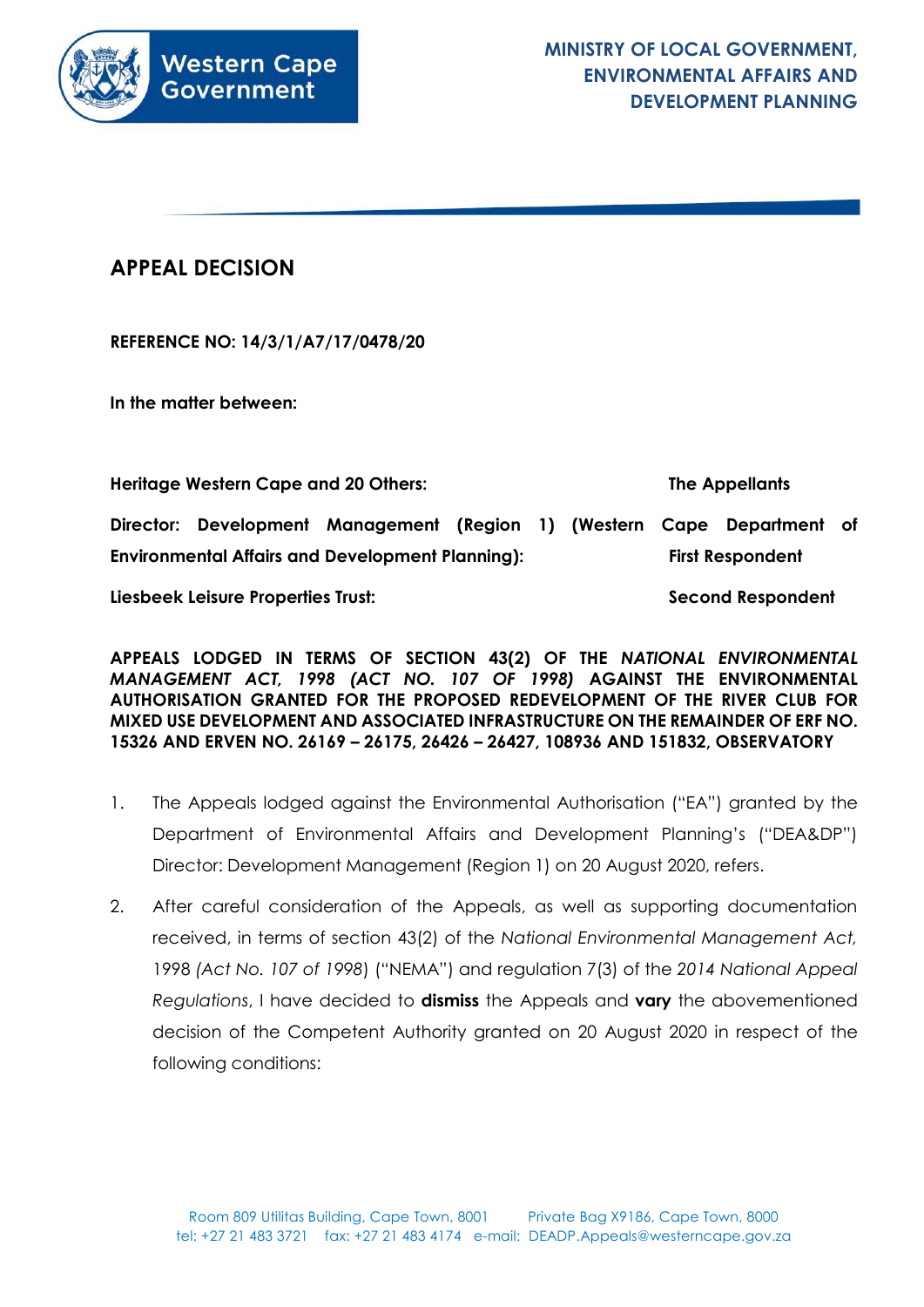Western Cape Government

**MINISTRY OF LOCAL GOVERNMENT, ENVIRONMENTAL AFFAIRS AND DEVELOPMENT PLANNING**

# APPEAL DECISION

**REFERENCE NO: 14/3/1/A7/17/0478/20**

**In the matter between:**

| | |
|---|---|
| **Heritage Western Cape and 20 Others:** | **The Appellants** |
| **Director: Development Management (Region 1) (Western Cape Department of Environmental Affairs and Development Planning):** | **First Respondent** |
| **Liesbeek Leisure Properties Trust:** | **Second Respondent** |

**APPEALS LODGED IN TERMS OF SECTION 43(2) OF THE *NATIONAL ENVIRONMENTAL MANAGEMENT ACT, 1998 (ACT NO. 107 OF 1998)* AGAINST THE ENVIRONMENTAL AUTHORISATION GRANTED FOR THE PROPOSED REDEVELOPMENT OF THE RIVER CLUB FOR MIXED USE DEVELOPMENT AND ASSOCIATED INFRASTRUCTURE ON THE REMAINDER OF ERF NO. 15326 AND ERVEN NO. 26169 – 26175, 26426 – 26427, 108936 AND 151832, OBSERVATORY**

1. The Appeals lodged against the Environmental Authorisation ("EA") granted by the Department of Environmental Affairs and Development Planning's ("DEA&DP") Director: Development Management (Region 1) on 20 August 2020, refers.

2. After careful consideration of the Appeals, as well as supporting documentation received, in terms of section 43(2) of the *National Environmental Management Act, 1998 (Act No. 107 of 1998)* ("NEMA") and regulation 7(3) of the *2014 National Appeal Regulations*, I have decided to **dismiss** the Appeals and **vary** the abovementioned decision of the Competent Authority granted on 20 August 2020 in respect of the following conditions:

Room 809 Utilitas Building, Cape Town, 8001 Private Bag X9186, Cape Town, 8000
tel: +27 21 483 3721 fax: +27 21 483 4174 e-mail: DEADP.Appeals@westerncape.gov.za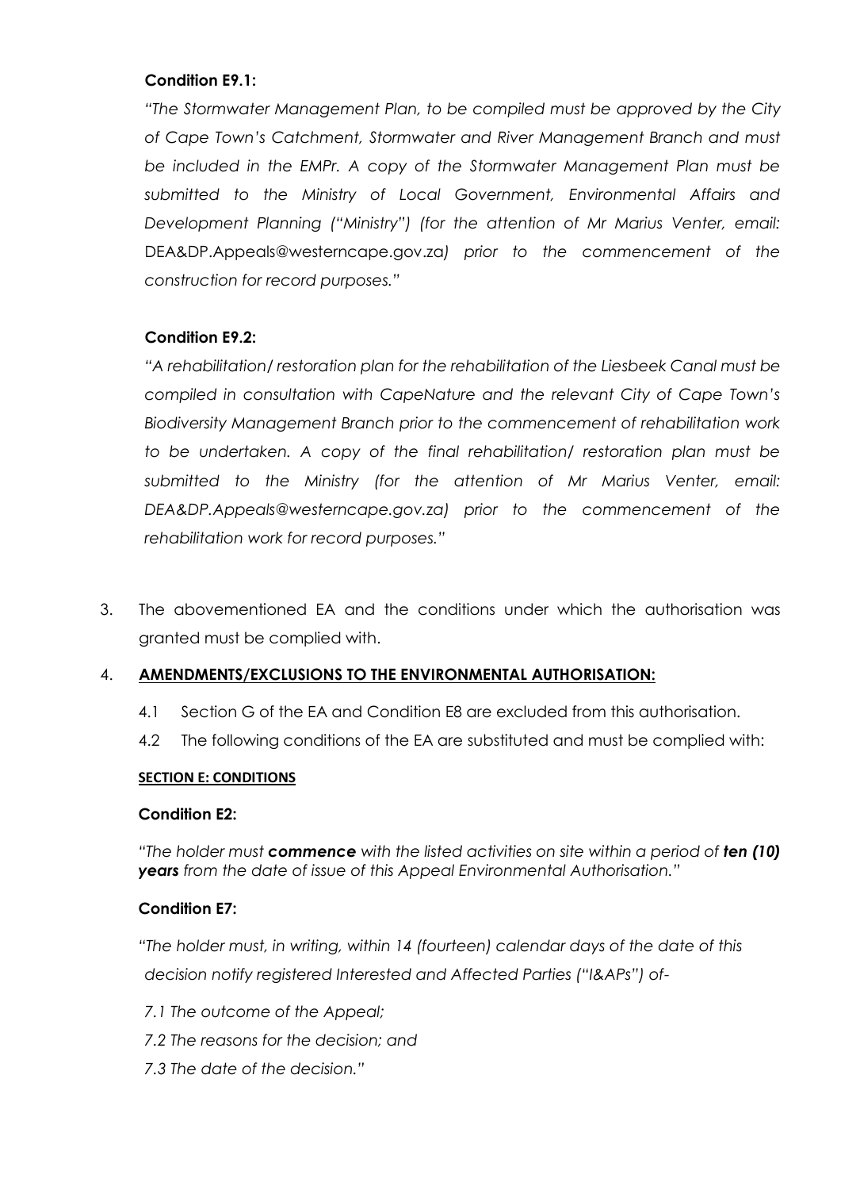**Condition E9.1:**

*"The Stormwater Management Plan, to be compiled must be approved by the City of Cape Town's Catchment, Stormwater and River Management Branch and must be included in the EMPr. A copy of the Stormwater Management Plan must be submitted to the Ministry of Local Government, Environmental Affairs and Development Planning ("Ministry") (for the attention of Mr Marius Venter, email:* DEA&DP.Appeals@westerncape.gov.za*) prior to the commencement of the construction for record purposes."*

**Condition E9.2:**

*"A rehabilitation/ restoration plan for the rehabilitation of the Liesbeek Canal must be compiled in consultation with CapeNature and the relevant City of Cape Town's Biodiversity Management Branch prior to the commencement of rehabilitation work to be undertaken. A copy of the final rehabilitation/ restoration plan must be submitted to the Ministry (for the attention of Mr Marius Venter, email: DEA&DP.Appeals@westerncape.gov.za) prior to the commencement of the rehabilitation work for record purposes."*

3. The abovementioned EA and the conditions under which the authorisation was granted must be complied with.

4. **AMENDMENTS/EXCLUSIONS TO THE ENVIRONMENTAL AUTHORISATION:**

   4.1 Section G of the EA and Condition E8 are excluded from this authorisation.

   4.2 The following conditions of the EA are substituted and must be complied with:

**SECTION E: CONDITIONS**

**Condition E2:**

*"The holder must **commence** with the listed activities on site within a period of **ten (10) years** from the date of issue of this Appeal Environmental Authorisation."*

**Condition E7:**

*"The holder must, in writing, within 14 (fourteen) calendar days of the date of this decision notify registered Interested and Affected Parties ("I&APs") of-*

*7.1 The outcome of the Appeal;*

*7.2 The reasons for the decision; and*

*7.3 The date of the decision."*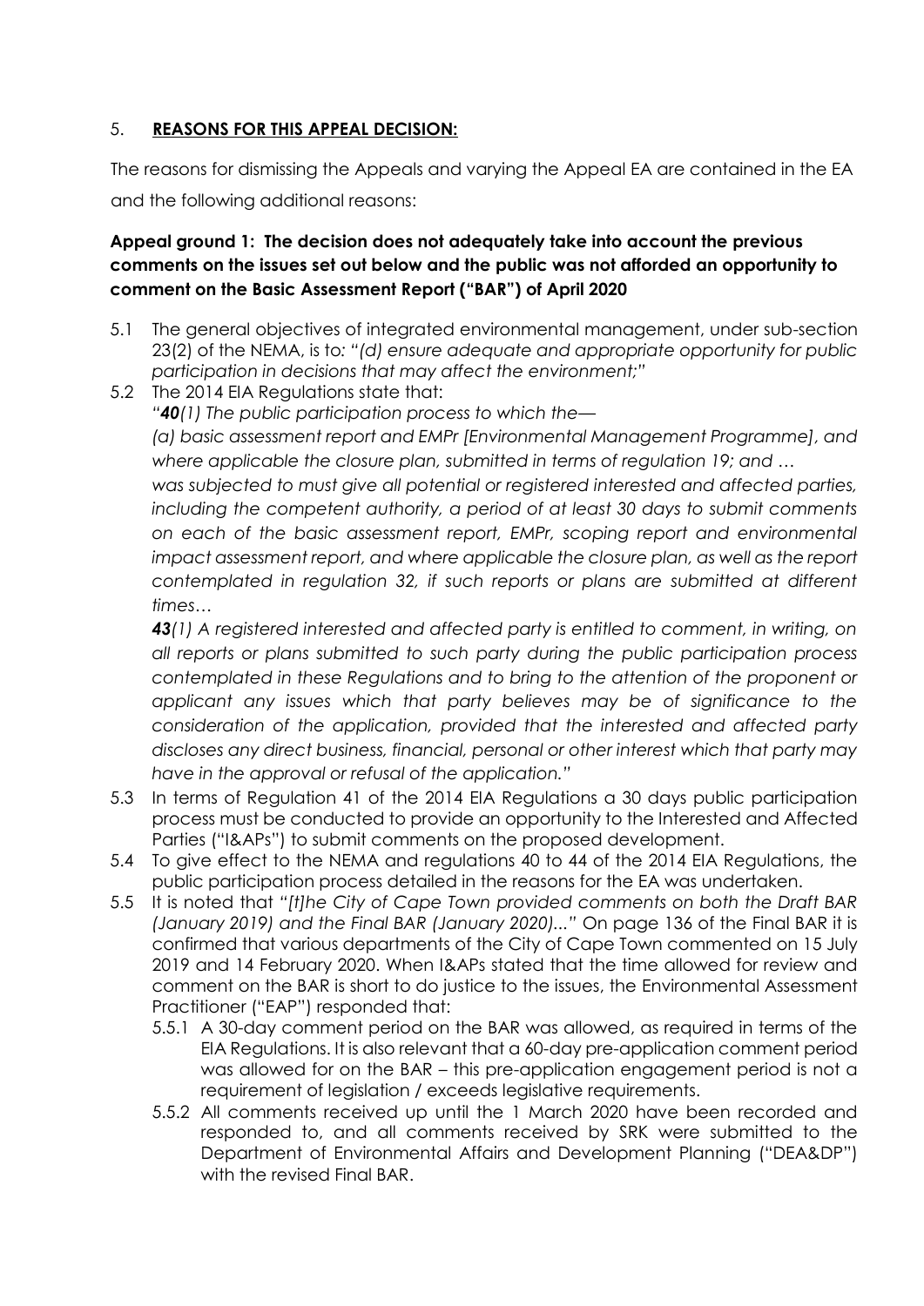## 5. **REASONS FOR THIS APPEAL DECISION:**

The reasons for dismissing the Appeals and varying the Appeal EA are contained in the EA and the following additional reasons:

### Appeal ground 1: The decision does not adequately take into account the previous comments on the issues set out below and the public was not afforded an opportunity to comment on the Basic Assessment Report ("BAR") of April 2020

5.1 The general objectives of integrated environmental management, under sub-section 23(2) of the NEMA, is to: *"(d) ensure adequate and appropriate opportunity for public participation in decisions that may affect the environment;"*

5.2 The 2014 EIA Regulations state that:

*"**40**(1) The public participation process to which the—*

*(a) basic assessment report and EMPr [Environmental Management Programme], and where applicable the closure plan, submitted in terms of regulation 19; and …*

*was subjected to must give all potential or registered interested and affected parties, including the competent authority, a period of at least 30 days to submit comments on each of the basic assessment report, EMPr, scoping report and environmental impact assessment report, and where applicable the closure plan, as well as the report contemplated in regulation 32, if such reports or plans are submitted at different times…*

***43**(1) A registered interested and affected party is entitled to comment, in writing, on all reports or plans submitted to such party during the public participation process contemplated in these Regulations and to bring to the attention of the proponent or applicant any issues which that party believes may be of significance to the consideration of the application, provided that the interested and affected party discloses any direct business, financial, personal or other interest which that party may have in the approval or refusal of the application."*

5.3 In terms of Regulation 41 of the 2014 EIA Regulations a 30 days public participation process must be conducted to provide an opportunity to the Interested and Affected Parties ("I&APs") to submit comments on the proposed development.

5.4 To give effect to the NEMA and regulations 40 to 44 of the 2014 EIA Regulations, the public participation process detailed in the reasons for the EA was undertaken.

5.5 It is noted that *"[t]he City of Cape Town provided comments on both the Draft BAR (January 2019) and the Final BAR (January 2020)..."* On page 136 of the Final BAR it is confirmed that various departments of the City of Cape Town commented on 15 July 2019 and 14 February 2020. When I&APs stated that the time allowed for review and comment on the BAR is short to do justice to the issues, the Environmental Assessment Practitioner ("EAP") responded that:

5.5.1 A 30-day comment period on the BAR was allowed, as required in terms of the EIA Regulations. It is also relevant that a 60-day pre-application comment period was allowed for on the BAR – this pre-application engagement period is not a requirement of legislation / exceeds legislative requirements.

5.5.2 All comments received up until the 1 March 2020 have been recorded and responded to, and all comments received by SRK were submitted to the Department of Environmental Affairs and Development Planning ("DEA&DP") with the revised Final BAR.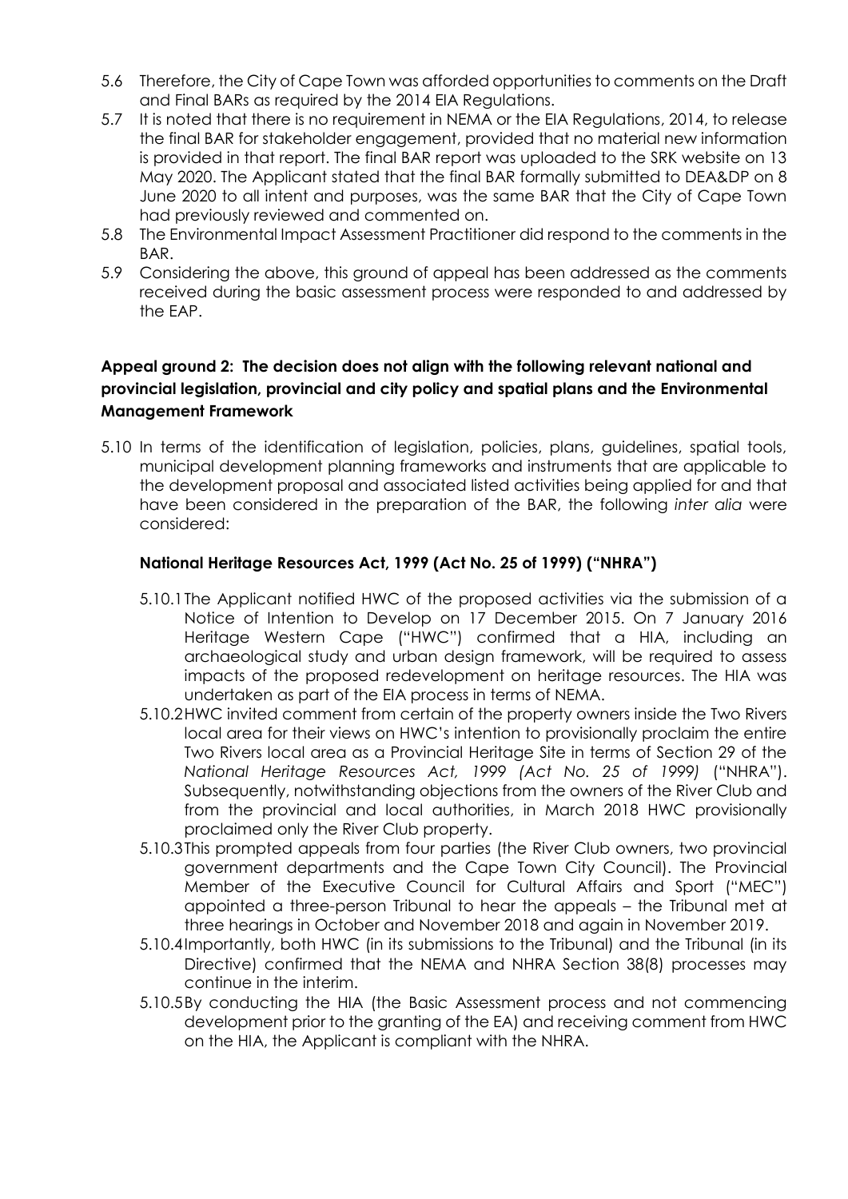5.6 Therefore, the City of Cape Town was afforded opportunities to comments on the Draft and Final BARs as required by the 2014 EIA Regulations.

5.7 It is noted that there is no requirement in NEMA or the EIA Regulations, 2014, to release the final BAR for stakeholder engagement, provided that no material new information is provided in that report. The final BAR report was uploaded to the SRK website on 13 May 2020. The Applicant stated that the final BAR formally submitted to DEA&DP on 8 June 2020 to all intent and purposes, was the same BAR that the City of Cape Town had previously reviewed and commented on.

5.8 The Environmental Impact Assessment Practitioner did respond to the comments in the BAR.

5.9 Considering the above, this ground of appeal has been addressed as the comments received during the basic assessment process were responded to and addressed by the EAP.

### Appeal ground 2: The decision does not align with the following relevant national and provincial legislation, provincial and city policy and spatial plans and the Environmental Management Framework

5.10 In terms of the identification of legislation, policies, plans, guidelines, spatial tools, municipal development planning frameworks and instruments that are applicable to the development proposal and associated listed activities being applied for and that have been considered in the preparation of the BAR, the following *inter alia* were considered:

#### National Heritage Resources Act, 1999 (Act No. 25 of 1999) ("NHRA")

5.10.1 The Applicant notified HWC of the proposed activities via the submission of a Notice of Intention to Develop on 17 December 2015. On 7 January 2016 Heritage Western Cape ("HWC") confirmed that a HIA, including an archaeological study and urban design framework, will be required to assess impacts of the proposed redevelopment on heritage resources. The HIA was undertaken as part of the EIA process in terms of NEMA.

5.10.2 HWC invited comment from certain of the property owners inside the Two Rivers local area for their views on HWC's intention to provisionally proclaim the entire Two Rivers local area as a Provincial Heritage Site in terms of Section 29 of the *National Heritage Resources Act, 1999 (Act No. 25 of 1999)* ("NHRA"). Subsequently, notwithstanding objections from the owners of the River Club and from the provincial and local authorities, in March 2018 HWC provisionally proclaimed only the River Club property.

5.10.3 This prompted appeals from four parties (the River Club owners, two provincial government departments and the Cape Town City Council). The Provincial Member of the Executive Council for Cultural Affairs and Sport ("MEC") appointed a three-person Tribunal to hear the appeals – the Tribunal met at three hearings in October and November 2018 and again in November 2019.

5.10.4 Importantly, both HWC (in its submissions to the Tribunal) and the Tribunal (in its Directive) confirmed that the NEMA and NHRA Section 38(8) processes may continue in the interim.

5.10.5 By conducting the HIA (the Basic Assessment process and not commencing development prior to the granting of the EA) and receiving comment from HWC on the HIA, the Applicant is compliant with the NHRA.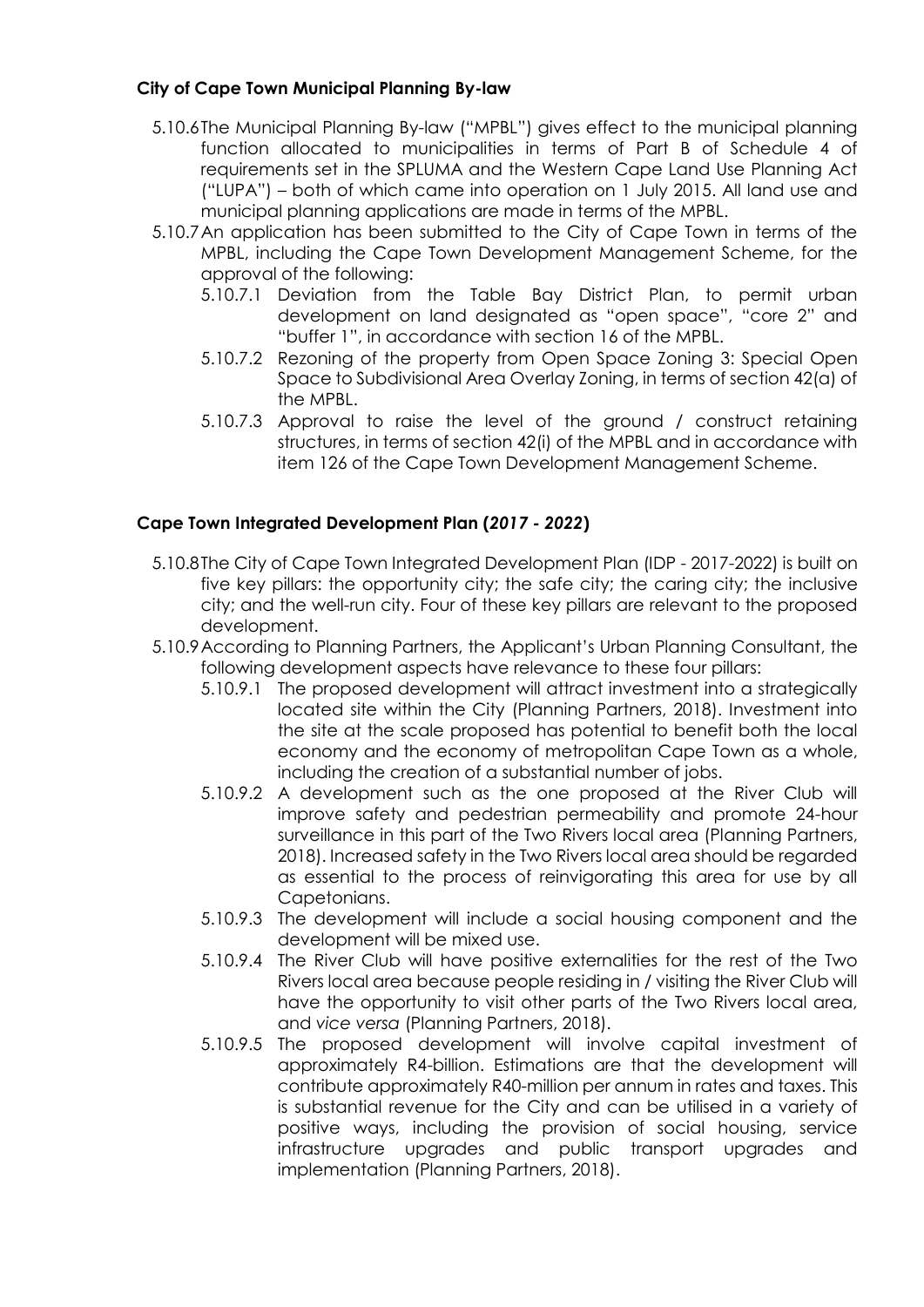**City of Cape Town Municipal Planning By-law**

5.10.6 The Municipal Planning By-law ("MPBL") gives effect to the municipal planning function allocated to municipalities in terms of Part B of Schedule 4 of requirements set in the SPLUMA and the Western Cape Land Use Planning Act ("LUPA") – both of which came into operation on 1 July 2015. All land use and municipal planning applications are made in terms of the MPBL.

5.10.7 An application has been submitted to the City of Cape Town in terms of the MPBL, including the Cape Town Development Management Scheme, for the approval of the following:

- 5.10.7.1 Deviation from the Table Bay District Plan, to permit urban development on land designated as "open space", "core 2" and "buffer 1", in accordance with section 16 of the MPBL.
- 5.10.7.2 Rezoning of the property from Open Space Zoning 3: Special Open Space to Subdivisional Area Overlay Zoning, in terms of section 42(a) of the MPBL.
- 5.10.7.3 Approval to raise the level of the ground / construct retaining structures, in terms of section 42(i) of the MPBL and in accordance with item 126 of the Cape Town Development Management Scheme.

**Cape Town Integrated Development Plan (*2017 - 2022*)**

5.10.8 The City of Cape Town Integrated Development Plan (IDP - 2017-2022) is built on five key pillars: the opportunity city; the safe city; the caring city; the inclusive city; and the well-run city. Four of these key pillars are relevant to the proposed development.

5.10.9 According to Planning Partners, the Applicant's Urban Planning Consultant, the following development aspects have relevance to these four pillars:

- 5.10.9.1 The proposed development will attract investment into a strategically located site within the City (Planning Partners, 2018). Investment into the site at the scale proposed has potential to benefit both the local economy and the economy of metropolitan Cape Town as a whole, including the creation of a substantial number of jobs.
- 5.10.9.2 A development such as the one proposed at the River Club will improve safety and pedestrian permeability and promote 24-hour surveillance in this part of the Two Rivers local area (Planning Partners, 2018). Increased safety in the Two Rivers local area should be regarded as essential to the process of reinvigorating this area for use by all Capetonians.
- 5.10.9.3 The development will include a social housing component and the development will be mixed use.
- 5.10.9.4 The River Club will have positive externalities for the rest of the Two Rivers local area because people residing in / visiting the River Club will have the opportunity to visit other parts of the Two Rivers local area, and *vice versa* (Planning Partners, 2018).
- 5.10.9.5 The proposed development will involve capital investment of approximately R4-billion. Estimations are that the development will contribute approximately R40-million per annum in rates and taxes. This is substantial revenue for the City and can be utilised in a variety of positive ways, including the provision of social housing, service infrastructure upgrades and public transport upgrades and implementation (Planning Partners, 2018).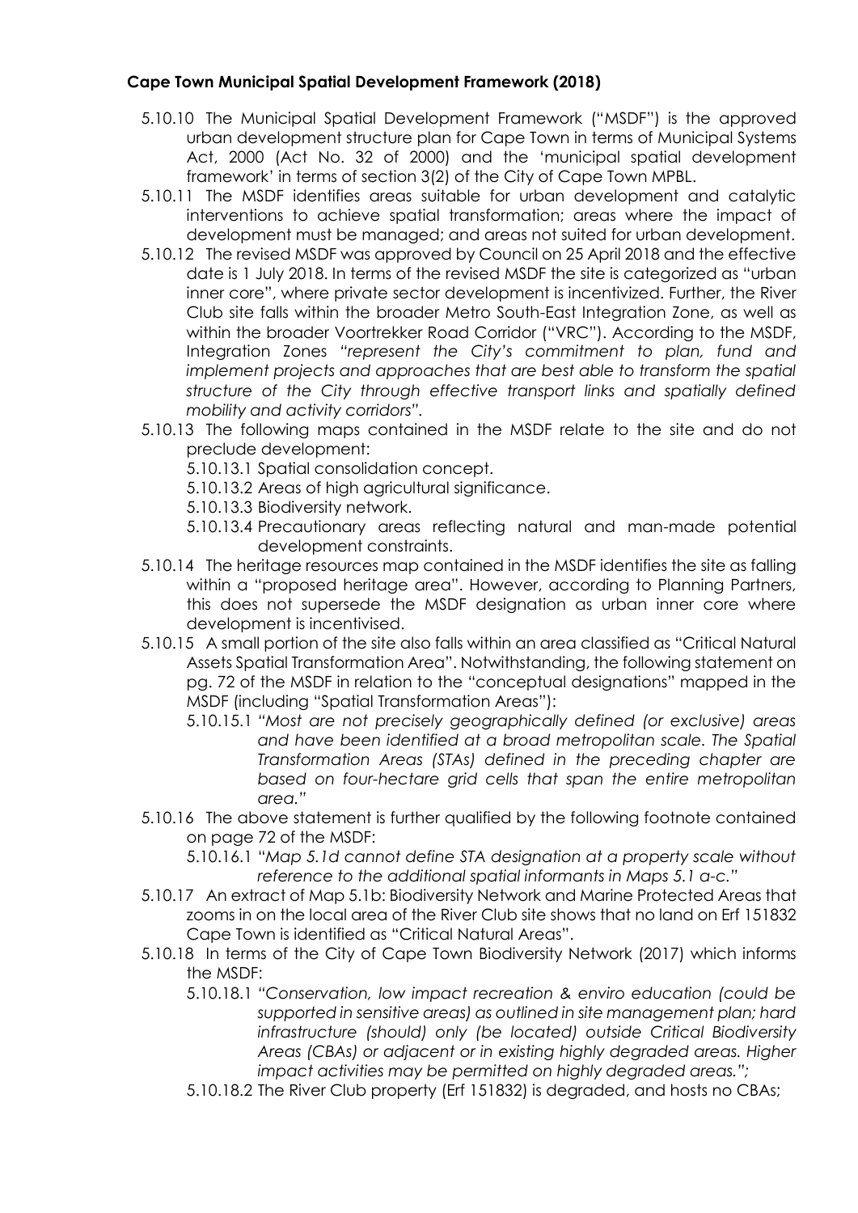**Cape Town Municipal Spatial Development Framework (2018)**

5.10.10 The Municipal Spatial Development Framework ("MSDF") is the approved urban development structure plan for Cape Town in terms of Municipal Systems Act, 2000 (Act No. 32 of 2000) and the 'municipal spatial development framework' in terms of section 3(2) of the City of Cape Town MPBL.

5.10.11 The MSDF identifies areas suitable for urban development and catalytic interventions to achieve spatial transformation; areas where the impact of development must be managed; and areas not suited for urban development.

5.10.12 The revised MSDF was approved by Council on 25 April 2018 and the effective date is 1 July 2018. In terms of the revised MSDF the site is categorized as "urban inner core", where private sector development is incentivized. Further, the River Club site falls within the broader Metro South-East Integration Zone, as well as within the broader Voortrekker Road Corridor ("VRC"). According to the MSDF, Integration Zones *"represent the City's commitment to plan, fund and implement projects and approaches that are best able to transform the spatial structure of the City through effective transport links and spatially defined mobility and activity corridors".*

5.10.13 The following maps contained in the MSDF relate to the site and do not preclude development:

5.10.13.1 Spatial consolidation concept.

5.10.13.2 Areas of high agricultural significance.

5.10.13.3 Biodiversity network.

5.10.13.4 Precautionary areas reflecting natural and man-made potential development constraints.

5.10.14 The heritage resources map contained in the MSDF identifies the site as falling within a "proposed heritage area". However, according to Planning Partners, this does not supersede the MSDF designation as urban inner core where development is incentivised.

5.10.15 A small portion of the site also falls within an area classified as "Critical Natural Assets Spatial Transformation Area". Notwithstanding, the following statement on pg. 72 of the MSDF in relation to the "conceptual designations" mapped in the MSDF (including "Spatial Transformation Areas"):

5.10.15.1 *"Most are not precisely geographically defined (or exclusive) areas and have been identified at a broad metropolitan scale. The Spatial Transformation Areas (STAs) defined in the preceding chapter are based on four-hectare grid cells that span the entire metropolitan area."*

5.10.16 The above statement is further qualified by the following footnote contained on page 72 of the MSDF:

5.10.16.1 *"Map 5.1d cannot define STA designation at a property scale without reference to the additional spatial informants in Maps 5.1 a-c."*

5.10.17 An extract of Map 5.1b: Biodiversity Network and Marine Protected Areas that zooms in on the local area of the River Club site shows that no land on Erf 151832 Cape Town is identified as "Critical Natural Areas".

5.10.18 In terms of the City of Cape Town Biodiversity Network (2017) which informs the MSDF:

5.10.18.1 *"Conservation, low impact recreation & enviro education (could be supported in sensitive areas) as outlined in site management plan; hard infrastructure (should) only (be located) outside Critical Biodiversity Areas (CBAs) or adjacent or in existing highly degraded areas. Higher impact activities may be permitted on highly degraded areas.";*

5.10.18.2 The River Club property (Erf 151832) is degraded, and hosts no CBAs;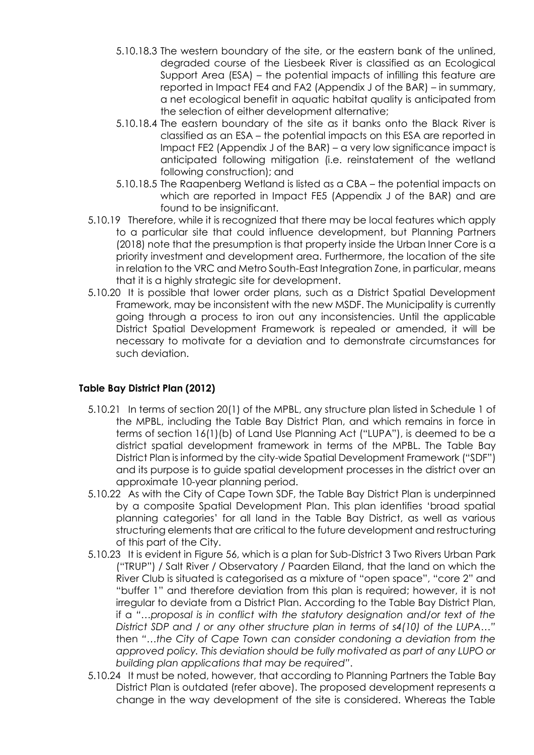5.10.18.3 The western boundary of the site, or the eastern bank of the unlined, degraded course of the Liesbeek River is classified as an Ecological Support Area (ESA) – the potential impacts of infilling this feature are reported in Impact FE4 and FA2 (Appendix J of the BAR) – in summary, a net ecological benefit in aquatic habitat quality is anticipated from the selection of either development alternative;

5.10.18.4 The eastern boundary of the site as it banks onto the Black River is classified as an ESA – the potential impacts on this ESA are reported in Impact FE2 (Appendix J of the BAR) – a very low significance impact is anticipated following mitigation (i.e. reinstatement of the wetland following construction); and

5.10.18.5 The Raapenberg Wetland is listed as a CBA – the potential impacts on which are reported in Impact FE5 (Appendix J of the BAR) and are found to be insignificant.

5.10.19 Therefore, while it is recognized that there may be local features which apply to a particular site that could influence development, but Planning Partners (2018) note that the presumption is that property inside the Urban Inner Core is a priority investment and development area. Furthermore, the location of the site in relation to the VRC and Metro South-East Integration Zone, in particular, means that it is a highly strategic site for development.

5.10.20 It is possible that lower order plans, such as a District Spatial Development Framework, may be inconsistent with the new MSDF. The Municipality is currently going through a process to iron out any inconsistencies. Until the applicable District Spatial Development Framework is repealed or amended, it will be necessary to motivate for a deviation and to demonstrate circumstances for such deviation.

**Table Bay District Plan (2012)**

5.10.21 In terms of section 20(1) of the MPBL, any structure plan listed in Schedule 1 of the MPBL, including the Table Bay District Plan, and which remains in force in terms of section 16(1)(b) of Land Use Planning Act ("LUPA"), is deemed to be a district spatial development framework in terms of the MPBL. The Table Bay District Plan is informed by the city-wide Spatial Development Framework ("SDF") and its purpose is to guide spatial development processes in the district over an approximate 10-year planning period.

5.10.22 As with the City of Cape Town SDF, the Table Bay District Plan is underpinned by a composite Spatial Development Plan. This plan identifies 'broad spatial planning categories' for all land in the Table Bay District, as well as various structuring elements that are critical to the future development and restructuring of this part of the City.

5.10.23 It is evident in Figure 56, which is a plan for Sub-District 3 Two Rivers Urban Park ("TRUP") / Salt River / Observatory / Paarden Eiland, that the land on which the River Club is situated is categorised as a mixture of "open space", "core 2" and "buffer 1" and therefore deviation from this plan is required; however, it is not irregular to deviate from a District Plan. According to the Table Bay District Plan, if a *"…proposal is in conflict with the statutory designation and/or text of the District SDP and / or any other structure plan in terms of s4(10) of the LUPA…"* then *"…the City of Cape Town can consider condoning a deviation from the approved policy. This deviation should be fully motivated as part of any LUPO or building plan applications that may be required"*.

5.10.24 It must be noted, however, that according to Planning Partners the Table Bay District Plan is outdated (refer above). The proposed development represents a change in the way development of the site is considered. Whereas the Table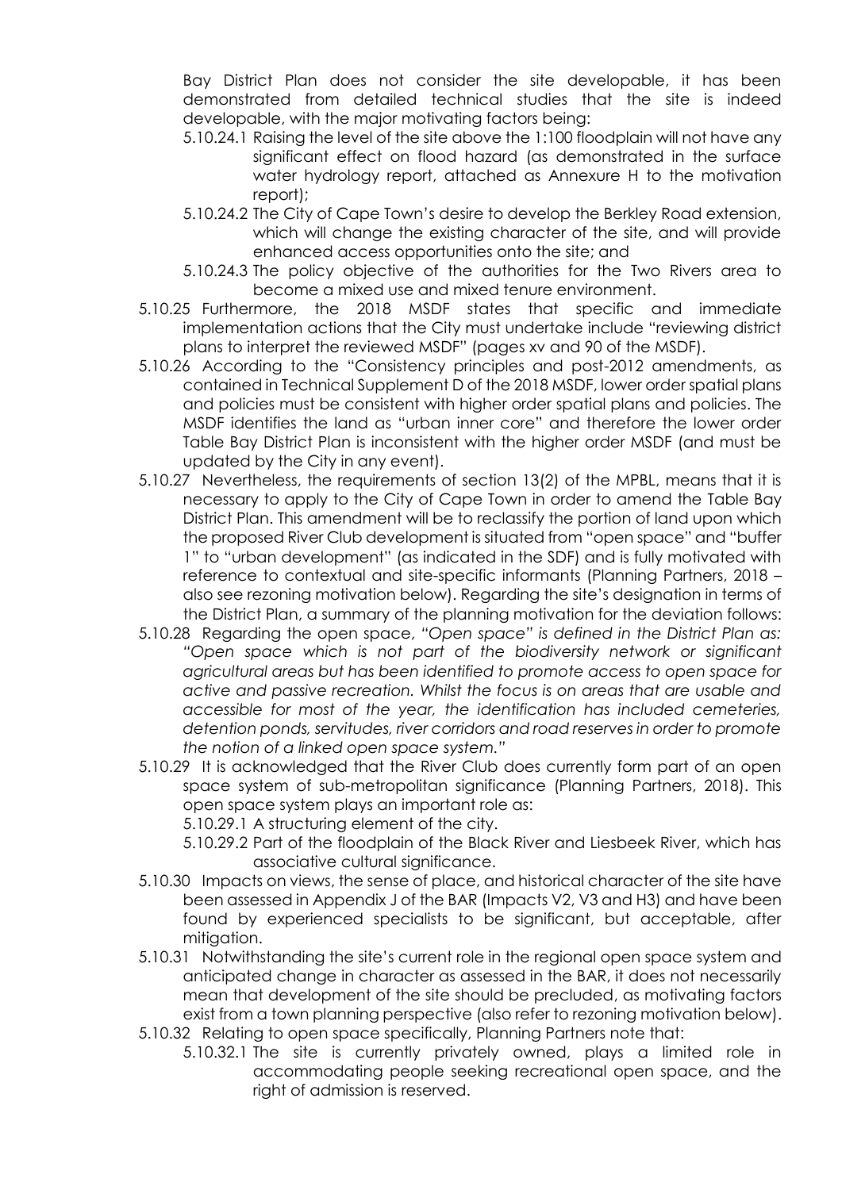Bay District Plan does not consider the site developable, it has been demonstrated from detailed technical studies that the site is indeed developable, with the major motivating factors being:

5.10.24.1 Raising the level of the site above the 1:100 floodplain will not have any significant effect on flood hazard (as demonstrated in the surface water hydrology report, attached as Annexure H to the motivation report);

5.10.24.2 The City of Cape Town's desire to develop the Berkley Road extension, which will change the existing character of the site, and will provide enhanced access opportunities onto the site; and

5.10.24.3 The policy objective of the authorities for the Two Rivers area to become a mixed use and mixed tenure environment.

5.10.25 Furthermore, the 2018 MSDF states that specific and immediate implementation actions that the City must undertake include "reviewing district plans to interpret the reviewed MSDF" (pages xv and 90 of the MSDF).

5.10.26 According to the "Consistency principles and post-2012 amendments, as contained in Technical Supplement D of the 2018 MSDF, lower order spatial plans and policies must be consistent with higher order spatial plans and policies. The MSDF identifies the land as "urban inner core" and therefore the lower order Table Bay District Plan is inconsistent with the higher order MSDF (and must be updated by the City in any event).

5.10.27 Nevertheless, the requirements of section 13(2) of the MPBL, means that it is necessary to apply to the City of Cape Town in order to amend the Table Bay District Plan. This amendment will be to reclassify the portion of land upon which the proposed River Club development is situated from "open space" and "buffer 1" to "urban development" (as indicated in the SDF) and is fully motivated with reference to contextual and site-specific informants (Planning Partners, 2018 – also see rezoning motivation below). Regarding the site's designation in terms of the District Plan, a summary of the planning motivation for the deviation follows:

5.10.28 Regarding the open space, *"Open space" is defined in the District Plan as: "Open space which is not part of the biodiversity network or significant agricultural areas but has been identified to promote access to open space for active and passive recreation. Whilst the focus is on areas that are usable and accessible for most of the year, the identification has included cemeteries, detention ponds, servitudes, river corridors and road reserves in order to promote the notion of a linked open space system."*

5.10.29 It is acknowledged that the River Club does currently form part of an open space system of sub-metropolitan significance (Planning Partners, 2018). This open space system plays an important role as:

5.10.29.1 A structuring element of the city.

5.10.29.2 Part of the floodplain of the Black River and Liesbeek River, which has associative cultural significance.

5.10.30 Impacts on views, the sense of place, and historical character of the site have been assessed in Appendix J of the BAR (Impacts V2, V3 and H3) and have been found by experienced specialists to be significant, but acceptable, after mitigation.

5.10.31 Notwithstanding the site's current role in the regional open space system and anticipated change in character as assessed in the BAR, it does not necessarily mean that development of the site should be precluded, as motivating factors exist from a town planning perspective (also refer to rezoning motivation below).

5.10.32 Relating to open space specifically, Planning Partners note that:

5.10.32.1 The site is currently privately owned, plays a limited role in accommodating people seeking recreational open space, and the right of admission is reserved.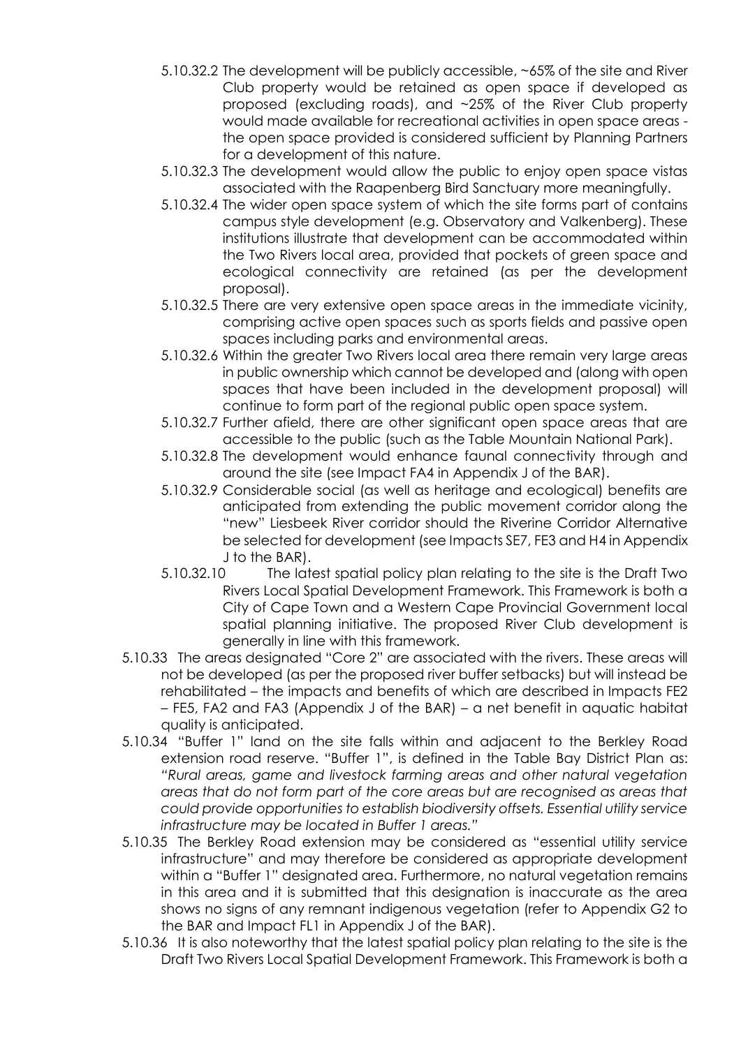5.10.32.2 The development will be publicly accessible, ~65% of the site and River Club property would be retained as open space if developed as proposed (excluding roads), and ~25% of the River Club property would made available for recreational activities in open space areas - the open space provided is considered sufficient by Planning Partners for a development of this nature.

5.10.32.3 The development would allow the public to enjoy open space vistas associated with the Raapenberg Bird Sanctuary more meaningfully.

5.10.32.4 The wider open space system of which the site forms part of contains campus style development (e.g. Observatory and Valkenberg). These institutions illustrate that development can be accommodated within the Two Rivers local area, provided that pockets of green space and ecological connectivity are retained (as per the development proposal).

5.10.32.5 There are very extensive open space areas in the immediate vicinity, comprising active open spaces such as sports fields and passive open spaces including parks and environmental areas.

5.10.32.6 Within the greater Two Rivers local area there remain very large areas in public ownership which cannot be developed and (along with open spaces that have been included in the development proposal) will continue to form part of the regional public open space system.

5.10.32.7 Further afield, there are other significant open space areas that are accessible to the public (such as the Table Mountain National Park).

5.10.32.8 The development would enhance faunal connectivity through and around the site (see Impact FA4 in Appendix J of the BAR).

5.10.32.9 Considerable social (as well as heritage and ecological) benefits are anticipated from extending the public movement corridor along the "new" Liesbeek River corridor should the Riverine Corridor Alternative be selected for development (see Impacts SE7, FE3 and H4 in Appendix J to the BAR).

5.10.32.10 The latest spatial policy plan relating to the site is the Draft Two Rivers Local Spatial Development Framework. This Framework is both a City of Cape Town and a Western Cape Provincial Government local spatial planning initiative. The proposed River Club development is generally in line with this framework.

5.10.33 The areas designated "Core 2" are associated with the rivers. These areas will not be developed (as per the proposed river buffer setbacks) but will instead be rehabilitated – the impacts and benefits of which are described in Impacts FE2 – FE5, FA2 and FA3 (Appendix J of the BAR) – a net benefit in aquatic habitat quality is anticipated.

5.10.34 "Buffer 1" land on the site falls within and adjacent to the Berkley Road extension road reserve. "Buffer 1", is defined in the Table Bay District Plan as: *"Rural areas, game and livestock farming areas and other natural vegetation areas that do not form part of the core areas but are recognised as areas that could provide opportunities to establish biodiversity offsets. Essential utility service infrastructure may be located in Buffer 1 areas."*

5.10.35 The Berkley Road extension may be considered as "essential utility service infrastructure" and may therefore be considered as appropriate development within a "Buffer 1" designated area. Furthermore, no natural vegetation remains in this area and it is submitted that this designation is inaccurate as the area shows no signs of any remnant indigenous vegetation (refer to Appendix G2 to the BAR and Impact FL1 in Appendix J of the BAR).

5.10.36 It is also noteworthy that the latest spatial policy plan relating to the site is the Draft Two Rivers Local Spatial Development Framework. This Framework is both a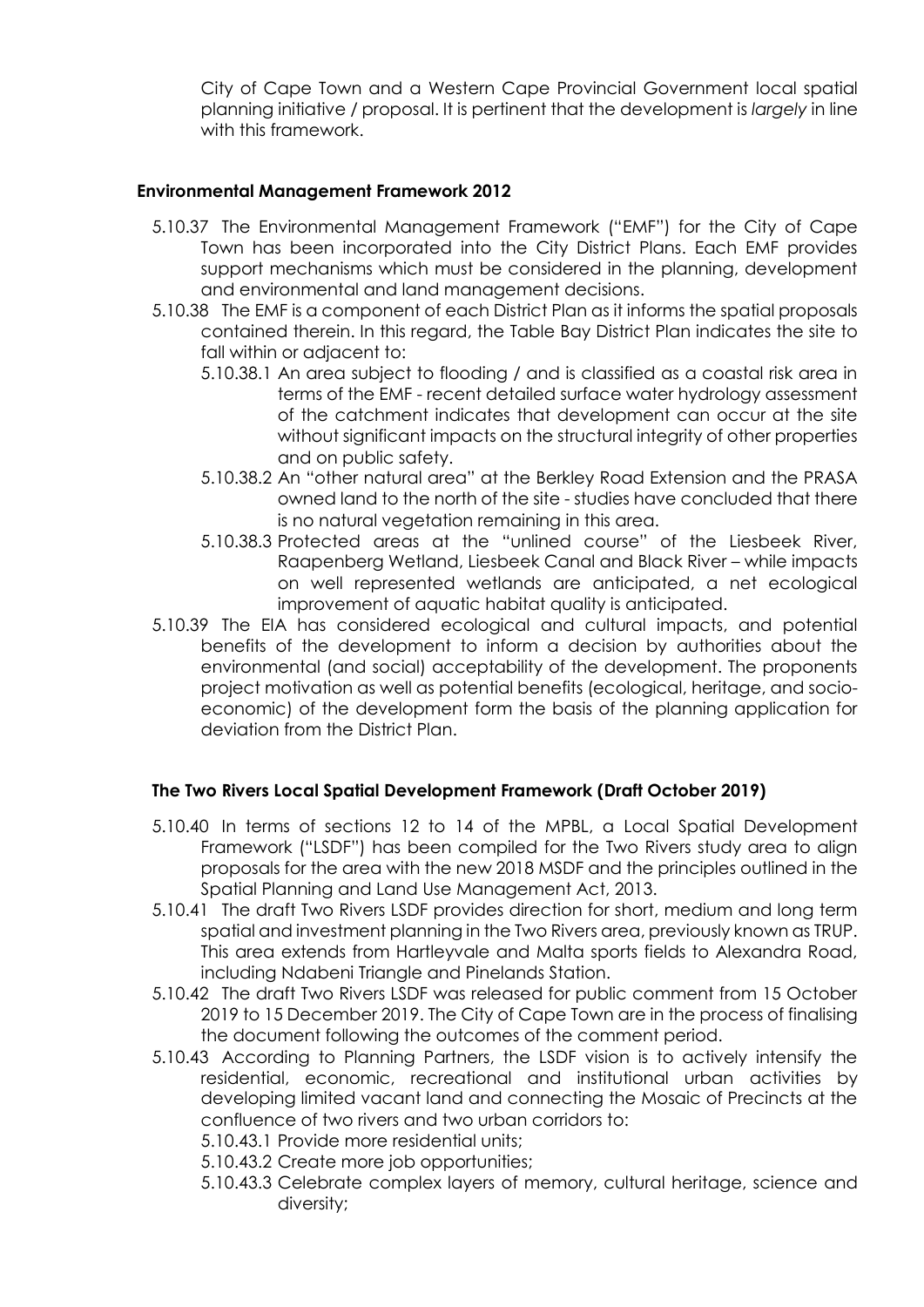City of Cape Town and a Western Cape Provincial Government local spatial planning initiative / proposal. It is pertinent that the development is *largely* in line with this framework.

**Environmental Management Framework 2012**

5.10.37 The Environmental Management Framework ("EMF") for the City of Cape Town has been incorporated into the City District Plans. Each EMF provides support mechanisms which must be considered in the planning, development and environmental and land management decisions.

5.10.38 The EMF is a component of each District Plan as it informs the spatial proposals contained therein. In this regard, the Table Bay District Plan indicates the site to fall within or adjacent to:

5.10.38.1 An area subject to flooding / and is classified as a coastal risk area in terms of the EMF - recent detailed surface water hydrology assessment of the catchment indicates that development can occur at the site without significant impacts on the structural integrity of other properties and on public safety.

5.10.38.2 An "other natural area" at the Berkley Road Extension and the PRASA owned land to the north of the site - studies have concluded that there is no natural vegetation remaining in this area.

5.10.38.3 Protected areas at the "unlined course" of the Liesbeek River, Raapenberg Wetland, Liesbeek Canal and Black River – while impacts on well represented wetlands are anticipated, a net ecological improvement of aquatic habitat quality is anticipated.

5.10.39 The EIA has considered ecological and cultural impacts, and potential benefits of the development to inform a decision by authorities about the environmental (and social) acceptability of the development. The proponents project motivation as well as potential benefits (ecological, heritage, and socio-economic) of the development form the basis of the planning application for deviation from the District Plan.

**The Two Rivers Local Spatial Development Framework (Draft October 2019)**

5.10.40 In terms of sections 12 to 14 of the MPBL, a Local Spatial Development Framework ("LSDF") has been compiled for the Two Rivers study area to align proposals for the area with the new 2018 MSDF and the principles outlined in the Spatial Planning and Land Use Management Act, 2013.

5.10.41 The draft Two Rivers LSDF provides direction for short, medium and long term spatial and investment planning in the Two Rivers area, previously known as TRUP. This area extends from Hartleyvale and Malta sports fields to Alexandra Road, including Ndabeni Triangle and Pinelands Station.

5.10.42 The draft Two Rivers LSDF was released for public comment from 15 October 2019 to 15 December 2019. The City of Cape Town are in the process of finalising the document following the outcomes of the comment period.

5.10.43 According to Planning Partners, the LSDF vision is to actively intensify the residential, economic, recreational and institutional urban activities by developing limited vacant land and connecting the Mosaic of Precincts at the confluence of two rivers and two urban corridors to:

5.10.43.1 Provide more residential units;

5.10.43.2 Create more job opportunities;

5.10.43.3 Celebrate complex layers of memory, cultural heritage, science and diversity;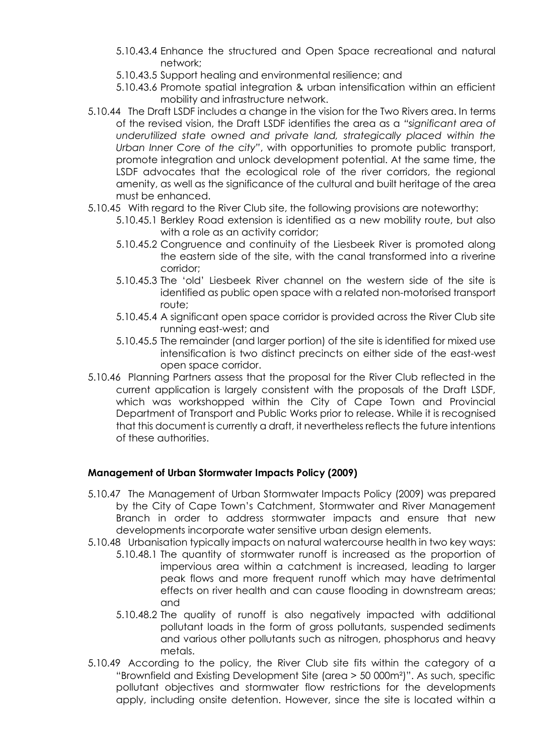5.10.43.4 Enhance the structured and Open Space recreational and natural network;

5.10.43.5 Support healing and environmental resilience; and

5.10.43.6 Promote spatial integration & urban intensification within an efficient mobility and infrastructure network.

5.10.44 The Draft LSDF includes a change in the vision for the Two Rivers area. In terms of the revised vision, the Draft LSDF identifies the area as a *"significant area of underutilized state owned and private land, strategically placed within the Urban Inner Core of the city"*, with opportunities to promote public transport, promote integration and unlock development potential. At the same time, the LSDF advocates that the ecological role of the river corridors, the regional amenity, as well as the significance of the cultural and built heritage of the area must be enhanced.

5.10.45 With regard to the River Club site, the following provisions are noteworthy:

5.10.45.1 Berkley Road extension is identified as a new mobility route, but also with a role as an activity corridor;

5.10.45.2 Congruence and continuity of the Liesbeek River is promoted along the eastern side of the site, with the canal transformed into a riverine corridor;

5.10.45.3 The 'old' Liesbeek River channel on the western side of the site is identified as public open space with a related non-motorised transport route;

5.10.45.4 A significant open space corridor is provided across the River Club site running east-west; and

5.10.45.5 The remainder (and larger portion) of the site is identified for mixed use intensification is two distinct precincts on either side of the east-west open space corridor.

5.10.46 Planning Partners assess that the proposal for the River Club reflected in the current application is largely consistent with the proposals of the Draft LSDF, which was workshopped within the City of Cape Town and Provincial Department of Transport and Public Works prior to release. While it is recognised that this document is currently a draft, it nevertheless reflects the future intentions of these authorities.

**Management of Urban Stormwater Impacts Policy (2009)**

5.10.47 The Management of Urban Stormwater Impacts Policy (2009) was prepared by the City of Cape Town's Catchment, Stormwater and River Management Branch in order to address stormwater impacts and ensure that new developments incorporate water sensitive urban design elements.

5.10.48 Urbanisation typically impacts on natural watercourse health in two key ways:

5.10.48.1 The quantity of stormwater runoff is increased as the proportion of impervious area within a catchment is increased, leading to larger peak flows and more frequent runoff which may have detrimental effects on river health and can cause flooding in downstream areas; and

5.10.48.2 The quality of runoff is also negatively impacted with additional pollutant loads in the form of gross pollutants, suspended sediments and various other pollutants such as nitrogen, phosphorus and heavy metals.

5.10.49 According to the policy, the River Club site fits within the category of a "Brownfield and Existing Development Site (area > 50 000m²)". As such, specific pollutant objectives and stormwater flow restrictions for the developments apply, including onsite detention. However, since the site is located within a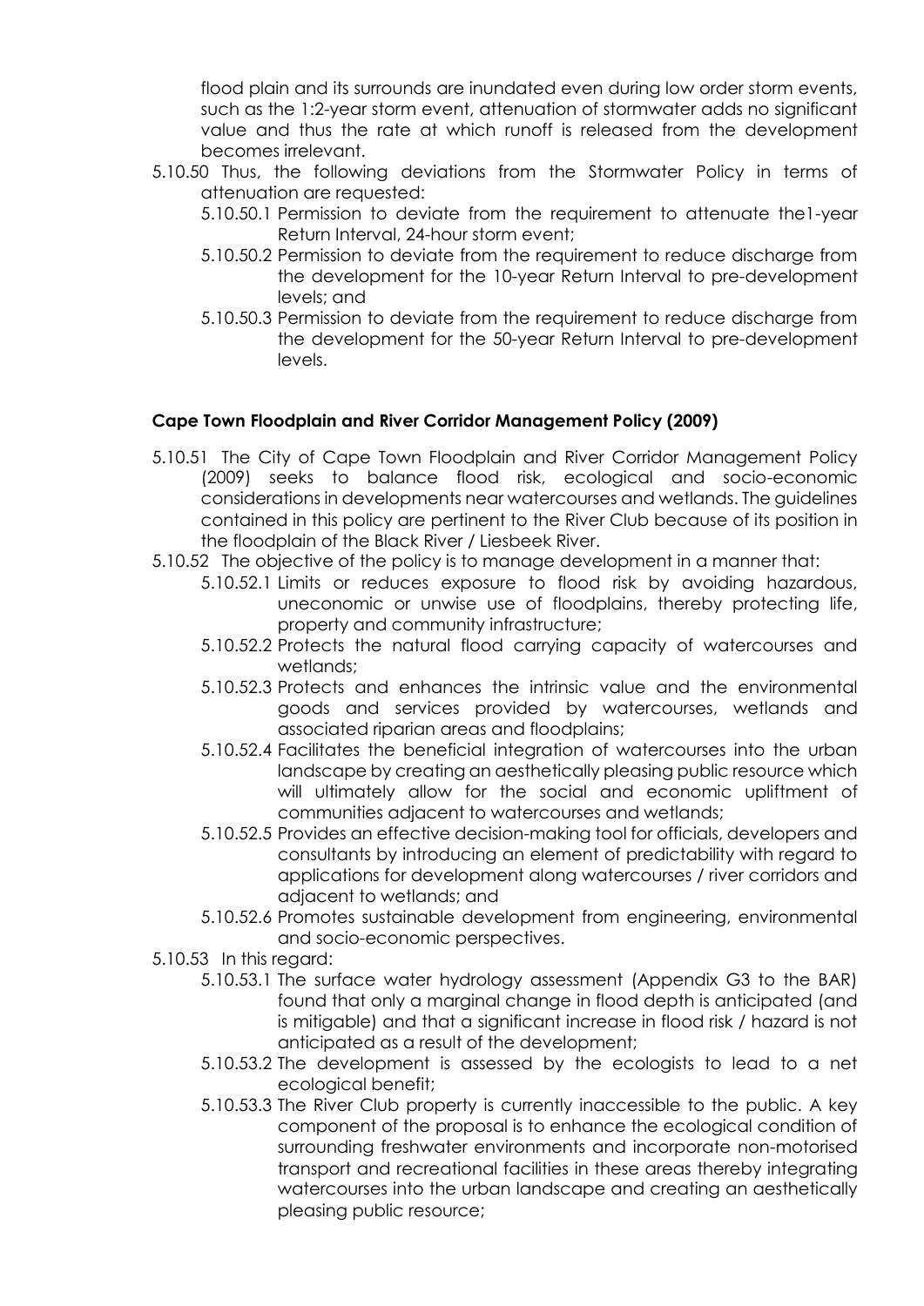flood plain and its surrounds are inundated even during low order storm events, such as the 1:2-year storm event, attenuation of stormwater adds no significant value and thus the rate at which runoff is released from the development becomes irrelevant.

5.10.50 Thus, the following deviations from the Stormwater Policy in terms of attenuation are requested:

- 5.10.50.1 Permission to deviate from the requirement to attenuate the1-year Return Interval, 24-hour storm event;
- 5.10.50.2 Permission to deviate from the requirement to reduce discharge from the development for the 10-year Return Interval to pre-development levels; and
- 5.10.50.3 Permission to deviate from the requirement to reduce discharge from the development for the 50-year Return Interval to pre-development levels.

**Cape Town Floodplain and River Corridor Management Policy (2009)**

5.10.51 The City of Cape Town Floodplain and River Corridor Management Policy (2009) seeks to balance flood risk, ecological and socio-economic considerations in developments near watercourses and wetlands. The guidelines contained in this policy are pertinent to the River Club because of its position in the floodplain of the Black River / Liesbeek River.

5.10.52 The objective of the policy is to manage development in a manner that:

- 5.10.52.1 Limits or reduces exposure to flood risk by avoiding hazardous, uneconomic or unwise use of floodplains, thereby protecting life, property and community infrastructure;
- 5.10.52.2 Protects the natural flood carrying capacity of watercourses and wetlands;
- 5.10.52.3 Protects and enhances the intrinsic value and the environmental goods and services provided by watercourses, wetlands and associated riparian areas and floodplains;
- 5.10.52.4 Facilitates the beneficial integration of watercourses into the urban landscape by creating an aesthetically pleasing public resource which will ultimately allow for the social and economic upliftment of communities adjacent to watercourses and wetlands;
- 5.10.52.5 Provides an effective decision-making tool for officials, developers and consultants by introducing an element of predictability with regard to applications for development along watercourses / river corridors and adjacent to wetlands; and
- 5.10.52.6 Promotes sustainable development from engineering, environmental and socio-economic perspectives.

5.10.53 In this regard:

- 5.10.53.1 The surface water hydrology assessment (Appendix G3 to the BAR) found that only a marginal change in flood depth is anticipated (and is mitigable) and that a significant increase in flood risk / hazard is not anticipated as a result of the development;
- 5.10.53.2 The development is assessed by the ecologists to lead to a net ecological benefit;
- 5.10.53.3 The River Club property is currently inaccessible to the public. A key component of the proposal is to enhance the ecological condition of surrounding freshwater environments and incorporate non-motorised transport and recreational facilities in these areas thereby integrating watercourses into the urban landscape and creating an aesthetically pleasing public resource;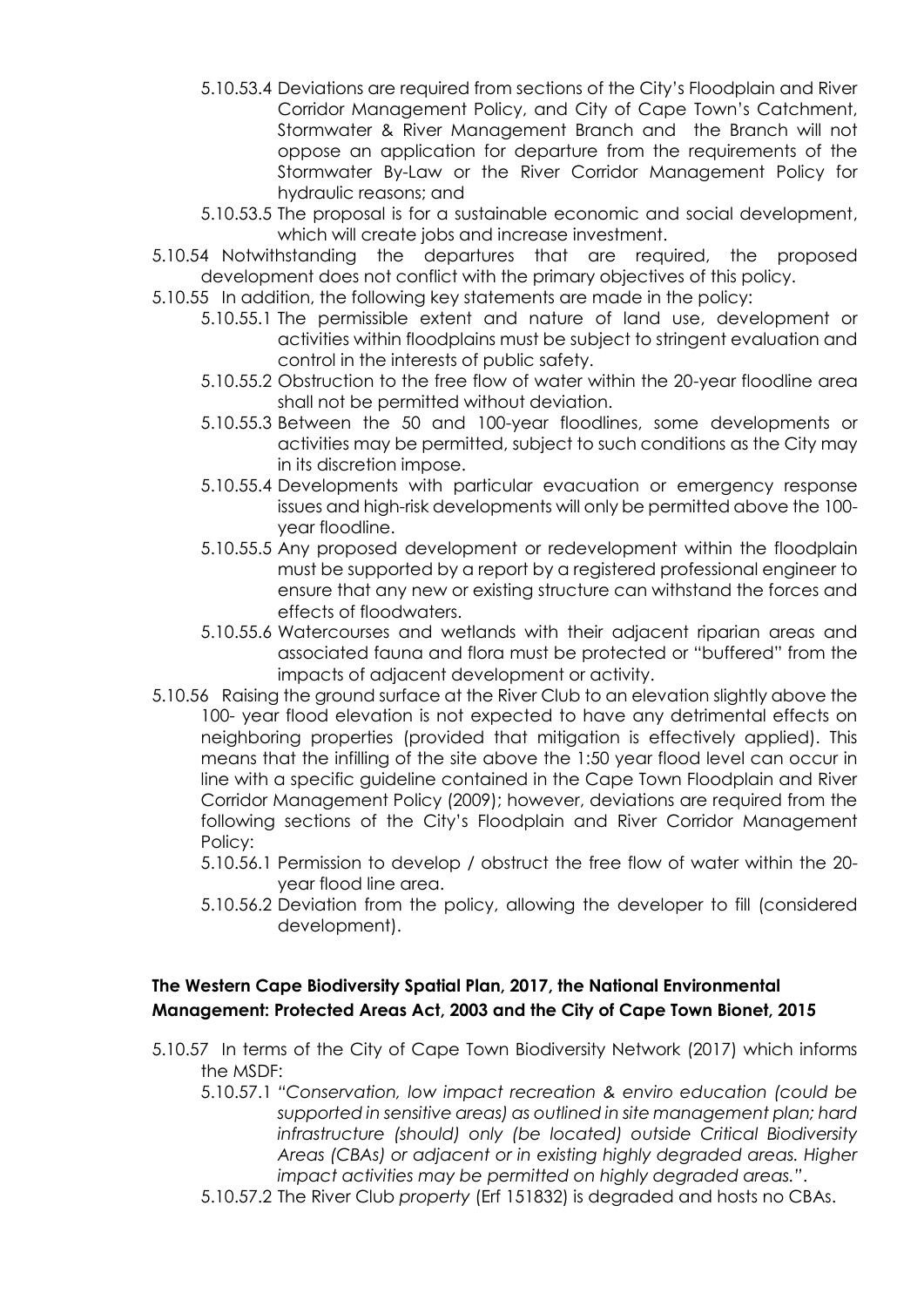5.10.53.4 Deviations are required from sections of the City's Floodplain and River Corridor Management Policy, and City of Cape Town's Catchment, Stormwater & River Management Branch and the Branch will not oppose an application for departure from the requirements of the Stormwater By-Law or the River Corridor Management Policy for hydraulic reasons; and

5.10.53.5 The proposal is for a sustainable economic and social development, which will create jobs and increase investment.

5.10.54 Notwithstanding the departures that are required, the proposed development does not conflict with the primary objectives of this policy.

5.10.55 In addition, the following key statements are made in the policy:

5.10.55.1 The permissible extent and nature of land use, development or activities within floodplains must be subject to stringent evaluation and control in the interests of public safety.

5.10.55.2 Obstruction to the free flow of water within the 20-year floodline area shall not be permitted without deviation.

5.10.55.3 Between the 50 and 100-year floodlines, some developments or activities may be permitted, subject to such conditions as the City may in its discretion impose.

5.10.55.4 Developments with particular evacuation or emergency response issues and high-risk developments will only be permitted above the 100-year floodline.

5.10.55.5 Any proposed development or redevelopment within the floodplain must be supported by a report by a registered professional engineer to ensure that any new or existing structure can withstand the forces and effects of floodwaters.

5.10.55.6 Watercourses and wetlands with their adjacent riparian areas and associated fauna and flora must be protected or "buffered" from the impacts of adjacent development or activity.

5.10.56 Raising the ground surface at the River Club to an elevation slightly above the 100- year flood elevation is not expected to have any detrimental effects on neighboring properties (provided that mitigation is effectively applied). This means that the infilling of the site above the 1:50 year flood level can occur in line with a specific guideline contained in the Cape Town Floodplain and River Corridor Management Policy (2009); however, deviations are required from the following sections of the City's Floodplain and River Corridor Management Policy:

5.10.56.1 Permission to develop / obstruct the free flow of water within the 20-year flood line area.

5.10.56.2 Deviation from the policy, allowing the developer to fill (considered development).

**The Western Cape Biodiversity Spatial Plan, 2017, the National Environmental Management: Protected Areas Act, 2003 and the City of Cape Town Bionet, 2015**

5.10.57 In terms of the City of Cape Town Biodiversity Network (2017) which informs the MSDF:

5.10.57.1 *"Conservation, low impact recreation & enviro education (could be supported in sensitive areas) as outlined in site management plan; hard infrastructure (should) only (be located) outside Critical Biodiversity Areas (CBAs) or adjacent or in existing highly degraded areas. Higher impact activities may be permitted on highly degraded areas."*.

5.10.57.2 The River Club *property* (Erf 151832) is degraded and hosts no CBAs.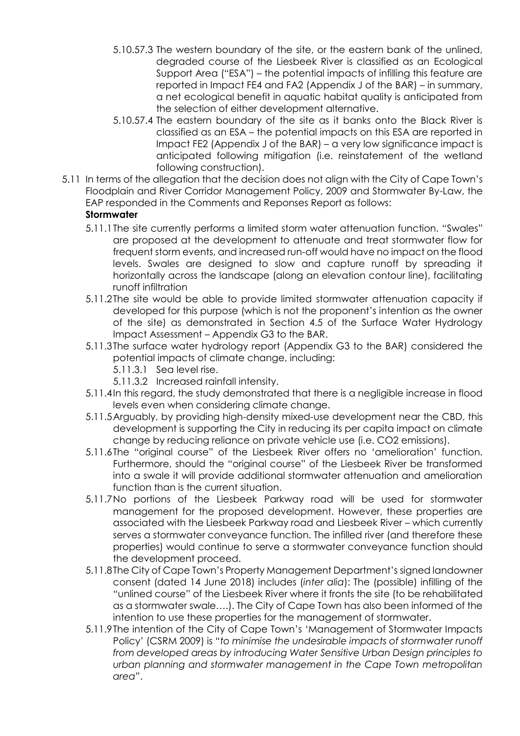5.10.57.3 The western boundary of the site, or the eastern bank of the unlined, degraded course of the Liesbeek River is classified as an Ecological Support Area ("ESA") – the potential impacts of infilling this feature are reported in Impact FE4 and FA2 (Appendix J of the BAR) – in summary, a net ecological benefit in aquatic habitat quality is anticipated from the selection of either development alternative.

5.10.57.4 The eastern boundary of the site as it banks onto the Black River is classified as an ESA – the potential impacts on this ESA are reported in Impact FE2 (Appendix J of the BAR) – a very low significance impact is anticipated following mitigation (i.e. reinstatement of the wetland following construction).

5.11 In terms of the allegation that the decision does not align with the City of Cape Town's Floodplain and River Corridor Management Policy, 2009 and Stormwater By-Law, the EAP responded in the Comments and Reponses Report as follows:

**Stormwater**

5.11.1 The site currently performs a limited storm water attenuation function. "Swales" are proposed at the development to attenuate and treat stormwater flow for frequent storm events, and increased run-off would have no impact on the flood levels. Swales are designed to slow and capture runoff by spreading it horizontally across the landscape (along an elevation contour line), facilitating runoff infiltration

5.11.2 The site would be able to provide limited stormwater attenuation capacity if developed for this purpose (which is not the proponent's intention as the owner of the site) as demonstrated in Section 4.5 of the Surface Water Hydrology Impact Assessment – Appendix G3 to the BAR.

5.11.3 The surface water hydrology report (Appendix G3 to the BAR) considered the potential impacts of climate change, including:

5.11.3.1 Sea level rise.

5.11.3.2 Increased rainfall intensity.

5.11.4 In this regard, the study demonstrated that there is a negligible increase in flood levels even when considering climate change.

5.11.5 Arguably, by providing high-density mixed-use development near the CBD, this development is supporting the City in reducing its per capita impact on climate change by reducing reliance on private vehicle use (i.e. CO2 emissions).

5.11.6 The "original course" of the Liesbeek River offers no 'amelioration' function. Furthermore, should the "original course" of the Liesbeek River be transformed into a swale it will provide additional stormwater attenuation and amelioration function than is the current situation.

5.11.7 No portions of the Liesbeek Parkway road will be used for stormwater management for the proposed development. However, these properties are associated with the Liesbeek Parkway road and Liesbeek River – which currently serves a stormwater conveyance function. The infilled river (and therefore these properties) would continue to serve a stormwater conveyance function should the development proceed.

5.11.8 The City of Cape Town's Property Management Department's signed landowner consent (dated 14 June 2018) includes (*inter alia*): The (possible) infilling of the "unlined course" of the Liesbeek River where it fronts the site (to be rehabilitated as a stormwater swale….). The City of Cape Town has also been informed of the intention to use these properties for the management of stormwater.

5.11.9 The intention of the City of Cape Town's 'Management of Stormwater Impacts Policy' (CSRM 2009) is "*to minimise the undesirable impacts of stormwater runoff from developed areas by introducing Water Sensitive Urban Design principles to urban planning and stormwater management in the Cape Town metropolitan area*".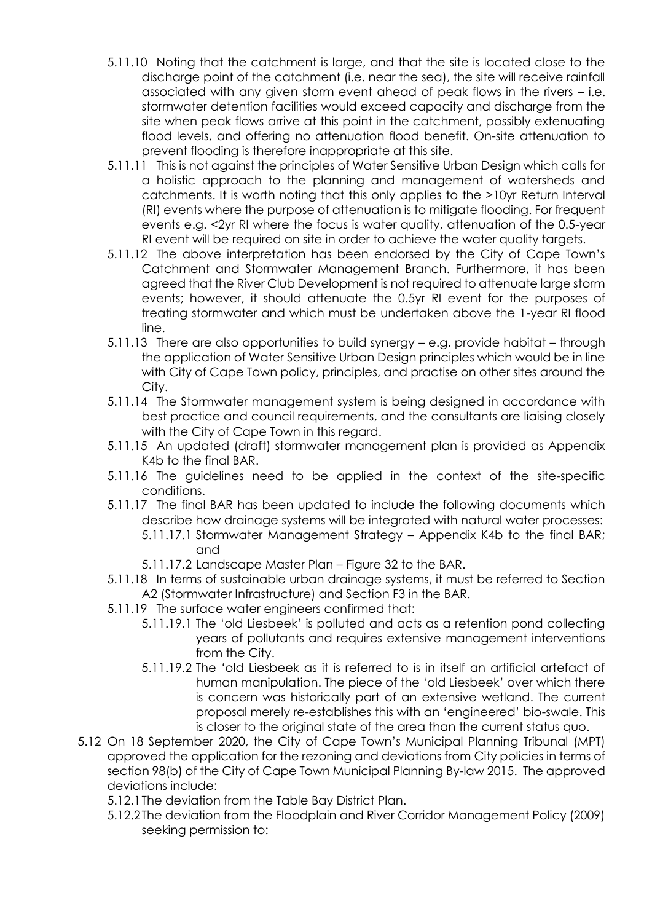5.11.10 Noting that the catchment is large, and that the site is located close to the discharge point of the catchment (i.e. near the sea), the site will receive rainfall associated with any given storm event ahead of peak flows in the rivers – i.e. stormwater detention facilities would exceed capacity and discharge from the site when peak flows arrive at this point in the catchment, possibly extenuating flood levels, and offering no attenuation flood benefit. On-site attenuation to prevent flooding is therefore inappropriate at this site.

5.11.11 This is not against the principles of Water Sensitive Urban Design which calls for a holistic approach to the planning and management of watersheds and catchments. It is worth noting that this only applies to the >10yr Return Interval (RI) events where the purpose of attenuation is to mitigate flooding. For frequent events e.g. <2yr RI where the focus is water quality, attenuation of the 0.5-year RI event will be required on site in order to achieve the water quality targets.

5.11.12 The above interpretation has been endorsed by the City of Cape Town's Catchment and Stormwater Management Branch. Furthermore, it has been agreed that the River Club Development is not required to attenuate large storm events; however, it should attenuate the 0.5yr RI event for the purposes of treating stormwater and which must be undertaken above the 1-year RI flood line.

5.11.13 There are also opportunities to build synergy – e.g. provide habitat – through the application of Water Sensitive Urban Design principles which would be in line with City of Cape Town policy, principles, and practise on other sites around the City.

5.11.14 The Stormwater management system is being designed in accordance with best practice and council requirements, and the consultants are liaising closely with the City of Cape Town in this regard.

5.11.15 An updated (draft) stormwater management plan is provided as Appendix K4b to the final BAR.

5.11.16 The guidelines need to be applied in the context of the site-specific conditions.

5.11.17 The final BAR has been updated to include the following documents which describe how drainage systems will be integrated with natural water processes:

5.11.17.1 Stormwater Management Strategy – Appendix K4b to the final BAR; and

5.11.17.2 Landscape Master Plan – Figure 32 to the BAR.

5.11.18 In terms of sustainable urban drainage systems, it must be referred to Section A2 (Stormwater Infrastructure) and Section F3 in the BAR.

5.11.19 The surface water engineers confirmed that:

5.11.19.1 The 'old Liesbeek' is polluted and acts as a retention pond collecting years of pollutants and requires extensive management interventions from the City.

5.11.19.2 The 'old Liesbeek as it is referred to is in itself an artificial artefact of human manipulation. The piece of the 'old Liesbeek' over which there is concern was historically part of an extensive wetland. The current proposal merely re-establishes this with an 'engineered' bio-swale. This is closer to the original state of the area than the current status quo.

5.12 On 18 September 2020, the City of Cape Town's Municipal Planning Tribunal (MPT) approved the application for the rezoning and deviations from City policies in terms of section 98(b) of the City of Cape Town Municipal Planning By-law 2015. The approved deviations include:

5.12.1 The deviation from the Table Bay District Plan.

5.12.2 The deviation from the Floodplain and River Corridor Management Policy (2009) seeking permission to: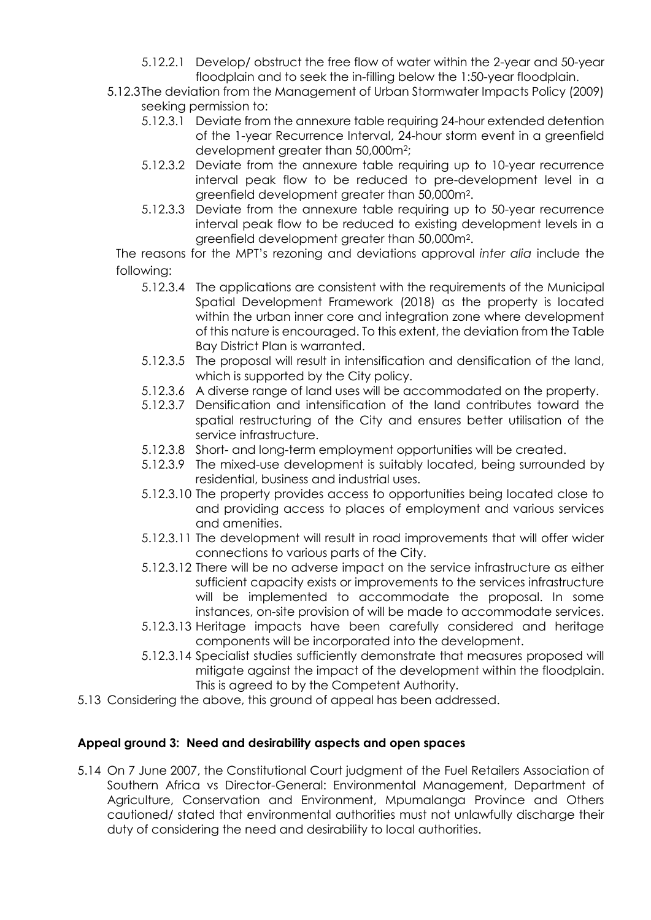5.12.2.1 Develop/ obstruct the free flow of water within the 2-year and 50-year floodplain and to seek the in-filling below the 1:50-year floodplain.

5.12.3 The deviation from the Management of Urban Stormwater Impacts Policy (2009) seeking permission to:

5.12.3.1 Deviate from the annexure table requiring 24-hour extended detention of the 1-year Recurrence Interval, 24-hour storm event in a greenfield development greater than 50,000m$^2$;

5.12.3.2 Deviate from the annexure table requiring up to 10-year recurrence interval peak flow to be reduced to pre-development level in a greenfield development greater than 50,000m$^2$.

5.12.3.3 Deviate from the annexure table requiring up to 50-year recurrence interval peak flow to be reduced to existing development levels in a greenfield development greater than 50,000m$^2$.

The reasons for the MPT's rezoning and deviations approval *inter alia* include the following:

5.12.3.4 The applications are consistent with the requirements of the Municipal Spatial Development Framework (2018) as the property is located within the urban inner core and integration zone where development of this nature is encouraged. To this extent, the deviation from the Table Bay District Plan is warranted.

5.12.3.5 The proposal will result in intensification and densification of the land, which is supported by the City policy.

5.12.3.6 A diverse range of land uses will be accommodated on the property.

5.12.3.7 Densification and intensification of the land contributes toward the spatial restructuring of the City and ensures better utilisation of the service infrastructure.

5.12.3.8 Short- and long-term employment opportunities will be created.

5.12.3.9 The mixed-use development is suitably located, being surrounded by residential, business and industrial uses.

5.12.3.10 The property provides access to opportunities being located close to and providing access to places of employment and various services and amenities.

5.12.3.11 The development will result in road improvements that will offer wider connections to various parts of the City.

5.12.3.12 There will be no adverse impact on the service infrastructure as either sufficient capacity exists or improvements to the services infrastructure will be implemented to accommodate the proposal. In some instances, on-site provision of will be made to accommodate services.

5.12.3.13 Heritage impacts have been carefully considered and heritage components will be incorporated into the development.

5.12.3.14 Specialist studies sufficiently demonstrate that measures proposed will mitigate against the impact of the development within the floodplain. This is agreed to by the Competent Authority.

5.13 Considering the above, this ground of appeal has been addressed.

**Appeal ground 3: Need and desirability aspects and open spaces**

5.14 On 7 June 2007, the Constitutional Court judgment of the Fuel Retailers Association of Southern Africa vs Director-General: Environmental Management, Department of Agriculture, Conservation and Environment, Mpumalanga Province and Others cautioned/ stated that environmental authorities must not unlawfully discharge their duty of considering the need and desirability to local authorities.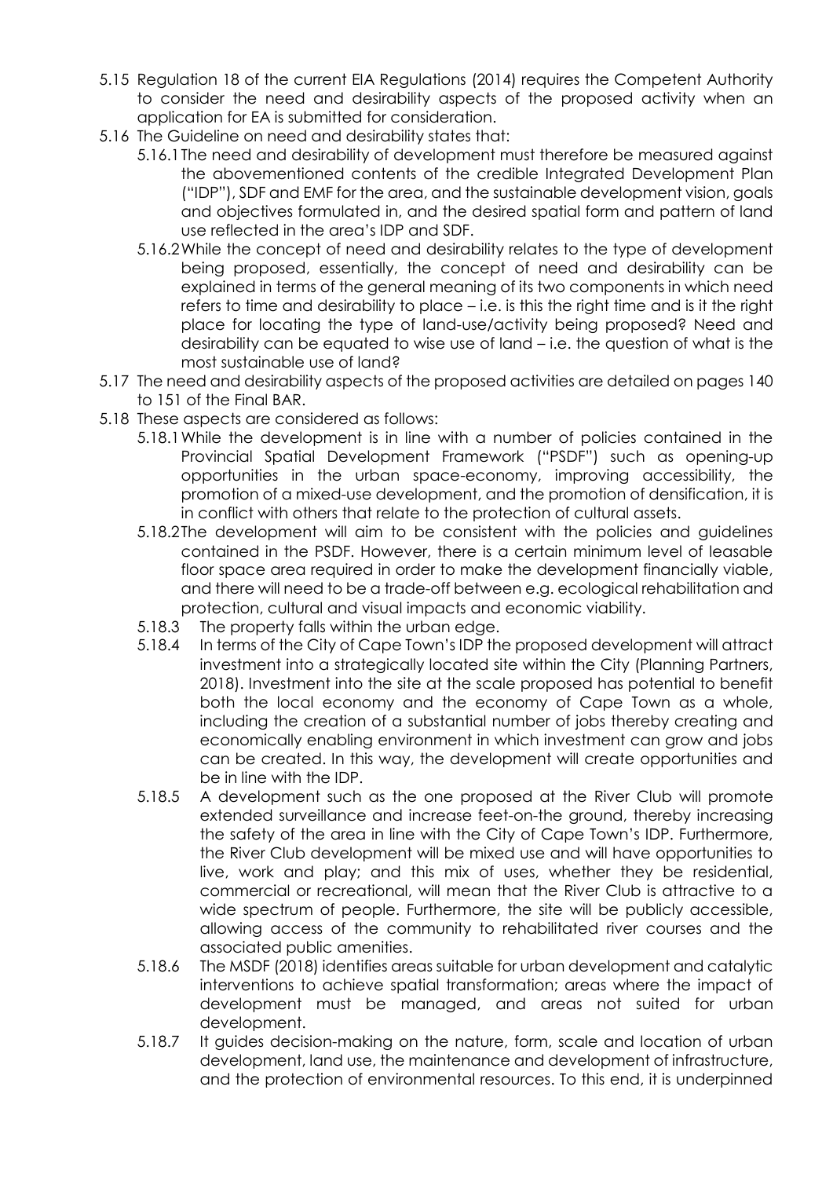5.15 Regulation 18 of the current EIA Regulations (2014) requires the Competent Authority to consider the need and desirability aspects of the proposed activity when an application for EA is submitted for consideration.

5.16 The Guideline on need and desirability states that:

5.16.1 The need and desirability of development must therefore be measured against the abovementioned contents of the credible Integrated Development Plan ("IDP"), SDF and EMF for the area, and the sustainable development vision, goals and objectives formulated in, and the desired spatial form and pattern of land use reflected in the area's IDP and SDF.

5.16.2 While the concept of need and desirability relates to the type of development being proposed, essentially, the concept of need and desirability can be explained in terms of the general meaning of its two components in which need refers to time and desirability to place – i.e. is this the right time and is it the right place for locating the type of land-use/activity being proposed? Need and desirability can be equated to wise use of land – i.e. the question of what is the most sustainable use of land?

5.17 The need and desirability aspects of the proposed activities are detailed on pages 140 to 151 of the Final BAR.

5.18 These aspects are considered as follows:

5.18.1 While the development is in line with a number of policies contained in the Provincial Spatial Development Framework ("PSDF") such as opening-up opportunities in the urban space-economy, improving accessibility, the promotion of a mixed-use development, and the promotion of densification, it is in conflict with others that relate to the protection of cultural assets.

5.18.2 The development will aim to be consistent with the policies and guidelines contained in the PSDF. However, there is a certain minimum level of leasable floor space area required in order to make the development financially viable, and there will need to be a trade-off between e.g. ecological rehabilitation and protection, cultural and visual impacts and economic viability.

5.18.3 The property falls within the urban edge.

5.18.4 In terms of the City of Cape Town's IDP the proposed development will attract investment into a strategically located site within the City (Planning Partners, 2018). Investment into the site at the scale proposed has potential to benefit both the local economy and the economy of Cape Town as a whole, including the creation of a substantial number of jobs thereby creating and economically enabling environment in which investment can grow and jobs can be created. In this way, the development will create opportunities and be in line with the IDP.

5.18.5 A development such as the one proposed at the River Club will promote extended surveillance and increase feet-on-the ground, thereby increasing the safety of the area in line with the City of Cape Town's IDP. Furthermore, the River Club development will be mixed use and will have opportunities to live, work and play; and this mix of uses, whether they be residential, commercial or recreational, will mean that the River Club is attractive to a wide spectrum of people. Furthermore, the site will be publicly accessible, allowing access of the community to rehabilitated river courses and the associated public amenities.

5.18.6 The MSDF (2018) identifies areas suitable for urban development and catalytic interventions to achieve spatial transformation; areas where the impact of development must be managed, and areas not suited for urban development.

5.18.7 It guides decision-making on the nature, form, scale and location of urban development, land use, the maintenance and development of infrastructure, and the protection of environmental resources. To this end, it is underpinned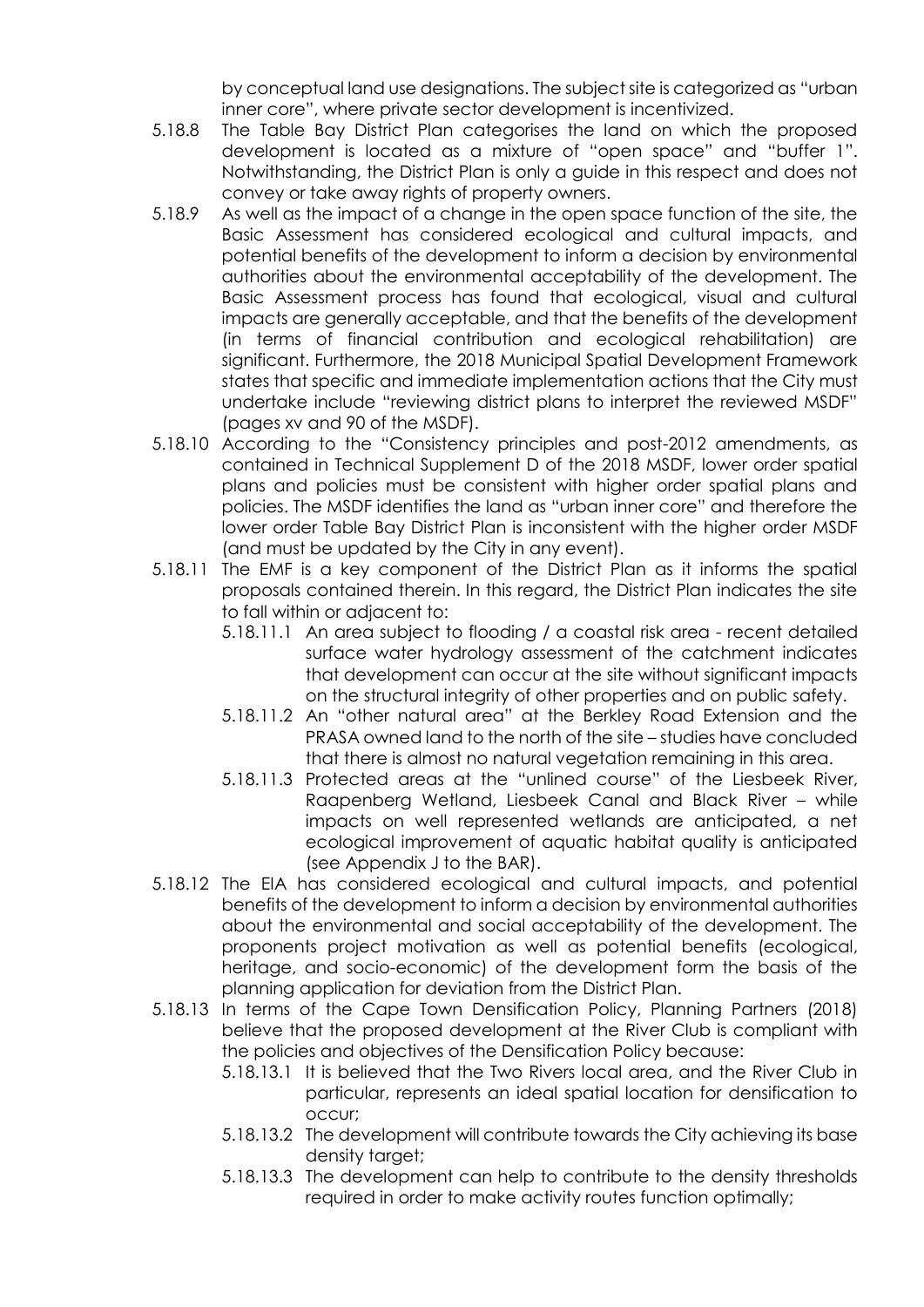by conceptual land use designations. The subject site is categorized as "urban inner core", where private sector development is incentivized.

5.18.8 The Table Bay District Plan categorises the land on which the proposed development is located as a mixture of "open space" and "buffer 1". Notwithstanding, the District Plan is only a guide in this respect and does not convey or take away rights of property owners.

5.18.9 As well as the impact of a change in the open space function of the site, the Basic Assessment has considered ecological and cultural impacts, and potential benefits of the development to inform a decision by environmental authorities about the environmental acceptability of the development. The Basic Assessment process has found that ecological, visual and cultural impacts are generally acceptable, and that the benefits of the development (in terms of financial contribution and ecological rehabilitation) are significant. Furthermore, the 2018 Municipal Spatial Development Framework states that specific and immediate implementation actions that the City must undertake include "reviewing district plans to interpret the reviewed MSDF" (pages xv and 90 of the MSDF).

5.18.10 According to the "Consistency principles and post-2012 amendments, as contained in Technical Supplement D of the 2018 MSDF, lower order spatial plans and policies must be consistent with higher order spatial plans and policies. The MSDF identifies the land as "urban inner core" and therefore the lower order Table Bay District Plan is inconsistent with the higher order MSDF (and must be updated by the City in any event).

5.18.11 The EMF is a key component of the District Plan as it informs the spatial proposals contained therein. In this regard, the District Plan indicates the site to fall within or adjacent to:

5.18.11.1 An area subject to flooding / a coastal risk area - recent detailed surface water hydrology assessment of the catchment indicates that development can occur at the site without significant impacts on the structural integrity of other properties and on public safety.

5.18.11.2 An "other natural area" at the Berkley Road Extension and the PRASA owned land to the north of the site – studies have concluded that there is almost no natural vegetation remaining in this area.

5.18.11.3 Protected areas at the "unlined course" of the Liesbeek River, Raapenberg Wetland, Liesbeek Canal and Black River – while impacts on well represented wetlands are anticipated, a net ecological improvement of aquatic habitat quality is anticipated (see Appendix J to the BAR).

5.18.12 The EIA has considered ecological and cultural impacts, and potential benefits of the development to inform a decision by environmental authorities about the environmental and social acceptability of the development. The proponents project motivation as well as potential benefits (ecological, heritage, and socio-economic) of the development form the basis of the planning application for deviation from the District Plan.

5.18.13 In terms of the Cape Town Densification Policy, Planning Partners (2018) believe that the proposed development at the River Club is compliant with the policies and objectives of the Densification Policy because:

5.18.13.1 It is believed that the Two Rivers local area, and the River Club in particular, represents an ideal spatial location for densification to occur;

5.18.13.2 The development will contribute towards the City achieving its base density target;

5.18.13.3 The development can help to contribute to the density thresholds required in order to make activity routes function optimally;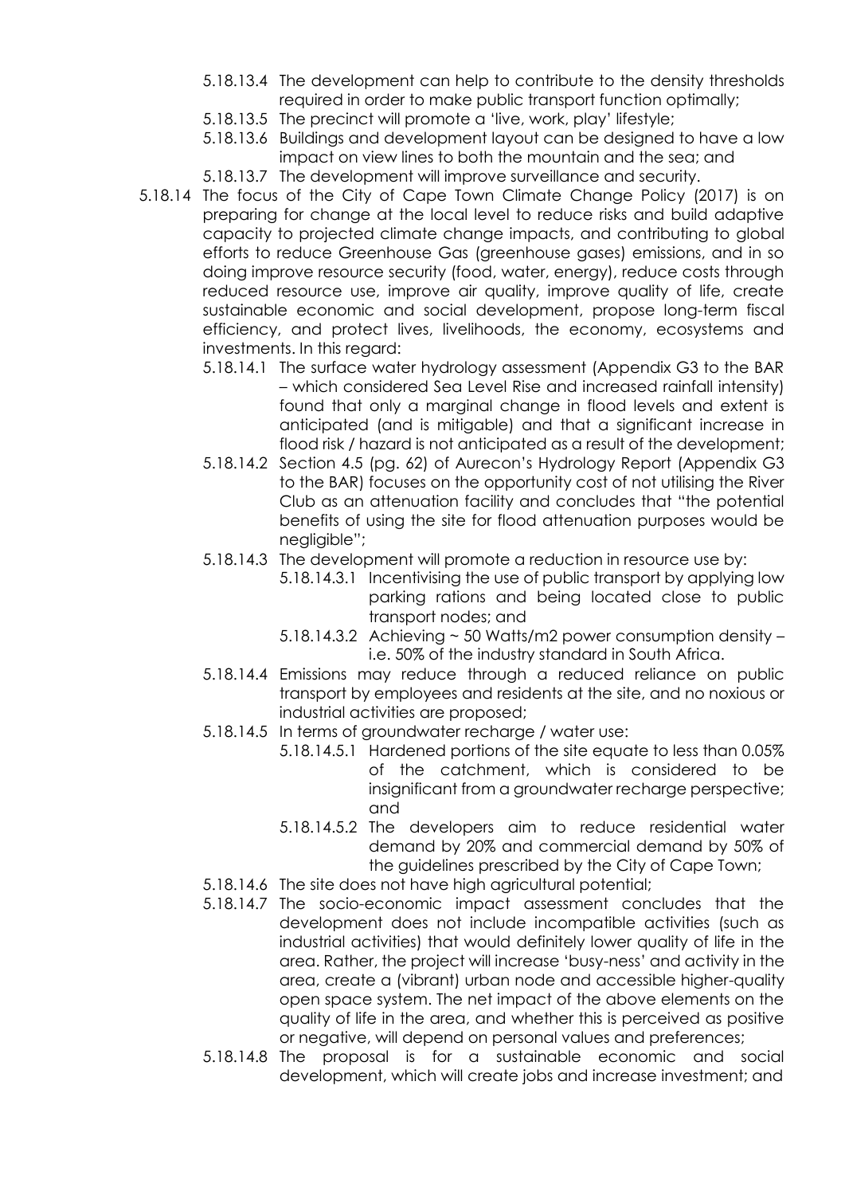5.18.13.4 The development can help to contribute to the density thresholds required in order to make public transport function optimally;

5.18.13.5 The precinct will promote a 'live, work, play' lifestyle;

5.18.13.6 Buildings and development layout can be designed to have a low impact on view lines to both the mountain and the sea; and

5.18.13.7 The development will improve surveillance and security.

5.18.14 The focus of the City of Cape Town Climate Change Policy (2017) is on preparing for change at the local level to reduce risks and build adaptive capacity to projected climate change impacts, and contributing to global efforts to reduce Greenhouse Gas (greenhouse gases) emissions, and in so doing improve resource security (food, water, energy), reduce costs through reduced resource use, improve air quality, improve quality of life, create sustainable economic and social development, propose long-term fiscal efficiency, and protect lives, livelihoods, the economy, ecosystems and investments. In this regard:

5.18.14.1 The surface water hydrology assessment (Appendix G3 to the BAR – which considered Sea Level Rise and increased rainfall intensity) found that only a marginal change in flood levels and extent is anticipated (and is mitigable) and that a significant increase in flood risk / hazard is not anticipated as a result of the development;

5.18.14.2 Section 4.5 (pg. 62) of Aurecon's Hydrology Report (Appendix G3 to the BAR) focuses on the opportunity cost of not utilising the River Club as an attenuation facility and concludes that "the potential benefits of using the site for flood attenuation purposes would be negligible";

5.18.14.3 The development will promote a reduction in resource use by:

5.18.14.3.1 Incentivising the use of public transport by applying low parking rations and being located close to public transport nodes; and

5.18.14.3.2 Achieving ~ 50 Watts/m2 power consumption density – i.e. 50% of the industry standard in South Africa.

5.18.14.4 Emissions may reduce through a reduced reliance on public transport by employees and residents at the site, and no noxious or industrial activities are proposed;

5.18.14.5 In terms of groundwater recharge / water use:

5.18.14.5.1 Hardened portions of the site equate to less than 0.05% of the catchment, which is considered to be insignificant from a groundwater recharge perspective; and

5.18.14.5.2 The developers aim to reduce residential water demand by 20% and commercial demand by 50% of the guidelines prescribed by the City of Cape Town;

5.18.14.6 The site does not have high agricultural potential;

5.18.14.7 The socio-economic impact assessment concludes that the development does not include incompatible activities (such as industrial activities) that would definitely lower quality of life in the area. Rather, the project will increase 'busy-ness' and activity in the area, create a (vibrant) urban node and accessible higher-quality open space system. The net impact of the above elements on the quality of life in the area, and whether this is perceived as positive or negative, will depend on personal values and preferences;

5.18.14.8 The proposal is for a sustainable economic and social development, which will create jobs and increase investment; and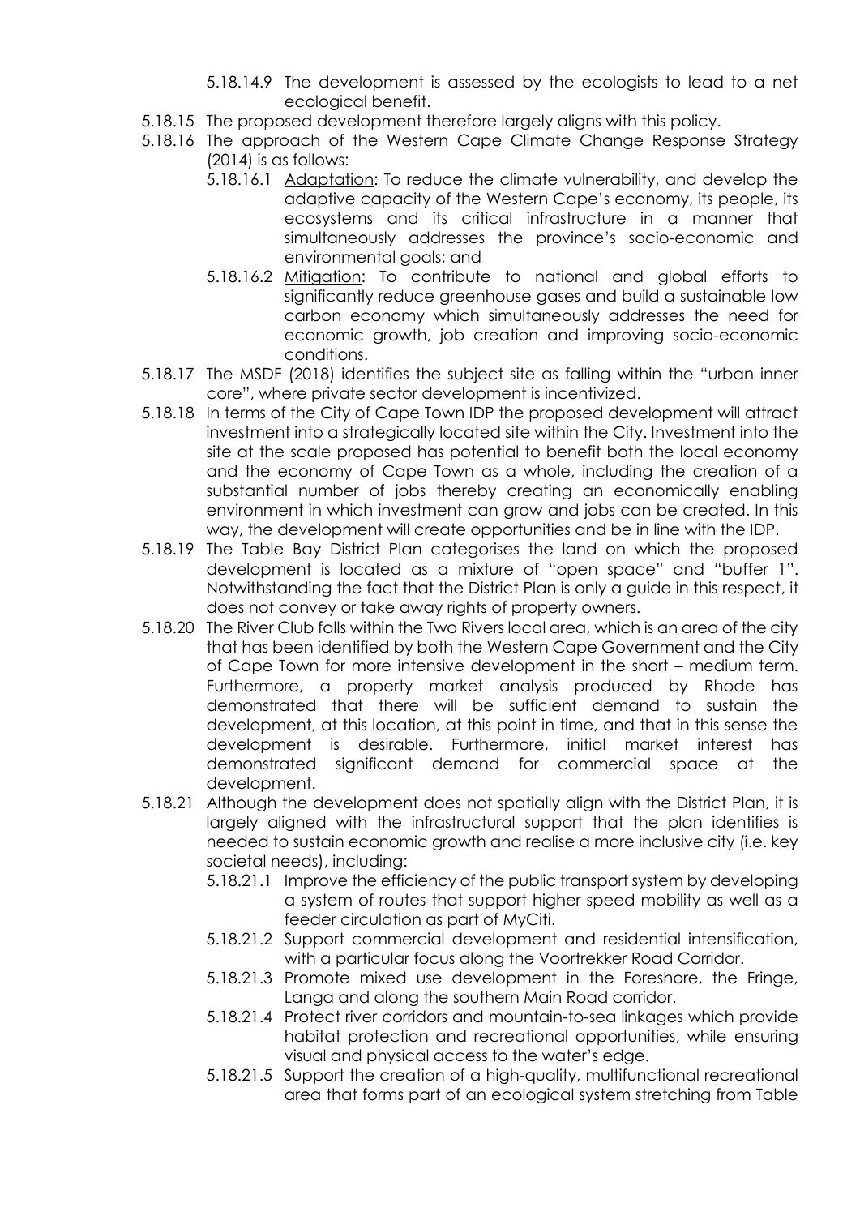5.18.14.9 The development is assessed by the ecologists to lead to a net ecological benefit.

5.18.15 The proposed development therefore largely aligns with this policy.

5.18.16 The approach of the Western Cape Climate Change Response Strategy (2014) is as follows:

5.18.16.1 Adaptation: To reduce the climate vulnerability, and develop the adaptive capacity of the Western Cape's economy, its people, its ecosystems and its critical infrastructure in a manner that simultaneously addresses the province's socio-economic and environmental goals; and

5.18.16.2 Mitigation: To contribute to national and global efforts to significantly reduce greenhouse gases and build a sustainable low carbon economy which simultaneously addresses the need for economic growth, job creation and improving socio-economic conditions.

5.18.17 The MSDF (2018) identifies the subject site as falling within the "urban inner core", where private sector development is incentivized.

5.18.18 In terms of the City of Cape Town IDP the proposed development will attract investment into a strategically located site within the City. Investment into the site at the scale proposed has potential to benefit both the local economy and the economy of Cape Town as a whole, including the creation of a substantial number of jobs thereby creating an economically enabling environment in which investment can grow and jobs can be created. In this way, the development will create opportunities and be in line with the IDP.

5.18.19 The Table Bay District Plan categorises the land on which the proposed development is located as a mixture of "open space" and "buffer 1". Notwithstanding the fact that the District Plan is only a guide in this respect, it does not convey or take away rights of property owners.

5.18.20 The River Club falls within the Two Rivers local area, which is an area of the city that has been identified by both the Western Cape Government and the City of Cape Town for more intensive development in the short – medium term. Furthermore, a property market analysis produced by Rhode has demonstrated that there will be sufficient demand to sustain the development, at this location, at this point in time, and that in this sense the development is desirable. Furthermore, initial market interest has demonstrated significant demand for commercial space at the development.

5.18.21 Although the development does not spatially align with the District Plan, it is largely aligned with the infrastructural support that the plan identifies is needed to sustain economic growth and realise a more inclusive city (i.e. key societal needs), including:

5.18.21.1 Improve the efficiency of the public transport system by developing a system of routes that support higher speed mobility as well as a feeder circulation as part of MyCiti.

5.18.21.2 Support commercial development and residential intensification, with a particular focus along the Voortrekker Road Corridor.

5.18.21.3 Promote mixed use development in the Foreshore, the Fringe, Langa and along the southern Main Road corridor.

5.18.21.4 Protect river corridors and mountain-to-sea linkages which provide habitat protection and recreational opportunities, while ensuring visual and physical access to the water's edge.

5.18.21.5 Support the creation of a high-quality, multifunctional recreational area that forms part of an ecological system stretching from Table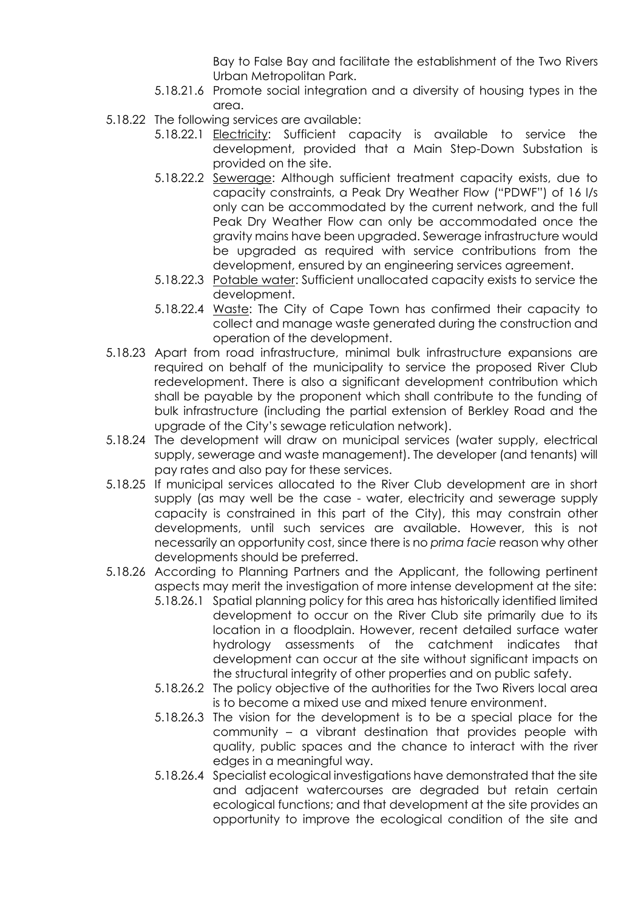Bay to False Bay and facilitate the establishment of the Two Rivers Urban Metropolitan Park.

5.18.21.6 Promote social integration and a diversity of housing types in the area.

5.18.22 The following services are available:

5.18.22.1 Electricity: Sufficient capacity is available to service the development, provided that a Main Step-Down Substation is provided on the site.

5.18.22.2 Sewerage: Although sufficient treatment capacity exists, due to capacity constraints, a Peak Dry Weather Flow ("PDWF") of 16 l/s only can be accommodated by the current network, and the full Peak Dry Weather Flow can only be accommodated once the gravity mains have been upgraded. Sewerage infrastructure would be upgraded as required with service contributions from the development, ensured by an engineering services agreement.

5.18.22.3 Potable water: Sufficient unallocated capacity exists to service the development.

5.18.22.4 Waste: The City of Cape Town has confirmed their capacity to collect and manage waste generated during the construction and operation of the development.

5.18.23 Apart from road infrastructure, minimal bulk infrastructure expansions are required on behalf of the municipality to service the proposed River Club redevelopment. There is also a significant development contribution which shall be payable by the proponent which shall contribute to the funding of bulk infrastructure (including the partial extension of Berkley Road and the upgrade of the City's sewage reticulation network).

5.18.24 The development will draw on municipal services (water supply, electrical supply, sewerage and waste management). The developer (and tenants) will pay rates and also pay for these services.

5.18.25 If municipal services allocated to the River Club development are in short supply (as may well be the case - water, electricity and sewerage supply capacity is constrained in this part of the City), this may constrain other developments, until such services are available. However, this is not necessarily an opportunity cost, since there is no *prima facie* reason why other developments should be preferred.

5.18.26 According to Planning Partners and the Applicant, the following pertinent aspects may merit the investigation of more intense development at the site:

5.18.26.1 Spatial planning policy for this area has historically identified limited development to occur on the River Club site primarily due to its location in a floodplain. However, recent detailed surface water hydrology assessments of the catchment indicates that development can occur at the site without significant impacts on the structural integrity of other properties and on public safety.

5.18.26.2 The policy objective of the authorities for the Two Rivers local area is to become a mixed use and mixed tenure environment.

5.18.26.3 The vision for the development is to be a special place for the community – a vibrant destination that provides people with quality, public spaces and the chance to interact with the river edges in a meaningful way.

5.18.26.4 Specialist ecological investigations have demonstrated that the site and adjacent watercourses are degraded but retain certain ecological functions; and that development at the site provides an opportunity to improve the ecological condition of the site and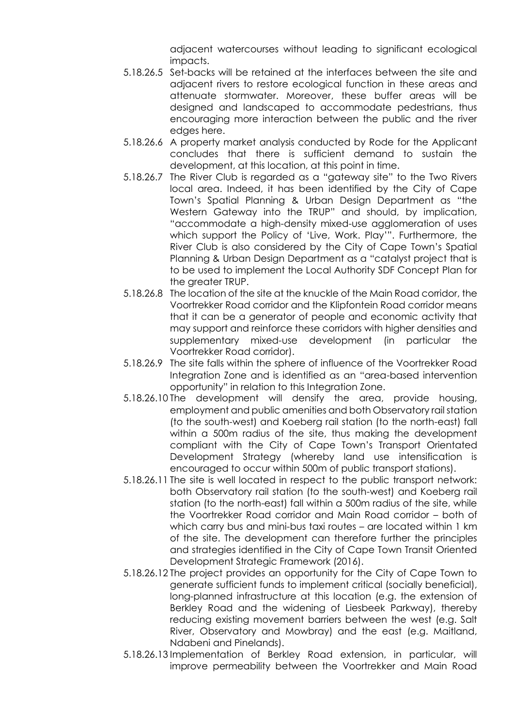adjacent watercourses without leading to significant ecological impacts.

5.18.26.5 Set-backs will be retained at the interfaces between the site and adjacent rivers to restore ecological function in these areas and attenuate stormwater. Moreover, these buffer areas will be designed and landscaped to accommodate pedestrians, thus encouraging more interaction between the public and the river edges here.

5.18.26.6 A property market analysis conducted by Rode for the Applicant concludes that there is sufficient demand to sustain the development, at this location, at this point in time.

5.18.26.7 The River Club is regarded as a "gateway site" to the Two Rivers local area. Indeed, it has been identified by the City of Cape Town's Spatial Planning & Urban Design Department as "the Western Gateway into the TRUP" and should, by implication, "accommodate a high-density mixed-use agglomeration of uses which support the Policy of 'Live, Work. Play'". Furthermore, the River Club is also considered by the City of Cape Town's Spatial Planning & Urban Design Department as a "catalyst project that is to be used to implement the Local Authority SDF Concept Plan for the greater TRUP.

5.18.26.8 The location of the site at the knuckle of the Main Road corridor, the Voortrekker Road corridor and the Klipfontein Road corridor means that it can be a generator of people and economic activity that may support and reinforce these corridors with higher densities and supplementary mixed-use development (in particular the Voortrekker Road corridor).

5.18.26.9 The site falls within the sphere of influence of the Voortrekker Road Integration Zone and is identified as an "area-based intervention opportunity" in relation to this Integration Zone.

5.18.26.10 The development will densify the area, provide housing, employment and public amenities and both Observatory rail station (to the south-west) and Koeberg rail station (to the north-east) fall within a 500m radius of the site, thus making the development compliant with the City of Cape Town's Transport Orientated Development Strategy (whereby land use intensification is encouraged to occur within 500m of public transport stations).

5.18.26.11 The site is well located in respect to the public transport network: both Observatory rail station (to the south-west) and Koeberg rail station (to the north-east) fall within a 500m radius of the site, while the Voortrekker Road corridor and Main Road corridor – both of which carry bus and mini-bus taxi routes – are located within 1 km of the site. The development can therefore further the principles and strategies identified in the City of Cape Town Transit Oriented Development Strategic Framework (2016).

5.18.26.12 The project provides an opportunity for the City of Cape Town to generate sufficient funds to implement critical (socially beneficial), long-planned infrastructure at this location (e.g. the extension of Berkley Road and the widening of Liesbeek Parkway), thereby reducing existing movement barriers between the west (e.g. Salt River, Observatory and Mowbray) and the east (e.g. Maitland, Ndabeni and Pinelands).

5.18.26.13 Implementation of Berkley Road extension, in particular, will improve permeability between the Voortrekker and Main Road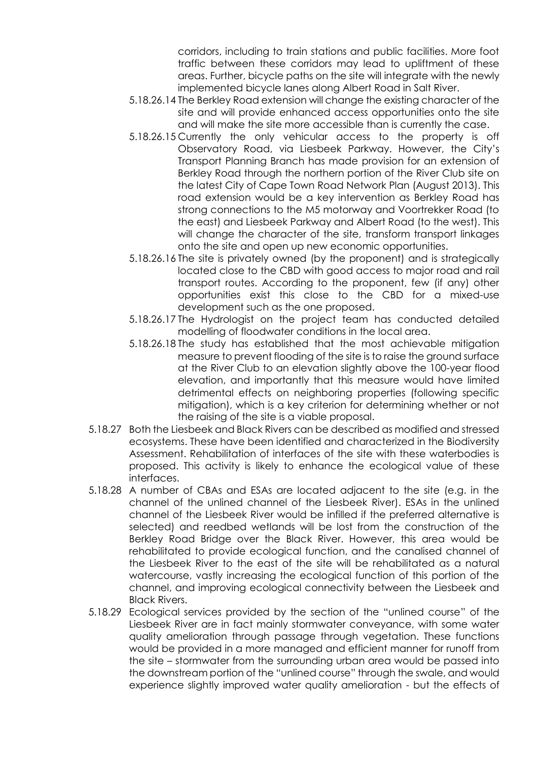corridors, including to train stations and public facilities. More foot traffic between these corridors may lead to upliftment of these areas. Further, bicycle paths on the site will integrate with the newly implemented bicycle lanes along Albert Road in Salt River.

5.18.26.14 The Berkley Road extension will change the existing character of the site and will provide enhanced access opportunities onto the site and will make the site more accessible than is currently the case.

5.18.26.15 Currently the only vehicular access to the property is off Observatory Road, via Liesbeek Parkway. However, the City's Transport Planning Branch has made provision for an extension of Berkley Road through the northern portion of the River Club site on the latest City of Cape Town Road Network Plan (August 2013). This road extension would be a key intervention as Berkley Road has strong connections to the M5 motorway and Voortrekker Road (to the east) and Liesbeek Parkway and Albert Road (to the west). This will change the character of the site, transform transport linkages onto the site and open up new economic opportunities.

5.18.26.16 The site is privately owned (by the proponent) and is strategically located close to the CBD with good access to major road and rail transport routes. According to the proponent, few (if any) other opportunities exist this close to the CBD for a mixed-use development such as the one proposed.

5.18.26.17 The Hydrologist on the project team has conducted detailed modelling of floodwater conditions in the local area.

5.18.26.18 The study has established that the most achievable mitigation measure to prevent flooding of the site is to raise the ground surface at the River Club to an elevation slightly above the 100-year flood elevation, and importantly that this measure would have limited detrimental effects on neighboring properties (following specific mitigation), which is a key criterion for determining whether or not the raising of the site is a viable proposal.

5.18.27 Both the Liesbeek and Black Rivers can be described as modified and stressed ecosystems. These have been identified and characterized in the Biodiversity Assessment. Rehabilitation of interfaces of the site with these waterbodies is proposed. This activity is likely to enhance the ecological value of these interfaces.

5.18.28 A number of CBAs and ESAs are located adjacent to the site (e.g. in the channel of the unlined channel of the Liesbeek River). ESAs in the unlined channel of the Liesbeek River would be infilled if the preferred alternative is selected) and reedbed wetlands will be lost from the construction of the Berkley Road Bridge over the Black River. However, this area would be rehabilitated to provide ecological function, and the canalised channel of the Liesbeek River to the east of the site will be rehabilitated as a natural watercourse, vastly increasing the ecological function of this portion of the channel, and improving ecological connectivity between the Liesbeek and Black Rivers.

5.18.29 Ecological services provided by the section of the "unlined course" of the Liesbeek River are in fact mainly stormwater conveyance, with some water quality amelioration through passage through vegetation. These functions would be provided in a more managed and efficient manner for runoff from the site – stormwater from the surrounding urban area would be passed into the downstream portion of the "unlined course" through the swale, and would experience slightly improved water quality amelioration - but the effects of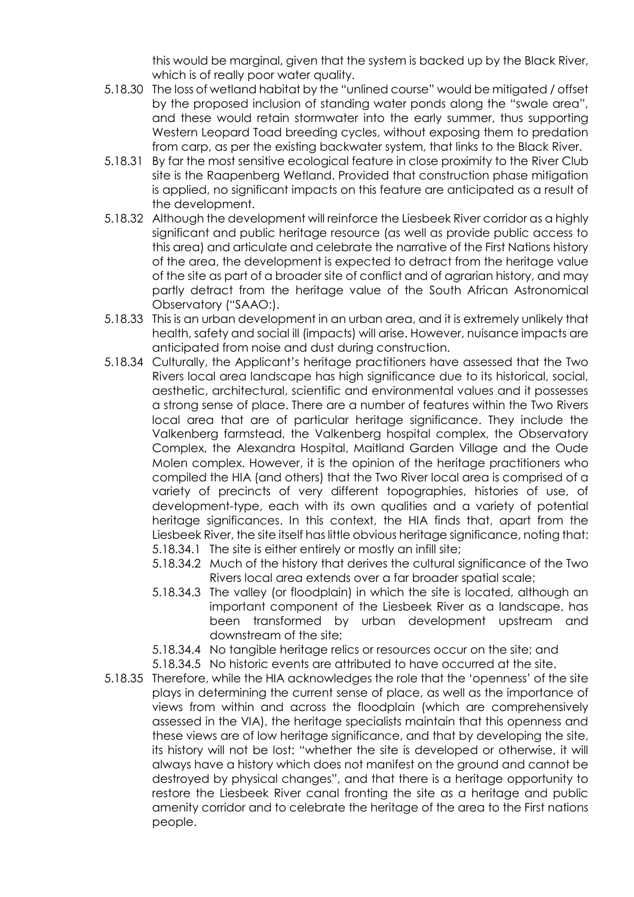this would be marginal, given that the system is backed up by the Black River, which is of really poor water quality.

5.18.30 The loss of wetland habitat by the "unlined course" would be mitigated / offset by the proposed inclusion of standing water ponds along the "swale area", and these would retain stormwater into the early summer, thus supporting Western Leopard Toad breeding cycles, without exposing them to predation from carp, as per the existing backwater system, that links to the Black River.

5.18.31 By far the most sensitive ecological feature in close proximity to the River Club site is the Raapenberg Wetland. Provided that construction phase mitigation is applied, no significant impacts on this feature are anticipated as a result of the development.

5.18.32 Although the development will reinforce the Liesbeek River corridor as a highly significant and public heritage resource (as well as provide public access to this area) and articulate and celebrate the narrative of the First Nations history of the area, the development is expected to detract from the heritage value of the site as part of a broader site of conflict and of agrarian history, and may partly detract from the heritage value of the South African Astronomical Observatory ("SAAO:).

5.18.33 This is an urban development in an urban area, and it is extremely unlikely that health, safety and social ill (impacts) will arise. However, nuisance impacts are anticipated from noise and dust during construction.

5.18.34 Culturally, the Applicant's heritage practitioners have assessed that the Two Rivers local area landscape has high significance due to its historical, social, aesthetic, architectural, scientific and environmental values and it possesses a strong sense of place. There are a number of features within the Two Rivers local area that are of particular heritage significance. They include the Valkenberg farmstead, the Valkenberg hospital complex, the Observatory Complex, the Alexandra Hospital, Maitland Garden Village and the Oude Molen complex. However, it is the opinion of the heritage practitioners who compiled the HIA (and others) that the Two River local area is comprised of a variety of precincts of very different topographies, histories of use, of development-type, each with its own qualities and a variety of potential heritage significances. In this context, the HIA finds that, apart from the Liesbeek River, the site itself has little obvious heritage significance, noting that:

- 5.18.34.1 The site is either entirely or mostly an infill site;
- 5.18.34.2 Much of the history that derives the cultural significance of the Two Rivers local area extends over a far broader spatial scale;
- 5.18.34.3 The valley (or floodplain) in which the site is located, although an important component of the Liesbeek River as a landscape, has been transformed by urban development upstream and downstream of the site;
- 5.18.34.4 No tangible heritage relics or resources occur on the site; and
- 5.18.34.5 No historic events are attributed to have occurred at the site.

5.18.35 Therefore, while the HIA acknowledges the role that the 'openness' of the site plays in determining the current sense of place, as well as the importance of views from within and across the floodplain (which are comprehensively assessed in the VIA), the heritage specialists maintain that this openness and these views are of low heritage significance, and that by developing the site, its history will not be lost: "whether the site is developed or otherwise, it will always have a history which does not manifest on the ground and cannot be destroyed by physical changes", and that there is a heritage opportunity to restore the Liesbeek River canal fronting the site as a heritage and public amenity corridor and to celebrate the heritage of the area to the First nations people.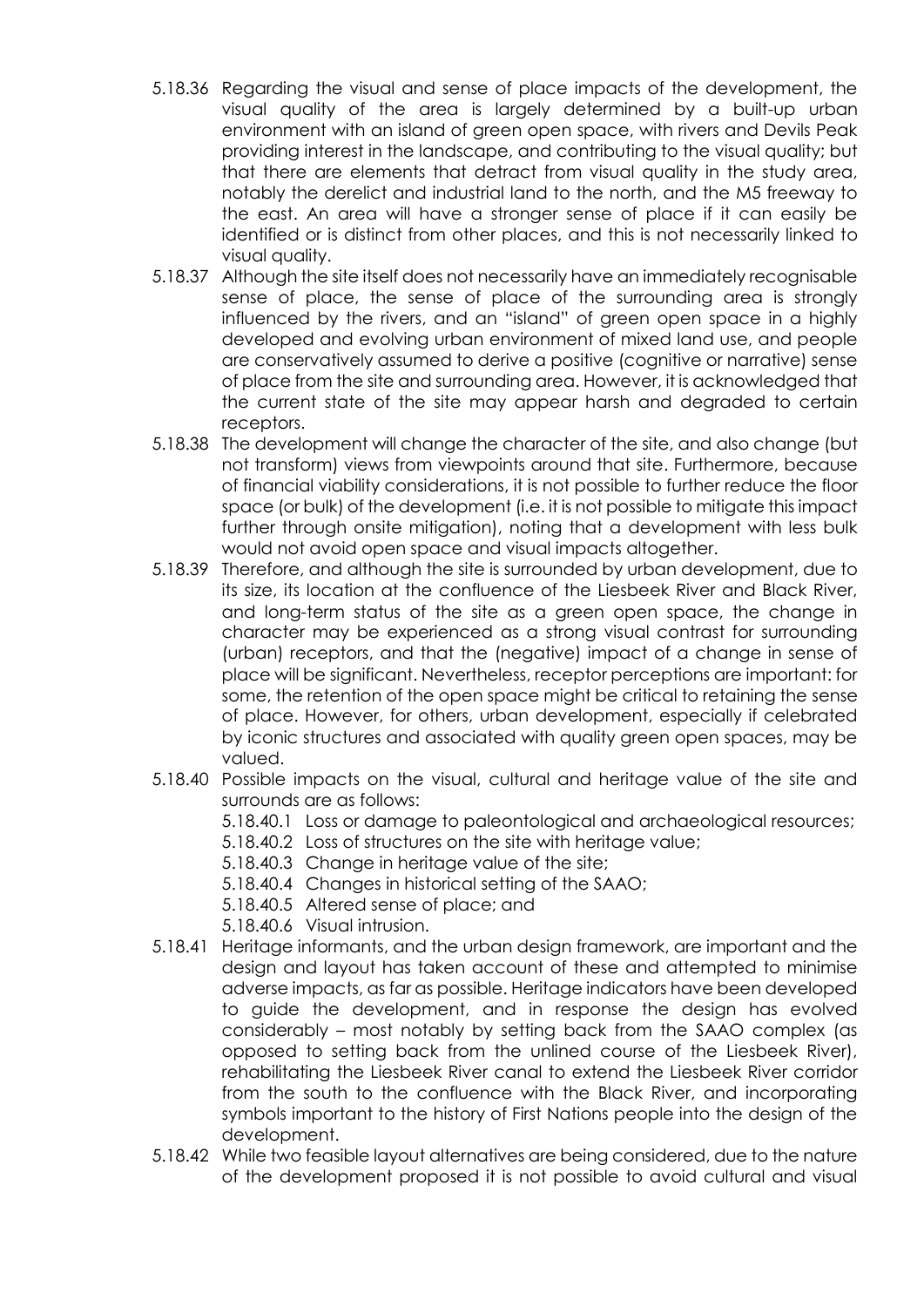5.18.36 Regarding the visual and sense of place impacts of the development, the visual quality of the area is largely determined by a built-up urban environment with an island of green open space, with rivers and Devils Peak providing interest in the landscape, and contributing to the visual quality; but that there are elements that detract from visual quality in the study area, notably the derelict and industrial land to the north, and the M5 freeway to the east. An area will have a stronger sense of place if it can easily be identified or is distinct from other places, and this is not necessarily linked to visual quality.

5.18.37 Although the site itself does not necessarily have an immediately recognisable sense of place, the sense of place of the surrounding area is strongly influenced by the rivers, and an "island" of green open space in a highly developed and evolving urban environment of mixed land use, and people are conservatively assumed to derive a positive (cognitive or narrative) sense of place from the site and surrounding area. However, it is acknowledged that the current state of the site may appear harsh and degraded to certain receptors.

5.18.38 The development will change the character of the site, and also change (but not transform) views from viewpoints around that site. Furthermore, because of financial viability considerations, it is not possible to further reduce the floor space (or bulk) of the development (i.e. it is not possible to mitigate this impact further through onsite mitigation), noting that a development with less bulk would not avoid open space and visual impacts altogether.

5.18.39 Therefore, and although the site is surrounded by urban development, due to its size, its location at the confluence of the Liesbeek River and Black River, and long-term status of the site as a green open space, the change in character may be experienced as a strong visual contrast for surrounding (urban) receptors, and that the (negative) impact of a change in sense of place will be significant. Nevertheless, receptor perceptions are important: for some, the retention of the open space might be critical to retaining the sense of place. However, for others, urban development, especially if celebrated by iconic structures and associated with quality green open spaces, may be valued.

5.18.40 Possible impacts on the visual, cultural and heritage value of the site and surrounds are as follows:

- 5.18.40.1 Loss or damage to paleontological and archaeological resources;
- 5.18.40.2 Loss of structures on the site with heritage value;
- 5.18.40.3 Change in heritage value of the site;
- 5.18.40.4 Changes in historical setting of the SAAO;
- 5.18.40.5 Altered sense of place; and
- 5.18.40.6 Visual intrusion.

5.18.41 Heritage informants, and the urban design framework, are important and the design and layout has taken account of these and attempted to minimise adverse impacts, as far as possible. Heritage indicators have been developed to guide the development, and in response the design has evolved considerably – most notably by setting back from the SAAO complex (as opposed to setting back from the unlined course of the Liesbeek River), rehabilitating the Liesbeek River canal to extend the Liesbeek River corridor from the south to the confluence with the Black River, and incorporating symbols important to the history of First Nations people into the design of the development.

5.18.42 While two feasible layout alternatives are being considered, due to the nature of the development proposed it is not possible to avoid cultural and visual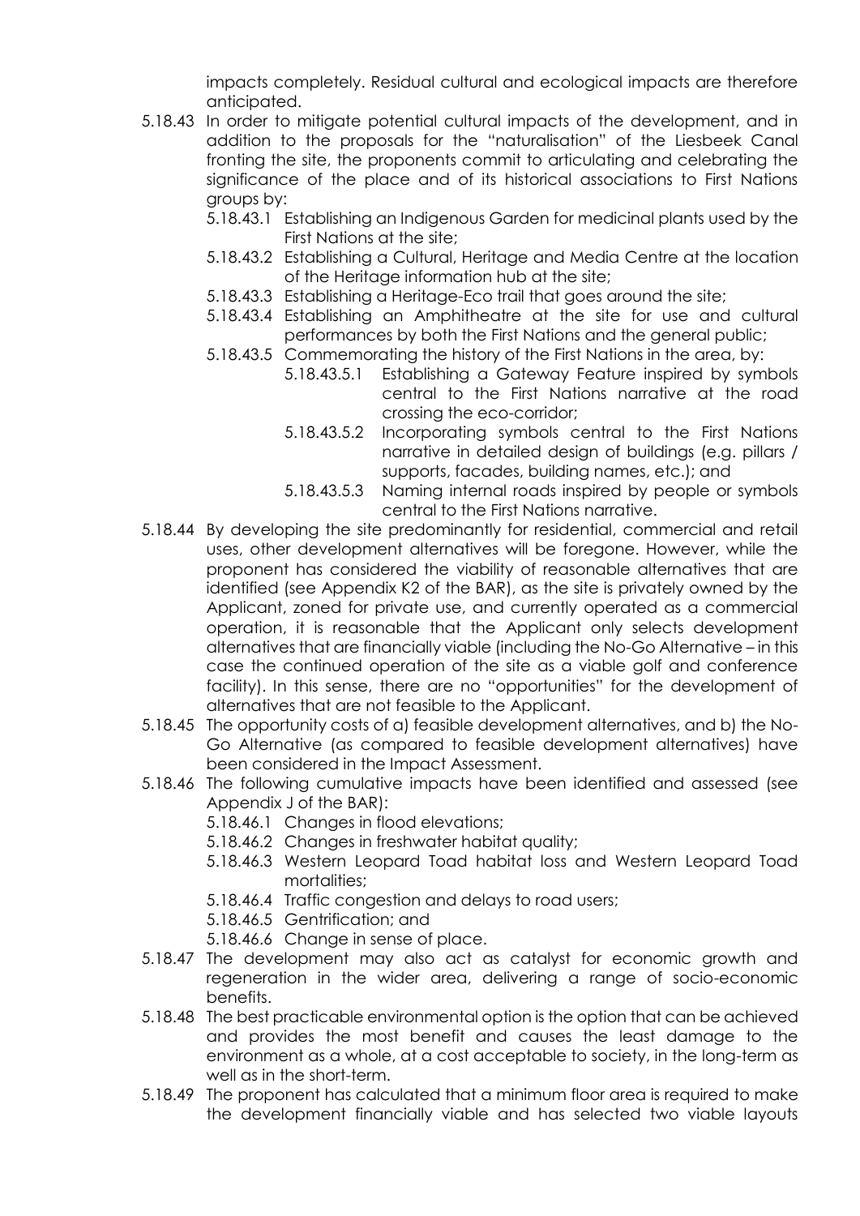impacts completely. Residual cultural and ecological impacts are therefore anticipated.

5.18.43 In order to mitigate potential cultural impacts of the development, and in addition to the proposals for the "naturalisation" of the Liesbeek Canal fronting the site, the proponents commit to articulating and celebrating the significance of the place and of its historical associations to First Nations groups by:

- 5.18.43.1 Establishing an Indigenous Garden for medicinal plants used by the First Nations at the site;
- 5.18.43.2 Establishing a Cultural, Heritage and Media Centre at the location of the Heritage information hub at the site;
- 5.18.43.3 Establishing a Heritage-Eco trail that goes around the site;
- 5.18.43.4 Establishing an Amphitheatre at the site for use and cultural performances by both the First Nations and the general public;
- 5.18.43.5 Commemorating the history of the First Nations in the area, by:
  - 5.18.43.5.1 Establishing a Gateway Feature inspired by symbols central to the First Nations narrative at the road crossing the eco-corridor;
  - 5.18.43.5.2 Incorporating symbols central to the First Nations narrative in detailed design of buildings (e.g. pillars / supports, facades, building names, etc.); and
  - 5.18.43.5.3 Naming internal roads inspired by people or symbols central to the First Nations narrative.

5.18.44 By developing the site predominantly for residential, commercial and retail uses, other development alternatives will be foregone. However, while the proponent has considered the viability of reasonable alternatives that are identified (see Appendix K2 of the BAR), as the site is privately owned by the Applicant, zoned for private use, and currently operated as a commercial operation, it is reasonable that the Applicant only selects development alternatives that are financially viable (including the No-Go Alternative – in this case the continued operation of the site as a viable golf and conference facility). In this sense, there are no "opportunities" for the development of alternatives that are not feasible to the Applicant.

5.18.45 The opportunity costs of a) feasible development alternatives, and b) the No-Go Alternative (as compared to feasible development alternatives) have been considered in the Impact Assessment.

5.18.46 The following cumulative impacts have been identified and assessed (see Appendix J of the BAR):

- 5.18.46.1 Changes in flood elevations;
- 5.18.46.2 Changes in freshwater habitat quality;
- 5.18.46.3 Western Leopard Toad habitat loss and Western Leopard Toad mortalities;
- 5.18.46.4 Traffic congestion and delays to road users;
- 5.18.46.5 Gentrification; and
- 5.18.46.6 Change in sense of place.

5.18.47 The development may also act as catalyst for economic growth and regeneration in the wider area, delivering a range of socio-economic benefits.

5.18.48 The best practicable environmental option is the option that can be achieved and provides the most benefit and causes the least damage to the environment as a whole, at a cost acceptable to society, in the long-term as well as in the short-term.

5.18.49 The proponent has calculated that a minimum floor area is required to make the development financially viable and has selected two viable layouts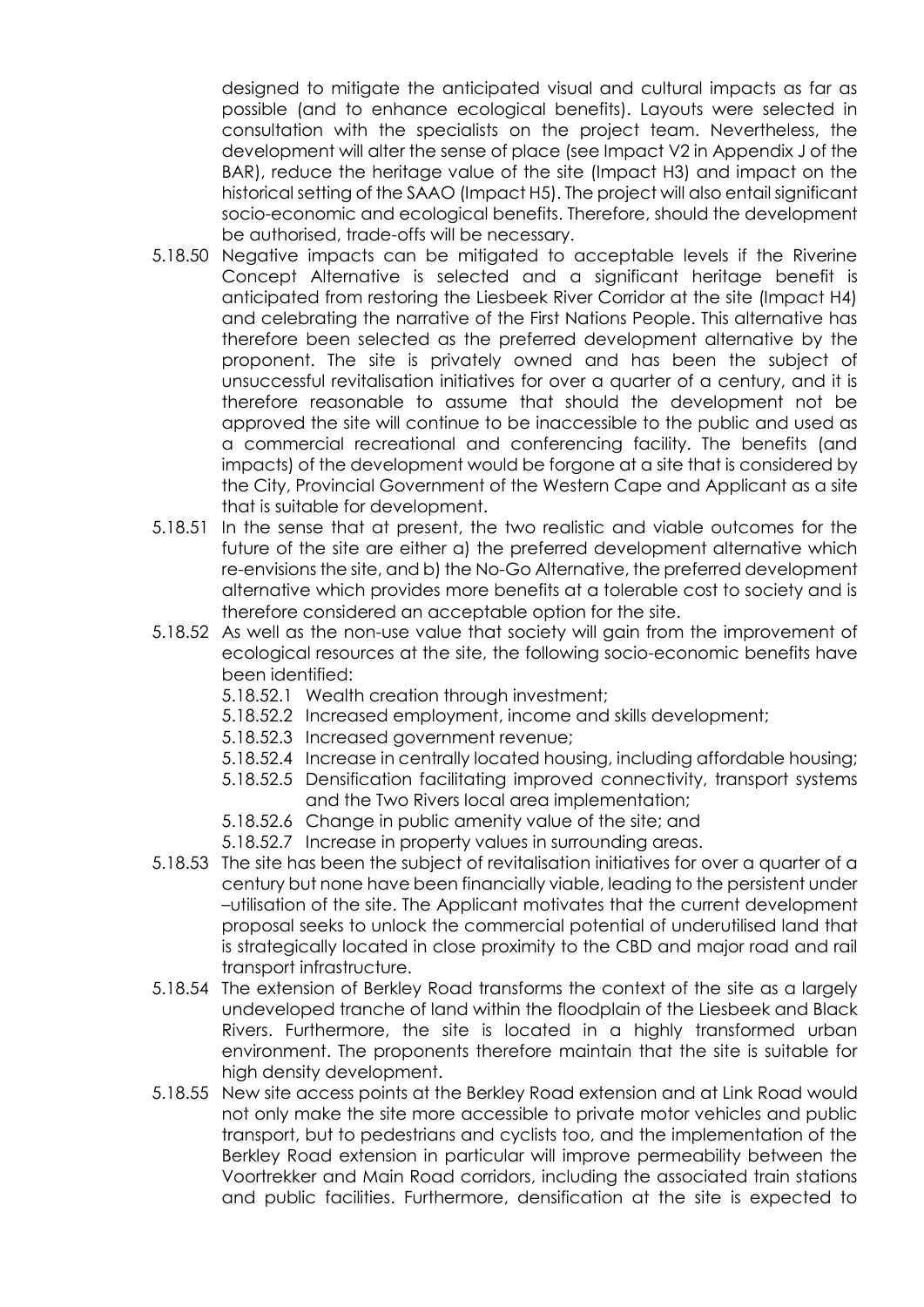designed to mitigate the anticipated visual and cultural impacts as far as possible (and to enhance ecological benefits). Layouts were selected in consultation with the specialists on the project team. Nevertheless, the development will alter the sense of place (see Impact V2 in Appendix J of the BAR), reduce the heritage value of the site (Impact H3) and impact on the historical setting of the SAAO (Impact H5). The project will also entail significant socio-economic and ecological benefits. Therefore, should the development be authorised, trade-offs will be necessary.

5.18.50 Negative impacts can be mitigated to acceptable levels if the Riverine Concept Alternative is selected and a significant heritage benefit is anticipated from restoring the Liesbeek River Corridor at the site (Impact H4) and celebrating the narrative of the First Nations People. This alternative has therefore been selected as the preferred development alternative by the proponent. The site is privately owned and has been the subject of unsuccessful revitalisation initiatives for over a quarter of a century, and it is therefore reasonable to assume that should the development not be approved the site will continue to be inaccessible to the public and used as a commercial recreational and conferencing facility. The benefits (and impacts) of the development would be forgone at a site that is considered by the City, Provincial Government of the Western Cape and Applicant as a site that is suitable for development.

5.18.51 In the sense that at present, the two realistic and viable outcomes for the future of the site are either a) the preferred development alternative which re-envisions the site, and b) the No-Go Alternative, the preferred development alternative which provides more benefits at a tolerable cost to society and is therefore considered an acceptable option for the site.

5.18.52 As well as the non-use value that society will gain from the improvement of ecological resources at the site, the following socio-economic benefits have been identified:

- 5.18.52.1 Wealth creation through investment;
- 5.18.52.2 Increased employment, income and skills development;
- 5.18.52.3 Increased government revenue;
- 5.18.52.4 Increase in centrally located housing, including affordable housing;
- 5.18.52.5 Densification facilitating improved connectivity, transport systems and the Two Rivers local area implementation;
- 5.18.52.6 Change in public amenity value of the site; and
- 5.18.52.7 Increase in property values in surrounding areas.

5.18.53 The site has been the subject of revitalisation initiatives for over a quarter of a century but none have been financially viable, leading to the persistent under –utilisation of the site. The Applicant motivates that the current development proposal seeks to unlock the commercial potential of underutilised land that is strategically located in close proximity to the CBD and major road and rail transport infrastructure.

5.18.54 The extension of Berkley Road transforms the context of the site as a largely undeveloped tranche of land within the floodplain of the Liesbeek and Black Rivers. Furthermore, the site is located in a highly transformed urban environment. The proponents therefore maintain that the site is suitable for high density development.

5.18.55 New site access points at the Berkley Road extension and at Link Road would not only make the site more accessible to private motor vehicles and public transport, but to pedestrians and cyclists too, and the implementation of the Berkley Road extension in particular will improve permeability between the Voortrekker and Main Road corridors, including the associated train stations and public facilities. Furthermore, densification at the site is expected to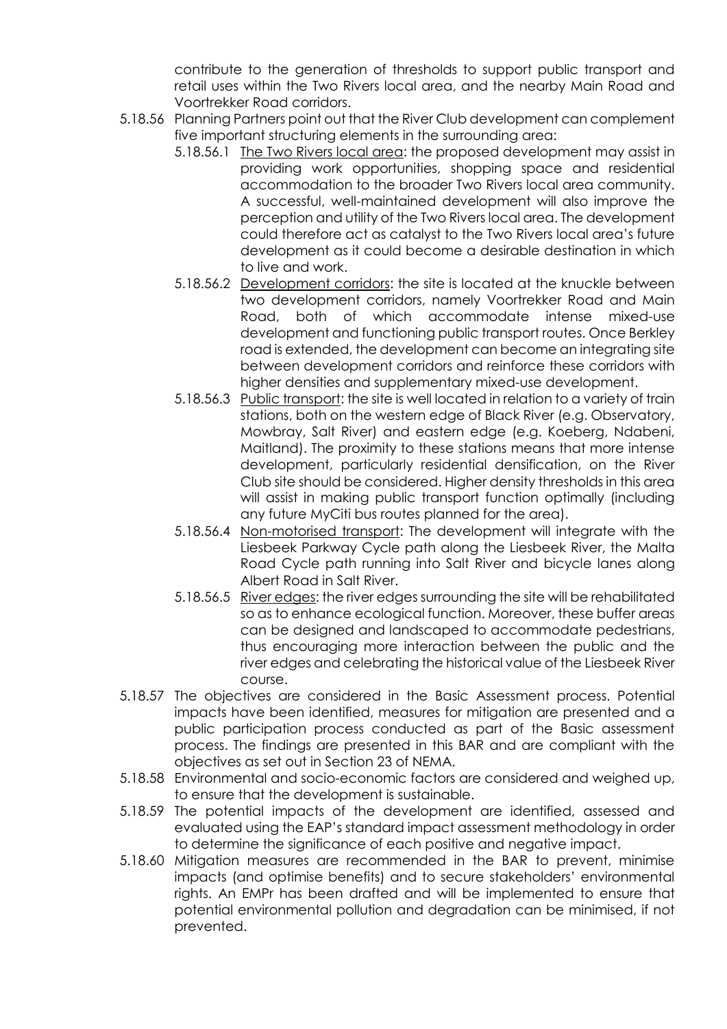contribute to the generation of thresholds to support public transport and retail uses within the Two Rivers local area, and the nearby Main Road and Voortrekker Road corridors.

5.18.56 Planning Partners point out that the River Club development can complement five important structuring elements in the surrounding area:

5.18.56.1 The Two Rivers local area: the proposed development may assist in providing work opportunities, shopping space and residential accommodation to the broader Two Rivers local area community. A successful, well-maintained development will also improve the perception and utility of the Two Rivers local area. The development could therefore act as catalyst to the Two Rivers local area's future development as it could become a desirable destination in which to live and work.

5.18.56.2 Development corridors: the site is located at the knuckle between two development corridors, namely Voortrekker Road and Main Road, both of which accommodate intense mixed-use development and functioning public transport routes. Once Berkley road is extended, the development can become an integrating site between development corridors and reinforce these corridors with higher densities and supplementary mixed-use development.

5.18.56.3 Public transport: the site is well located in relation to a variety of train stations, both on the western edge of Black River (e.g. Observatory, Mowbray, Salt River) and eastern edge (e.g. Koeberg, Ndabeni, Maitland). The proximity to these stations means that more intense development, particularly residential densification, on the River Club site should be considered. Higher density thresholds in this area will assist in making public transport function optimally (including any future MyCiti bus routes planned for the area).

5.18.56.4 Non-motorised transport: The development will integrate with the Liesbeek Parkway Cycle path along the Liesbeek River, the Malta Road Cycle path running into Salt River and bicycle lanes along Albert Road in Salt River.

5.18.56.5 River edges: the river edges surrounding the site will be rehabilitated so as to enhance ecological function. Moreover, these buffer areas can be designed and landscaped to accommodate pedestrians, thus encouraging more interaction between the public and the river edges and celebrating the historical value of the Liesbeek River course.

5.18.57 The objectives are considered in the Basic Assessment process. Potential impacts have been identified, measures for mitigation are presented and a public participation process conducted as part of the Basic assessment process. The findings are presented in this BAR and are compliant with the objectives as set out in Section 23 of NEMA.

5.18.58 Environmental and socio-economic factors are considered and weighed up, to ensure that the development is sustainable.

5.18.59 The potential impacts of the development are identified, assessed and evaluated using the EAP's standard impact assessment methodology in order to determine the significance of each positive and negative impact.

5.18.60 Mitigation measures are recommended in the BAR to prevent, minimise impacts (and optimise benefits) and to secure stakeholders' environmental rights. An EMPr has been drafted and will be implemented to ensure that potential environmental pollution and degradation can be minimised, if not prevented.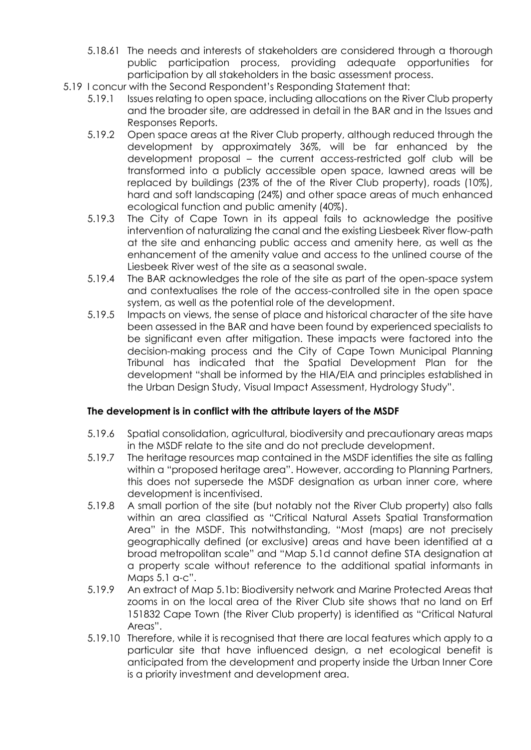5.18.61 The needs and interests of stakeholders are considered through a thorough public participation process, providing adequate opportunities for participation by all stakeholders in the basic assessment process.

5.19 I concur with the Second Respondent's Responding Statement that:

5.19.1 Issues relating to open space, including allocations on the River Club property and the broader site, are addressed in detail in the BAR and in the Issues and Responses Reports.

5.19.2 Open space areas at the River Club property, although reduced through the development by approximately 36%, will be far enhanced by the development proposal – the current access-restricted golf club will be transformed into a publicly accessible open space, lawned areas will be replaced by buildings (23% of the of the River Club property), roads (10%), hard and soft landscaping (24%) and other space areas of much enhanced ecological function and public amenity (40%).

5.19.3 The City of Cape Town in its appeal fails to acknowledge the positive intervention of naturalizing the canal and the existing Liesbeek River flow-path at the site and enhancing public access and amenity here, as well as the enhancement of the amenity value and access to the unlined course of the Liesbeek River west of the site as a seasonal swale.

5.19.4 The BAR acknowledges the role of the site as part of the open-space system and contextualises the role of the access-controlled site in the open space system, as well as the potential role of the development.

5.19.5 Impacts on views, the sense of place and historical character of the site have been assessed in the BAR and have been found by experienced specialists to be significant even after mitigation. These impacts were factored into the decision-making process and the City of Cape Town Municipal Planning Tribunal has indicated that the Spatial Development Plan for the development "shall be informed by the HIA/EIA and principles established in the Urban Design Study, Visual Impact Assessment, Hydrology Study".

**The development is in conflict with the attribute layers of the MSDF**

5.19.6 Spatial consolidation, agricultural, biodiversity and precautionary areas maps in the MSDF relate to the site and do not preclude development.

5.19.7 The heritage resources map contained in the MSDF identifies the site as falling within a "proposed heritage area". However, according to Planning Partners, this does not supersede the MSDF designation as urban inner core, where development is incentivised.

5.19.8 A small portion of the site (but notably not the River Club property) also falls within an area classified as "Critical Natural Assets Spatial Transformation Area" in the MSDF. This notwithstanding, "Most (maps) are not precisely geographically defined (or exclusive) areas and have been identified at a broad metropolitan scale" and "Map 5.1d cannot define STA designation at a property scale without reference to the additional spatial informants in Maps 5.1 a-c".

5.19.9 An extract of Map 5.1b: Biodiversity network and Marine Protected Areas that zooms in on the local area of the River Club site shows that no land on Erf 151832 Cape Town (the River Club property) is identified as "Critical Natural Areas".

5.19.10 Therefore, while it is recognised that there are local features which apply to a particular site that have influenced design, a net ecological benefit is anticipated from the development and property inside the Urban Inner Core is a priority investment and development area.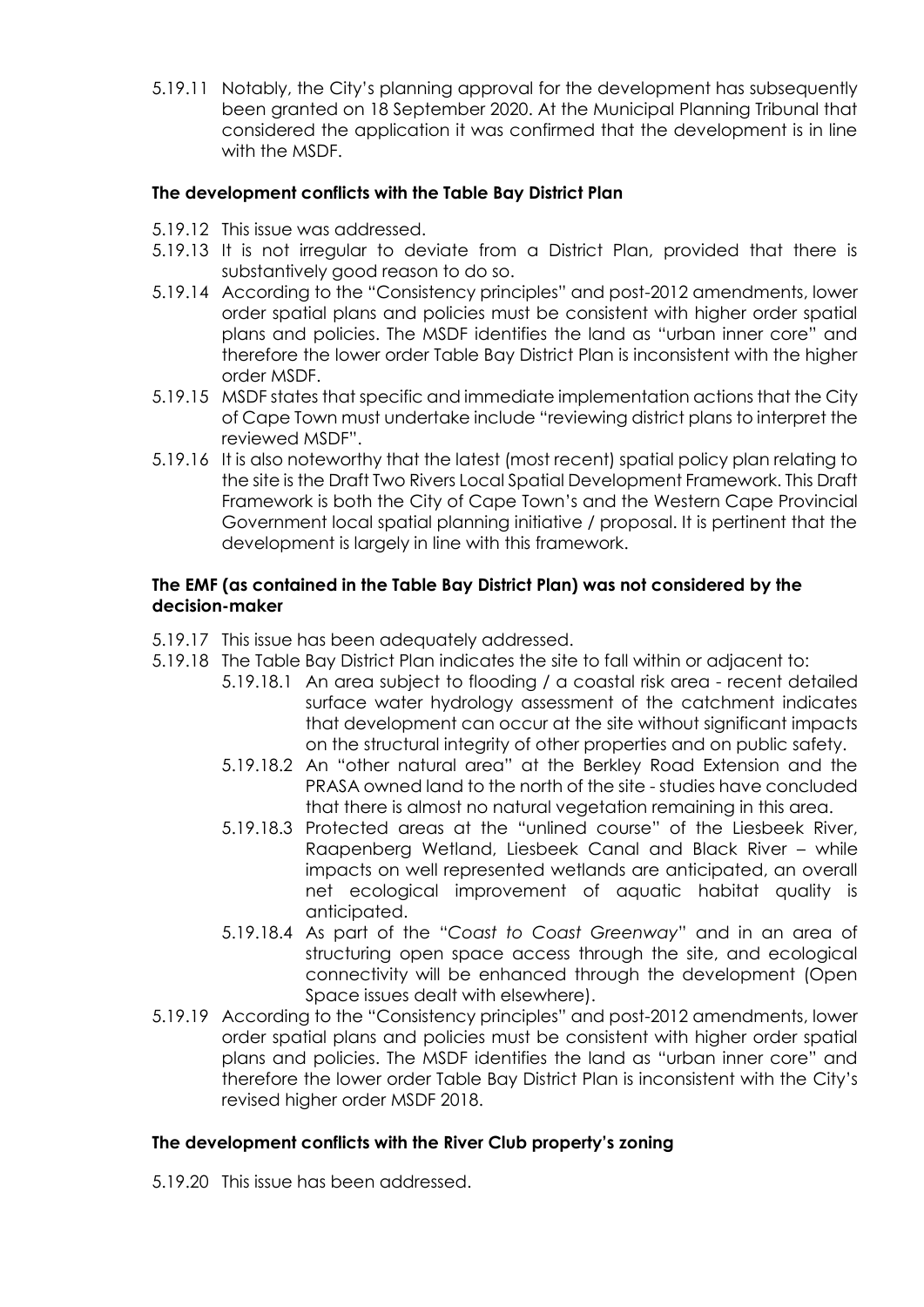5.19.11 Notably, the City's planning approval for the development has subsequently been granted on 18 September 2020. At the Municipal Planning Tribunal that considered the application it was confirmed that the development is in line with the MSDF.

**The development conflicts with the Table Bay District Plan**

5.19.12 This issue was addressed.

5.19.13 It is not irregular to deviate from a District Plan, provided that there is substantively good reason to do so.

5.19.14 According to the "Consistency principles" and post-2012 amendments, lower order spatial plans and policies must be consistent with higher order spatial plans and policies. The MSDF identifies the land as "urban inner core" and therefore the lower order Table Bay District Plan is inconsistent with the higher order MSDF.

5.19.15 MSDF states that specific and immediate implementation actions that the City of Cape Town must undertake include "reviewing district plans to interpret the reviewed MSDF".

5.19.16 It is also noteworthy that the latest (most recent) spatial policy plan relating to the site is the Draft Two Rivers Local Spatial Development Framework. This Draft Framework is both the City of Cape Town's and the Western Cape Provincial Government local spatial planning initiative / proposal. It is pertinent that the development is largely in line with this framework.

**The EMF (as contained in the Table Bay District Plan) was not considered by the decision-maker**

5.19.17 This issue has been adequately addressed.

5.19.18 The Table Bay District Plan indicates the site to fall within or adjacent to:

5.19.18.1 An area subject to flooding / a coastal risk area - recent detailed surface water hydrology assessment of the catchment indicates that development can occur at the site without significant impacts on the structural integrity of other properties and on public safety.

5.19.18.2 An "other natural area" at the Berkley Road Extension and the PRASA owned land to the north of the site - studies have concluded that there is almost no natural vegetation remaining in this area.

5.19.18.3 Protected areas at the "unlined course" of the Liesbeek River, Raapenberg Wetland, Liesbeek Canal and Black River – while impacts on well represented wetlands are anticipated, an overall net ecological improvement of aquatic habitat quality is anticipated.

5.19.18.4 As part of the "*Coast to Coast Greenway*" and in an area of structuring open space access through the site, and ecological connectivity will be enhanced through the development (Open Space issues dealt with elsewhere).

5.19.19 According to the "Consistency principles" and post-2012 amendments, lower order spatial plans and policies must be consistent with higher order spatial plans and policies. The MSDF identifies the land as "urban inner core" and therefore the lower order Table Bay District Plan is inconsistent with the City's revised higher order MSDF 2018.

**The development conflicts with the River Club property's zoning**

5.19.20 This issue has been addressed.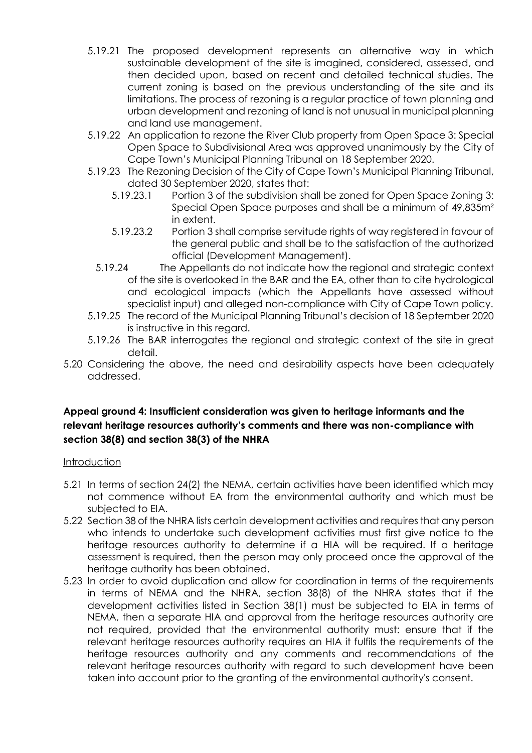5.19.21 The proposed development represents an alternative way in which sustainable development of the site is imagined, considered, assessed, and then decided upon, based on recent and detailed technical studies. The current zoning is based on the previous understanding of the site and its limitations. The process of rezoning is a regular practice of town planning and urban development and rezoning of land is not unusual in municipal planning and land use management.

5.19.22 An application to rezone the River Club property from Open Space 3: Special Open Space to Subdivisional Area was approved unanimously by the City of Cape Town's Municipal Planning Tribunal on 18 September 2020.

5.19.23 The Rezoning Decision of the City of Cape Town's Municipal Planning Tribunal, dated 30 September 2020, states that:

5.19.23.1 Portion 3 of the subdivision shall be zoned for Open Space Zoning 3: Special Open Space purposes and shall be a minimum of 49,835m² in extent.

5.19.23.2 Portion 3 shall comprise servitude rights of way registered in favour of the general public and shall be to the satisfaction of the authorized official (Development Management).

5.19.24 The Appellants do not indicate how the regional and strategic context of the site is overlooked in the BAR and the EA, other than to cite hydrological and ecological impacts (which the Appellants have assessed without specialist input) and alleged non-compliance with City of Cape Town policy.

5.19.25 The record of the Municipal Planning Tribunal's decision of 18 September 2020 is instructive in this regard.

5.19.26 The BAR interrogates the regional and strategic context of the site in great detail.

5.20 Considering the above, the need and desirability aspects have been adequately addressed.

**Appeal ground 4: Insufficient consideration was given to heritage informants and the relevant heritage resources authority's comments and there was non-compliance with section 38(8) and section 38(3) of the NHRA**

Introduction

5.21 In terms of section 24(2) the NEMA, certain activities have been identified which may not commence without EA from the environmental authority and which must be subjected to EIA.

5.22 Section 38 of the NHRA lists certain development activities and requires that any person who intends to undertake such development activities must first give notice to the heritage resources authority to determine if a HIA will be required. If a heritage assessment is required, then the person may only proceed once the approval of the heritage authority has been obtained.

5.23 In order to avoid duplication and allow for coordination in terms of the requirements in terms of NEMA and the NHRA, section 38(8) of the NHRA states that if the development activities listed in Section 38(1) must be subjected to EIA in terms of NEMA, then a separate HIA and approval from the heritage resources authority are not required, provided that the environmental authority must: ensure that if the relevant heritage resources authority requires an HIA it fulfils the requirements of the heritage resources authority and any comments and recommendations of the relevant heritage resources authority with regard to such development have been taken into account prior to the granting of the environmental authority's consent.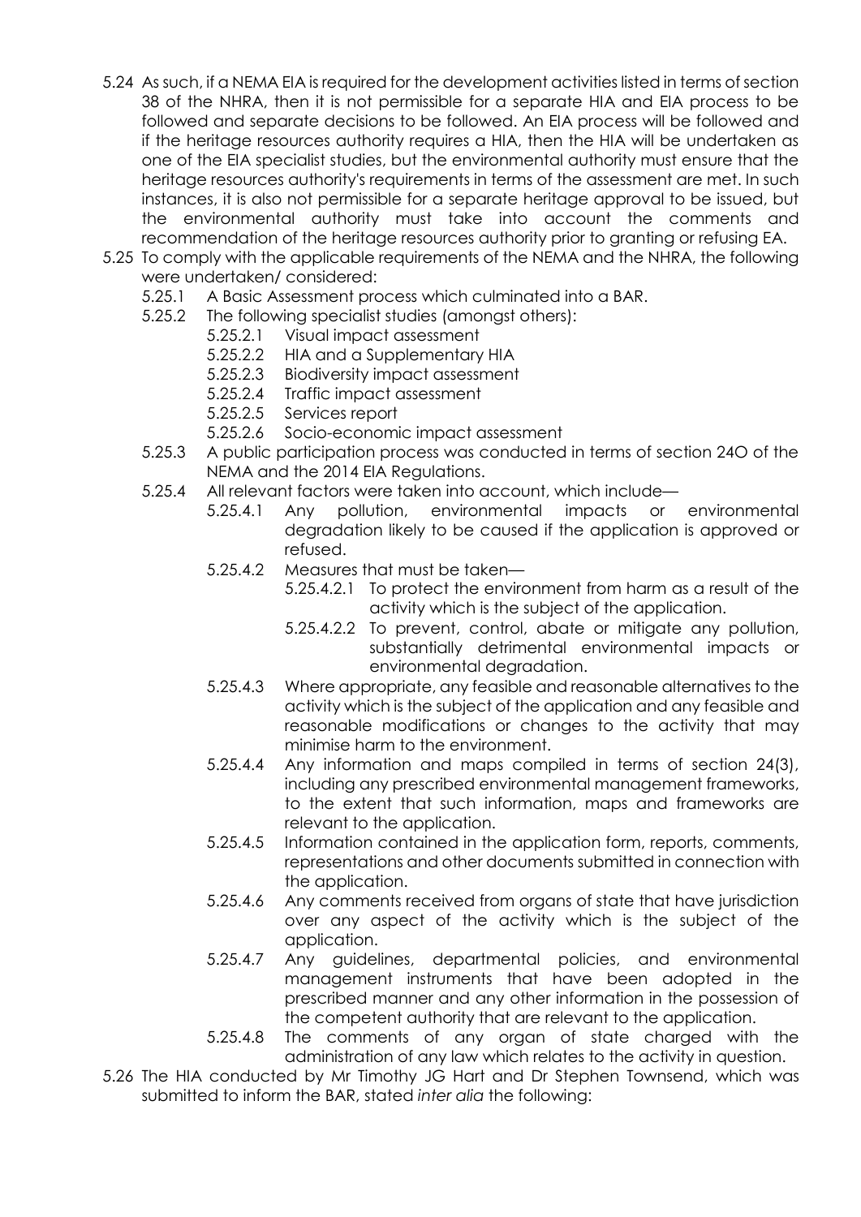5.24 As such, if a NEMA EIA is required for the development activities listed in terms of section 38 of the NHRA, then it is not permissible for a separate HIA and EIA process to be followed and separate decisions to be followed. An EIA process will be followed and if the heritage resources authority requires a HIA, then the HIA will be undertaken as one of the EIA specialist studies, but the environmental authority must ensure that the heritage resources authority's requirements in terms of the assessment are met. In such instances, it is also not permissible for a separate heritage approval to be issued, but the environmental authority must take into account the comments and recommendation of the heritage resources authority prior to granting or refusing EA.

5.25 To comply with the applicable requirements of the NEMA and the NHRA, the following were undertaken/ considered:

- 5.25.1 A Basic Assessment process which culminated into a BAR.
- 5.25.2 The following specialist studies (amongst others):
  - 5.25.2.1 Visual impact assessment
  - 5.25.2.2 HIA and a Supplementary HIA
  - 5.25.2.3 Biodiversity impact assessment
  - 5.25.2.4 Traffic impact assessment
  - 5.25.2.5 Services report
  - 5.25.2.6 Socio-economic impact assessment
- 5.25.3 A public participation process was conducted in terms of section 24O of the NEMA and the 2014 EIA Regulations.
- 5.25.4 All relevant factors were taken into account, which include—
  - 5.25.4.1 Any pollution, environmental impacts or environmental degradation likely to be caused if the application is approved or refused.
  - 5.25.4.2 Measures that must be taken—
    - 5.25.4.2.1 To protect the environment from harm as a result of the activity which is the subject of the application.
    - 5.25.4.2.2 To prevent, control, abate or mitigate any pollution, substantially detrimental environmental impacts or environmental degradation.
  - 5.25.4.3 Where appropriate, any feasible and reasonable alternatives to the activity which is the subject of the application and any feasible and reasonable modifications or changes to the activity that may minimise harm to the environment.
  - 5.25.4.4 Any information and maps compiled in terms of section 24(3), including any prescribed environmental management frameworks, to the extent that such information, maps and frameworks are relevant to the application.
  - 5.25.4.5 Information contained in the application form, reports, comments, representations and other documents submitted in connection with the application.
  - 5.25.4.6 Any comments received from organs of state that have jurisdiction over any aspect of the activity which is the subject of the application.
  - 5.25.4.7 Any guidelines, departmental policies, and environmental management instruments that have been adopted in the prescribed manner and any other information in the possession of the competent authority that are relevant to the application.
  - 5.25.4.8 The comments of any organ of state charged with the administration of any law which relates to the activity in question.

5.26 The HIA conducted by Mr Timothy JG Hart and Dr Stephen Townsend, which was submitted to inform the BAR, stated *inter alia* the following: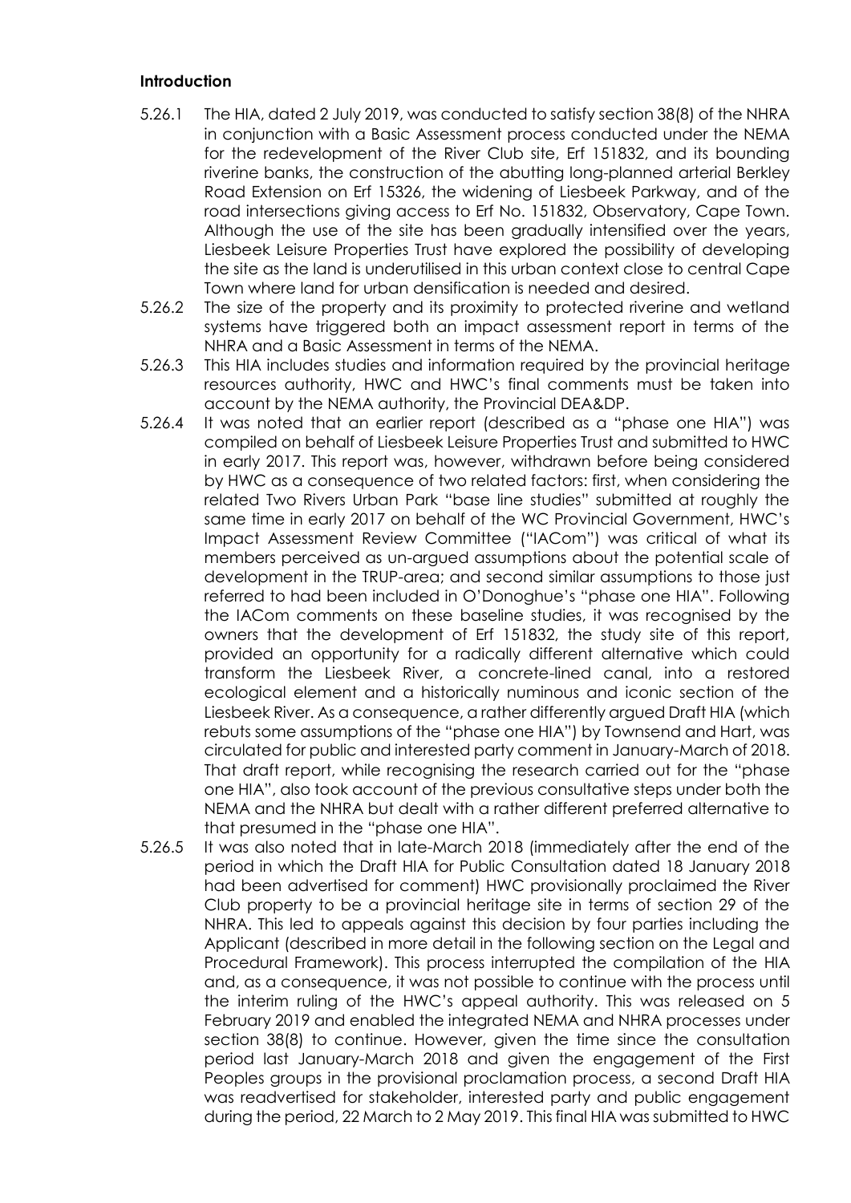**Introduction**

5.26.1 The HIA, dated 2 July 2019, was conducted to satisfy section 38(8) of the NHRA in conjunction with a Basic Assessment process conducted under the NEMA for the redevelopment of the River Club site, Erf 151832, and its bounding riverine banks, the construction of the abutting long-planned arterial Berkley Road Extension on Erf 15326, the widening of Liesbeek Parkway, and of the road intersections giving access to Erf No. 151832, Observatory, Cape Town. Although the use of the site has been gradually intensified over the years, Liesbeek Leisure Properties Trust have explored the possibility of developing the site as the land is underutilised in this urban context close to central Cape Town where land for urban densification is needed and desired.

5.26.2 The size of the property and its proximity to protected riverine and wetland systems have triggered both an impact assessment report in terms of the NHRA and a Basic Assessment in terms of the NEMA.

5.26.3 This HIA includes studies and information required by the provincial heritage resources authority, HWC and HWC's final comments must be taken into account by the NEMA authority, the Provincial DEA&DP.

5.26.4 It was noted that an earlier report (described as a "phase one HIA") was compiled on behalf of Liesbeek Leisure Properties Trust and submitted to HWC in early 2017. This report was, however, withdrawn before being considered by HWC as a consequence of two related factors: first, when considering the related Two Rivers Urban Park "base line studies" submitted at roughly the same time in early 2017 on behalf of the WC Provincial Government, HWC's Impact Assessment Review Committee ("IACom") was critical of what its members perceived as un-argued assumptions about the potential scale of development in the TRUP-area; and second similar assumptions to those just referred to had been included in O'Donoghue's "phase one HIA". Following the IACom comments on these baseline studies, it was recognised by the owners that the development of Erf 151832, the study site of this report, provided an opportunity for a radically different alternative which could transform the Liesbeek River, a concrete-lined canal, into a restored ecological element and a historically numinous and iconic section of the Liesbeek River. As a consequence, a rather differently argued Draft HIA (which rebuts some assumptions of the "phase one HIA") by Townsend and Hart, was circulated for public and interested party comment in January-March of 2018. That draft report, while recognising the research carried out for the "phase one HIA", also took account of the previous consultative steps under both the NEMA and the NHRA but dealt with a rather different preferred alternative to that presumed in the "phase one HIA".

5.26.5 It was also noted that in late-March 2018 (immediately after the end of the period in which the Draft HIA for Public Consultation dated 18 January 2018 had been advertised for comment) HWC provisionally proclaimed the River Club property to be a provincial heritage site in terms of section 29 of the NHRA. This led to appeals against this decision by four parties including the Applicant (described in more detail in the following section on the Legal and Procedural Framework). This process interrupted the compilation of the HIA and, as a consequence, it was not possible to continue with the process until the interim ruling of the HWC's appeal authority. This was released on 5 February 2019 and enabled the integrated NEMA and NHRA processes under section 38(8) to continue. However, given the time since the consultation period last January-March 2018 and given the engagement of the First Peoples groups in the provisional proclamation process, a second Draft HIA was readvertised for stakeholder, interested party and public engagement during the period, 22 March to 2 May 2019. This final HIA was submitted to HWC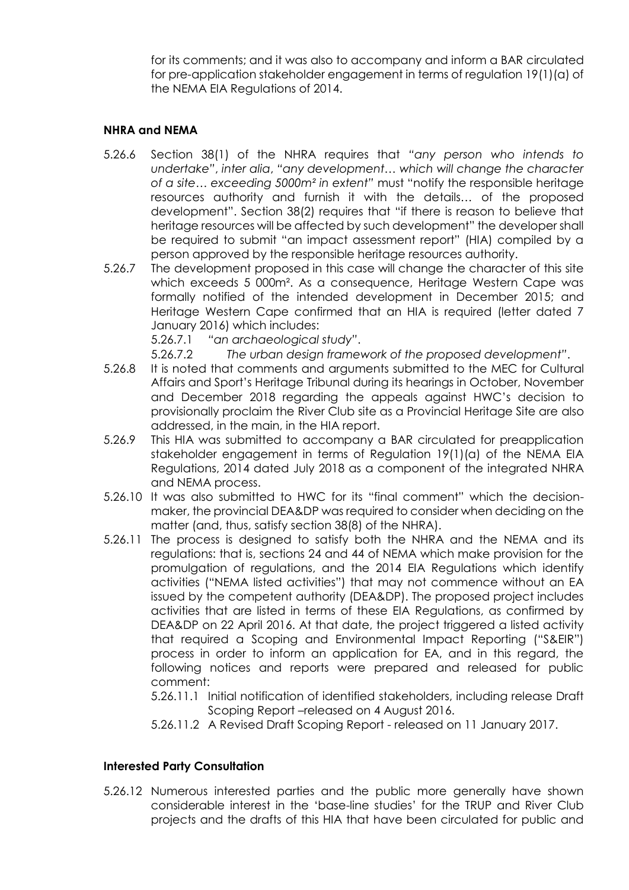for its comments; and it was also to accompany and inform a BAR circulated for pre-application stakeholder engagement in terms of regulation 19(1)(a) of the NEMA EIA Regulations of 2014.

**NHRA and NEMA**

5.26.6 Section 38(1) of the NHRA requires that *"any person who intends to undertake"*, *inter alia*, *"any development… which will change the character of a site… exceeding 5000m² in extent"* must "notify the responsible heritage resources authority and furnish it with the details… of the proposed development". Section 38(2) requires that "if there is reason to believe that heritage resources will be affected by such development" the developer shall be required to submit "an impact assessment report" (HIA) compiled by a person approved by the responsible heritage resources authority.

5.26.7 The development proposed in this case will change the character of this site which exceeds 5 000m². As a consequence, Heritage Western Cape was formally notified of the intended development in December 2015; and Heritage Western Cape confirmed that an HIA is required (letter dated 7 January 2016) which includes:

5.26.7.1 *"an archaeological study"*.

5.26.7.2 *The urban design framework of the proposed development"*.

5.26.8 It is noted that comments and arguments submitted to the MEC for Cultural Affairs and Sport's Heritage Tribunal during its hearings in October, November and December 2018 regarding the appeals against HWC's decision to provisionally proclaim the River Club site as a Provincial Heritage Site are also addressed, in the main, in the HIA report.

5.26.9 This HIA was submitted to accompany a BAR circulated for preapplication stakeholder engagement in terms of Regulation 19(1)(a) of the NEMA EIA Regulations, 2014 dated July 2018 as a component of the integrated NHRA and NEMA process.

5.26.10 It was also submitted to HWC for its "final comment" which the decision-maker, the provincial DEA&DP was required to consider when deciding on the matter (and, thus, satisfy section 38(8) of the NHRA).

5.26.11 The process is designed to satisfy both the NHRA and the NEMA and its regulations: that is, sections 24 and 44 of NEMA which make provision for the promulgation of regulations, and the 2014 EIA Regulations which identify activities ("NEMA listed activities") that may not commence without an EA issued by the competent authority (DEA&DP). The proposed project includes activities that are listed in terms of these EIA Regulations, as confirmed by DEA&DP on 22 April 2016. At that date, the project triggered a listed activity that required a Scoping and Environmental Impact Reporting ("S&EIR") process in order to inform an application for EA, and in this regard, the following notices and reports were prepared and released for public comment:

5.26.11.1 Initial notification of identified stakeholders, including release Draft Scoping Report –released on 4 August 2016.

5.26.11.2 A Revised Draft Scoping Report - released on 11 January 2017.

**Interested Party Consultation**

5.26.12 Numerous interested parties and the public more generally have shown considerable interest in the 'base-line studies' for the TRUP and River Club projects and the drafts of this HIA that have been circulated for public and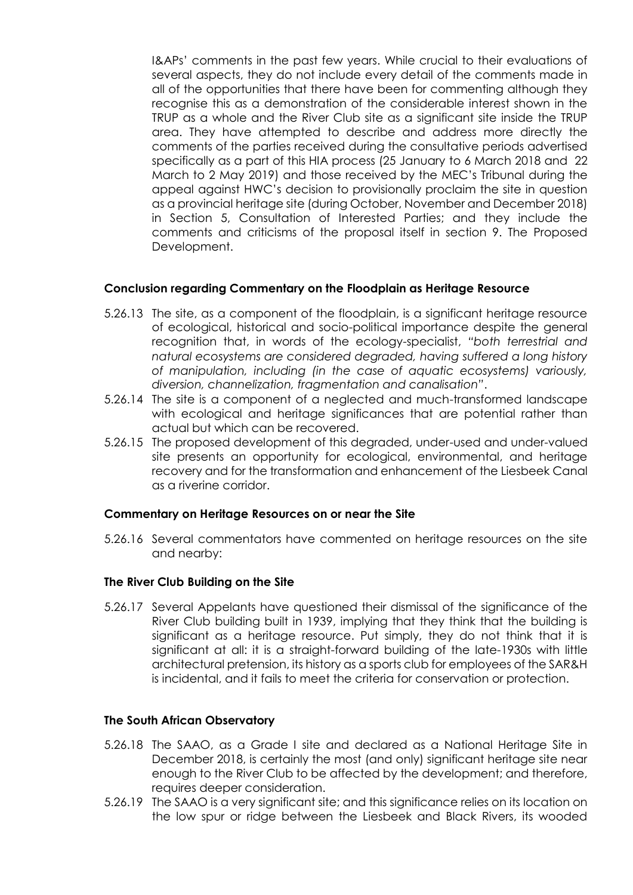I&APs' comments in the past few years. While crucial to their evaluations of several aspects, they do not include every detail of the comments made in all of the opportunities that there have been for commenting although they recognise this as a demonstration of the considerable interest shown in the TRUP as a whole and the River Club site as a significant site inside the TRUP area. They have attempted to describe and address more directly the comments of the parties received during the consultative periods advertised specifically as a part of this HIA process (25 January to 6 March 2018 and 22 March to 2 May 2019) and those received by the MEC's Tribunal during the appeal against HWC's decision to provisionally proclaim the site in question as a provincial heritage site (during October, November and December 2018) in Section 5, Consultation of Interested Parties; and they include the comments and criticisms of the proposal itself in section 9. The Proposed Development.

### Conclusion regarding Commentary on the Floodplain as Heritage Resource

5.26.13 The site, as a component of the floodplain, is a significant heritage resource of ecological, historical and socio-political importance despite the general recognition that, in words of the ecology-specialist, *"both terrestrial and natural ecosystems are considered degraded, having suffered a long history of manipulation, including (in the case of aquatic ecosystems) variously, diversion, channelization, fragmentation and canalisation"*.

5.26.14 The site is a component of a neglected and much-transformed landscape with ecological and heritage significances that are potential rather than actual but which can be recovered.

5.26.15 The proposed development of this degraded, under-used and under-valued site presents an opportunity for ecological, environmental, and heritage recovery and for the transformation and enhancement of the Liesbeek Canal as a riverine corridor.

### Commentary on Heritage Resources on or near the Site

5.26.16 Several commentators have commented on heritage resources on the site and nearby:

### The River Club Building on the Site

5.26.17 Several Appelants have questioned their dismissal of the significance of the River Club building built in 1939, implying that they think that the building is significant as a heritage resource. Put simply, they do not think that it is significant at all: it is a straight-forward building of the late-1930s with little architectural pretension, its history as a sports club for employees of the SAR&H is incidental, and it fails to meet the criteria for conservation or protection.

### The South African Observatory

5.26.18 The SAAO, as a Grade I site and declared as a National Heritage Site in December 2018, is certainly the most (and only) significant heritage site near enough to the River Club to be affected by the development; and therefore, requires deeper consideration.

5.26.19 The SAAO is a very significant site; and this significance relies on its location on the low spur or ridge between the Liesbeek and Black Rivers, its wooded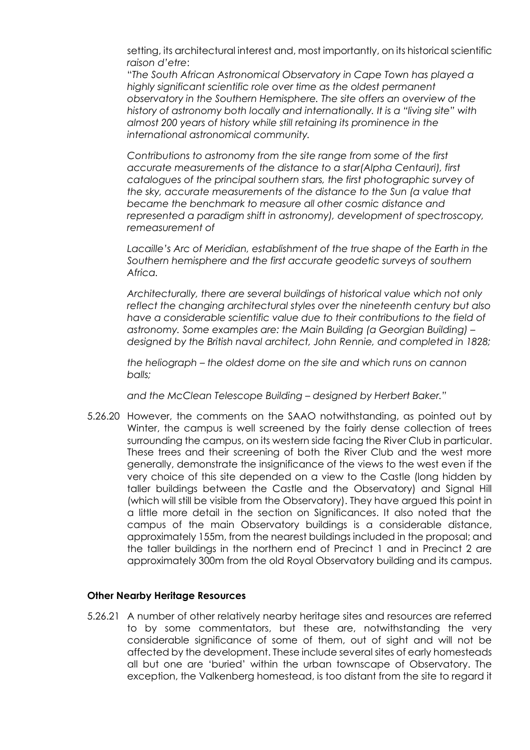setting, its architectural interest and, most importantly, on its historical scientific *raison d'etre*:

*"The South African Astronomical Observatory in Cape Town has played a highly significant scientific role over time as the oldest permanent observatory in the Southern Hemisphere. The site offers an overview of the history of astronomy both locally and internationally. It is a "living site" with almost 200 years of history while still retaining its prominence in the international astronomical community.*

*Contributions to astronomy from the site range from some of the first accurate measurements of the distance to a star(Alpha Centauri), first catalogues of the principal southern stars, the first photographic survey of the sky, accurate measurements of the distance to the Sun (a value that became the benchmark to measure all other cosmic distance and represented a paradigm shift in astronomy), development of spectroscopy, remeasurement of*

*Lacaille's Arc of Meridian, establishment of the true shape of the Earth in the Southern hemisphere and the first accurate geodetic surveys of southern Africa.*

*Architecturally, there are several buildings of historical value which not only reflect the changing architectural styles over the nineteenth century but also have a considerable scientific value due to their contributions to the field of astronomy. Some examples are: the Main Building (a Georgian Building) – designed by the British naval architect, John Rennie, and completed in 1828;*

*the heliograph – the oldest dome on the site and which runs on cannon balls;*

*and the McClean Telescope Building – designed by Herbert Baker."*

5.26.20 However, the comments on the SAAO notwithstanding, as pointed out by Winter, the campus is well screened by the fairly dense collection of trees surrounding the campus, on its western side facing the River Club in particular. These trees and their screening of both the River Club and the west more generally, demonstrate the insignificance of the views to the west even if the very choice of this site depended on a view to the Castle (long hidden by taller buildings between the Castle and the Observatory) and Signal Hill (which will still be visible from the Observatory). They have argued this point in a little more detail in the section on Significances. It also noted that the campus of the main Observatory buildings is a considerable distance, approximately 155m, from the nearest buildings included in the proposal; and the taller buildings in the northern end of Precinct 1 and in Precinct 2 are approximately 300m from the old Royal Observatory building and its campus.

### Other Nearby Heritage Resources

5.26.21 A number of other relatively nearby heritage sites and resources are referred to by some commentators, but these are, notwithstanding the very considerable significance of some of them, out of sight and will not be affected by the development. These include several sites of early homesteads all but one are 'buried' within the urban townscape of Observatory. The exception, the Valkenberg homestead, is too distant from the site to regard it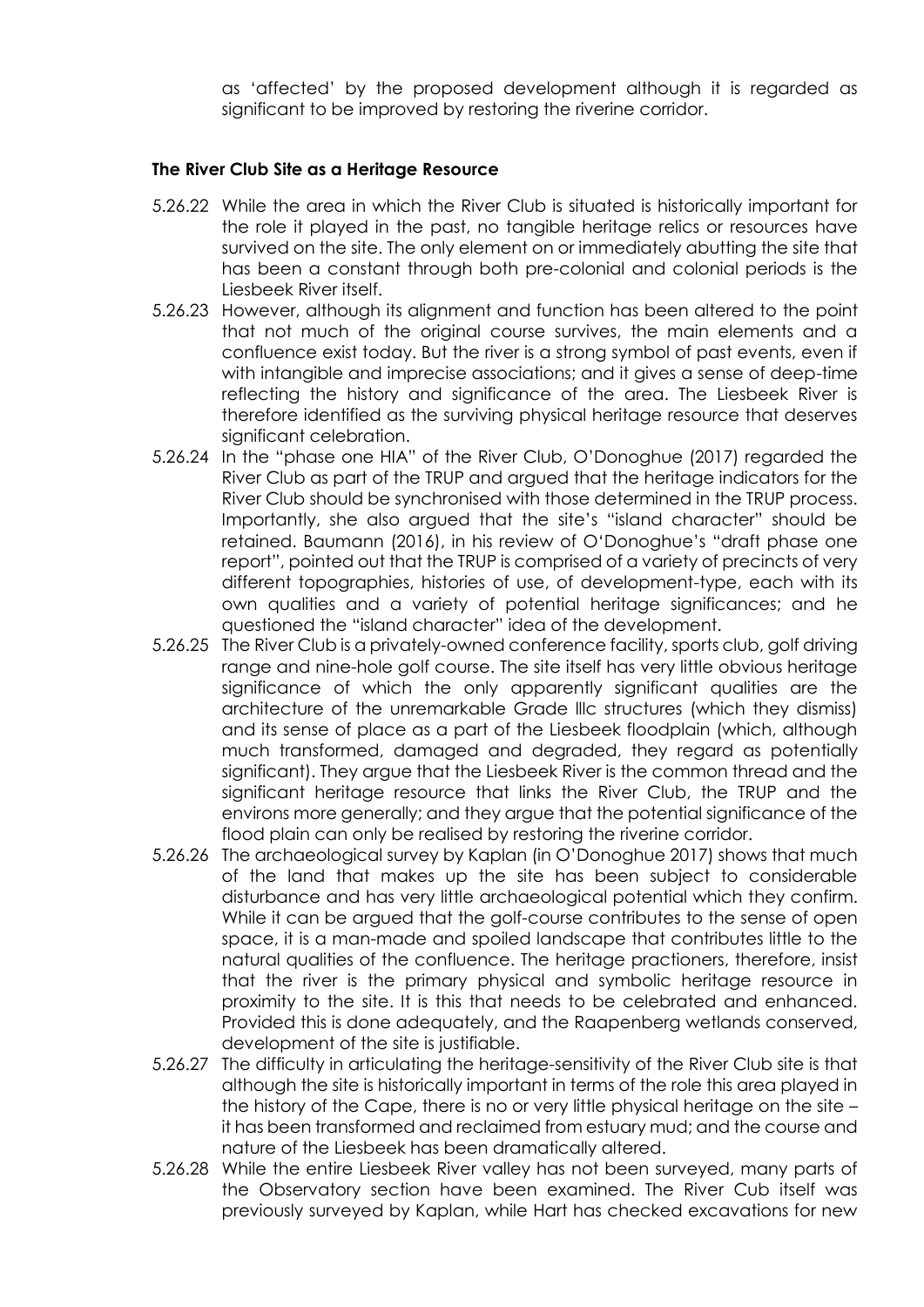as 'affected' by the proposed development although it is regarded as significant to be improved by restoring the riverine corridor.

**The River Club Site as a Heritage Resource**

5.26.22 While the area in which the River Club is situated is historically important for the role it played in the past, no tangible heritage relics or resources have survived on the site. The only element on or immediately abutting the site that has been a constant through both pre-colonial and colonial periods is the Liesbeek River itself.

5.26.23 However, although its alignment and function has been altered to the point that not much of the original course survives, the main elements and a confluence exist today. But the river is a strong symbol of past events, even if with intangible and imprecise associations; and it gives a sense of deep-time reflecting the history and significance of the area. The Liesbeek River is therefore identified as the surviving physical heritage resource that deserves significant celebration.

5.26.24 In the "phase one HIA" of the River Club, O'Donoghue (2017) regarded the River Club as part of the TRUP and argued that the heritage indicators for the River Club should be synchronised with those determined in the TRUP process. Importantly, she also argued that the site's "island character" should be retained. Baumann (2016), in his review of O'Donoghue's "draft phase one report", pointed out that the TRUP is comprised of a variety of precincts of very different topographies, histories of use, of development-type, each with its own qualities and a variety of potential heritage significances; and he questioned the "island character" idea of the development.

5.26.25 The River Club is a privately-owned conference facility, sports club, golf driving range and nine-hole golf course. The site itself has very little obvious heritage significance of which the only apparently significant qualities are the architecture of the unremarkable Grade IIIc structures (which they dismiss) and its sense of place as a part of the Liesbeek floodplain (which, although much transformed, damaged and degraded, they regard as potentially significant). They argue that the Liesbeek River is the common thread and the significant heritage resource that links the River Club, the TRUP and the environs more generally; and they argue that the potential significance of the flood plain can only be realised by restoring the riverine corridor.

5.26.26 The archaeological survey by Kaplan (in O'Donoghue 2017) shows that much of the land that makes up the site has been subject to considerable disturbance and has very little archaeological potential which they confirm. While it can be argued that the golf-course contributes to the sense of open space, it is a man-made and spoiled landscape that contributes little to the natural qualities of the confluence. The heritage practioners, therefore, insist that the river is the primary physical and symbolic heritage resource in proximity to the site. It is this that needs to be celebrated and enhanced. Provided this is done adequately, and the Raapenberg wetlands conserved, development of the site is justifiable.

5.26.27 The difficulty in articulating the heritage-sensitivity of the River Club site is that although the site is historically important in terms of the role this area played in the history of the Cape, there is no or very little physical heritage on the site – it has been transformed and reclaimed from estuary mud; and the course and nature of the Liesbeek has been dramatically altered.

5.26.28 While the entire Liesbeek River valley has not been surveyed, many parts of the Observatory section have been examined. The River Cub itself was previously surveyed by Kaplan, while Hart has checked excavations for new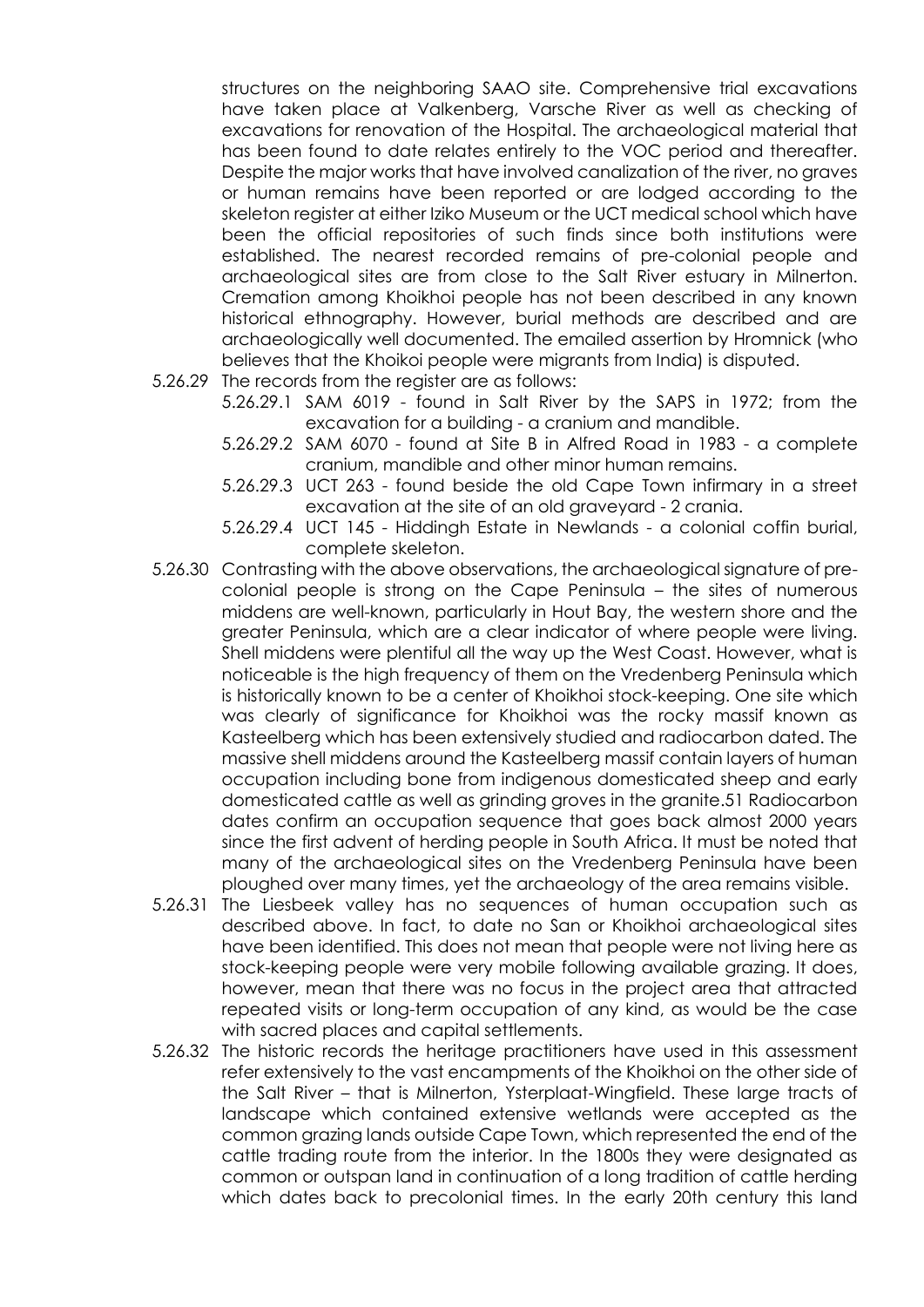structures on the neighboring SAAO site. Comprehensive trial excavations have taken place at Valkenberg, Varsche River as well as checking of excavations for renovation of the Hospital. The archaeological material that has been found to date relates entirely to the VOC period and thereafter. Despite the major works that have involved canalization of the river, no graves or human remains have been reported or are lodged according to the skeleton register at either Iziko Museum or the UCT medical school which have been the official repositories of such finds since both institutions were established. The nearest recorded remains of pre-colonial people and archaeological sites are from close to the Salt River estuary in Milnerton. Cremation among Khoikhoi people has not been described in any known historical ethnography. However, burial methods are described and are archaeologically well documented. The emailed assertion by Hromnick (who believes that the Khoikoi people were migrants from India) is disputed.

5.26.29 The records from the register are as follows:

- 5.26.29.1 SAM 6019 - found in Salt River by the SAPS in 1972; from the excavation for a building - a cranium and mandible.
- 5.26.29.2 SAM 6070 - found at Site B in Alfred Road in 1983 - a complete cranium, mandible and other minor human remains.
- 5.26.29.3 UCT 263 - found beside the old Cape Town infirmary in a street excavation at the site of an old graveyard - 2 crania.
- 5.26.29.4 UCT 145 - Hiddingh Estate in Newlands - a colonial coffin burial, complete skeleton.

5.26.30 Contrasting with the above observations, the archaeological signature of pre-colonial people is strong on the Cape Peninsula – the sites of numerous middens are well-known, particularly in Hout Bay, the western shore and the greater Peninsula, which are a clear indicator of where people were living. Shell middens were plentiful all the way up the West Coast. However, what is noticeable is the high frequency of them on the Vredenberg Peninsula which is historically known to be a center of Khoikhoi stock-keeping. One site which was clearly of significance for Khoikhoi was the rocky massif known as Kasteelberg which has been extensively studied and radiocarbon dated. The massive shell middens around the Kasteelberg massif contain layers of human occupation including bone from indigenous domesticated sheep and early domesticated cattle as well as grinding groves in the granite.[51] Radiocarbon dates confirm an occupation sequence that goes back almost 2000 years since the first advent of herding people in South Africa. It must be noted that many of the archaeological sites on the Vredenberg Peninsula have been ploughed over many times, yet the archaeology of the area remains visible.

5.26.31 The Liesbeek valley has no sequences of human occupation such as described above. In fact, to date no San or Khoikhoi archaeological sites have been identified. This does not mean that people were not living here as stock-keeping people were very mobile following available grazing. It does, however, mean that there was no focus in the project area that attracted repeated visits or long-term occupation of any kind, as would be the case with sacred places and capital settlements.

5.26.32 The historic records the heritage practitioners have used in this assessment refer extensively to the vast encampments of the Khoikhoi on the other side of the Salt River – that is Milnerton, Ysterplaat-Wingfield. These large tracts of landscape which contained extensive wetlands were accepted as the common grazing lands outside Cape Town, which represented the end of the cattle trading route from the interior. In the 1800s they were designated as common or outspan land in continuation of a long tradition of cattle herding which dates back to precolonial times. In the early 20th century this land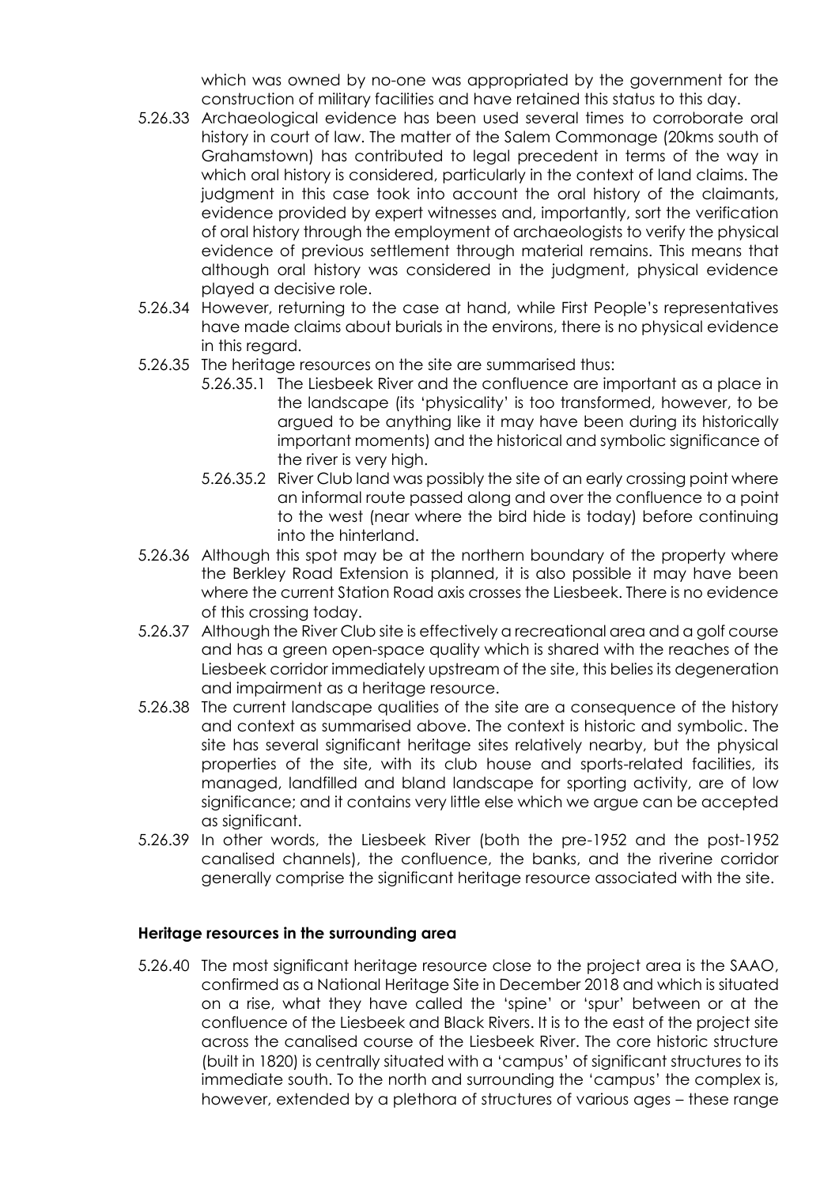which was owned by no-one was appropriated by the government for the construction of military facilities and have retained this status to this day.

5.26.33 Archaeological evidence has been used several times to corroborate oral history in court of law. The matter of the Salem Commonage (20kms south of Grahamstown) has contributed to legal precedent in terms of the way in which oral history is considered, particularly in the context of land claims. The judgment in this case took into account the oral history of the claimants, evidence provided by expert witnesses and, importantly, sort the verification of oral history through the employment of archaeologists to verify the physical evidence of previous settlement through material remains. This means that although oral history was considered in the judgment, physical evidence played a decisive role.

5.26.34 However, returning to the case at hand, while First People's representatives have made claims about burials in the environs, there is no physical evidence in this regard.

5.26.35 The heritage resources on the site are summarised thus:

5.26.35.1 The Liesbeek River and the confluence are important as a place in the landscape (its 'physicality' is too transformed, however, to be argued to be anything like it may have been during its historically important moments) and the historical and symbolic significance of the river is very high.

5.26.35.2 River Club land was possibly the site of an early crossing point where an informal route passed along and over the confluence to a point to the west (near where the bird hide is today) before continuing into the hinterland.

5.26.36 Although this spot may be at the northern boundary of the property where the Berkley Road Extension is planned, it is also possible it may have been where the current Station Road axis crosses the Liesbeek. There is no evidence of this crossing today.

5.26.37 Although the River Club site is effectively a recreational area and a golf course and has a green open-space quality which is shared with the reaches of the Liesbeek corridor immediately upstream of the site, this belies its degeneration and impairment as a heritage resource.

5.26.38 The current landscape qualities of the site are a consequence of the history and context as summarised above. The context is historic and symbolic. The site has several significant heritage sites relatively nearby, but the physical properties of the site, with its club house and sports-related facilities, its managed, landfilled and bland landscape for sporting activity, are of low significance; and it contains very little else which we argue can be accepted as significant.

5.26.39 In other words, the Liesbeek River (both the pre-1952 and the post-1952 canalised channels), the confluence, the banks, and the riverine corridor generally comprise the significant heritage resource associated with the site.

**Heritage resources in the surrounding area**

5.26.40 The most significant heritage resource close to the project area is the SAAO, confirmed as a National Heritage Site in December 2018 and which is situated on a rise, what they have called the 'spine' or 'spur' between or at the confluence of the Liesbeek and Black Rivers. It is to the east of the project site across the canalised course of the Liesbeek River. The core historic structure (built in 1820) is centrally situated with a 'campus' of significant structures to its immediate south. To the north and surrounding the 'campus' the complex is, however, extended by a plethora of structures of various ages – these range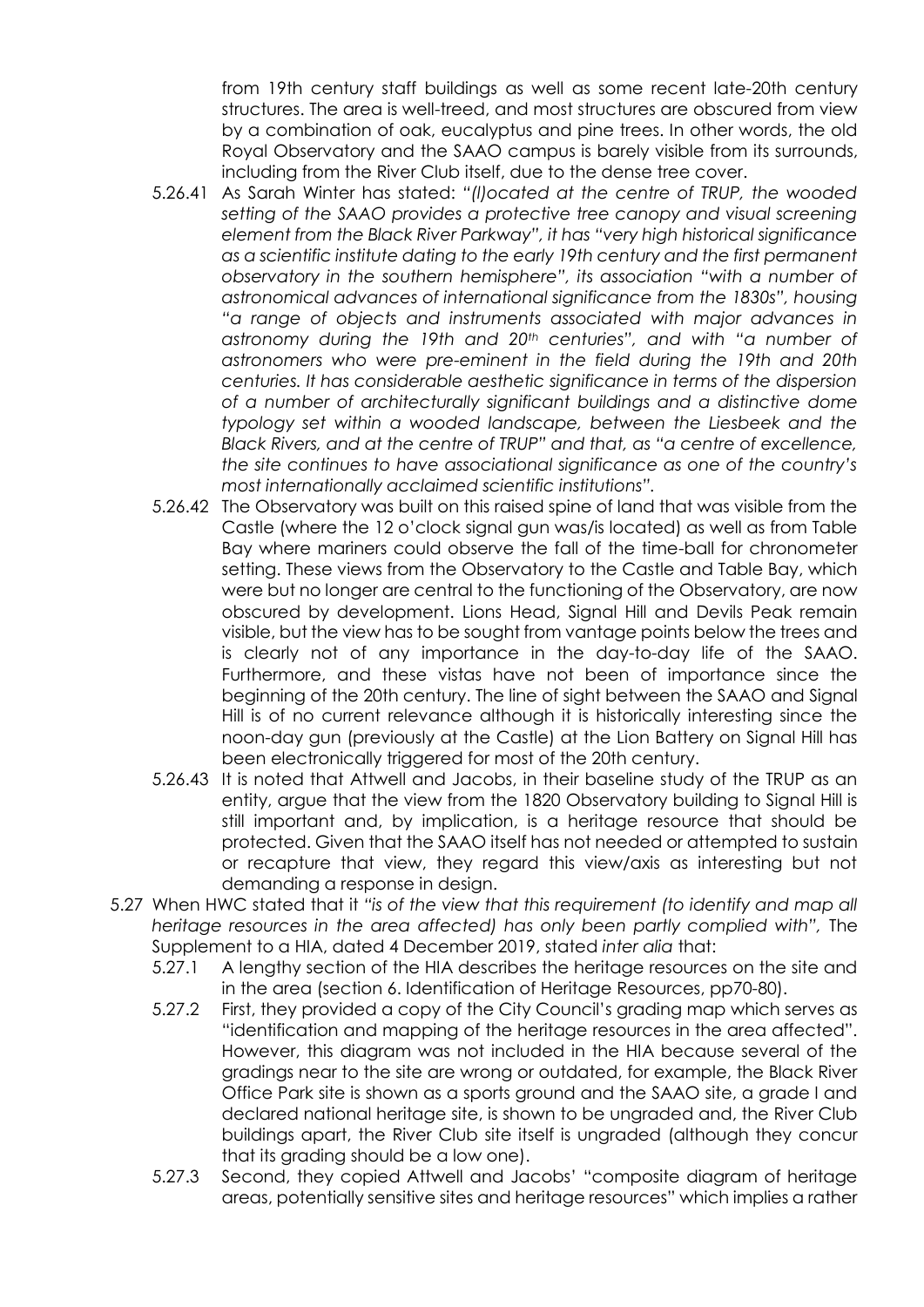from 19th century staff buildings as well as some recent late-20th century structures. The area is well-treed, and most structures are obscured from view by a combination of oak, eucalyptus and pine trees. In other words, the old Royal Observatory and the SAAO campus is barely visible from its surrounds, including from the River Club itself, due to the dense tree cover.

5.26.41 As Sarah Winter has stated: *"(l)ocated at the centre of TRUP, the wooded setting of the SAAO provides a protective tree canopy and visual screening element from the Black River Parkway", it has "very high historical significance as a scientific institute dating to the early 19th century and the first permanent observatory in the southern hemisphere", its association "with a number of astronomical advances of international significance from the 1830s", housing "a range of objects and instruments associated with major advances in astronomy during the 19th and 20th centuries", and with "a number of astronomers who were pre-eminent in the field during the 19th and 20th centuries. It has considerable aesthetic significance in terms of the dispersion of a number of architecturally significant buildings and a distinctive dome typology set within a wooded landscape, between the Liesbeek and the Black Rivers, and at the centre of TRUP" and that, as "a centre of excellence, the site continues to have associational significance as one of the country's most internationally acclaimed scientific institutions".*

5.26.42 The Observatory was built on this raised spine of land that was visible from the Castle (where the 12 o'clock signal gun was/is located) as well as from Table Bay where mariners could observe the fall of the time-ball for chronometer setting. These views from the Observatory to the Castle and Table Bay, which were but no longer are central to the functioning of the Observatory, are now obscured by development. Lions Head, Signal Hill and Devils Peak remain visible, but the view has to be sought from vantage points below the trees and is clearly not of any importance in the day-to-day life of the SAAO. Furthermore, and these vistas have not been of importance since the beginning of the 20th century. The line of sight between the SAAO and Signal Hill is of no current relevance although it is historically interesting since the noon-day gun (previously at the Castle) at the Lion Battery on Signal Hill has been electronically triggered for most of the 20th century.

5.26.43 It is noted that Attwell and Jacobs, in their baseline study of the TRUP as an entity, argue that the view from the 1820 Observatory building to Signal Hill is still important and, by implication, is a heritage resource that should be protected. Given that the SAAO itself has not needed or attempted to sustain or recapture that view, they regard this view/axis as interesting but not demanding a response in design.

5.27 When HWC stated that it *"is of the view that this requirement (to identify and map all heritage resources in the area affected) has only been partly complied with",* The Supplement to a HIA, dated 4 December 2019, stated *inter alia* that:

5.27.1 A lengthy section of the HIA describes the heritage resources on the site and in the area (section 6. Identification of Heritage Resources, pp70-80).

5.27.2 First, they provided a copy of the City Council's grading map which serves as "identification and mapping of the heritage resources in the area affected". However, this diagram was not included in the HIA because several of the gradings near to the site are wrong or outdated, for example, the Black River Office Park site is shown as a sports ground and the SAAO site, a grade I and declared national heritage site, is shown to be ungraded and, the River Club buildings apart, the River Club site itself is ungraded (although they concur that its grading should be a low one).

5.27.3 Second, they copied Attwell and Jacobs' "composite diagram of heritage areas, potentially sensitive sites and heritage resources" which implies a rather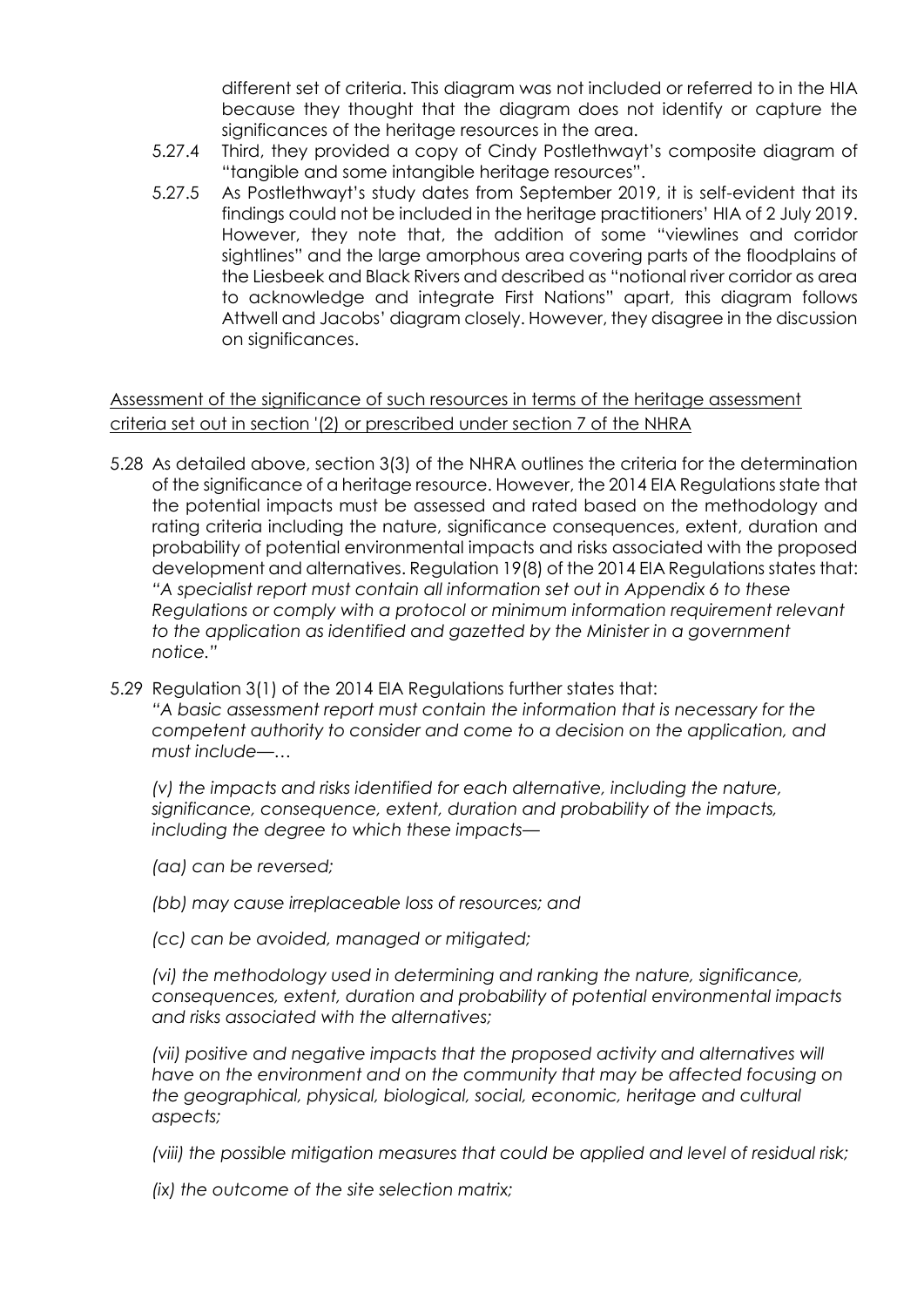different set of criteria. This diagram was not included or referred to in the HIA because they thought that the diagram does not identify or capture the significances of the heritage resources in the area.

5.27.4 Third, they provided a copy of Cindy Postlethwayt's composite diagram of "tangible and some intangible heritage resources".

5.27.5 As Postlethwayt's study dates from September 2019, it is self-evident that its findings could not be included in the heritage practitioners' HIA of 2 July 2019. However, they note that, the addition of some "viewlines and corridor sightlines" and the large amorphous area covering parts of the floodplains of the Liesbeek and Black Rivers and described as "notional river corridor as area to acknowledge and integrate First Nations" apart, this diagram follows Attwell and Jacobs' diagram closely. However, they disagree in the discussion on significances.

<u>Assessment of the significance of such resources in terms of the heritage assessment criteria set out in section '(2) or prescribed under section 7 of the NHRA</u>

5.28 As detailed above, section 3(3) of the NHRA outlines the criteria for the determination of the significance of a heritage resource. However, the 2014 EIA Regulations state that the potential impacts must be assessed and rated based on the methodology and rating criteria including the nature, significance consequences, extent, duration and probability of potential environmental impacts and risks associated with the proposed development and alternatives. Regulation 19(8) of the 2014 EIA Regulations states that: *"A specialist report must contain all information set out in Appendix 6 to these Regulations or comply with a protocol or minimum information requirement relevant to the application as identified and gazetted by the Minister in a government notice."*

5.29 Regulation 3(1) of the 2014 EIA Regulations further states that:
*"A basic assessment report must contain the information that is necessary for the competent authority to consider and come to a decision on the application, and must include—…*

*(v) the impacts and risks identified for each alternative, including the nature, significance, consequence, extent, duration and probability of the impacts, including the degree to which these impacts—*

*(aa) can be reversed;*

*(bb) may cause irreplaceable loss of resources; and*

*(cc) can be avoided, managed or mitigated;*

*(vi) the methodology used in determining and ranking the nature, significance, consequences, extent, duration and probability of potential environmental impacts and risks associated with the alternatives;*

*(vii) positive and negative impacts that the proposed activity and alternatives will have on the environment and on the community that may be affected focusing on the geographical, physical, biological, social, economic, heritage and cultural aspects;*

*(viii) the possible mitigation measures that could be applied and level of residual risk;*

*(ix) the outcome of the site selection matrix;*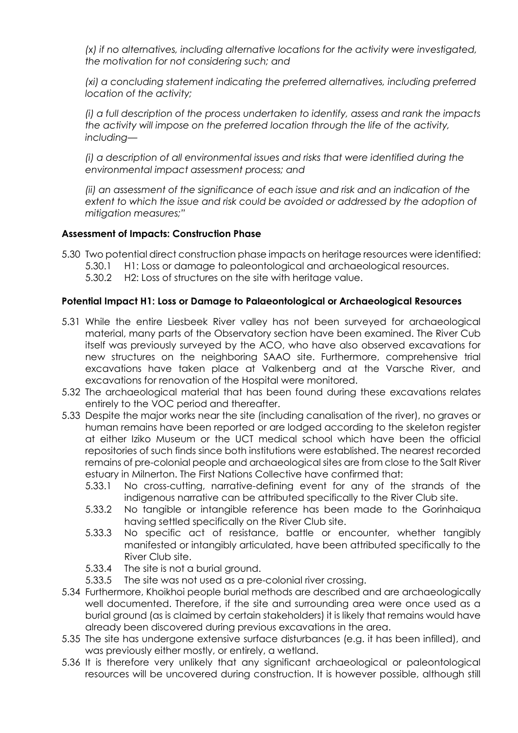*(x) if no alternatives, including alternative locations for the activity were investigated, the motivation for not considering such; and*

*(xi) a concluding statement indicating the preferred alternatives, including preferred location of the activity;*

*(i) a full description of the process undertaken to identify, assess and rank the impacts the activity will impose on the preferred location through the life of the activity, including—*

*(i) a description of all environmental issues and risks that were identified during the environmental impact assessment process; and*

*(ii) an assessment of the significance of each issue and risk and an indication of the extent to which the issue and risk could be avoided or addressed by the adoption of mitigation measures;"*

**Assessment of Impacts: Construction Phase**

5.30 Two potential direct construction phase impacts on heritage resources were identified:
   5.30.1 H1: Loss or damage to paleontological and archaeological resources.
   5.30.2 H2: Loss of structures on the site with heritage value.

**Potential Impact H1: Loss or Damage to Palaeontological or Archaeological Resources**

5.31 While the entire Liesbeek River valley has not been surveyed for archaeological material, many parts of the Observatory section have been examined. The River Cub itself was previously surveyed by the ACO, who have also observed excavations for new structures on the neighboring SAAO site. Furthermore, comprehensive trial excavations have taken place at Valkenberg and at the Varsche River, and excavations for renovation of the Hospital were monitored.

5.32 The archaeological material that has been found during these excavations relates entirely to the VOC period and thereafter.

5.33 Despite the major works near the site (including canalisation of the river), no graves or human remains have been reported or are lodged according to the skeleton register at either Iziko Museum or the UCT medical school which have been the official repositories of such finds since both institutions were established. The nearest recorded remains of pre-colonial people and archaeological sites are from close to the Salt River estuary in Milnerton. The First Nations Collective have confirmed that:
   5.33.1 No cross-cutting, narrative-defining event for any of the strands of the indigenous narrative can be attributed specifically to the River Club site.
   5.33.2 No tangible or intangible reference has been made to the Gorinhaiqua having settled specifically on the River Club site.
   5.33.3 No specific act of resistance, battle or encounter, whether tangibly manifested or intangibly articulated, have been attributed specifically to the River Club site.
   5.33.4 The site is not a burial ground.
   5.33.5 The site was not used as a pre-colonial river crossing.

5.34 Furthermore, Khoikhoi people burial methods are described and are archaeologically well documented. Therefore, if the site and surrounding area were once used as a burial ground (as is claimed by certain stakeholders) it is likely that remains would have already been discovered during previous excavations in the area.

5.35 The site has undergone extensive surface disturbances (e.g. it has been infilled), and was previously either mostly, or entirely, a wetland.

5.36 It is therefore very unlikely that any significant archaeological or paleontological resources will be uncovered during construction. It is however possible, although still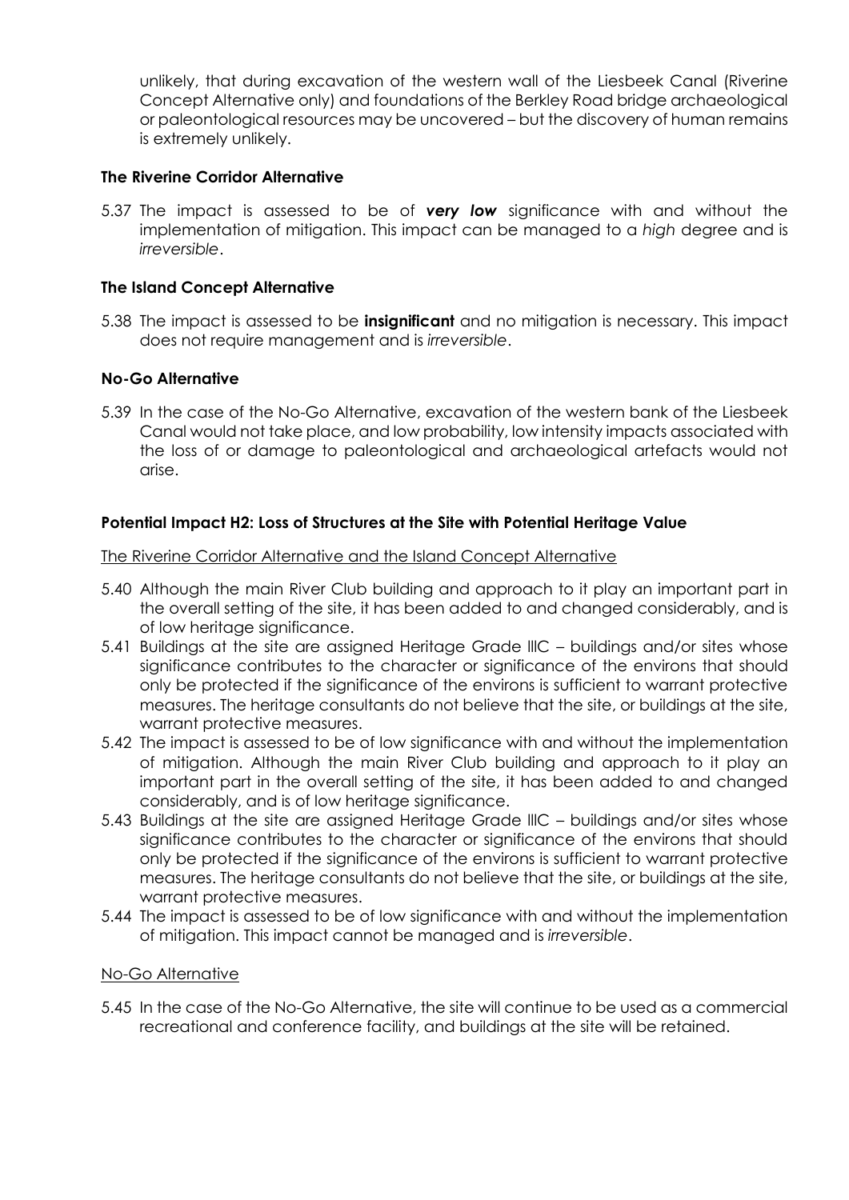unlikely, that during excavation of the western wall of the Liesbeek Canal (Riverine Concept Alternative only) and foundations of the Berkley Road bridge archaeological or paleontological resources may be uncovered – but the discovery of human remains is extremely unlikely.

**The Riverine Corridor Alternative**

5.37 The impact is assessed to be of ***very low*** significance with and without the implementation of mitigation. This impact can be managed to a *high* degree and is *irreversible*.

**The Island Concept Alternative**

5.38 The impact is assessed to be **insignificant** and no mitigation is necessary. This impact does not require management and is *irreversible*.

**No-Go Alternative**

5.39 In the case of the No-Go Alternative, excavation of the western bank of the Liesbeek Canal would not take place, and low probability, low intensity impacts associated with the loss of or damage to paleontological and archaeological artefacts would not arise.

**Potential Impact H2: Loss of Structures at the Site with Potential Heritage Value**

The Riverine Corridor Alternative and the Island Concept Alternative

5.40 Although the main River Club building and approach to it play an important part in the overall setting of the site, it has been added to and changed considerably, and is of low heritage significance.

5.41 Buildings at the site are assigned Heritage Grade IIIC – buildings and/or sites whose significance contributes to the character or significance of the environs that should only be protected if the significance of the environs is sufficient to warrant protective measures. The heritage consultants do not believe that the site, or buildings at the site, warrant protective measures.

5.42 The impact is assessed to be of low significance with and without the implementation of mitigation. Although the main River Club building and approach to it play an important part in the overall setting of the site, it has been added to and changed considerably, and is of low heritage significance.

5.43 Buildings at the site are assigned Heritage Grade IIIC – buildings and/or sites whose significance contributes to the character or significance of the environs that should only be protected if the significance of the environs is sufficient to warrant protective measures. The heritage consultants do not believe that the site, or buildings at the site, warrant protective measures.

5.44 The impact is assessed to be of low significance with and without the implementation of mitigation. This impact cannot be managed and is *irreversible*.

No-Go Alternative

5.45 In the case of the No-Go Alternative, the site will continue to be used as a commercial recreational and conference facility, and buildings at the site will be retained.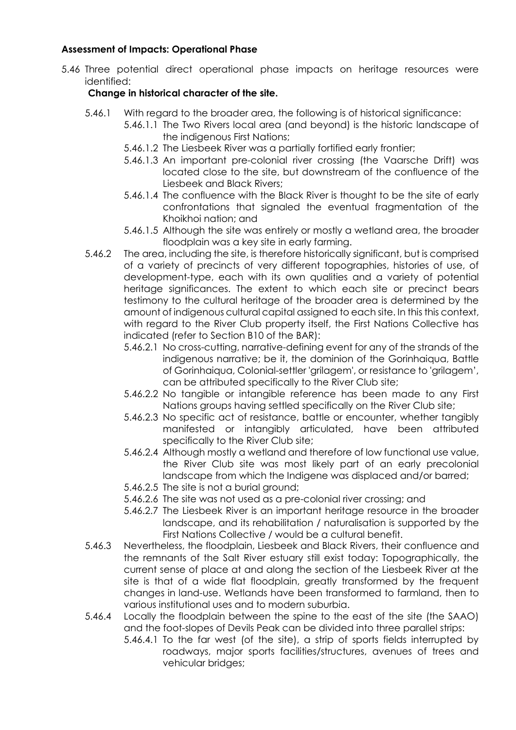**Assessment of Impacts: Operational Phase**

5.46 Three potential direct operational phase impacts on heritage resources were identified:

**Change in historical character of the site.**

- 5.46.1 With regard to the broader area, the following is of historical significance:
  - 5.46.1.1 The Two Rivers local area (and beyond) is the historic landscape of the indigenous First Nations;
  - 5.46.1.2 The Liesbeek River was a partially fortified early frontier;
  - 5.46.1.3 An important pre-colonial river crossing (the Vaarsche Drift) was located close to the site, but downstream of the confluence of the Liesbeek and Black Rivers;
  - 5.46.1.4 The confluence with the Black River is thought to be the site of early confrontations that signaled the eventual fragmentation of the Khoikhoi nation; and
  - 5.46.1.5 Although the site was entirely or mostly a wetland area, the broader floodplain was a key site in early farming.
- 5.46.2 The area, including the site, is therefore historically significant, but is comprised of a variety of precincts of very different topographies, histories of use, of development-type, each with its own qualities and a variety of potential heritage significances. The extent to which each site or precinct bears testimony to the cultural heritage of the broader area is determined by the amount of indigenous cultural capital assigned to each site. In this this context, with regard to the River Club property itself, the First Nations Collective has indicated (refer to Section B10 of the BAR):
  - 5.46.2.1 No cross-cutting, narrative-defining event for any of the strands of the indigenous narrative; be it, the dominion of the Gorinhaiqua, Battle of Gorinhaiqua, Colonial-settler 'grilagem', or resistance to 'grilagem', can be attributed specifically to the River Club site;
  - 5.46.2.2 No tangible or intangible reference has been made to any First Nations groups having settled specifically on the River Club site;
  - 5.46.2.3 No specific act of resistance, battle or encounter, whether tangibly manifested or intangibly articulated, have been attributed specifically to the River Club site;
  - 5.46.2.4 Although mostly a wetland and therefore of low functional use value, the River Club site was most likely part of an early precolonial landscape from which the Indigene was displaced and/or barred;
  - 5.46.2.5 The site is not a burial ground;
  - 5.46.2.6 The site was not used as a pre-colonial river crossing; and
  - 5.46.2.7 The Liesbeek River is an important heritage resource in the broader landscape, and its rehabilitation / naturalisation is supported by the First Nations Collective / would be a cultural benefit.
- 5.46.3 Nevertheless, the floodplain, Liesbeek and Black Rivers, their confluence and the remnants of the Salt River estuary still exist today: Topographically, the current sense of place at and along the section of the Liesbeek River at the site is that of a wide flat floodplain, greatly transformed by the frequent changes in land-use. Wetlands have been transformed to farmland, then to various institutional uses and to modern suburbia.
- 5.46.4 Locally the floodplain between the spine to the east of the site (the SAAO) and the foot-slopes of Devils Peak can be divided into three parallel strips:
  - 5.46.4.1 To the far west (of the site), a strip of sports fields interrupted by roadways, major sports facilities/structures, avenues of trees and vehicular bridges;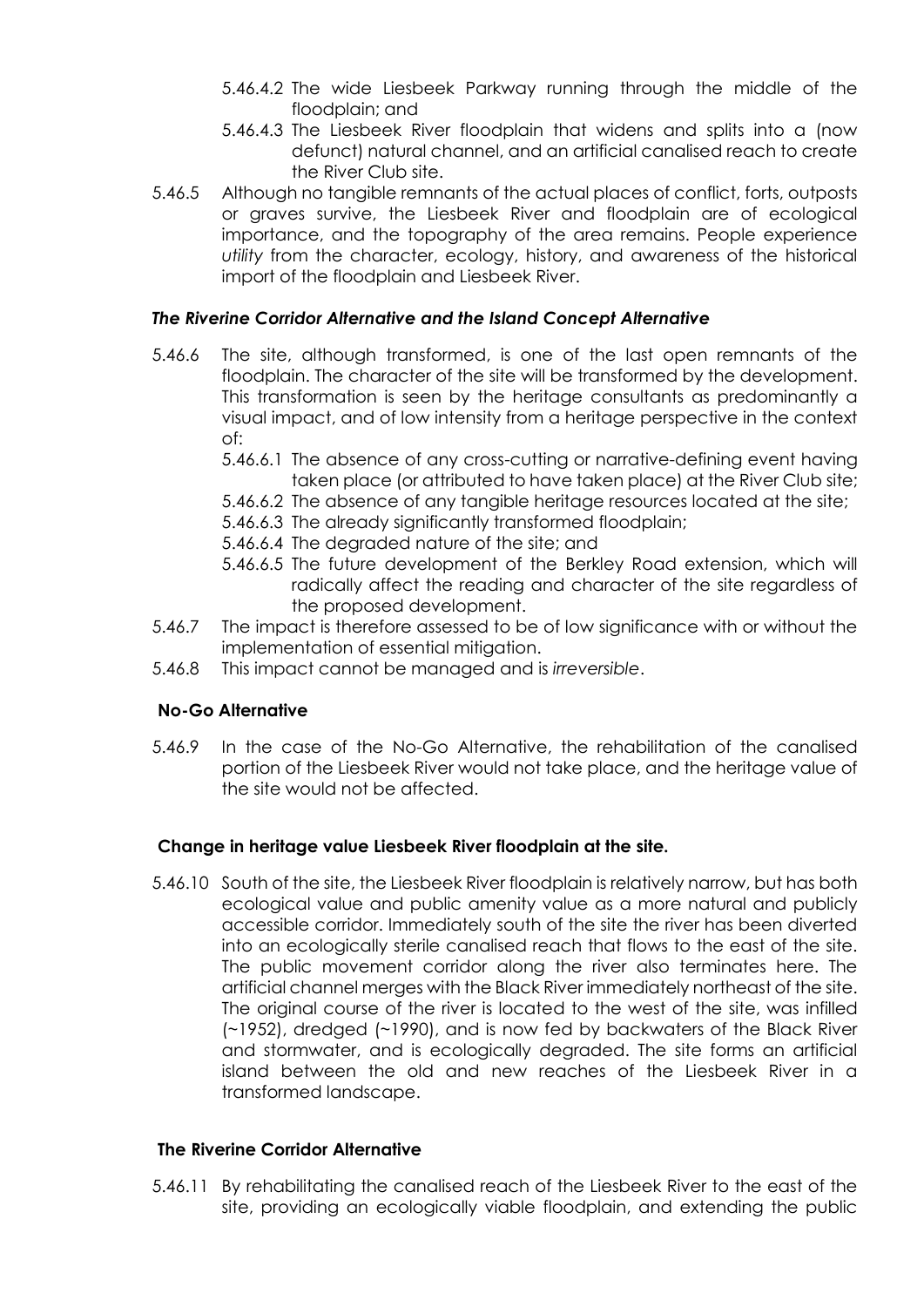5.46.4.2 The wide Liesbeek Parkway running through the middle of the floodplain; and

5.46.4.3 The Liesbeek River floodplain that widens and splits into a (now defunct) natural channel, and an artificial canalised reach to create the River Club site.

5.46.5 Although no tangible remnants of the actual places of conflict, forts, outposts or graves survive, the Liesbeek River and floodplain are of ecological importance, and the topography of the area remains. People experience *utility* from the character, ecology, history, and awareness of the historical import of the floodplain and Liesbeek River.

### *The Riverine Corridor Alternative and the Island Concept Alternative*

5.46.6 The site, although transformed, is one of the last open remnants of the floodplain. The character of the site will be transformed by the development. This transformation is seen by the heritage consultants as predominantly a visual impact, and of low intensity from a heritage perspective in the context of:

5.46.6.1 The absence of any cross-cutting or narrative-defining event having taken place (or attributed to have taken place) at the River Club site;

5.46.6.2 The absence of any tangible heritage resources located at the site;

5.46.6.3 The already significantly transformed floodplain;

5.46.6.4 The degraded nature of the site; and

5.46.6.5 The future development of the Berkley Road extension, which will radically affect the reading and character of the site regardless of the proposed development.

5.46.7 The impact is therefore assessed to be of low significance with or without the implementation of essential mitigation.

5.46.8 This impact cannot be managed and is *irreversible*.

### **No-Go Alternative**

5.46.9 In the case of the No-Go Alternative, the rehabilitation of the canalised portion of the Liesbeek River would not take place, and the heritage value of the site would not be affected.

### **Change in heritage value Liesbeek River floodplain at the site.**

5.46.10 South of the site, the Liesbeek River floodplain is relatively narrow, but has both ecological value and public amenity value as a more natural and publicly accessible corridor. Immediately south of the site the river has been diverted into an ecologically sterile canalised reach that flows to the east of the site. The public movement corridor along the river also terminates here. The artificial channel merges with the Black River immediately northeast of the site. The original course of the river is located to the west of the site, was infilled (~1952), dredged (~1990), and is now fed by backwaters of the Black River and stormwater, and is ecologically degraded. The site forms an artificial island between the old and new reaches of the Liesbeek River in a transformed landscape.

### **The Riverine Corridor Alternative**

5.46.11 By rehabilitating the canalised reach of the Liesbeek River to the east of the site, providing an ecologically viable floodplain, and extending the public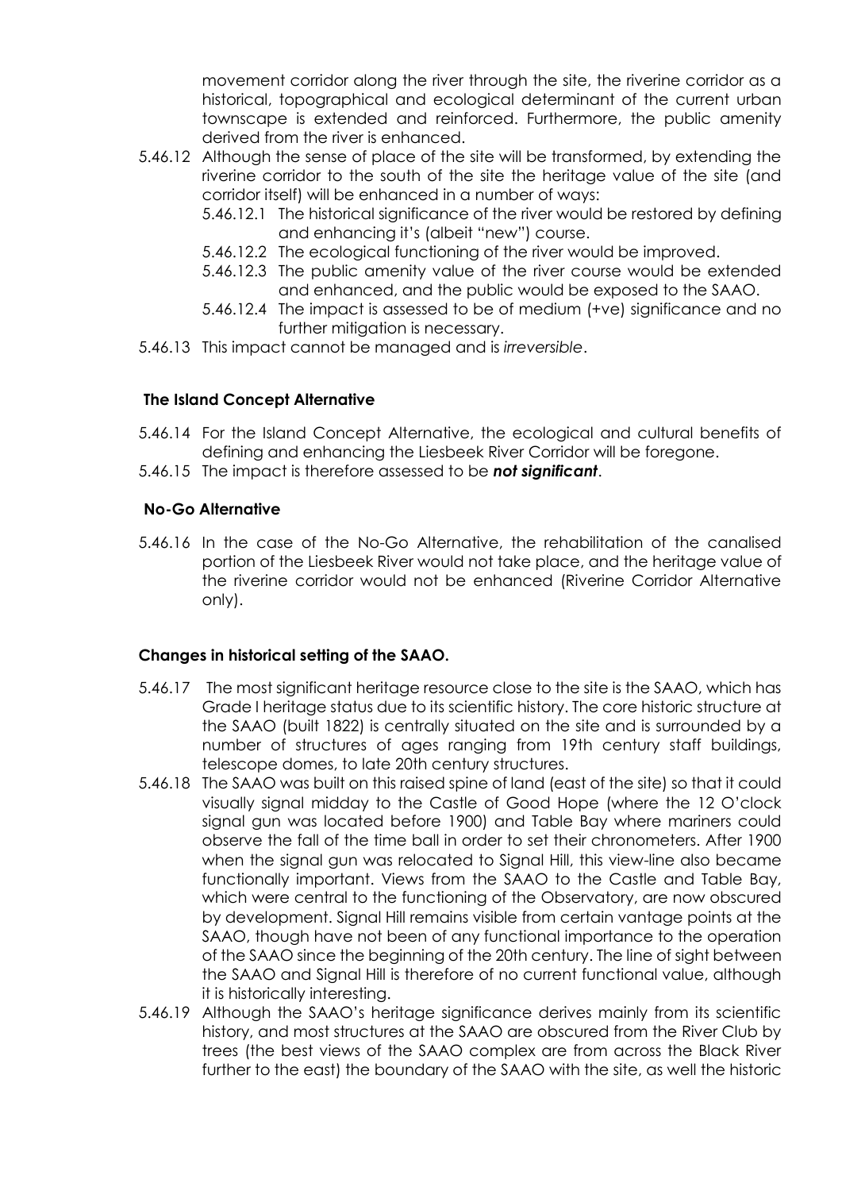movement corridor along the river through the site, the riverine corridor as a historical, topographical and ecological determinant of the current urban townscape is extended and reinforced. Furthermore, the public amenity derived from the river is enhanced.

5.46.12 Although the sense of place of the site will be transformed, by extending the riverine corridor to the south of the site the heritage value of the site (and corridor itself) will be enhanced in a number of ways:

- 5.46.12.1 The historical significance of the river would be restored by defining and enhancing it's (albeit "new") course.
- 5.46.12.2 The ecological functioning of the river would be improved.
- 5.46.12.3 The public amenity value of the river course would be extended and enhanced, and the public would be exposed to the SAAO.
- 5.46.12.4 The impact is assessed to be of medium (+ve) significance and no further mitigation is necessary.

5.46.13 This impact cannot be managed and is *irreversible*.

**The Island Concept Alternative**

5.46.14 For the Island Concept Alternative, the ecological and cultural benefits of defining and enhancing the Liesbeek River Corridor will be foregone.

5.46.15 The impact is therefore assessed to be ***not significant***.

**No-Go Alternative**

5.46.16 In the case of the No-Go Alternative, the rehabilitation of the canalised portion of the Liesbeek River would not take place, and the heritage value of the riverine corridor would not be enhanced (Riverine Corridor Alternative only).

**Changes in historical setting of the SAAO.**

5.46.17 The most significant heritage resource close to the site is the SAAO, which has Grade I heritage status due to its scientific history. The core historic structure at the SAAO (built 1822) is centrally situated on the site and is surrounded by a number of structures of ages ranging from 19th century staff buildings, telescope domes, to late 20th century structures.

5.46.18 The SAAO was built on this raised spine of land (east of the site) so that it could visually signal midday to the Castle of Good Hope (where the 12 O'clock signal gun was located before 1900) and Table Bay where mariners could observe the fall of the time ball in order to set their chronometers. After 1900 when the signal gun was relocated to Signal Hill, this view-line also became functionally important. Views from the SAAO to the Castle and Table Bay, which were central to the functioning of the Observatory, are now obscured by development. Signal Hill remains visible from certain vantage points at the SAAO, though have not been of any functional importance to the operation of the SAAO since the beginning of the 20th century. The line of sight between the SAAO and Signal Hill is therefore of no current functional value, although it is historically interesting.

5.46.19 Although the SAAO's heritage significance derives mainly from its scientific history, and most structures at the SAAO are obscured from the River Club by trees (the best views of the SAAO complex are from across the Black River further to the east) the boundary of the SAAO with the site, as well the historic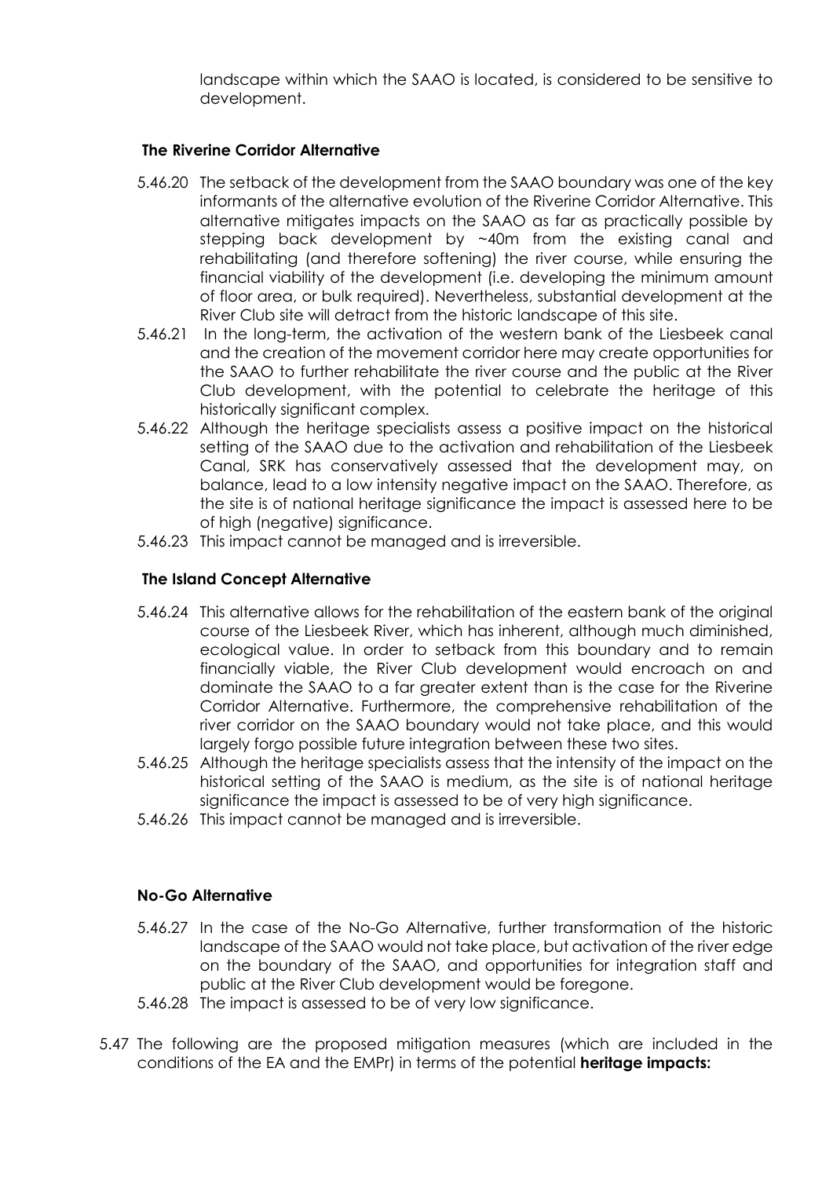landscape within which the SAAO is located, is considered to be sensitive to development.

**The Riverine Corridor Alternative**

5.46.20 The setback of the development from the SAAO boundary was one of the key informants of the alternative evolution of the Riverine Corridor Alternative. This alternative mitigates impacts on the SAAO as far as practically possible by stepping back development by ~40m from the existing canal and rehabilitating (and therefore softening) the river course, while ensuring the financial viability of the development (i.e. developing the minimum amount of floor area, or bulk required). Nevertheless, substantial development at the River Club site will detract from the historic landscape of this site.

5.46.21 In the long-term, the activation of the western bank of the Liesbeek canal and the creation of the movement corridor here may create opportunities for the SAAO to further rehabilitate the river course and the public at the River Club development, with the potential to celebrate the heritage of this historically significant complex.

5.46.22 Although the heritage specialists assess a positive impact on the historical setting of the SAAO due to the activation and rehabilitation of the Liesbeek Canal, SRK has conservatively assessed that the development may, on balance, lead to a low intensity negative impact on the SAAO. Therefore, as the site is of national heritage significance the impact is assessed here to be of high (negative) significance.

5.46.23 This impact cannot be managed and is irreversible.

**The Island Concept Alternative**

5.46.24 This alternative allows for the rehabilitation of the eastern bank of the original course of the Liesbeek River, which has inherent, although much diminished, ecological value. In order to setback from this boundary and to remain financially viable, the River Club development would encroach on and dominate the SAAO to a far greater extent than is the case for the Riverine Corridor Alternative. Furthermore, the comprehensive rehabilitation of the river corridor on the SAAO boundary would not take place, and this would largely forgo possible future integration between these two sites.

5.46.25 Although the heritage specialists assess that the intensity of the impact on the historical setting of the SAAO is medium, as the site is of national heritage significance the impact is assessed to be of very high significance.

5.46.26 This impact cannot be managed and is irreversible.

**No-Go Alternative**

5.46.27 In the case of the No-Go Alternative, further transformation of the historic landscape of the SAAO would not take place, but activation of the river edge on the boundary of the SAAO, and opportunities for integration staff and public at the River Club development would be foregone.

5.46.28 The impact is assessed to be of very low significance.

5.47 The following are the proposed mitigation measures (which are included in the conditions of the EA and the EMPr) in terms of the potential **heritage impacts:**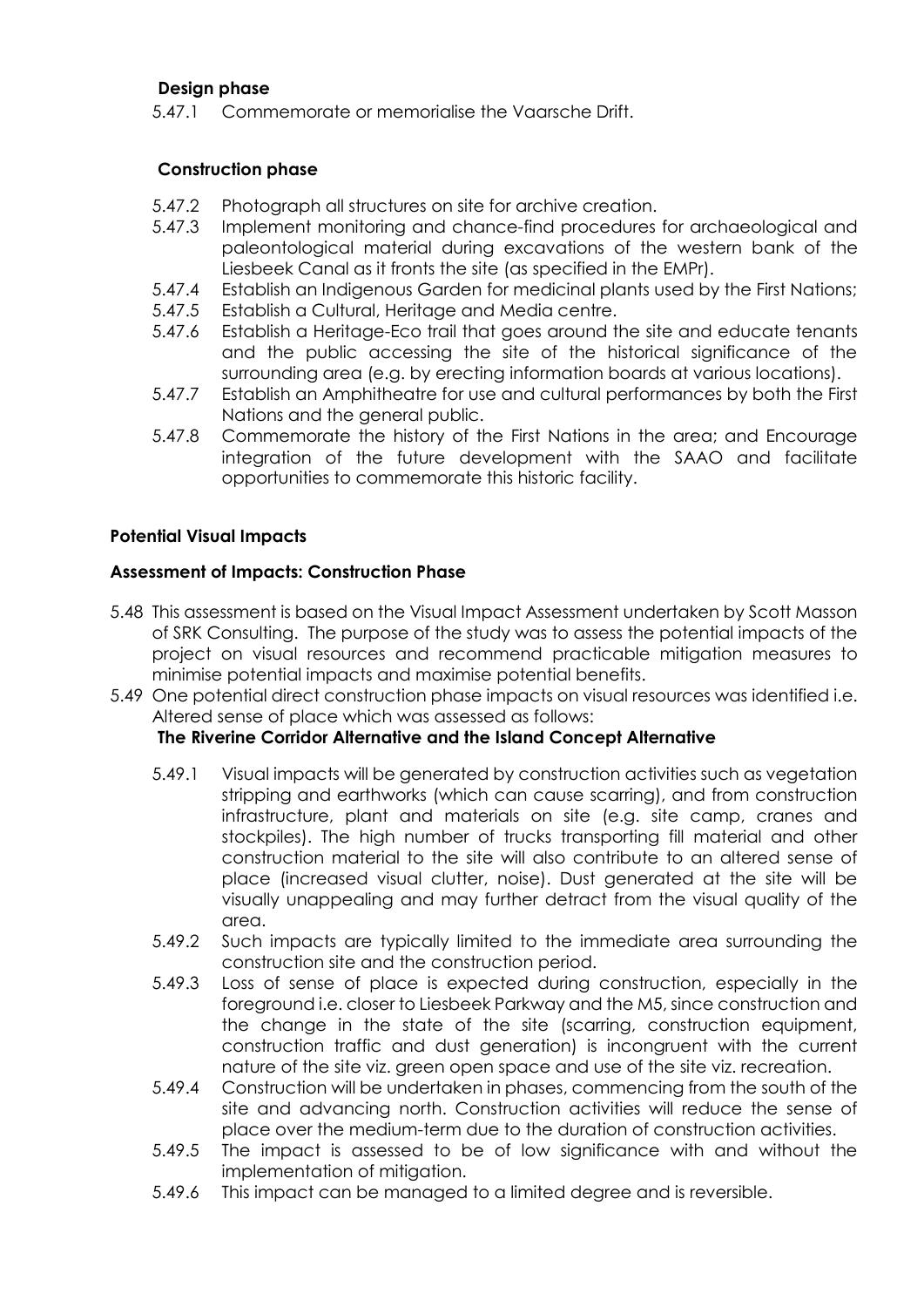**Design phase**

5.47.1 Commemorate or memorialise the Vaarsche Drift.

**Construction phase**

5.47.2 Photograph all structures on site for archive creation.

5.47.3 Implement monitoring and chance-find procedures for archaeological and paleontological material during excavations of the western bank of the Liesbeek Canal as it fronts the site (as specified in the EMPr).

5.47.4 Establish an Indigenous Garden for medicinal plants used by the First Nations;

5.47.5 Establish a Cultural, Heritage and Media centre.

5.47.6 Establish a Heritage-Eco trail that goes around the site and educate tenants and the public accessing the site of the historical significance of the surrounding area (e.g. by erecting information boards at various locations).

5.47.7 Establish an Amphitheatre for use and cultural performances by both the First Nations and the general public.

5.47.8 Commemorate the history of the First Nations in the area; and Encourage integration of the future development with the SAAO and facilitate opportunities to commemorate this historic facility.

**Potential Visual Impacts**

**Assessment of Impacts: Construction Phase**

5.48 This assessment is based on the Visual Impact Assessment undertaken by Scott Masson of SRK Consulting. The purpose of the study was to assess the potential impacts of the project on visual resources and recommend practicable mitigation measures to minimise potential impacts and maximise potential benefits.

5.49 One potential direct construction phase impacts on visual resources was identified i.e. Altered sense of place which was assessed as follows:

**The Riverine Corridor Alternative and the Island Concept Alternative**

5.49.1 Visual impacts will be generated by construction activities such as vegetation stripping and earthworks (which can cause scarring), and from construction infrastructure, plant and materials on site (e.g. site camp, cranes and stockpiles). The high number of trucks transporting fill material and other construction material to the site will also contribute to an altered sense of place (increased visual clutter, noise). Dust generated at the site will be visually unappealing and may further detract from the visual quality of the area.

5.49.2 Such impacts are typically limited to the immediate area surrounding the construction site and the construction period.

5.49.3 Loss of sense of place is expected during construction, especially in the foreground i.e. closer to Liesbeek Parkway and the M5, since construction and the change in the state of the site (scarring, construction equipment, construction traffic and dust generation) is incongruent with the current nature of the site viz. green open space and use of the site viz. recreation.

5.49.4 Construction will be undertaken in phases, commencing from the south of the site and advancing north. Construction activities will reduce the sense of place over the medium-term due to the duration of construction activities.

5.49.5 The impact is assessed to be of low significance with and without the implementation of mitigation.

5.49.6 This impact can be managed to a limited degree and is reversible.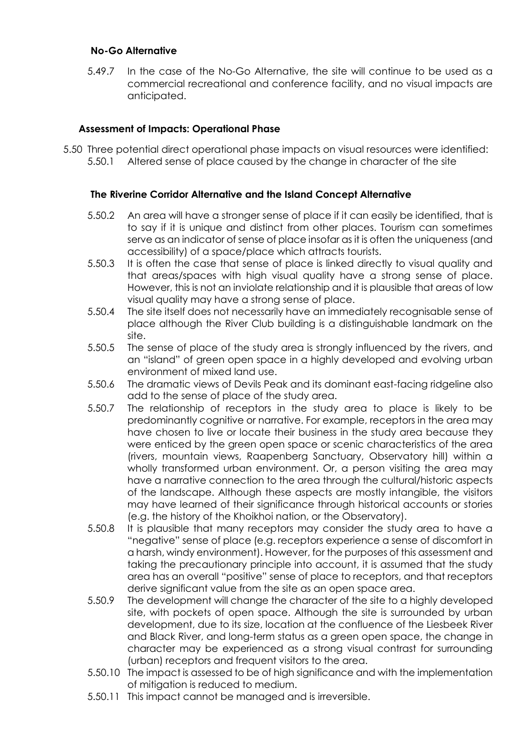**No-Go Alternative**

5.49.7 In the case of the No-Go Alternative, the site will continue to be used as a commercial recreational and conference facility, and no visual impacts are anticipated.

**Assessment of Impacts: Operational Phase**

5.50 Three potential direct operational phase impacts on visual resources were identified:

5.50.1 Altered sense of place caused by the change in character of the site

**The Riverine Corridor Alternative and the Island Concept Alternative**

5.50.2 An area will have a stronger sense of place if it can easily be identified, that is to say if it is unique and distinct from other places. Tourism can sometimes serve as an indicator of sense of place insofar as it is often the uniqueness (and accessibility) of a space/place which attracts tourists.

5.50.3 It is often the case that sense of place is linked directly to visual quality and that areas/spaces with high visual quality have a strong sense of place. However, this is not an inviolate relationship and it is plausible that areas of low visual quality may have a strong sense of place.

5.50.4 The site itself does not necessarily have an immediately recognisable sense of place although the River Club building is a distinguishable landmark on the site.

5.50.5 The sense of place of the study area is strongly influenced by the rivers, and an "island" of green open space in a highly developed and evolving urban environment of mixed land use.

5.50.6 The dramatic views of Devils Peak and its dominant east-facing ridgeline also add to the sense of place of the study area.

5.50.7 The relationship of receptors in the study area to place is likely to be predominantly cognitive or narrative. For example, receptors in the area may have chosen to live or locate their business in the study area because they were enticed by the green open space or scenic characteristics of the area (rivers, mountain views, Raapenberg Sanctuary, Observatory hill) within a wholly transformed urban environment. Or, a person visiting the area may have a narrative connection to the area through the cultural/historic aspects of the landscape. Although these aspects are mostly intangible, the visitors may have learned of their significance through historical accounts or stories (e.g. the history of the Khoikhoi nation, or the Observatory).

5.50.8 It is plausible that many receptors may consider the study area to have a "negative" sense of place (e.g. receptors experience a sense of discomfort in a harsh, windy environment). However, for the purposes of this assessment and taking the precautionary principle into account, it is assumed that the study area has an overall "positive" sense of place to receptors, and that receptors derive significant value from the site as an open space area.

5.50.9 The development will change the character of the site to a highly developed site, with pockets of open space. Although the site is surrounded by urban development, due to its size, location at the confluence of the Liesbeek River and Black River, and long-term status as a green open space, the change in character may be experienced as a strong visual contrast for surrounding (urban) receptors and frequent visitors to the area.

5.50.10 The impact is assessed to be of high significance and with the implementation of mitigation is reduced to medium.

5.50.11 This impact cannot be managed and is irreversible.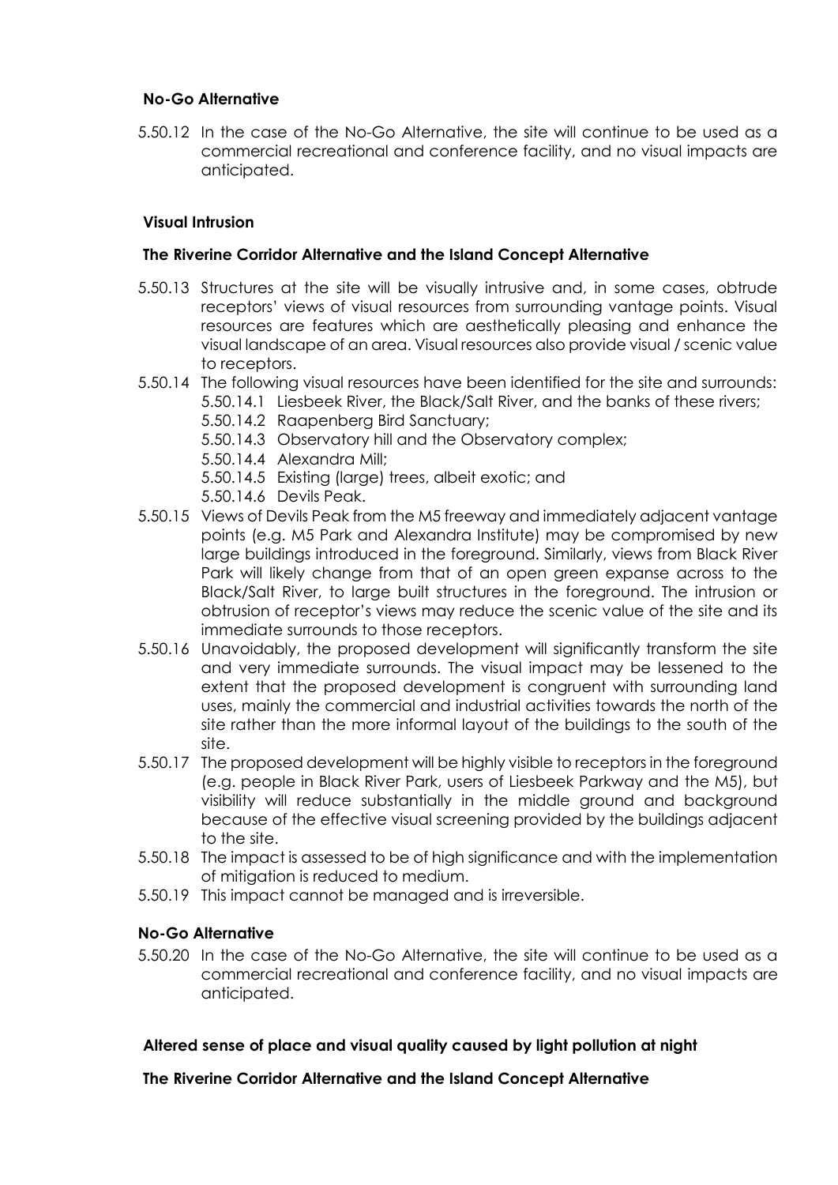**No-Go Alternative**

5.50.12 In the case of the No-Go Alternative, the site will continue to be used as a commercial recreational and conference facility, and no visual impacts are anticipated.

**Visual Intrusion**

**The Riverine Corridor Alternative and the Island Concept Alternative**

5.50.13 Structures at the site will be visually intrusive and, in some cases, obtrude receptors' views of visual resources from surrounding vantage points. Visual resources are features which are aesthetically pleasing and enhance the visual landscape of an area. Visual resources also provide visual / scenic value to receptors.

5.50.14 The following visual resources have been identified for the site and surrounds:

- 5.50.14.1 Liesbeek River, the Black/Salt River, and the banks of these rivers;
- 5.50.14.2 Raapenberg Bird Sanctuary;
- 5.50.14.3 Observatory hill and the Observatory complex;
- 5.50.14.4 Alexandra Mill;
- 5.50.14.5 Existing (large) trees, albeit exotic; and
- 5.50.14.6 Devils Peak.

5.50.15 Views of Devils Peak from the M5 freeway and immediately adjacent vantage points (e.g. M5 Park and Alexandra Institute) may be compromised by new large buildings introduced in the foreground. Similarly, views from Black River Park will likely change from that of an open green expanse across to the Black/Salt River, to large built structures in the foreground. The intrusion or obtrusion of receptor's views may reduce the scenic value of the site and its immediate surrounds to those receptors.

5.50.16 Unavoidably, the proposed development will significantly transform the site and very immediate surrounds. The visual impact may be lessened to the extent that the proposed development is congruent with surrounding land uses, mainly the commercial and industrial activities towards the north of the site rather than the more informal layout of the buildings to the south of the site.

5.50.17 The proposed development will be highly visible to receptors in the foreground (e.g. people in Black River Park, users of Liesbeek Parkway and the M5), but visibility will reduce substantially in the middle ground and background because of the effective visual screening provided by the buildings adjacent to the site.

5.50.18 The impact is assessed to be of high significance and with the implementation of mitigation is reduced to medium.

5.50.19 This impact cannot be managed and is irreversible.

**No-Go Alternative**

5.50.20 In the case of the No-Go Alternative, the site will continue to be used as a commercial recreational and conference facility, and no visual impacts are anticipated.

**Altered sense of place and visual quality caused by light pollution at night**

**The Riverine Corridor Alternative and the Island Concept Alternative**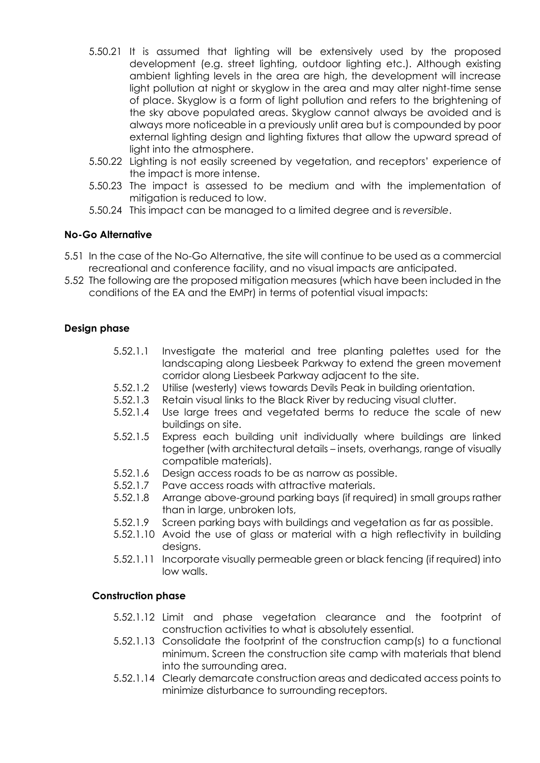5.50.21 It is assumed that lighting will be extensively used by the proposed development (e.g. street lighting, outdoor lighting etc.). Although existing ambient lighting levels in the area are high, the development will increase light pollution at night or skyglow in the area and may alter night-time sense of place. Skyglow is a form of light pollution and refers to the brightening of the sky above populated areas. Skyglow cannot always be avoided and is always more noticeable in a previously unlit area but is compounded by poor external lighting design and lighting fixtures that allow the upward spread of light into the atmosphere.

5.50.22 Lighting is not easily screened by vegetation, and receptors' experience of the impact is more intense.

5.50.23 The impact is assessed to be medium and with the implementation of mitigation is reduced to low.

5.50.24 This impact can be managed to a limited degree and is *reversible*.

**No-Go Alternative**

5.51 In the case of the No-Go Alternative, the site will continue to be used as a commercial recreational and conference facility, and no visual impacts are anticipated.

5.52 The following are the proposed mitigation measures (which have been included in the conditions of the EA and the EMPr) in terms of potential visual impacts:

**Design phase**

5.52.1.1 Investigate the material and tree planting palettes used for the landscaping along Liesbeek Parkway to extend the green movement corridor along Liesbeek Parkway adjacent to the site.

5.52.1.2 Utilise (westerly) views towards Devils Peak in building orientation.

5.52.1.3 Retain visual links to the Black River by reducing visual clutter.

5.52.1.4 Use large trees and vegetated berms to reduce the scale of new buildings on site.

5.52.1.5 Express each building unit individually where buildings are linked together (with architectural details – insets, overhangs, range of visually compatible materials).

5.52.1.6 Design access roads to be as narrow as possible.

5.52.1.7 Pave access roads with attractive materials.

5.52.1.8 Arrange above-ground parking bays (if required) in small groups rather than in large, unbroken lots,

5.52.1.9 Screen parking bays with buildings and vegetation as far as possible.

5.52.1.10 Avoid the use of glass or material with a high reflectivity in building designs.

5.52.1.11 Incorporate visually permeable green or black fencing (if required) into low walls.

**Construction phase**

5.52.1.12 Limit and phase vegetation clearance and the footprint of construction activities to what is absolutely essential.

5.52.1.13 Consolidate the footprint of the construction camp(s) to a functional minimum. Screen the construction site camp with materials that blend into the surrounding area.

5.52.1.14 Clearly demarcate construction areas and dedicated access points to minimize disturbance to surrounding receptors.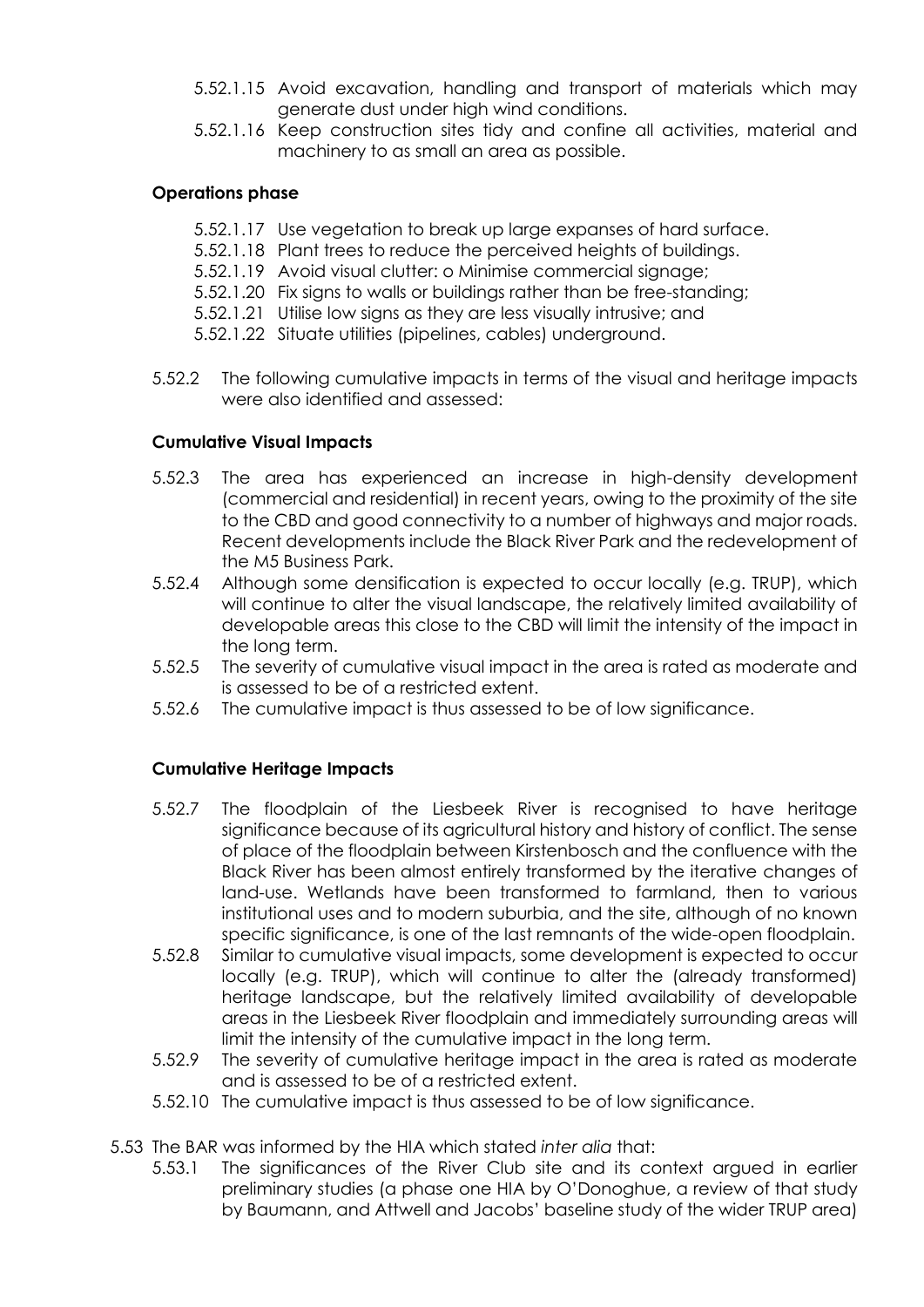5.52.1.15 Avoid excavation, handling and transport of materials which may generate dust under high wind conditions.

5.52.1.16 Keep construction sites tidy and confine all activities, material and machinery to as small an area as possible.

**Operations phase**

5.52.1.17 Use vegetation to break up large expanses of hard surface.

5.52.1.18 Plant trees to reduce the perceived heights of buildings.

5.52.1.19 Avoid visual clutter: o Minimise commercial signage;

5.52.1.20 Fix signs to walls or buildings rather than be free-standing;

5.52.1.21 Utilise low signs as they are less visually intrusive; and

5.52.1.22 Situate utilities (pipelines, cables) underground.

5.52.2 The following cumulative impacts in terms of the visual and heritage impacts were also identified and assessed:

**Cumulative Visual Impacts**

5.52.3 The area has experienced an increase in high-density development (commercial and residential) in recent years, owing to the proximity of the site to the CBD and good connectivity to a number of highways and major roads. Recent developments include the Black River Park and the redevelopment of the M5 Business Park.

5.52.4 Although some densification is expected to occur locally (e.g. TRUP), which will continue to alter the visual landscape, the relatively limited availability of developable areas this close to the CBD will limit the intensity of the impact in the long term.

5.52.5 The severity of cumulative visual impact in the area is rated as moderate and is assessed to be of a restricted extent.

5.52.6 The cumulative impact is thus assessed to be of low significance.

**Cumulative Heritage Impacts**

5.52.7 The floodplain of the Liesbeek River is recognised to have heritage significance because of its agricultural history and history of conflict. The sense of place of the floodplain between Kirstenbosch and the confluence with the Black River has been almost entirely transformed by the iterative changes of land-use. Wetlands have been transformed to farmland, then to various institutional uses and to modern suburbia, and the site, although of no known specific significance, is one of the last remnants of the wide-open floodplain.

5.52.8 Similar to cumulative visual impacts, some development is expected to occur locally (e.g. TRUP), which will continue to alter the (already transformed) heritage landscape, but the relatively limited availability of developable areas in the Liesbeek River floodplain and immediately surrounding areas will limit the intensity of the cumulative impact in the long term.

5.52.9 The severity of cumulative heritage impact in the area is rated as moderate and is assessed to be of a restricted extent.

5.52.10 The cumulative impact is thus assessed to be of low significance.

5.53 The BAR was informed by the HIA which stated *inter alia* that:

5.53.1 The significances of the River Club site and its context argued in earlier preliminary studies (a phase one HIA by O'Donoghue, a review of that study by Baumann, and Attwell and Jacobs' baseline study of the wider TRUP area)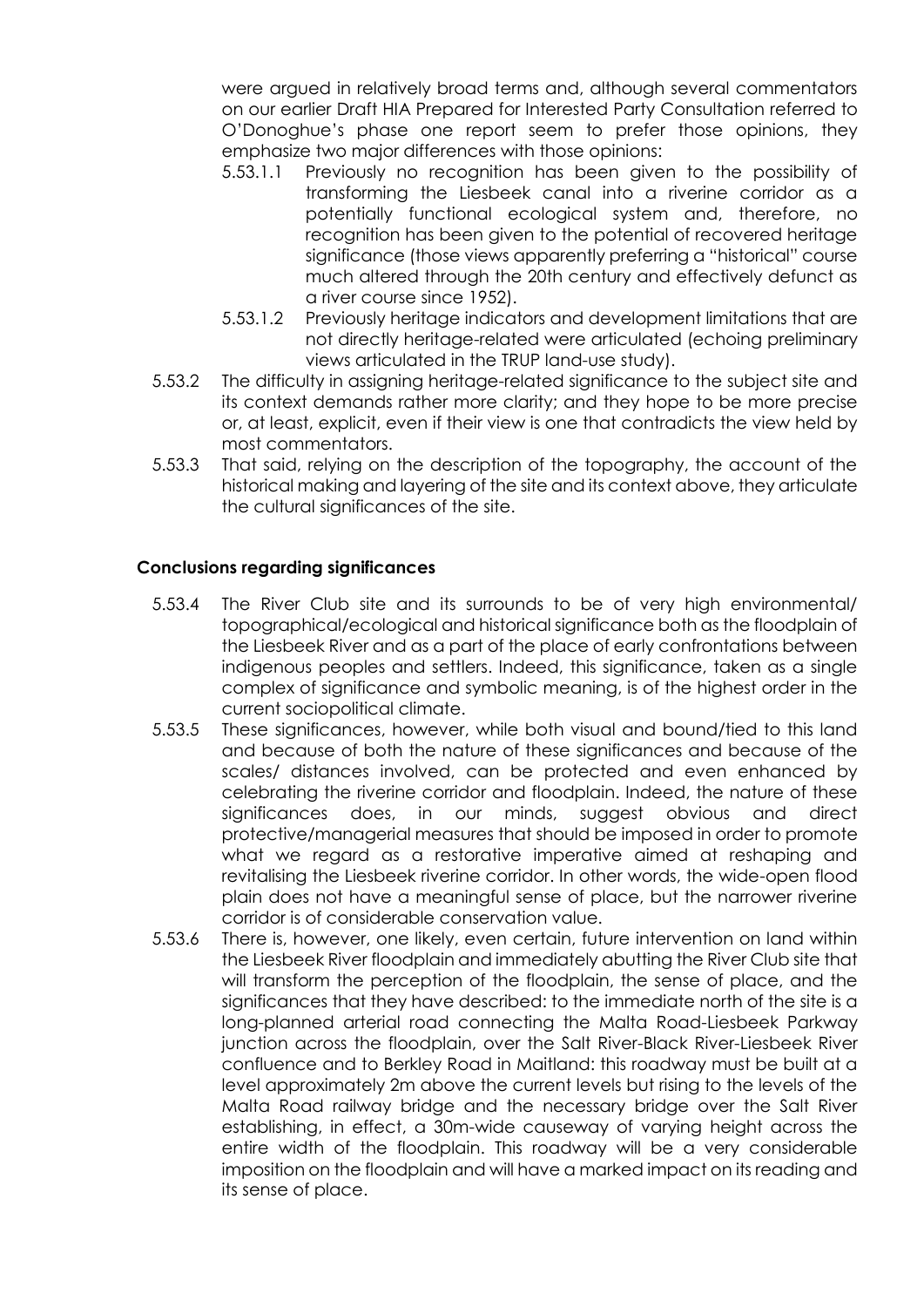were argued in relatively broad terms and, although several commentators on our earlier Draft HIA Prepared for Interested Party Consultation referred to O'Donoghue's phase one report seem to prefer those opinions, they emphasize two major differences with those opinions:

5.53.1.1 Previously no recognition has been given to the possibility of transforming the Liesbeek canal into a riverine corridor as a potentially functional ecological system and, therefore, no recognition has been given to the potential of recovered heritage significance (those views apparently preferring a "historical" course much altered through the 20th century and effectively defunct as a river course since 1952).

5.53.1.2 Previously heritage indicators and development limitations that are not directly heritage-related were articulated (echoing preliminary views articulated in the TRUP land-use study).

5.53.2 The difficulty in assigning heritage-related significance to the subject site and its context demands rather more clarity; and they hope to be more precise or, at least, explicit, even if their view is one that contradicts the view held by most commentators.

5.53.3 That said, relying on the description of the topography, the account of the historical making and layering of the site and its context above, they articulate the cultural significances of the site.

### Conclusions regarding significances

5.53.4 The River Club site and its surrounds to be of very high environmental/ topographical/ecological and historical significance both as the floodplain of the Liesbeek River and as a part of the place of early confrontations between indigenous peoples and settlers. Indeed, this significance, taken as a single complex of significance and symbolic meaning, is of the highest order in the current sociopolitical climate.

5.53.5 These significances, however, while both visual and bound/tied to this land and because of both the nature of these significances and because of the scales/ distances involved, can be protected and even enhanced by celebrating the riverine corridor and floodplain. Indeed, the nature of these significances does, in our minds, suggest obvious and direct protective/managerial measures that should be imposed in order to promote what we regard as a restorative imperative aimed at reshaping and revitalising the Liesbeek riverine corridor. In other words, the wide-open flood plain does not have a meaningful sense of place, but the narrower riverine corridor is of considerable conservation value.

5.53.6 There is, however, one likely, even certain, future intervention on land within the Liesbeek River floodplain and immediately abutting the River Club site that will transform the perception of the floodplain, the sense of place, and the significances that they have described: to the immediate north of the site is a long-planned arterial road connecting the Malta Road-Liesbeek Parkway junction across the floodplain, over the Salt River-Black River-Liesbeek River confluence and to Berkley Road in Maitland: this roadway must be built at a level approximately 2m above the current levels but rising to the levels of the Malta Road railway bridge and the necessary bridge over the Salt River establishing, in effect, a 30m-wide causeway of varying height across the entire width of the floodplain. This roadway will be a very considerable imposition on the floodplain and will have a marked impact on its reading and its sense of place.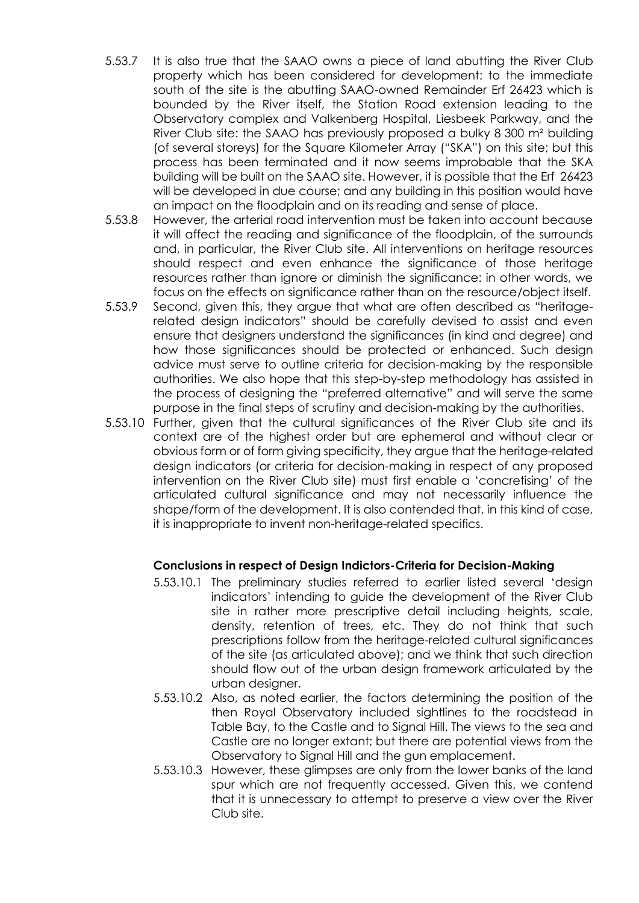5.53.7 It is also true that the SAAO owns a piece of land abutting the River Club property which has been considered for development: to the immediate south of the site is the abutting SAAO-owned Remainder Erf 26423 which is bounded by the River itself, the Station Road extension leading to the Observatory complex and Valkenberg Hospital, Liesbeek Parkway, and the River Club site: the SAAO has previously proposed a bulky 8 300 m² building (of several storeys) for the Square Kilometer Array ("SKA") on this site; but this process has been terminated and it now seems improbable that the SKA building will be built on the SAAO site. However, it is possible that the Erf 26423 will be developed in due course; and any building in this position would have an impact on the floodplain and on its reading and sense of place.

5.53.8 However, the arterial road intervention must be taken into account because it will affect the reading and significance of the floodplain, of the surrounds and, in particular, the River Club site. All interventions on heritage resources should respect and even enhance the significance of those heritage resources rather than ignore or diminish the significance: in other words, we focus on the effects on significance rather than on the resource/object itself.

5.53.9 Second, given this, they argue that what are often described as "heritage-related design indicators" should be carefully devised to assist and even ensure that designers understand the significances (in kind and degree) and how those significances should be protected or enhanced. Such design advice must serve to outline criteria for decision-making by the responsible authorities. We also hope that this step-by-step methodology has assisted in the process of designing the "preferred alternative" and will serve the same purpose in the final steps of scrutiny and decision-making by the authorities.

5.53.10 Further, given that the cultural significances of the River Club site and its context are of the highest order but are ephemeral and without clear or obvious form or of form giving specificity, they argue that the heritage-related design indicators (or criteria for decision-making in respect of any proposed intervention on the River Club site) must first enable a 'concretising' of the articulated cultural significance and may not necessarily influence the shape/form of the development. It is also contended that, in this kind of case, it is inappropriate to invent non-heritage-related specifics.

**Conclusions in respect of Design Indictors-Criteria for Decision-Making**

5.53.10.1 The preliminary studies referred to earlier listed several 'design indicators' intending to guide the development of the River Club site in rather more prescriptive detail including heights, scale, density, retention of trees, etc. They do not think that such prescriptions follow from the heritage-related cultural significances of the site (as articulated above); and we think that such direction should flow out of the urban design framework articulated by the urban designer.

5.53.10.2 Also, as noted earlier, the factors determining the position of the then Royal Observatory included sightlines to the roadstead in Table Bay, to the Castle and to Signal Hill. The views to the sea and Castle are no longer extant; but there are potential views from the Observatory to Signal Hill and the gun emplacement.

5.53.10.3 However, these glimpses are only from the lower banks of the land spur which are not frequently accessed. Given this, we contend that it is unnecessary to attempt to preserve a view over the River Club site.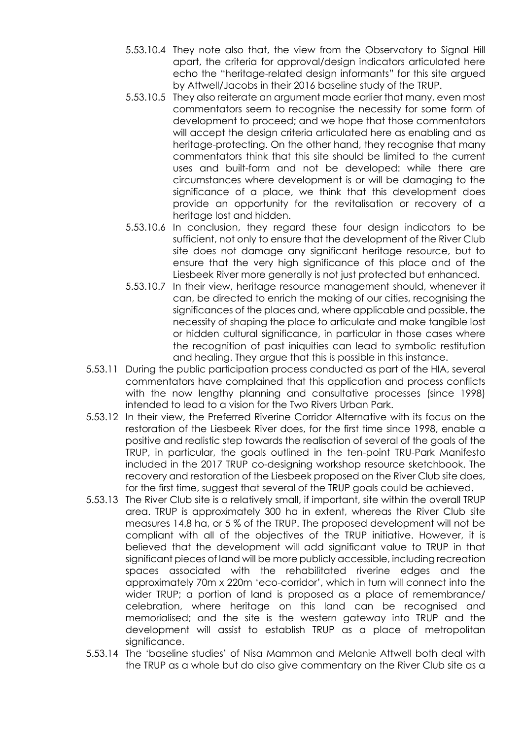5.53.10.4 They note also that, the view from the Observatory to Signal Hill apart, the criteria for approval/design indicators articulated here echo the "heritage-related design informants" for this site argued by Attwell/Jacobs in their 2016 baseline study of the TRUP.

5.53.10.5 They also reiterate an argument made earlier that many, even most commentators seem to recognise the necessity for some form of development to proceed; and we hope that those commentators will accept the design criteria articulated here as enabling and as heritage-protecting. On the other hand, they recognise that many commentators think that this site should be limited to the current uses and built-form and not be developed: while there are circumstances where development is or will be damaging to the significance of a place, we think that this development does provide an opportunity for the revitalisation or recovery of a heritage lost and hidden.

5.53.10.6 In conclusion, they regard these four design indicators to be sufficient, not only to ensure that the development of the River Club site does not damage any significant heritage resource, but to ensure that the very high significance of this place and of the Liesbeek River more generally is not just protected but enhanced.

5.53.10.7 In their view, heritage resource management should, whenever it can, be directed to enrich the making of our cities, recognising the significances of the places and, where applicable and possible, the necessity of shaping the place to articulate and make tangible lost or hidden cultural significance, in particular in those cases where the recognition of past iniquities can lead to symbolic restitution and healing. They argue that this is possible in this instance.

5.53.11 During the public participation process conducted as part of the HIA, several commentators have complained that this application and process conflicts with the now lengthy planning and consultative processes (since 1998) intended to lead to a vision for the Two Rivers Urban Park.

5.53.12 In their view, the Preferred Riverine Corridor Alternative with its focus on the restoration of the Liesbeek River does, for the first time since 1998, enable a positive and realistic step towards the realisation of several of the goals of the TRUP, in particular, the goals outlined in the ten-point TRU-Park Manifesto included in the 2017 TRUP co-designing workshop resource sketchbook. The recovery and restoration of the Liesbeek proposed on the River Club site does, for the first time, suggest that several of the TRUP goals could be achieved.

5.53.13 The River Club site is a relatively small, if important, site within the overall TRUP area. TRUP is approximately 300 ha in extent, whereas the River Club site measures 14.8 ha, or 5 % of the TRUP. The proposed development will not be compliant with all of the objectives of the TRUP initiative. However, it is believed that the development will add significant value to TRUP in that significant pieces of land will be more publicly accessible, including recreation spaces associated with the rehabilitated riverine edges and the approximately 70m x 220m 'eco-corridor', which in turn will connect into the wider TRUP; a portion of land is proposed as a place of remembrance/ celebration, where heritage on this land can be recognised and memorialised; and the site is the western gateway into TRUP and the development will assist to establish TRUP as a place of metropolitan significance.

5.53.14 The 'baseline studies' of Nisa Mammon and Melanie Attwell both deal with the TRUP as a whole but do also give commentary on the River Club site as a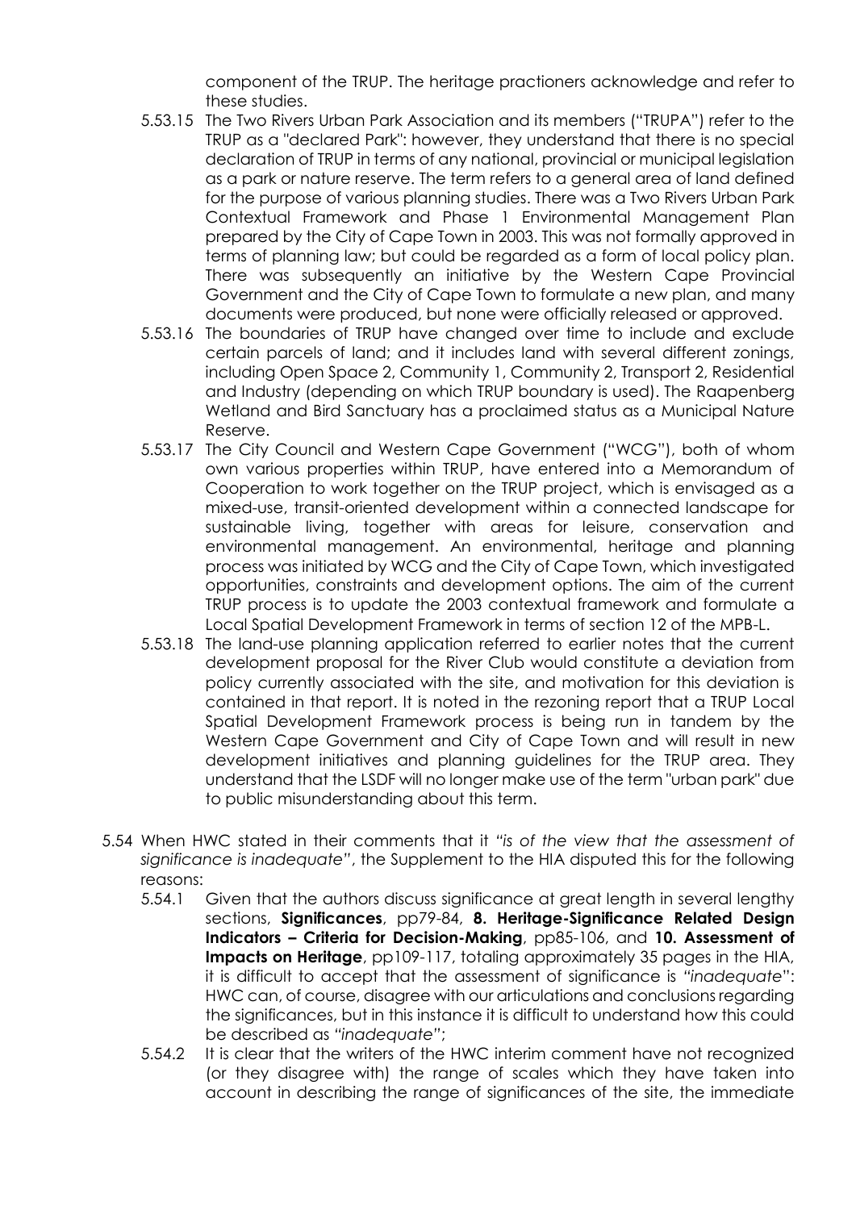component of the TRUP. The heritage practioners acknowledge and refer to these studies.

5.53.15 The Two Rivers Urban Park Association and its members ("TRUPA") refer to the TRUP as a "declared Park": however, they understand that there is no special declaration of TRUP in terms of any national, provincial or municipal legislation as a park or nature reserve. The term refers to a general area of land defined for the purpose of various planning studies. There was a Two Rivers Urban Park Contextual Framework and Phase 1 Environmental Management Plan prepared by the City of Cape Town in 2003. This was not formally approved in terms of planning law; but could be regarded as a form of local policy plan. There was subsequently an initiative by the Western Cape Provincial Government and the City of Cape Town to formulate a new plan, and many documents were produced, but none were officially released or approved.

5.53.16 The boundaries of TRUP have changed over time to include and exclude certain parcels of land; and it includes land with several different zonings, including Open Space 2, Community 1, Community 2, Transport 2, Residential and Industry (depending on which TRUP boundary is used). The Raapenberg Wetland and Bird Sanctuary has a proclaimed status as a Municipal Nature Reserve.

5.53.17 The City Council and Western Cape Government ("WCG"), both of whom own various properties within TRUP, have entered into a Memorandum of Cooperation to work together on the TRUP project, which is envisaged as a mixed-use, transit-oriented development within a connected landscape for sustainable living, together with areas for leisure, conservation and environmental management. An environmental, heritage and planning process was initiated by WCG and the City of Cape Town, which investigated opportunities, constraints and development options. The aim of the current TRUP process is to update the 2003 contextual framework and formulate a Local Spatial Development Framework in terms of section 12 of the MPB-L.

5.53.18 The land-use planning application referred to earlier notes that the current development proposal for the River Club would constitute a deviation from policy currently associated with the site, and motivation for this deviation is contained in that report. It is noted in the rezoning report that a TRUP Local Spatial Development Framework process is being run in tandem by the Western Cape Government and City of Cape Town and will result in new development initiatives and planning guidelines for the TRUP area. They understand that the LSDF will no longer make use of the term "urban park" due to public misunderstanding about this term.

5.54 When HWC stated in their comments that it *"is of the view that the assessment of significance is inadequate"*, the Supplement to the HIA disputed this for the following reasons:

5.54.1 Given that the authors discuss significance at great length in several lengthy sections, **Significances**, pp79-84, **8. Heritage-Significance Related Design Indicators – Criteria for Decision-Making**, pp85-106, and **10. Assessment of Impacts on Heritage**, pp109-117, totaling approximately 35 pages in the HIA, it is difficult to accept that the assessment of significance is *"inadequate"*: HWC can, of course, disagree with our articulations and conclusions regarding the significances, but in this instance it is difficult to understand how this could be described as *"inadequate"*;

5.54.2 It is clear that the writers of the HWC interim comment have not recognized (or they disagree with) the range of scales which they have taken into account in describing the range of significances of the site, the immediate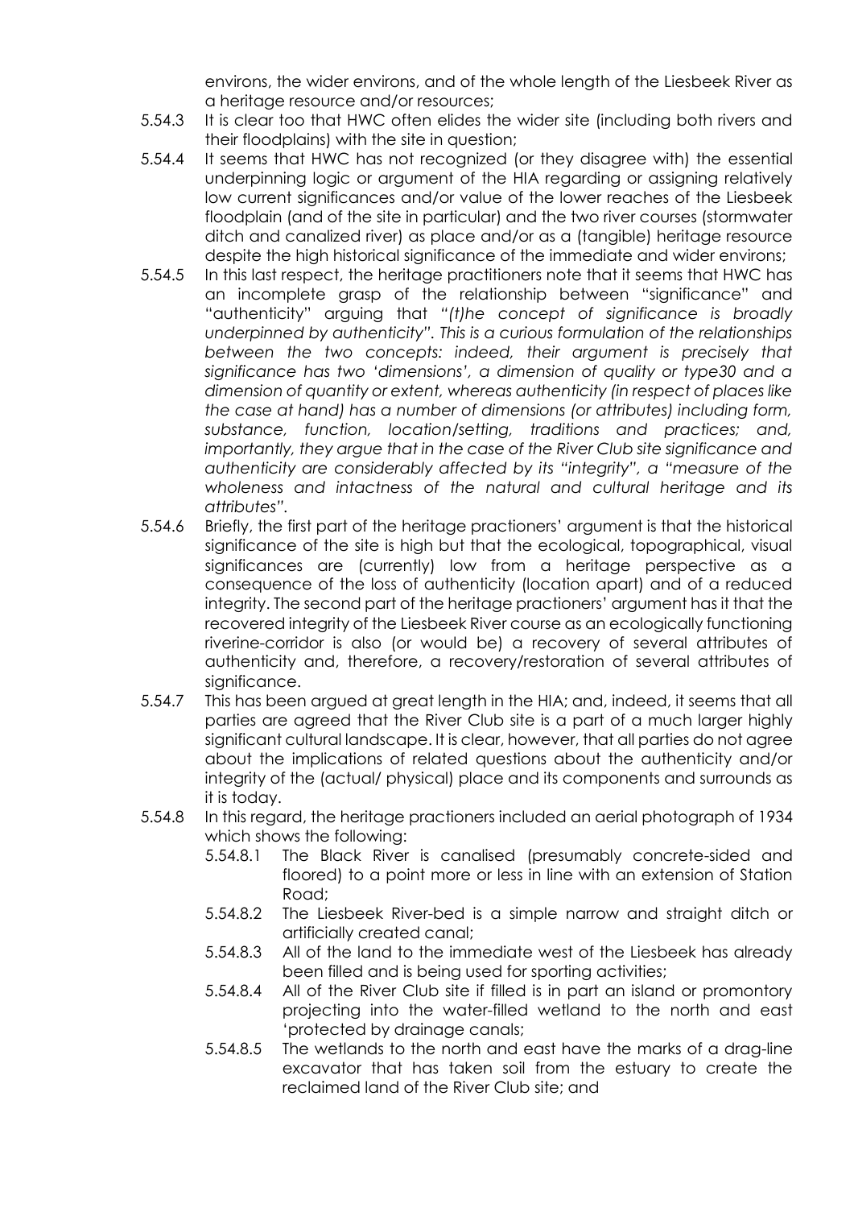environs, the wider environs, and of the whole length of the Liesbeek River as a heritage resource and/or resources;

5.54.3 It is clear too that HWC often elides the wider site (including both rivers and their floodplains) with the site in question;

5.54.4 It seems that HWC has not recognized (or they disagree with) the essential underpinning logic or argument of the HIA regarding or assigning relatively low current significances and/or value of the lower reaches of the Liesbeek floodplain (and of the site in particular) and the two river courses (stormwater ditch and canalized river) as place and/or as a (tangible) heritage resource despite the high historical significance of the immediate and wider environs;

5.54.5 In this last respect, the heritage practitioners note that it seems that HWC has an incomplete grasp of the relationship between "significance" and "authenticity" arguing that *"(t)he concept of significance is broadly underpinned by authenticity". This is a curious formulation of the relationships between the two concepts: indeed, their argument is precisely that significance has two 'dimensions', a dimension of quality or type30 and a dimension of quantity or extent, whereas authenticity (in respect of places like the case at hand) has a number of dimensions (or attributes) including form, substance, function, location/setting, traditions and practices; and, importantly, they argue that in the case of the River Club site significance and authenticity are considerably affected by its "integrity", a "measure of the wholeness and intactness of the natural and cultural heritage and its attributes".*

5.54.6 Briefly, the first part of the heritage practioners' argument is that the historical significance of the site is high but that the ecological, topographical, visual significances are (currently) low from a heritage perspective as a consequence of the loss of authenticity (location apart) and of a reduced integrity. The second part of the heritage practioners' argument has it that the recovered integrity of the Liesbeek River course as an ecologically functioning riverine-corridor is also (or would be) a recovery of several attributes of authenticity and, therefore, a recovery/restoration of several attributes of significance.

5.54.7 This has been argued at great length in the HIA; and, indeed, it seems that all parties are agreed that the River Club site is a part of a much larger highly significant cultural landscape. It is clear, however, that all parties do not agree about the implications of related questions about the authenticity and/or integrity of the (actual/ physical) place and its components and surrounds as it is today.

5.54.8 In this regard, the heritage practioners included an aerial photograph of 1934 which shows the following:

5.54.8.1 The Black River is canalised (presumably concrete-sided and floored) to a point more or less in line with an extension of Station Road;

5.54.8.2 The Liesbeek River-bed is a simple narrow and straight ditch or artificially created canal;

5.54.8.3 All of the land to the immediate west of the Liesbeek has already been filled and is being used for sporting activities;

5.54.8.4 All of the River Club site if filled is in part an island or promontory projecting into the water-filled wetland to the north and east 'protected by drainage canals;

5.54.8.5 The wetlands to the north and east have the marks of a drag-line excavator that has taken soil from the estuary to create the reclaimed land of the River Club site; and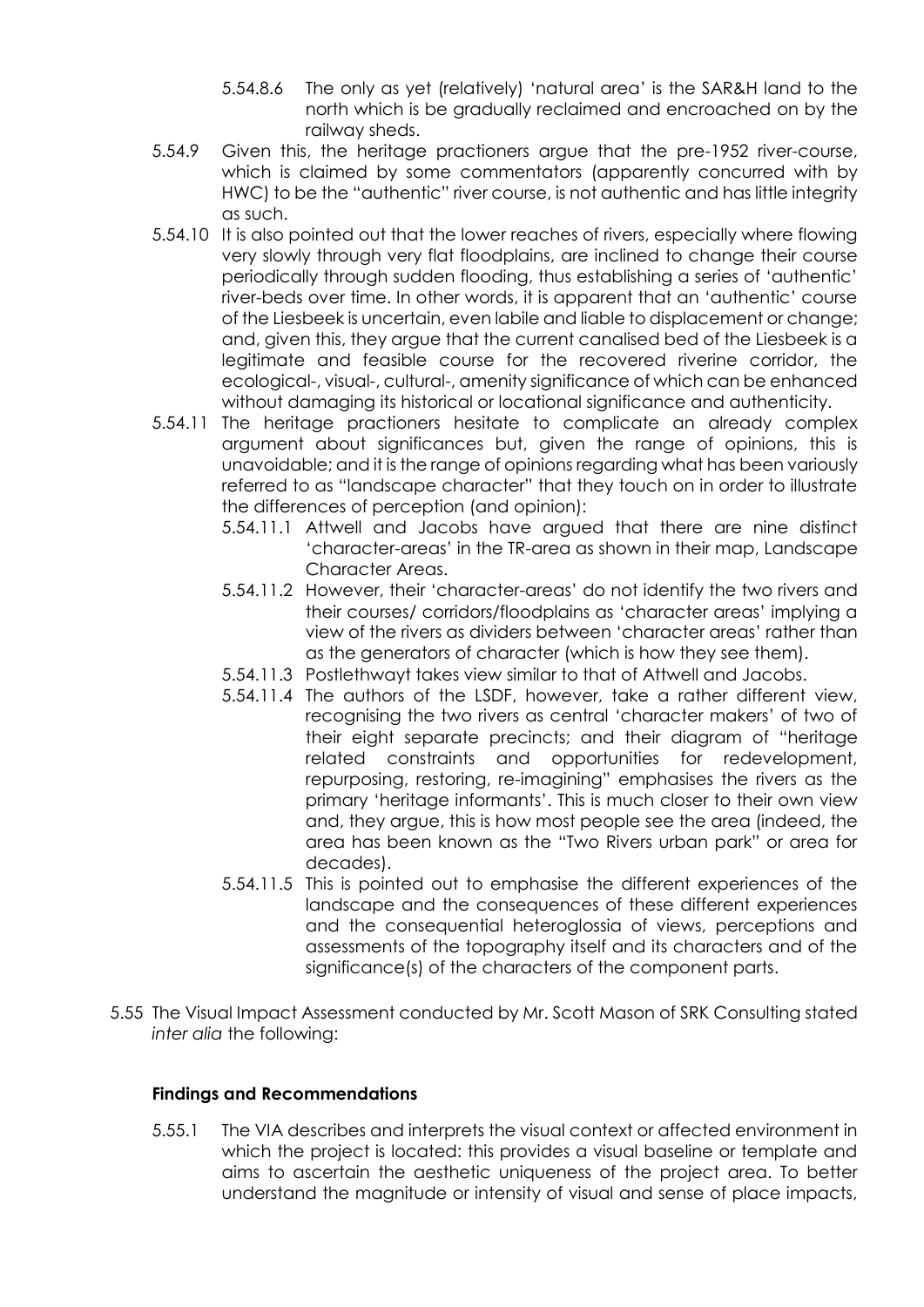5.54.8.6 The only as yet (relatively) 'natural area' is the SAR&H land to the north which is be gradually reclaimed and encroached on by the railway sheds.

5.54.9 Given this, the heritage practioners argue that the pre-1952 river-course, which is claimed by some commentators (apparently concurred with by HWC) to be the "authentic" river course, is not authentic and has little integrity as such.

5.54.10 It is also pointed out that the lower reaches of rivers, especially where flowing very slowly through very flat floodplains, are inclined to change their course periodically through sudden flooding, thus establishing a series of 'authentic' river-beds over time. In other words, it is apparent that an 'authentic' course of the Liesbeek is uncertain, even labile and liable to displacement or change; and, given this, they argue that the current canalised bed of the Liesbeek is a legitimate and feasible course for the recovered riverine corridor, the ecological-, visual-, cultural-, amenity significance of which can be enhanced without damaging its historical or locational significance and authenticity.

5.54.11 The heritage practioners hesitate to complicate an already complex argument about significances but, given the range of opinions, this is unavoidable; and it is the range of opinions regarding what has been variously referred to as "landscape character" that they touch on in order to illustrate the differences of perception (and opinion):

5.54.11.1 Attwell and Jacobs have argued that there are nine distinct 'character-areas' in the TR-area as shown in their map, Landscape Character Areas.

5.54.11.2 However, their 'character-areas' do not identify the two rivers and their courses/ corridors/floodplains as 'character areas' implying a view of the rivers as dividers between 'character areas' rather than as the generators of character (which is how they see them).

5.54.11.3 Postlethwayt takes view similar to that of Attwell and Jacobs.

5.54.11.4 The authors of the LSDF, however, take a rather different view, recognising the two rivers as central 'character makers' of two of their eight separate precincts; and their diagram of "heritage related constraints and opportunities for redevelopment, repurposing, restoring, re-imagining" emphasises the rivers as the primary 'heritage informants'. This is much closer to their own view and, they argue, this is how most people see the area (indeed, the area has been known as the "Two Rivers urban park" or area for decades).

5.54.11.5 This is pointed out to emphasise the different experiences of the landscape and the consequences of these different experiences and the consequential heteroglossia of views, perceptions and assessments of the topography itself and its characters and of the significance(s) of the characters of the component parts.

5.55 The Visual Impact Assessment conducted by Mr. Scott Mason of SRK Consulting stated *inter alia* the following:

**Findings and Recommendations**

5.55.1 The VIA describes and interprets the visual context or affected environment in which the project is located: this provides a visual baseline or template and aims to ascertain the aesthetic uniqueness of the project area. To better understand the magnitude or intensity of visual and sense of place impacts,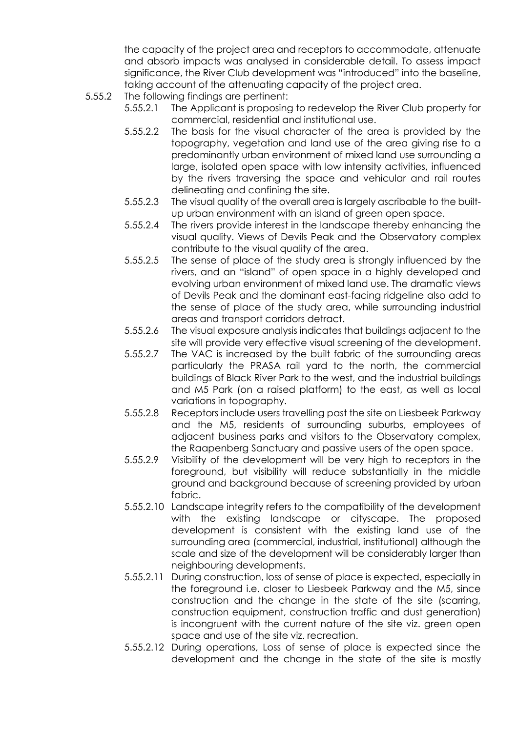the capacity of the project area and receptors to accommodate, attenuate and absorb impacts was analysed in considerable detail. To assess impact significance, the River Club development was "introduced" into the baseline, taking account of the attenuating capacity of the project area.

5.55.2 The following findings are pertinent:

5.55.2.1 The Applicant is proposing to redevelop the River Club property for commercial, residential and institutional use.

5.55.2.2 The basis for the visual character of the area is provided by the topography, vegetation and land use of the area giving rise to a predominantly urban environment of mixed land use surrounding a large, isolated open space with low intensity activities, influenced by the rivers traversing the space and vehicular and rail routes delineating and confining the site.

5.55.2.3 The visual quality of the overall area is largely ascribable to the built-up urban environment with an island of green open space.

5.55.2.4 The rivers provide interest in the landscape thereby enhancing the visual quality. Views of Devils Peak and the Observatory complex contribute to the visual quality of the area.

5.55.2.5 The sense of place of the study area is strongly influenced by the rivers, and an "island" of open space in a highly developed and evolving urban environment of mixed land use. The dramatic views of Devils Peak and the dominant east-facing ridgeline also add to the sense of place of the study area, while surrounding industrial areas and transport corridors detract.

5.55.2.6 The visual exposure analysis indicates that buildings adjacent to the site will provide very effective visual screening of the development.

5.55.2.7 The VAC is increased by the built fabric of the surrounding areas particularly the PRASA rail yard to the north, the commercial buildings of Black River Park to the west, and the industrial buildings and M5 Park (on a raised platform) to the east, as well as local variations in topography.

5.55.2.8 Receptors include users travelling past the site on Liesbeek Parkway and the M5, residents of surrounding suburbs, employees of adjacent business parks and visitors to the Observatory complex, the Raapenberg Sanctuary and passive users of the open space.

5.55.2.9 Visibility of the development will be very high to receptors in the foreground, but visibility will reduce substantially in the middle ground and background because of screening provided by urban fabric.

5.55.2.10 Landscape integrity refers to the compatibility of the development with the existing landscape or cityscape. The proposed development is consistent with the existing land use of the surrounding area (commercial, industrial, institutional) although the scale and size of the development will be considerably larger than neighbouring developments.

5.55.2.11 During construction, loss of sense of place is expected, especially in the foreground i.e. closer to Liesbeek Parkway and the M5, since construction and the change in the state of the site (scarring, construction equipment, construction traffic and dust generation) is incongruent with the current nature of the site viz. green open space and use of the site viz. recreation.

5.55.2.12 During operations, Loss of sense of place is expected since the development and the change in the state of the site is mostly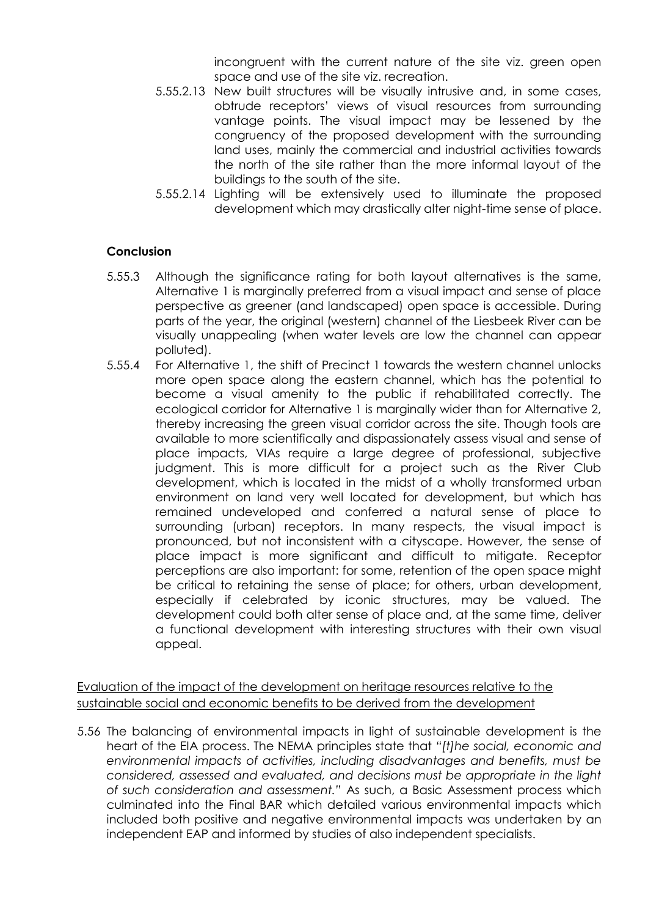incongruent with the current nature of the site viz. green open space and use of the site viz. recreation.

5.55.2.13 New built structures will be visually intrusive and, in some cases, obtrude receptors' views of visual resources from surrounding vantage points. The visual impact may be lessened by the congruency of the proposed development with the surrounding land uses, mainly the commercial and industrial activities towards the north of the site rather than the more informal layout of the buildings to the south of the site.

5.55.2.14 Lighting will be extensively used to illuminate the proposed development which may drastically alter night-time sense of place.

**Conclusion**

5.55.3 Although the significance rating for both layout alternatives is the same, Alternative 1 is marginally preferred from a visual impact and sense of place perspective as greener (and landscaped) open space is accessible. During parts of the year, the original (western) channel of the Liesbeek River can be visually unappealing (when water levels are low the channel can appear polluted).

5.55.4 For Alternative 1, the shift of Precinct 1 towards the western channel unlocks more open space along the eastern channel, which has the potential to become a visual amenity to the public if rehabilitated correctly. The ecological corridor for Alternative 1 is marginally wider than for Alternative 2, thereby increasing the green visual corridor across the site. Though tools are available to more scientifically and dispassionately assess visual and sense of place impacts, VIAs require a large degree of professional, subjective judgment. This is more difficult for a project such as the River Club development, which is located in the midst of a wholly transformed urban environment on land very well located for development, but which has remained undeveloped and conferred a natural sense of place to surrounding (urban) receptors. In many respects, the visual impact is pronounced, but not inconsistent with a cityscape. However, the sense of place impact is more significant and difficult to mitigate. Receptor perceptions are also important: for some, retention of the open space might be critical to retaining the sense of place; for others, urban development, especially if celebrated by iconic structures, may be valued. The development could both alter sense of place and, at the same time, deliver a functional development with interesting structures with their own visual appeal.

<u>Evaluation of the impact of the development on heritage resources relative to the sustainable social and economic benefits to be derived from the development</u>

5.56 The balancing of environmental impacts in light of sustainable development is the heart of the EIA process. The NEMA principles state that *"[t]he social, economic and environmental impacts of activities, including disadvantages and benefits, must be considered, assessed and evaluated, and decisions must be appropriate in the light of such consideration and assessment."* As such, a Basic Assessment process which culminated into the Final BAR which detailed various environmental impacts which included both positive and negative environmental impacts was undertaken by an independent EAP and informed by studies of also independent specialists.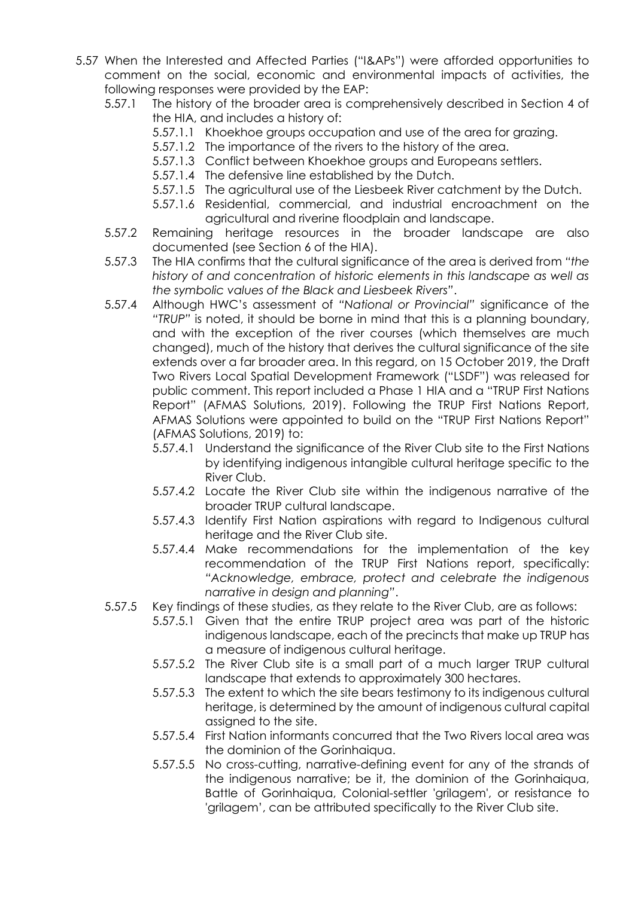5.57 When the Interested and Affected Parties ("I&APs") were afforded opportunities to comment on the social, economic and environmental impacts of activities, the following responses were provided by the EAP:

- 5.57.1 The history of the broader area is comprehensively described in Section 4 of the HIA, and includes a history of:
  - 5.57.1.1 Khoekhoe groups occupation and use of the area for grazing.
  - 5.57.1.2 The importance of the rivers to the history of the area.
  - 5.57.1.3 Conflict between Khoekhoe groups and Europeans settlers.
  - 5.57.1.4 The defensive line established by the Dutch.
  - 5.57.1.5 The agricultural use of the Liesbeek River catchment by the Dutch.
  - 5.57.1.6 Residential, commercial, and industrial encroachment on the agricultural and riverine floodplain and landscape.
- 5.57.2 Remaining heritage resources in the broader landscape are also documented (see Section 6 of the HIA).
- 5.57.3 The HIA confirms that the cultural significance of the area is derived from *"the history of and concentration of historic elements in this landscape as well as the symbolic values of the Black and Liesbeek Rivers"*.
- 5.57.4 Although HWC's assessment of *"National or Provincial"* significance of the *"TRUP"* is noted, it should be borne in mind that this is a planning boundary, and with the exception of the river courses (which themselves are much changed), much of the history that derives the cultural significance of the site extends over a far broader area. In this regard, on 15 October 2019, the Draft Two Rivers Local Spatial Development Framework ("LSDF") was released for public comment. This report included a Phase 1 HIA and a "TRUP First Nations Report" (AFMAS Solutions, 2019). Following the TRUP First Nations Report, AFMAS Solutions were appointed to build on the "TRUP First Nations Report" (AFMAS Solutions, 2019) to:
  - 5.57.4.1 Understand the significance of the River Club site to the First Nations by identifying indigenous intangible cultural heritage specific to the River Club.
  - 5.57.4.2 Locate the River Club site within the indigenous narrative of the broader TRUP cultural landscape.
  - 5.57.4.3 Identify First Nation aspirations with regard to Indigenous cultural heritage and the River Club site.
  - 5.57.4.4 Make recommendations for the implementation of the key recommendation of the TRUP First Nations report, specifically: *"Acknowledge, embrace, protect and celebrate the indigenous narrative in design and planning"*.
- 5.57.5 Key findings of these studies, as they relate to the River Club, are as follows:
  - 5.57.5.1 Given that the entire TRUP project area was part of the historic indigenous landscape, each of the precincts that make up TRUP has a measure of indigenous cultural heritage.
  - 5.57.5.2 The River Club site is a small part of a much larger TRUP cultural landscape that extends to approximately 300 hectares.
  - 5.57.5.3 The extent to which the site bears testimony to its indigenous cultural heritage, is determined by the amount of indigenous cultural capital assigned to the site.
  - 5.57.5.4 First Nation informants concurred that the Two Rivers local area was the dominion of the Gorinhaiqua.
  - 5.57.5.5 No cross-cutting, narrative-defining event for any of the strands of the indigenous narrative; be it, the dominion of the Gorinhaiqua, Battle of Gorinhaiqua, Colonial-settler 'grilagem', or resistance to 'grilagem', can be attributed specifically to the River Club site.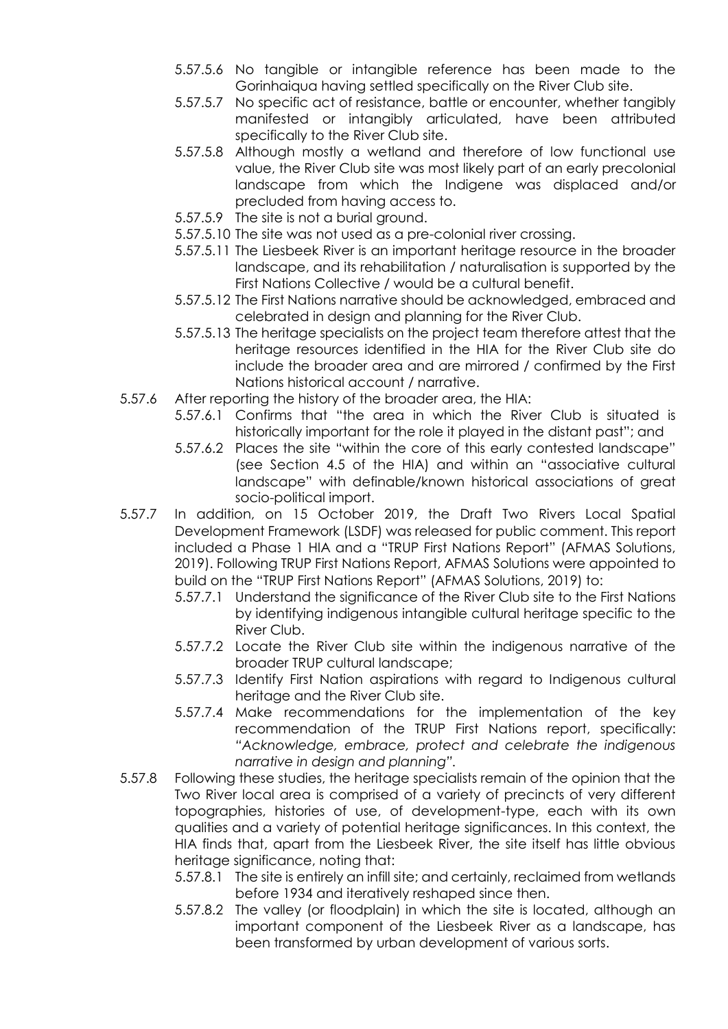5.57.5.6 No tangible or intangible reference has been made to the Gorinhaiqua having settled specifically on the River Club site.

5.57.5.7 No specific act of resistance, battle or encounter, whether tangibly manifested or intangibly articulated, have been attributed specifically to the River Club site.

5.57.5.8 Although mostly a wetland and therefore of low functional use value, the River Club site was most likely part of an early precolonial landscape from which the Indigene was displaced and/or precluded from having access to.

5.57.5.9 The site is not a burial ground.

5.57.5.10 The site was not used as a pre-colonial river crossing.

5.57.5.11 The Liesbeek River is an important heritage resource in the broader landscape, and its rehabilitation / naturalisation is supported by the First Nations Collective / would be a cultural benefit.

5.57.5.12 The First Nations narrative should be acknowledged, embraced and celebrated in design and planning for the River Club.

5.57.5.13 The heritage specialists on the project team therefore attest that the heritage resources identified in the HIA for the River Club site do include the broader area and are mirrored / confirmed by the First Nations historical account / narrative.

5.57.6 After reporting the history of the broader area, the HIA:

5.57.6.1 Confirms that "the area in which the River Club is situated is historically important for the role it played in the distant past"; and

5.57.6.2 Places the site "within the core of this early contested landscape" (see Section 4.5 of the HIA) and within an "associative cultural landscape" with definable/known historical associations of great socio-political import.

5.57.7 In addition, on 15 October 2019, the Draft Two Rivers Local Spatial Development Framework (LSDF) was released for public comment. This report included a Phase 1 HIA and a "TRUP First Nations Report" (AFMAS Solutions, 2019). Following TRUP First Nations Report, AFMAS Solutions were appointed to build on the "TRUP First Nations Report" (AFMAS Solutions, 2019) to:

5.57.7.1 Understand the significance of the River Club site to the First Nations by identifying indigenous intangible cultural heritage specific to the River Club.

5.57.7.2 Locate the River Club site within the indigenous narrative of the broader TRUP cultural landscape;

5.57.7.3 Identify First Nation aspirations with regard to Indigenous cultural heritage and the River Club site.

5.57.7.4 Make recommendations for the implementation of the key recommendation of the TRUP First Nations report, specifically: *"Acknowledge, embrace, protect and celebrate the indigenous narrative in design and planning"*.

5.57.8 Following these studies, the heritage specialists remain of the opinion that the Two River local area is comprised of a variety of precincts of very different topographies, histories of use, of development-type, each with its own qualities and a variety of potential heritage significances. In this context, the HIA finds that, apart from the Liesbeek River, the site itself has little obvious heritage significance, noting that:

5.57.8.1 The site is entirely an infill site; and certainly, reclaimed from wetlands before 1934 and iteratively reshaped since then.

5.57.8.2 The valley (or floodplain) in which the site is located, although an important component of the Liesbeek River as a landscape, has been transformed by urban development of various sorts.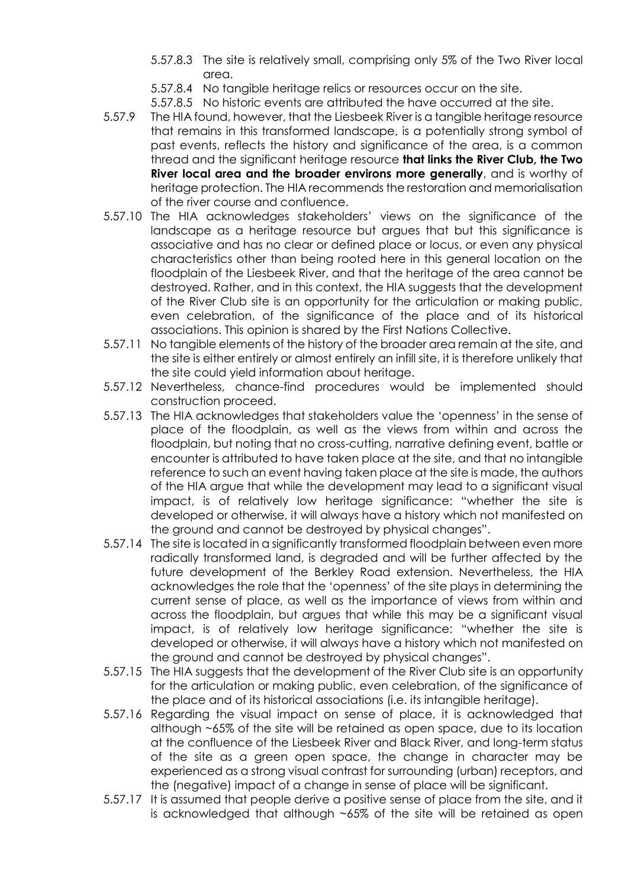5.57.8.3 The site is relatively small, comprising only 5% of the Two River local area.

5.57.8.4 No tangible heritage relics or resources occur on the site.

5.57.8.5 No historic events are attributed the have occurred at the site.

5.57.9 The HIA found, however, that the Liesbeek River is a tangible heritage resource that remains in this transformed landscape, is a potentially strong symbol of past events, reflects the history and significance of the area, is a common thread and the significant heritage resource **that links the River Club, the Two River local area and the broader environs more generally**, and is worthy of heritage protection. The HIA recommends the restoration and memorialisation of the river course and confluence.

5.57.10 The HIA acknowledges stakeholders' views on the significance of the landscape as a heritage resource but argues that but this significance is associative and has no clear or defined place or locus, or even any physical characteristics other than being rooted here in this general location on the floodplain of the Liesbeek River, and that the heritage of the area cannot be destroyed. Rather, and in this context, the HIA suggests that the development of the River Club site is an opportunity for the articulation or making public, even celebration, of the significance of the place and of its historical associations. This opinion is shared by the First Nations Collective.

5.57.11 No tangible elements of the history of the broader area remain at the site, and the site is either entirely or almost entirely an infill site, it is therefore unlikely that the site could yield information about heritage.

5.57.12 Nevertheless, chance-find procedures would be implemented should construction proceed.

5.57.13 The HIA acknowledges that stakeholders value the 'openness' in the sense of place of the floodplain, as well as the views from within and across the floodplain, but noting that no cross-cutting, narrative defining event, battle or encounter is attributed to have taken place at the site, and that no intangible reference to such an event having taken place at the site is made, the authors of the HIA argue that while the development may lead to a significant visual impact, is of relatively low heritage significance: "whether the site is developed or otherwise, it will always have a history which not manifested on the ground and cannot be destroyed by physical changes".

5.57.14 The site is located in a significantly transformed floodplain between even more radically transformed land, is degraded and will be further affected by the future development of the Berkley Road extension. Nevertheless, the HIA acknowledges the role that the 'openness' of the site plays in determining the current sense of place, as well as the importance of views from within and across the floodplain, but argues that while this may be a significant visual impact, is of relatively low heritage significance: "whether the site is developed or otherwise, it will always have a history which not manifested on the ground and cannot be destroyed by physical changes".

5.57.15 The HIA suggests that the development of the River Club site is an opportunity for the articulation or making public, even celebration, of the significance of the place and of its historical associations (i.e. its intangible heritage).

5.57.16 Regarding the visual impact on sense of place, it is acknowledged that although ~65% of the site will be retained as open space, due to its location at the confluence of the Liesbeek River and Black River, and long-term status of the site as a green open space, the change in character may be experienced as a strong visual contrast for surrounding (urban) receptors, and the (negative) impact of a change in sense of place will be significant.

5.57.17 It is assumed that people derive a positive sense of place from the site, and it is acknowledged that although ~65% of the site will be retained as open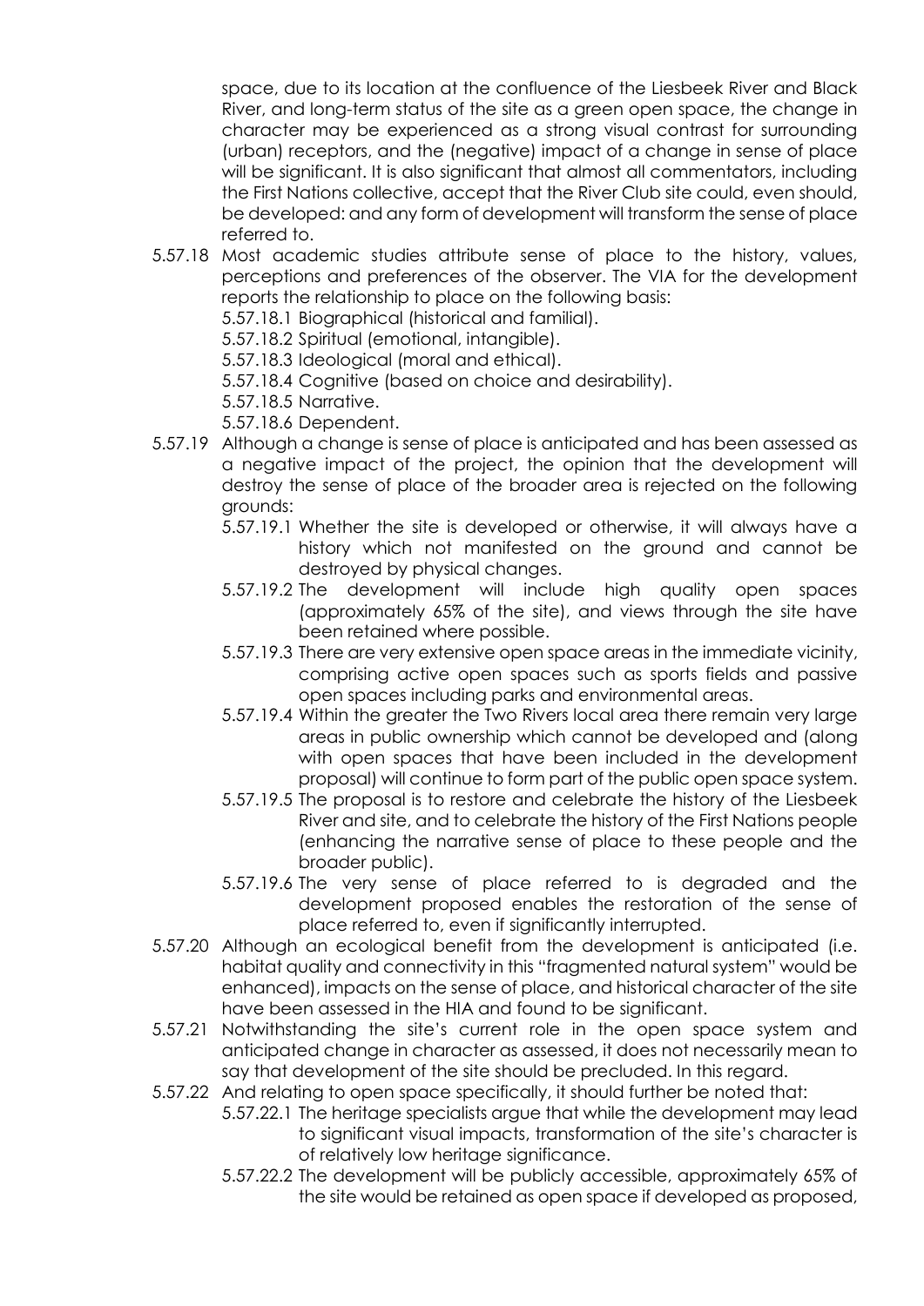space, due to its location at the confluence of the Liesbeek River and Black River, and long-term status of the site as a green open space, the change in character may be experienced as a strong visual contrast for surrounding (urban) receptors, and the (negative) impact of a change in sense of place will be significant. It is also significant that almost all commentators, including the First Nations collective, accept that the River Club site could, even should, be developed: and any form of development will transform the sense of place referred to.

5.57.18 Most academic studies attribute sense of place to the history, values, perceptions and preferences of the observer. The VIA for the development reports the relationship to place on the following basis:

- 5.57.18.1 Biographical (historical and familial).
- 5.57.18.2 Spiritual (emotional, intangible).
- 5.57.18.3 Ideological (moral and ethical).
- 5.57.18.4 Cognitive (based on choice and desirability).
- 5.57.18.5 Narrative.
- 5.57.18.6 Dependent.

5.57.19 Although a change is sense of place is anticipated and has been assessed as a negative impact of the project, the opinion that the development will destroy the sense of place of the broader area is rejected on the following grounds:

- 5.57.19.1 Whether the site is developed or otherwise, it will always have a history which not manifested on the ground and cannot be destroyed by physical changes.
- 5.57.19.2 The development will include high quality open spaces (approximately 65% of the site), and views through the site have been retained where possible.
- 5.57.19.3 There are very extensive open space areas in the immediate vicinity, comprising active open spaces such as sports fields and passive open spaces including parks and environmental areas.
- 5.57.19.4 Within the greater the Two Rivers local area there remain very large areas in public ownership which cannot be developed and (along with open spaces that have been included in the development proposal) will continue to form part of the public open space system.
- 5.57.19.5 The proposal is to restore and celebrate the history of the Liesbeek River and site, and to celebrate the history of the First Nations people (enhancing the narrative sense of place to these people and the broader public).
- 5.57.19.6 The very sense of place referred to is degraded and the development proposed enables the restoration of the sense of place referred to, even if significantly interrupted.

5.57.20 Although an ecological benefit from the development is anticipated (i.e. habitat quality and connectivity in this "fragmented natural system" would be enhanced), impacts on the sense of place, and historical character of the site have been assessed in the HIA and found to be significant.

5.57.21 Notwithstanding the site's current role in the open space system and anticipated change in character as assessed, it does not necessarily mean to say that development of the site should be precluded. In this regard.

5.57.22 And relating to open space specifically, it should further be noted that:

- 5.57.22.1 The heritage specialists argue that while the development may lead to significant visual impacts, transformation of the site's character is of relatively low heritage significance.
- 5.57.22.2 The development will be publicly accessible, approximately 65% of the site would be retained as open space if developed as proposed,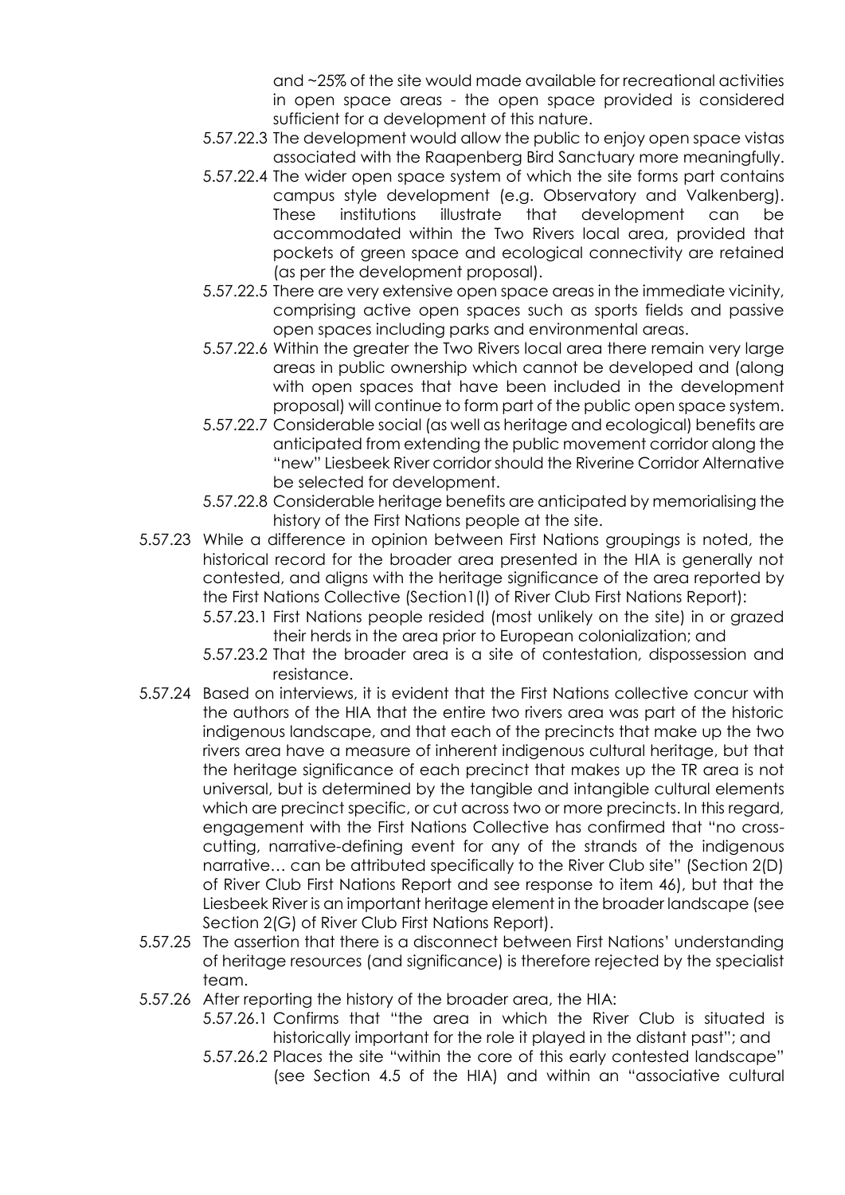and ~25% of the site would made available for recreational activities in open space areas - the open space provided is considered sufficient for a development of this nature.

5.57.22.3 The development would allow the public to enjoy open space vistas associated with the Raapenberg Bird Sanctuary more meaningfully.

5.57.22.4 The wider open space system of which the site forms part contains campus style development (e.g. Observatory and Valkenberg). These institutions illustrate that development can be accommodated within the Two Rivers local area, provided that pockets of green space and ecological connectivity are retained (as per the development proposal).

5.57.22.5 There are very extensive open space areas in the immediate vicinity, comprising active open spaces such as sports fields and passive open spaces including parks and environmental areas.

5.57.22.6 Within the greater the Two Rivers local area there remain very large areas in public ownership which cannot be developed and (along with open spaces that have been included in the development proposal) will continue to form part of the public open space system.

5.57.22.7 Considerable social (as well as heritage and ecological) benefits are anticipated from extending the public movement corridor along the "new" Liesbeek River corridor should the Riverine Corridor Alternative be selected for development.

5.57.22.8 Considerable heritage benefits are anticipated by memorialising the history of the First Nations people at the site.

5.57.23 While a difference in opinion between First Nations groupings is noted, the historical record for the broader area presented in the HIA is generally not contested, and aligns with the heritage significance of the area reported by the First Nations Collective (Section1(I) of River Club First Nations Report):

5.57.23.1 First Nations people resided (most unlikely on the site) in or grazed their herds in the area prior to European colonialization; and

5.57.23.2 That the broader area is a site of contestation, dispossession and resistance.

5.57.24 Based on interviews, it is evident that the First Nations collective concur with the authors of the HIA that the entire two rivers area was part of the historic indigenous landscape, and that each of the precincts that make up the two rivers area have a measure of inherent indigenous cultural heritage, but that the heritage significance of each precinct that makes up the TR area is not universal, but is determined by the tangible and intangible cultural elements which are precinct specific, or cut across two or more precincts. In this regard, engagement with the First Nations Collective has confirmed that "no cross-cutting, narrative-defining event for any of the strands of the indigenous narrative… can be attributed specifically to the River Club site" (Section 2(D) of River Club First Nations Report and see response to item 46), but that the Liesbeek River is an important heritage element in the broader landscape (see Section 2(G) of River Club First Nations Report).

5.57.25 The assertion that there is a disconnect between First Nations' understanding of heritage resources (and significance) is therefore rejected by the specialist team.

5.57.26 After reporting the history of the broader area, the HIA:

5.57.26.1 Confirms that "the area in which the River Club is situated is historically important for the role it played in the distant past"; and

5.57.26.2 Places the site "within the core of this early contested landscape" (see Section 4.5 of the HIA) and within an "associative cultural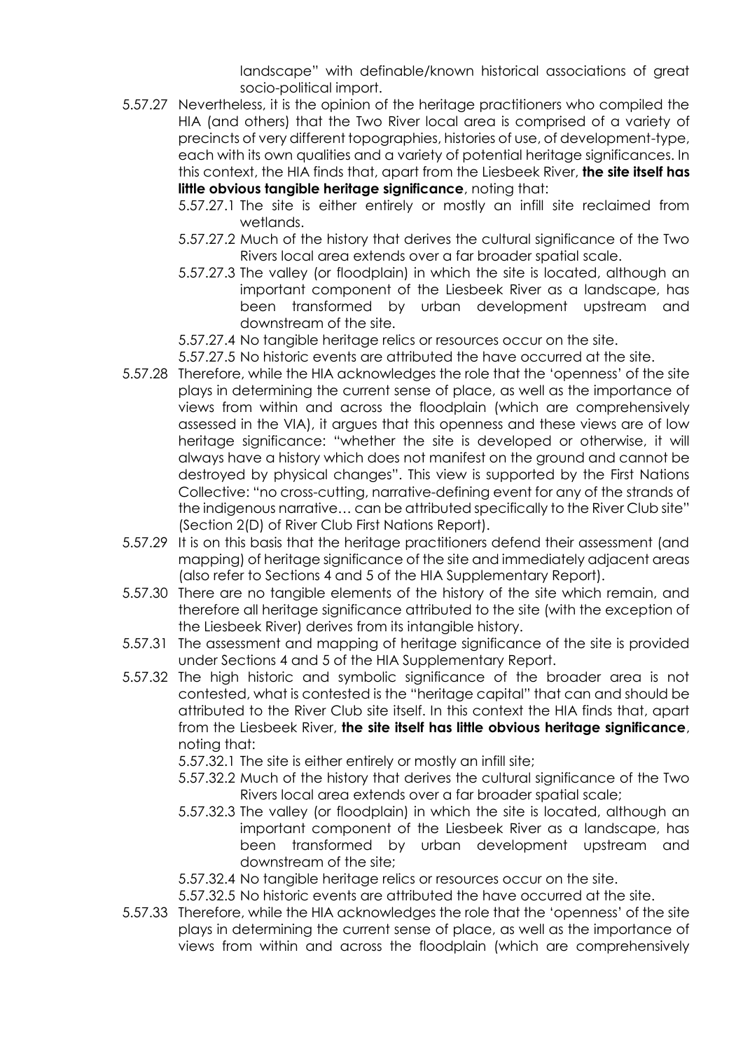landscape" with definable/known historical associations of great socio-political import.

5.57.27 Nevertheless, it is the opinion of the heritage practitioners who compiled the HIA (and others) that the Two River local area is comprised of a variety of precincts of very different topographies, histories of use, of development-type, each with its own qualities and a variety of potential heritage significances. In this context, the HIA finds that, apart from the Liesbeek River, **the site itself has little obvious tangible heritage significance**, noting that:

5.57.27.1 The site is either entirely or mostly an infill site reclaimed from wetlands.

5.57.27.2 Much of the history that derives the cultural significance of the Two Rivers local area extends over a far broader spatial scale.

5.57.27.3 The valley (or floodplain) in which the site is located, although an important component of the Liesbeek River as a landscape, has been transformed by urban development upstream and downstream of the site.

5.57.27.4 No tangible heritage relics or resources occur on the site.

5.57.27.5 No historic events are attributed the have occurred at the site.

5.57.28 Therefore, while the HIA acknowledges the role that the 'openness' of the site plays in determining the current sense of place, as well as the importance of views from within and across the floodplain (which are comprehensively assessed in the VIA), it argues that this openness and these views are of low heritage significance: "whether the site is developed or otherwise, it will always have a history which does not manifest on the ground and cannot be destroyed by physical changes". This view is supported by the First Nations Collective: "no cross-cutting, narrative-defining event for any of the strands of the indigenous narrative… can be attributed specifically to the River Club site" (Section 2(D) of River Club First Nations Report).

5.57.29 It is on this basis that the heritage practitioners defend their assessment (and mapping) of heritage significance of the site and immediately adjacent areas (also refer to Sections 4 and 5 of the HIA Supplementary Report).

5.57.30 There are no tangible elements of the history of the site which remain, and therefore all heritage significance attributed to the site (with the exception of the Liesbeek River) derives from its intangible history.

5.57.31 The assessment and mapping of heritage significance of the site is provided under Sections 4 and 5 of the HIA Supplementary Report.

5.57.32 The high historic and symbolic significance of the broader area is not contested, what is contested is the "heritage capital" that can and should be attributed to the River Club site itself. In this context the HIA finds that, apart from the Liesbeek River, **the site itself has little obvious heritage significance**, noting that:

5.57.32.1 The site is either entirely or mostly an infill site;

5.57.32.2 Much of the history that derives the cultural significance of the Two Rivers local area extends over a far broader spatial scale;

5.57.32.3 The valley (or floodplain) in which the site is located, although an important component of the Liesbeek River as a landscape, has been transformed by urban development upstream and downstream of the site;

5.57.32.4 No tangible heritage relics or resources occur on the site.

5.57.32.5 No historic events are attributed the have occurred at the site.

5.57.33 Therefore, while the HIA acknowledges the role that the 'openness' of the site plays in determining the current sense of place, as well as the importance of views from within and across the floodplain (which are comprehensively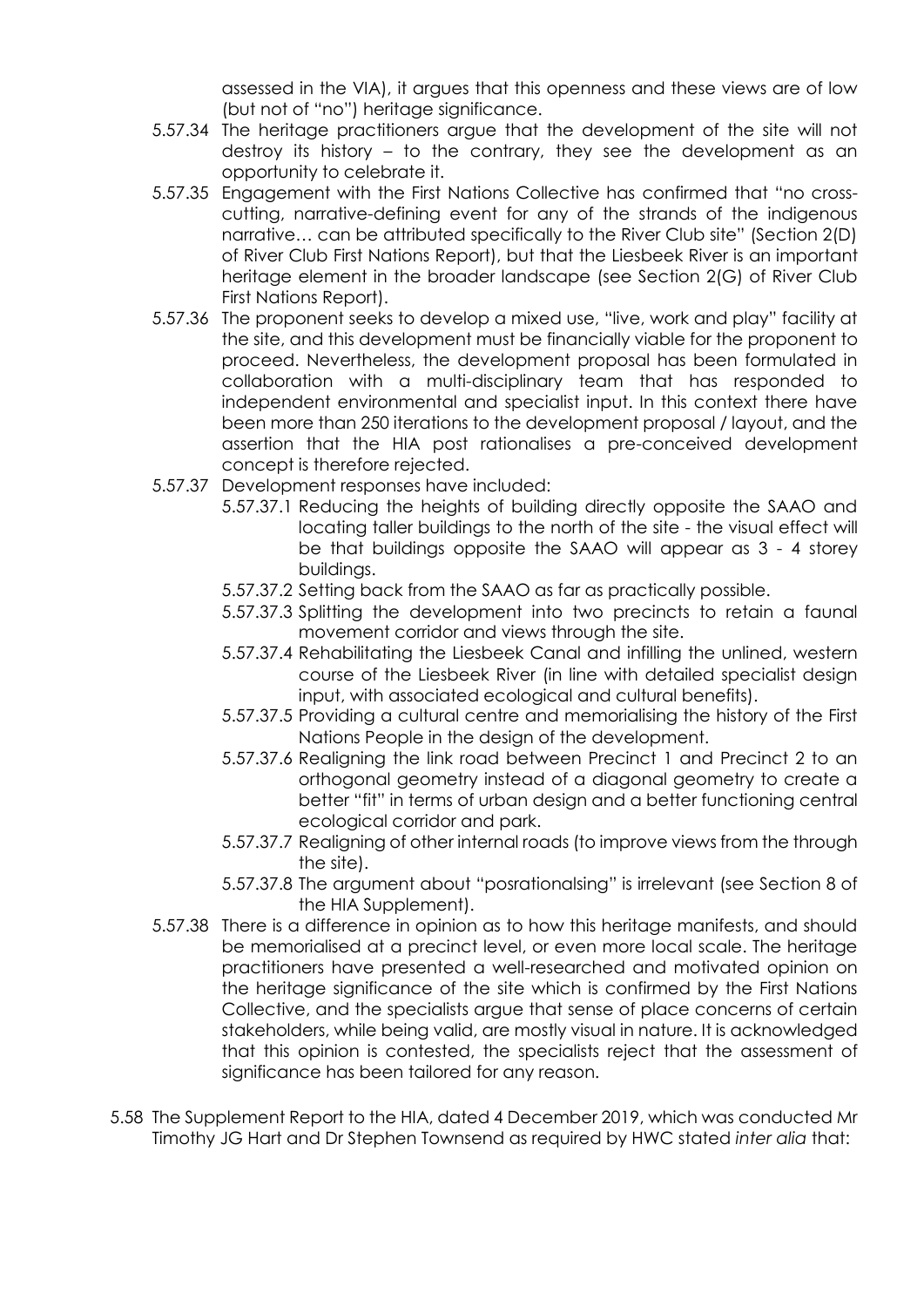assessed in the VIA), it argues that this openness and these views are of low (but not of "no") heritage significance.

5.57.34 The heritage practitioners argue that the development of the site will not destroy its history – to the contrary, they see the development as an opportunity to celebrate it.

5.57.35 Engagement with the First Nations Collective has confirmed that "no cross-cutting, narrative-defining event for any of the strands of the indigenous narrative… can be attributed specifically to the River Club site" (Section 2(D) of River Club First Nations Report), but that the Liesbeek River is an important heritage element in the broader landscape (see Section 2(G) of River Club First Nations Report).

5.57.36 The proponent seeks to develop a mixed use, "live, work and play" facility at the site, and this development must be financially viable for the proponent to proceed. Nevertheless, the development proposal has been formulated in collaboration with a multi-disciplinary team that has responded to independent environmental and specialist input. In this context there have been more than 250 iterations to the development proposal / layout, and the assertion that the HIA post rationalises a pre-conceived development concept is therefore rejected.

5.57.37 Development responses have included:

5.57.37.1 Reducing the heights of building directly opposite the SAAO and locating taller buildings to the north of the site - the visual effect will be that buildings opposite the SAAO will appear as 3 - 4 storey buildings.

5.57.37.2 Setting back from the SAAO as far as practically possible.

5.57.37.3 Splitting the development into two precincts to retain a faunal movement corridor and views through the site.

5.57.37.4 Rehabilitating the Liesbeek Canal and infilling the unlined, western course of the Liesbeek River (in line with detailed specialist design input, with associated ecological and cultural benefits).

5.57.37.5 Providing a cultural centre and memorialising the history of the First Nations People in the design of the development.

5.57.37.6 Realigning the link road between Precinct 1 and Precinct 2 to an orthogonal geometry instead of a diagonal geometry to create a better "fit" in terms of urban design and a better functioning central ecological corridor and park.

5.57.37.7 Realigning of other internal roads (to improve views from the through the site).

5.57.37.8 The argument about "posrationalsing" is irrelevant (see Section 8 of the HIA Supplement).

5.57.38 There is a difference in opinion as to how this heritage manifests, and should be memorialised at a precinct level, or even more local scale. The heritage practitioners have presented a well-researched and motivated opinion on the heritage significance of the site which is confirmed by the First Nations Collective, and the specialists argue that sense of place concerns of certain stakeholders, while being valid, are mostly visual in nature. It is acknowledged that this opinion is contested, the specialists reject that the assessment of significance has been tailored for any reason.

5.58 The Supplement Report to the HIA, dated 4 December 2019, which was conducted Mr Timothy JG Hart and Dr Stephen Townsend as required by HWC stated *inter alia* that: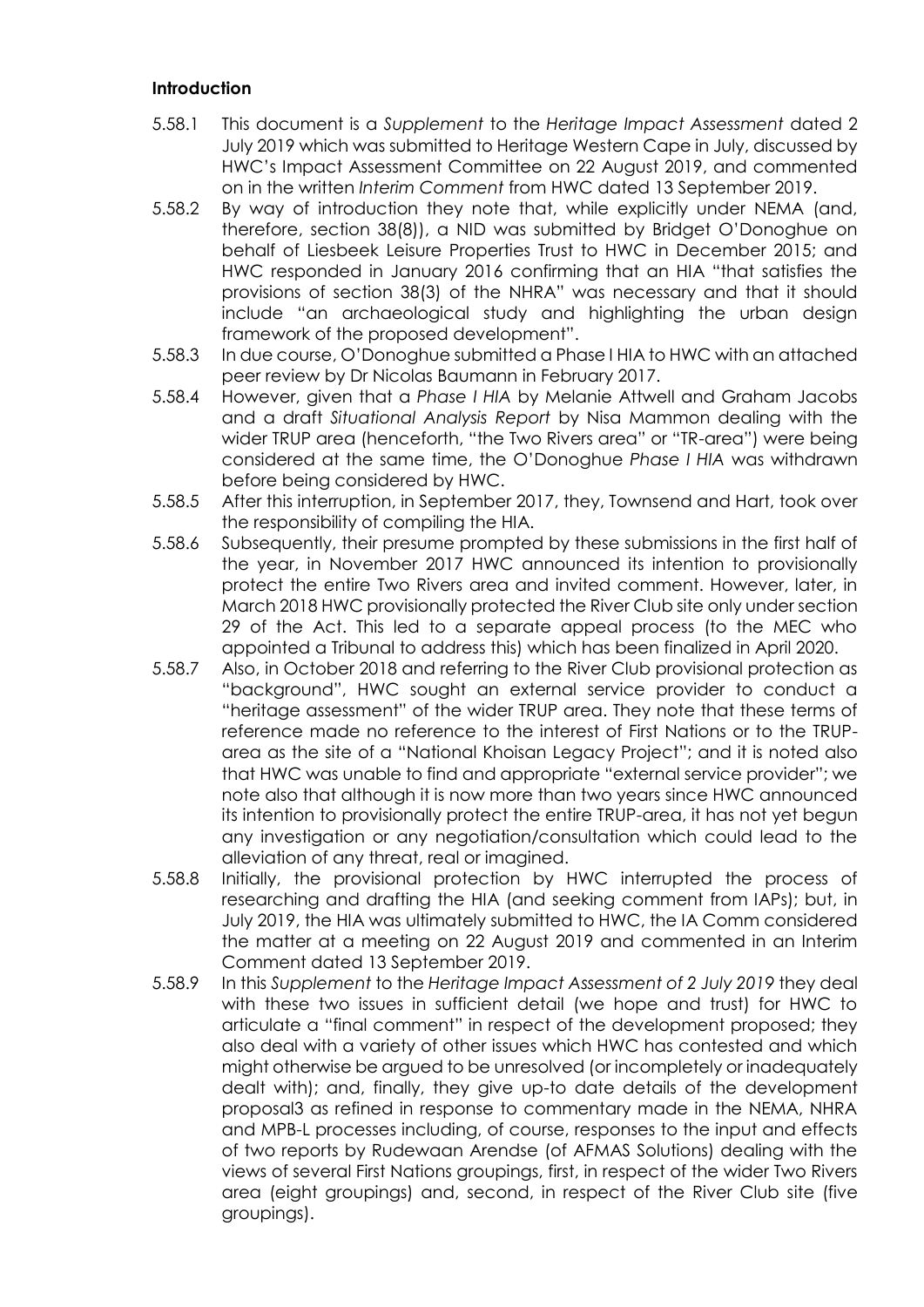**Introduction**

5.58.1 This document is a *Supplement* to the *Heritage Impact Assessment* dated 2 July 2019 which was submitted to Heritage Western Cape in July, discussed by HWC's Impact Assessment Committee on 22 August 2019, and commented on in the written *Interim Comment* from HWC dated 13 September 2019.

5.58.2 By way of introduction they note that, while explicitly under NEMA (and, therefore, section 38(8)), a NID was submitted by Bridget O'Donoghue on behalf of Liesbeek Leisure Properties Trust to HWC in December 2015; and HWC responded in January 2016 confirming that an HIA "that satisfies the provisions of section 38(3) of the NHRA" was necessary and that it should include "an archaeological study and highlighting the urban design framework of the proposed development".

5.58.3 In due course, O'Donoghue submitted a Phase I HIA to HWC with an attached peer review by Dr Nicolas Baumann in February 2017.

5.58.4 However, given that a *Phase I HIA* by Melanie Attwell and Graham Jacobs and a draft *Situational Analysis Report* by Nisa Mammon dealing with the wider TRUP area (henceforth, "the Two Rivers area" or "TR-area") were being considered at the same time, the O'Donoghue *Phase I HIA* was withdrawn before being considered by HWC.

5.58.5 After this interruption, in September 2017, they, Townsend and Hart, took over the responsibility of compiling the HIA.

5.58.6 Subsequently, their presume prompted by these submissions in the first half of the year, in November 2017 HWC announced its intention to provisionally protect the entire Two Rivers area and invited comment. However, later, in March 2018 HWC provisionally protected the River Club site only under section 29 of the Act. This led to a separate appeal process (to the MEC who appointed a Tribunal to address this) which has been finalized in April 2020.

5.58.7 Also, in October 2018 and referring to the River Club provisional protection as "background", HWC sought an external service provider to conduct a "heritage assessment" of the wider TRUP area. They note that these terms of reference made no reference to the interest of First Nations or to the TRUP-area as the site of a "National Khoisan Legacy Project"; and it is noted also that HWC was unable to find and appropriate "external service provider"; we note also that although it is now more than two years since HWC announced its intention to provisionally protect the entire TRUP-area, it has not yet begun any investigation or any negotiation/consultation which could lead to the alleviation of any threat, real or imagined.

5.58.8 Initially, the provisional protection by HWC interrupted the process of researching and drafting the HIA (and seeking comment from IAPs); but, in July 2019, the HIA was ultimately submitted to HWC, the IA Comm considered the matter at a meeting on 22 August 2019 and commented in an Interim Comment dated 13 September 2019.

5.58.9 In this *Supplement* to the *Heritage Impact Assessment of 2 July 2019* they deal with these two issues in sufficient detail (we hope and trust) for HWC to articulate a "final comment" in respect of the development proposed; they also deal with a variety of other issues which HWC has contested and which might otherwise be argued to be unresolved (or incompletely or inadequately dealt with); and, finally, they give up-to date details of the development proposal3 as refined in response to commentary made in the NEMA, NHRA and MPB-L processes including, of course, responses to the input and effects of two reports by Rudewaan Arendse (of AFMAS Solutions) dealing with the views of several First Nations groupings, first, in respect of the wider Two Rivers area (eight groupings) and, second, in respect of the River Club site (five groupings).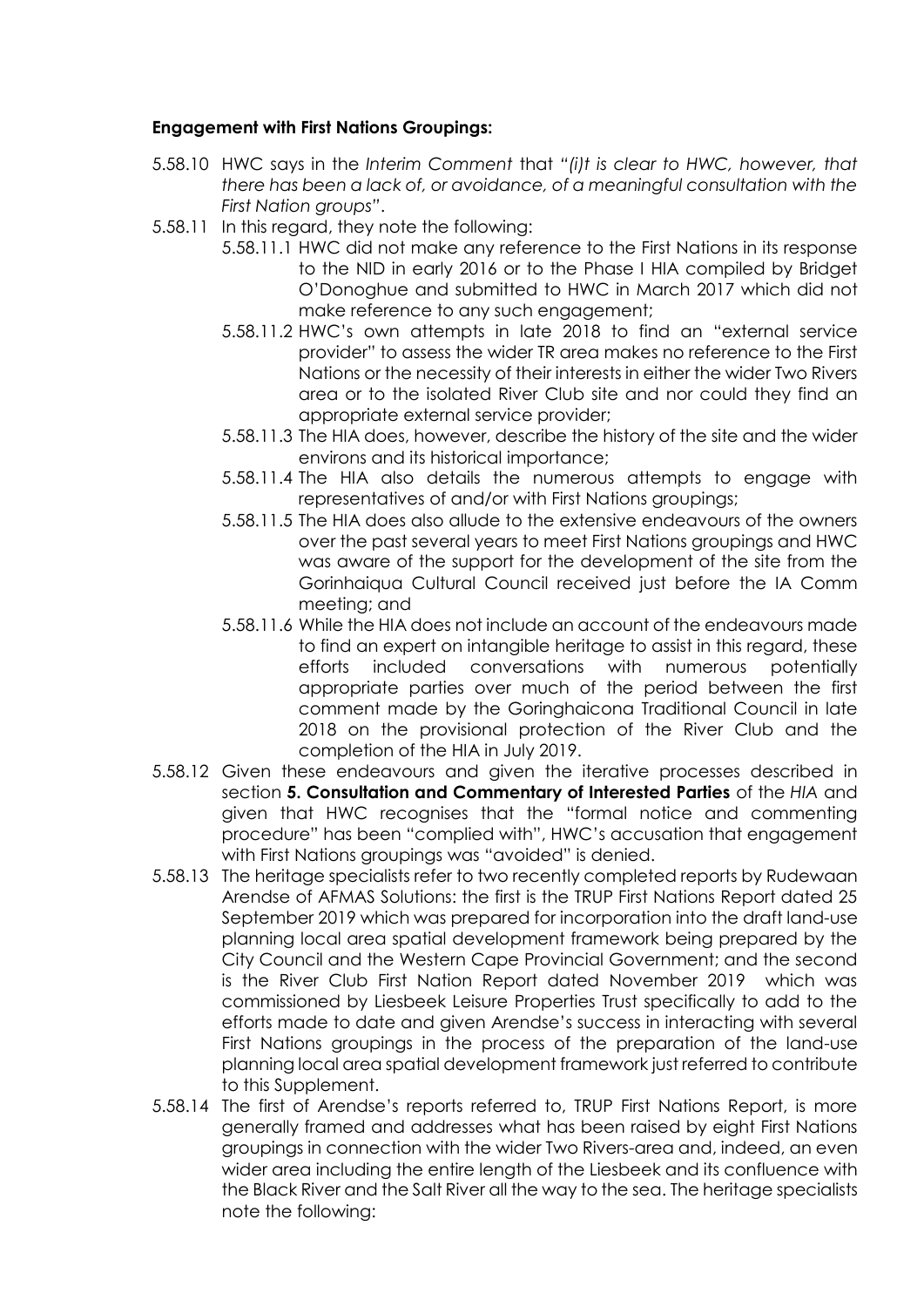**Engagement with First Nations Groupings:**

5.58.10 HWC says in the *Interim Comment* that "*(i)t is clear to HWC, however, that there has been a lack of, or avoidance, of a meaningful consultation with the First Nation groups*".

5.58.11 In this regard, they note the following:

5.58.11.1 HWC did not make any reference to the First Nations in its response to the NID in early 2016 or to the Phase I HIA compiled by Bridget O'Donoghue and submitted to HWC in March 2017 which did not make reference to any such engagement;

5.58.11.2 HWC's own attempts in late 2018 to find an "external service provider" to assess the wider TR area makes no reference to the First Nations or the necessity of their interests in either the wider Two Rivers area or to the isolated River Club site and nor could they find an appropriate external service provider;

5.58.11.3 The HIA does, however, describe the history of the site and the wider environs and its historical importance;

5.58.11.4 The HIA also details the numerous attempts to engage with representatives of and/or with First Nations groupings;

5.58.11.5 The HIA does also allude to the extensive endeavours of the owners over the past several years to meet First Nations groupings and HWC was aware of the support for the development of the site from the Gorinhaiqua Cultural Council received just before the IA Comm meeting; and

5.58.11.6 While the HIA does not include an account of the endeavours made to find an expert on intangible heritage to assist in this regard, these efforts included conversations with numerous potentially appropriate parties over much of the period between the first comment made by the Goringhaicona Traditional Council in late 2018 on the provisional protection of the River Club and the completion of the HIA in July 2019.

5.58.12 Given these endeavours and given the iterative processes described in section **5. Consultation and Commentary of Interested Parties** of the *HIA* and given that HWC recognises that the "formal notice and commenting procedure" has been "complied with", HWC's accusation that engagement with First Nations groupings was "avoided" is denied.

5.58.13 The heritage specialists refer to two recently completed reports by Rudewaan Arendse of AFMAS Solutions: the first is the TRUP First Nations Report dated 25 September 2019 which was prepared for incorporation into the draft land-use planning local area spatial development framework being prepared by the City Council and the Western Cape Provincial Government; and the second is the River Club First Nation Report dated November 2019 which was commissioned by Liesbeek Leisure Properties Trust specifically to add to the efforts made to date and given Arendse's success in interacting with several First Nations groupings in the process of the preparation of the land-use planning local area spatial development framework just referred to contribute to this Supplement.

5.58.14 The first of Arendse's reports referred to, TRUP First Nations Report, is more generally framed and addresses what has been raised by eight First Nations groupings in connection with the wider Two Rivers-area and, indeed, an even wider area including the entire length of the Liesbeek and its confluence with the Black River and the Salt River all the way to the sea. The heritage specialists note the following: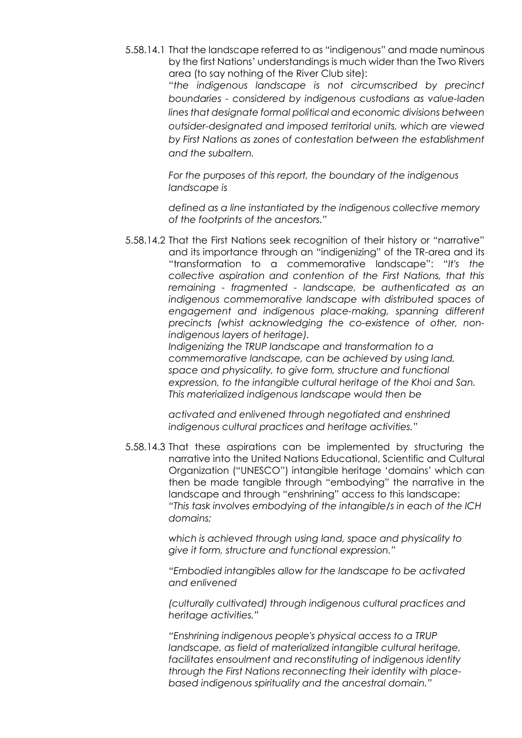5.58.14.1 That the landscape referred to as "indigenous" and made numinous by the first Nations' understandings is much wider than the Two Rivers area (to say nothing of the River Club site):

"*the indigenous landscape is not circumscribed by precinct boundaries - considered by indigenous custodians as value-laden lines that designate formal political and economic divisions between outsider-designated and imposed territorial units, which are viewed by First Nations as zones of contestation between the establishment and the subaltern.*

*For the purposes of this report, the boundary of the indigenous landscape is*

*defined as a line instantiated by the indigenous collective memory of the footprints of the ancestors.*"

5.58.14.2 That the First Nations seek recognition of their history or "narrative" and its importance through an "indigenizing" of the TR-area and its "transformation to a commemorative landscape": "*It's the collective aspiration and contention of the First Nations, that this remaining - fragmented - landscape, be authenticated as an indigenous commemorative landscape with distributed spaces of engagement and indigenous place-making, spanning different precincts (whist acknowledging the co-existence of other, non-indigenous layers of heritage).*

*Indigenizing the TRUP landscape and transformation to a commemorative landscape, can be achieved by using land, space and physicality, to give form, structure and functional expression, to the intangible cultural heritage of the Khoi and San. This materialized indigenous landscape would then be*

*activated and enlivened through negotiated and enshrined indigenous cultural practices and heritage activities.*"

5.58.14.3 That these aspirations can be implemented by structuring the narrative into the United Nations Educational, Scientific and Cultural Organization ("UNESCO") intangible heritage 'domains' which can then be made tangible through "embodying" the narrative in the landscape and through "enshrining" access to this landscape:

*"This task involves embodying of the intangible/s in each of the ICH domains;*

*which is achieved through using land, space and physicality to give it form, structure and functional expression."*

*"Embodied intangibles allow for the landscape to be activated and enlivened*

*(culturally cultivated) through indigenous cultural practices and heritage activities."*

*"Enshrining indigenous people's physical access to a TRUP landscape, as field of materialized intangible cultural heritage, facilitates ensoulment and reconstituting of indigenous identity through the First Nations reconnecting their identity with place-based indigenous spirituality and the ancestral domain."*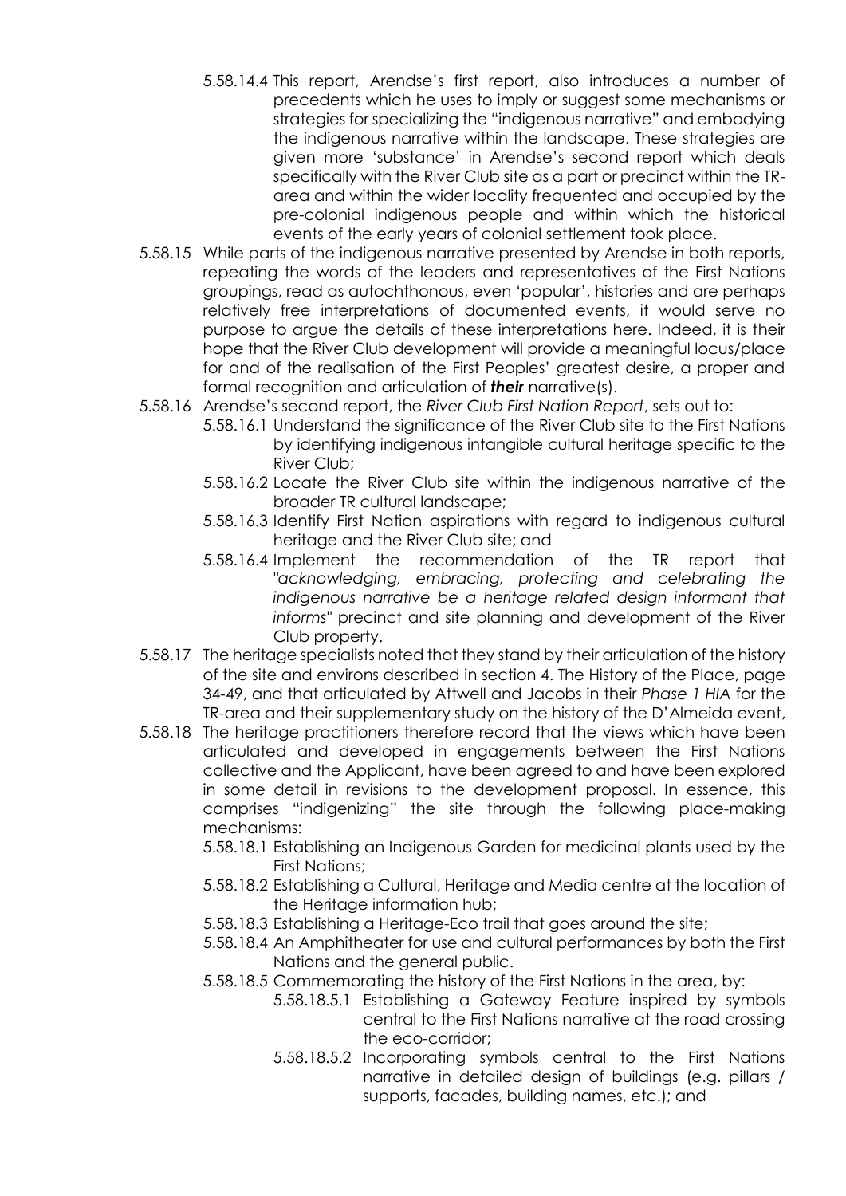5.58.14.4 This report, Arendse's first report, also introduces a number of precedents which he uses to imply or suggest some mechanisms or strategies for specializing the "indigenous narrative" and embodying the indigenous narrative within the landscape. These strategies are given more 'substance' in Arendse's second report which deals specifically with the River Club site as a part or precinct within the TR-area and within the wider locality frequented and occupied by the pre-colonial indigenous people and within which the historical events of the early years of colonial settlement took place.

5.58.15 While parts of the indigenous narrative presented by Arendse in both reports, repeating the words of the leaders and representatives of the First Nations groupings, read as autochthonous, even 'popular', histories and are perhaps relatively free interpretations of documented events, it would serve no purpose to argue the details of these interpretations here. Indeed, it is their hope that the River Club development will provide a meaningful locus/place for and of the realisation of the First Peoples' greatest desire, a proper and formal recognition and articulation of ***their*** narrative(s).

5.58.16 Arendse's second report, the *River Club First Nation Report*, sets out to:

5.58.16.1 Understand the significance of the River Club site to the First Nations by identifying indigenous intangible cultural heritage specific to the River Club;

5.58.16.2 Locate the River Club site within the indigenous narrative of the broader TR cultural landscape;

5.58.16.3 Identify First Nation aspirations with regard to indigenous cultural heritage and the River Club site; and

5.58.16.4 Implement the recommendation of the TR report that "*acknowledging, embracing, protecting and celebrating the indigenous narrative be a heritage related design informant that informs*" precinct and site planning and development of the River Club property.

5.58.17 The heritage specialists noted that they stand by their articulation of the history of the site and environs described in section 4. The History of the Place, page 34-49, and that articulated by Attwell and Jacobs in their *Phase 1 HIA* for the TR-area and their supplementary study on the history of the D'Almeida event,

5.58.18 The heritage practitioners therefore record that the views which have been articulated and developed in engagements between the First Nations collective and the Applicant, have been agreed to and have been explored in some detail in revisions to the development proposal. In essence, this comprises "indigenizing" the site through the following place-making mechanisms:

5.58.18.1 Establishing an Indigenous Garden for medicinal plants used by the First Nations;

5.58.18.2 Establishing a Cultural, Heritage and Media centre at the location of the Heritage information hub;

5.58.18.3 Establishing a Heritage-Eco trail that goes around the site;

5.58.18.4 An Amphitheater for use and cultural performances by both the First Nations and the general public.

5.58.18.5 Commemorating the history of the First Nations in the area, by:

5.58.18.5.1 Establishing a Gateway Feature inspired by symbols central to the First Nations narrative at the road crossing the eco-corridor;

5.58.18.5.2 Incorporating symbols central to the First Nations narrative in detailed design of buildings (e.g. pillars / supports, facades, building names, etc.); and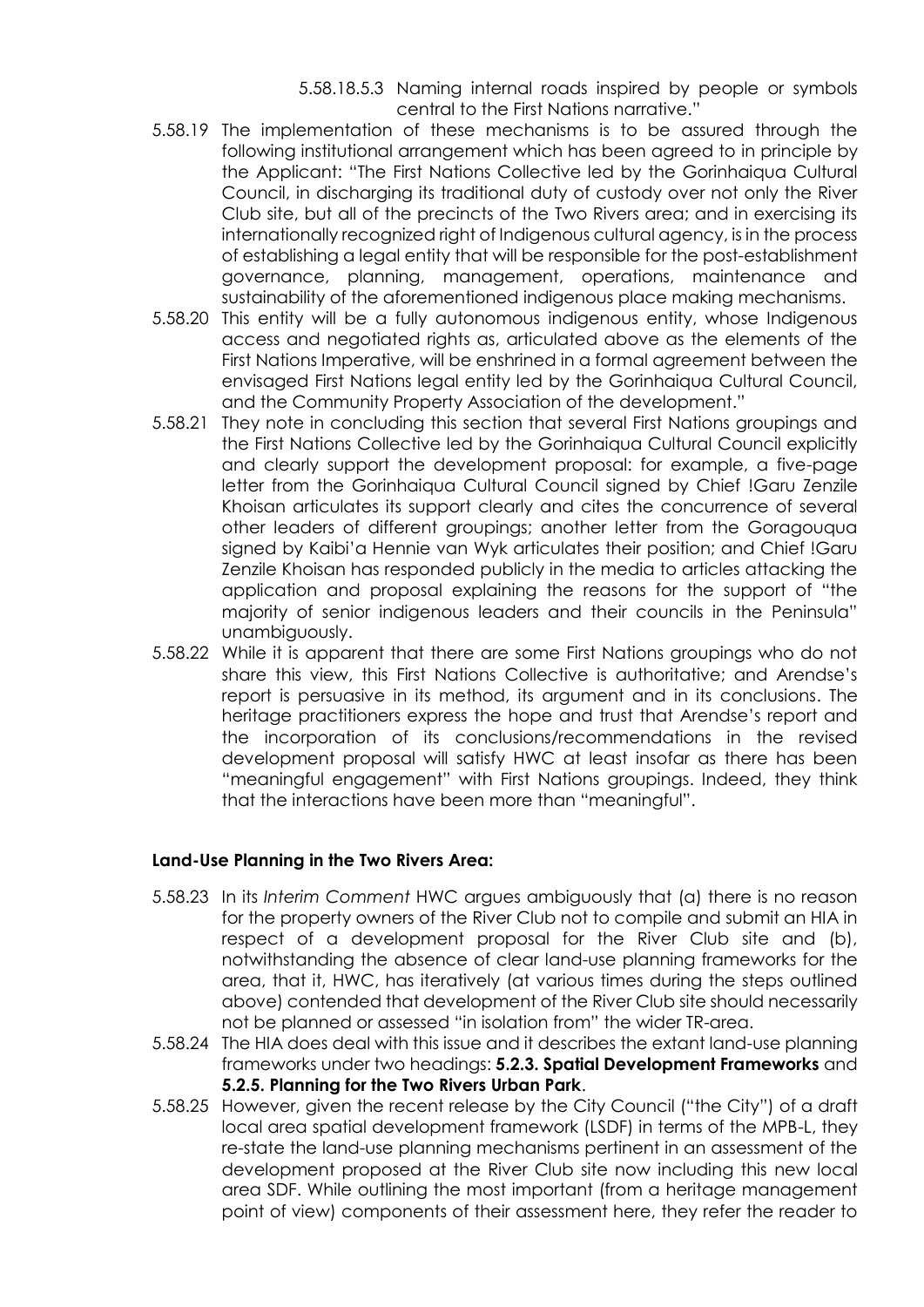5.58.18.5.3 Naming internal roads inspired by people or symbols central to the First Nations narrative."

5.58.19 The implementation of these mechanisms is to be assured through the following institutional arrangement which has been agreed to in principle by the Applicant: "The First Nations Collective led by the Gorinhaiqua Cultural Council, in discharging its traditional duty of custody over not only the River Club site, but all of the precincts of the Two Rivers area; and in exercising its internationally recognized right of Indigenous cultural agency, is in the process of establishing a legal entity that will be responsible for the post-establishment governance, planning, management, operations, maintenance and sustainability of the aforementioned indigenous place making mechanisms.

5.58.20 This entity will be a fully autonomous indigenous entity, whose Indigenous access and negotiated rights as, articulated above as the elements of the First Nations Imperative, will be enshrined in a formal agreement between the envisaged First Nations legal entity led by the Gorinhaiqua Cultural Council, and the Community Property Association of the development."

5.58.21 They note in concluding this section that several First Nations groupings and the First Nations Collective led by the Gorinhaiqua Cultural Council explicitly and clearly support the development proposal: for example, a five-page letter from the Gorinhaiqua Cultural Council signed by Chief !Garu Zenzile Khoisan articulates its support clearly and cites the concurrence of several other leaders of different groupings; another letter from the Goragouqua signed by Kaibi'a Hennie van Wyk articulates their position; and Chief !Garu Zenzile Khoisan has responded publicly in the media to articles attacking the application and proposal explaining the reasons for the support of "the majority of senior indigenous leaders and their councils in the Peninsula" unambiguously.

5.58.22 While it is apparent that there are some First Nations groupings who do not share this view, this First Nations Collective is authoritative; and Arendse's report is persuasive in its method, its argument and in its conclusions. The heritage practitioners express the hope and trust that Arendse's report and the incorporation of its conclusions/recommendations in the revised development proposal will satisfy HWC at least insofar as there has been "meaningful engagement" with First Nations groupings. Indeed, they think that the interactions have been more than "meaningful".

**Land-Use Planning in the Two Rivers Area:**

5.58.23 In its *Interim Comment* HWC argues ambiguously that (a) there is no reason for the property owners of the River Club not to compile and submit an HIA in respect of a development proposal for the River Club site and (b), notwithstanding the absence of clear land-use planning frameworks for the area, that it, HWC, has iteratively (at various times during the steps outlined above) contended that development of the River Club site should necessarily not be planned or assessed "in isolation from" the wider TR-area.

5.58.24 The HIA does deal with this issue and it describes the extant land-use planning frameworks under two headings: **5.2.3. Spatial Development Frameworks** and **5.2.5. Planning for the Two Rivers Urban Park**.

5.58.25 However, given the recent release by the City Council ("the City") of a draft local area spatial development framework (LSDF) in terms of the MPB-L, they re-state the land-use planning mechanisms pertinent in an assessment of the development proposed at the River Club site now including this new local area SDF. While outlining the most important (from a heritage management point of view) components of their assessment here, they refer the reader to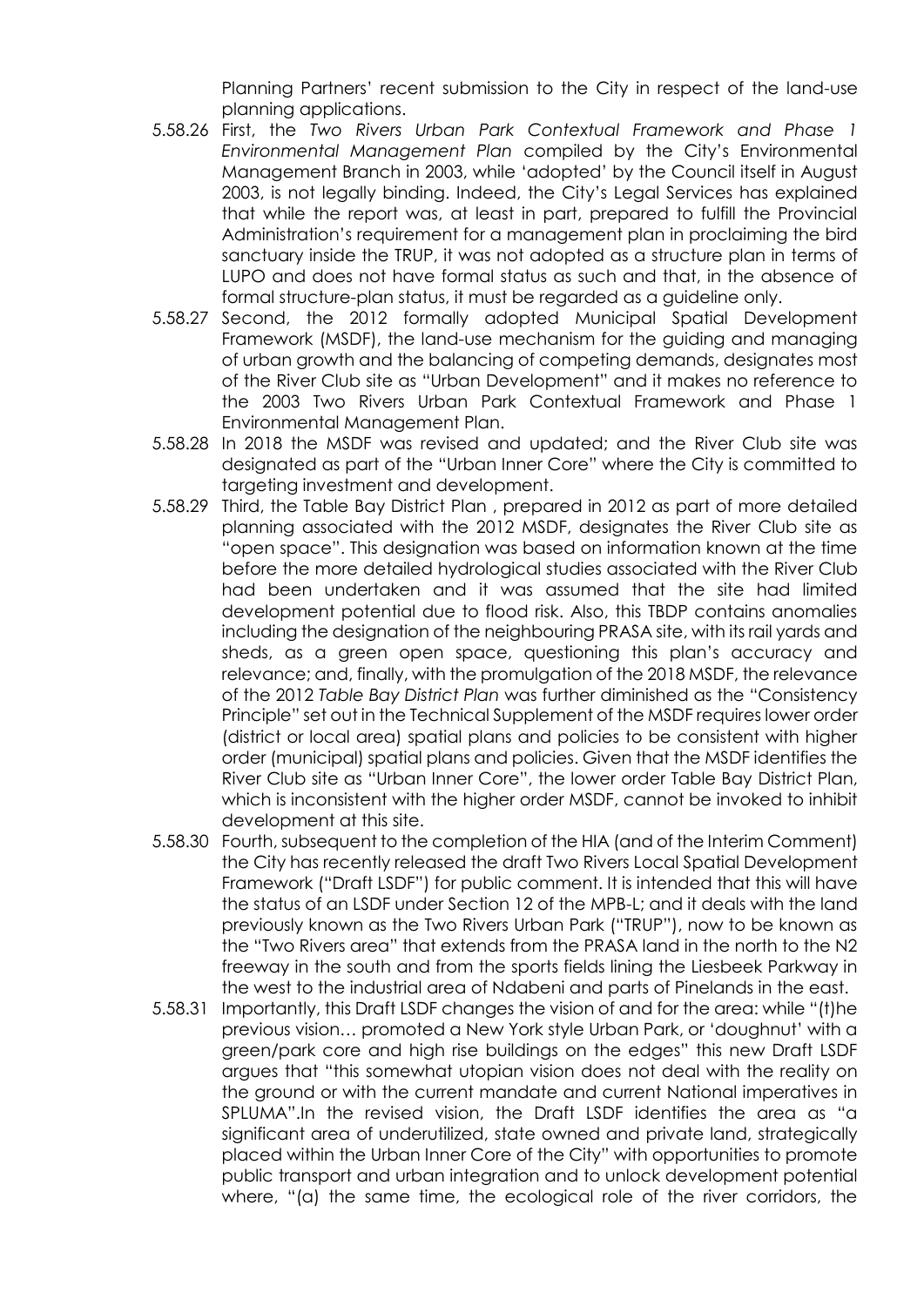Planning Partners' recent submission to the City in respect of the land-use planning applications.

5.58.26 First, the *Two Rivers Urban Park Contextual Framework and Phase 1 Environmental Management Plan* compiled by the City's Environmental Management Branch in 2003, while 'adopted' by the Council itself in August 2003, is not legally binding. Indeed, the City's Legal Services has explained that while the report was, at least in part, prepared to fulfill the Provincial Administration's requirement for a management plan in proclaiming the bird sanctuary inside the TRUP, it was not adopted as a structure plan in terms of LUPO and does not have formal status as such and that, in the absence of formal structure-plan status, it must be regarded as a guideline only.

5.58.27 Second, the 2012 formally adopted Municipal Spatial Development Framework (MSDF), the land-use mechanism for the guiding and managing of urban growth and the balancing of competing demands, designates most of the River Club site as "Urban Development" and it makes no reference to the 2003 Two Rivers Urban Park Contextual Framework and Phase 1 Environmental Management Plan.

5.58.28 In 2018 the MSDF was revised and updated; and the River Club site was designated as part of the "Urban Inner Core" where the City is committed to targeting investment and development.

5.58.29 Third, the Table Bay District Plan , prepared in 2012 as part of more detailed planning associated with the 2012 MSDF, designates the River Club site as "open space". This designation was based on information known at the time before the more detailed hydrological studies associated with the River Club had been undertaken and it was assumed that the site had limited development potential due to flood risk. Also, this TBDP contains anomalies including the designation of the neighbouring PRASA site, with its rail yards and sheds, as a green open space, questioning this plan's accuracy and relevance; and, finally, with the promulgation of the 2018 MSDF, the relevance of the 2012 *Table Bay District Plan* was further diminished as the "Consistency Principle" set out in the Technical Supplement of the MSDF requires lower order (district or local area) spatial plans and policies to be consistent with higher order (municipal) spatial plans and policies. Given that the MSDF identifies the River Club site as "Urban Inner Core", the lower order Table Bay District Plan, which is inconsistent with the higher order MSDF, cannot be invoked to inhibit development at this site.

5.58.30 Fourth, subsequent to the completion of the HIA (and of the Interim Comment) the City has recently released the draft Two Rivers Local Spatial Development Framework ("Draft LSDF") for public comment. It is intended that this will have the status of an LSDF under Section 12 of the MPB-L; and it deals with the land previously known as the Two Rivers Urban Park ("TRUP"), now to be known as the "Two Rivers area" that extends from the PRASA land in the north to the N2 freeway in the south and from the sports fields lining the Liesbeek Parkway in the west to the industrial area of Ndabeni and parts of Pinelands in the east.

5.58.31 Importantly, this Draft LSDF changes the vision of and for the area: while "(t)he previous vision… promoted a New York style Urban Park, or 'doughnut' with a green/park core and high rise buildings on the edges" this new Draft LSDF argues that "this somewhat utopian vision does not deal with the reality on the ground or with the current mandate and current National imperatives in SPLUMA".In the revised vision, the Draft LSDF identifies the area as "a significant area of underutilized, state owned and private land, strategically placed within the Urban Inner Core of the City" with opportunities to promote public transport and urban integration and to unlock development potential where, "(a) the same time, the ecological role of the river corridors, the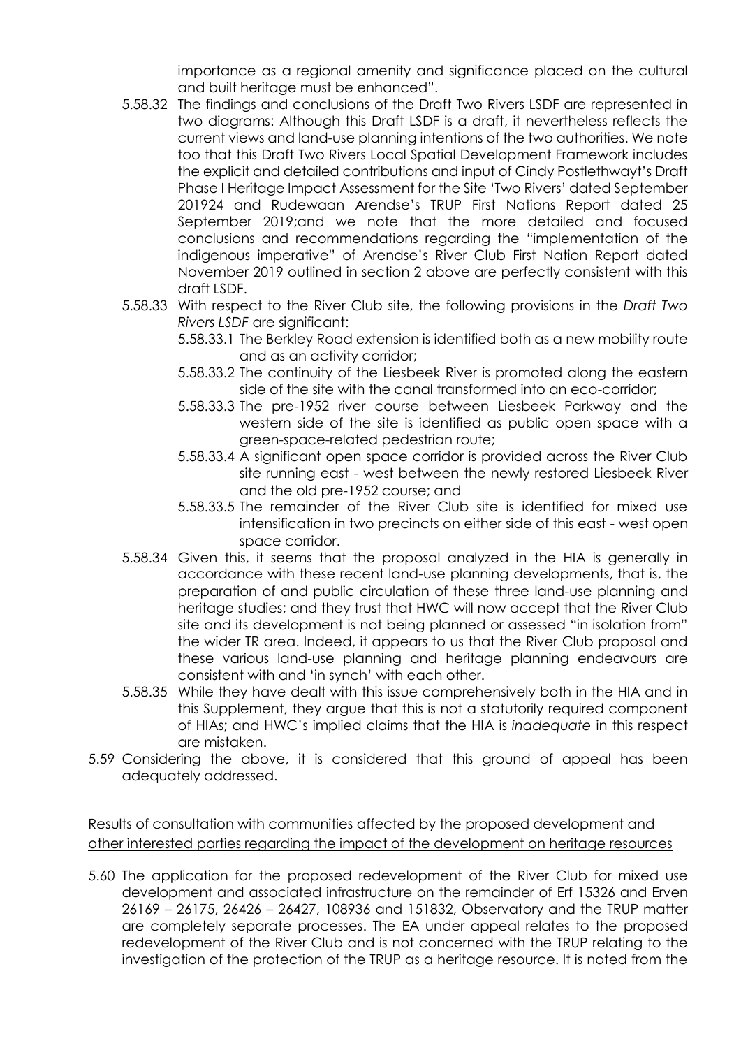importance as a regional amenity and significance placed on the cultural and built heritage must be enhanced".

5.58.32 The findings and conclusions of the Draft Two Rivers LSDF are represented in two diagrams: Although this Draft LSDF is a draft, it nevertheless reflects the current views and land-use planning intentions of the two authorities. We note too that this Draft Two Rivers Local Spatial Development Framework includes the explicit and detailed contributions and input of Cindy Postlethwayt's Draft Phase I Heritage Impact Assessment for the Site 'Two Rivers' dated September 201924 and Rudewaan Arendse's TRUP First Nations Report dated 25 September 2019;and we note that the more detailed and focused conclusions and recommendations regarding the "implementation of the indigenous imperative" of Arendse's River Club First Nation Report dated November 2019 outlined in section 2 above are perfectly consistent with this draft LSDF.

5.58.33 With respect to the River Club site, the following provisions in the *Draft Two Rivers LSDF* are significant:

5.58.33.1 The Berkley Road extension is identified both as a new mobility route and as an activity corridor;

5.58.33.2 The continuity of the Liesbeek River is promoted along the eastern side of the site with the canal transformed into an eco-corridor;

5.58.33.3 The pre-1952 river course between Liesbeek Parkway and the western side of the site is identified as public open space with a green-space-related pedestrian route;

5.58.33.4 A significant open space corridor is provided across the River Club site running east - west between the newly restored Liesbeek River and the old pre-1952 course; and

5.58.33.5 The remainder of the River Club site is identified for mixed use intensification in two precincts on either side of this east - west open space corridor.

5.58.34 Given this, it seems that the proposal analyzed in the HIA is generally in accordance with these recent land-use planning developments, that is, the preparation of and public circulation of these three land-use planning and heritage studies; and they trust that HWC will now accept that the River Club site and its development is not being planned or assessed "in isolation from" the wider TR area. Indeed, it appears to us that the River Club proposal and these various land-use planning and heritage planning endeavours are consistent with and 'in synch' with each other.

5.58.35 While they have dealt with this issue comprehensively both in the HIA and in this Supplement, they argue that this is not a statutorily required component of HIAs; and HWC's implied claims that the HIA is *inadequate* in this respect are mistaken.

5.59 Considering the above, it is considered that this ground of appeal has been adequately addressed.

<u>Results of consultation with communities affected by the proposed development and other interested parties regarding the impact of the development on heritage resources</u>

5.60 The application for the proposed redevelopment of the River Club for mixed use development and associated infrastructure on the remainder of Erf 15326 and Erven 26169 – 26175, 26426 – 26427, 108936 and 151832, Observatory and the TRUP matter are completely separate processes. The EA under appeal relates to the proposed redevelopment of the River Club and is not concerned with the TRUP relating to the investigation of the protection of the TRUP as a heritage resource. It is noted from the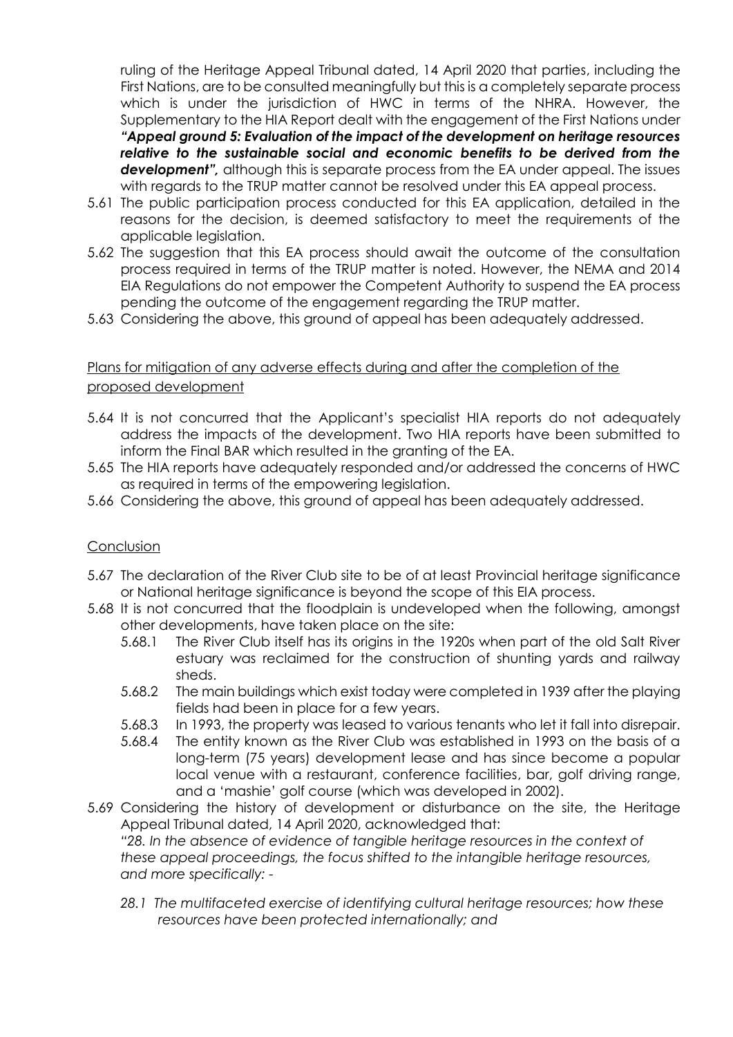ruling of the Heritage Appeal Tribunal dated, 14 April 2020 that parties, including the First Nations, are to be consulted meaningfully but this is a completely separate process which is under the jurisdiction of HWC in terms of the NHRA. However, the Supplementary to the HIA Report dealt with the engagement of the First Nations under ***"Appeal ground 5: Evaluation of the impact of the development on heritage resources relative to the sustainable social and economic benefits to be derived from the development",*** although this is separate process from the EA under appeal. The issues with regards to the TRUP matter cannot be resolved under this EA appeal process.

5.61 The public participation process conducted for this EA application, detailed in the reasons for the decision, is deemed satisfactory to meet the requirements of the applicable legislation.

5.62 The suggestion that this EA process should await the outcome of the consultation process required in terms of the TRUP matter is noted. However, the NEMA and 2014 EIA Regulations do not empower the Competent Authority to suspend the EA process pending the outcome of the engagement regarding the TRUP matter.

5.63 Considering the above, this ground of appeal has been adequately addressed.

<u>Plans for mitigation of any adverse effects during and after the completion of the proposed development</u>

5.64 It is not concurred that the Applicant's specialist HIA reports do not adequately address the impacts of the development. Two HIA reports have been submitted to inform the Final BAR which resulted in the granting of the EA.

5.65 The HIA reports have adequately responded and/or addressed the concerns of HWC as required in terms of the empowering legislation.

5.66 Considering the above, this ground of appeal has been adequately addressed.

<u>Conclusion</u>

5.67 The declaration of the River Club site to be of at least Provincial heritage significance or National heritage significance is beyond the scope of this EIA process.

5.68 It is not concurred that the floodplain is undeveloped when the following, amongst other developments, have taken place on the site:

5.68.1 The River Club itself has its origins in the 1920s when part of the old Salt River estuary was reclaimed for the construction of shunting yards and railway sheds.

5.68.2 The main buildings which exist today were completed in 1939 after the playing fields had been in place for a few years.

5.68.3 In 1993, the property was leased to various tenants who let it fall into disrepair.

5.68.4 The entity known as the River Club was established in 1993 on the basis of a long-term (75 years) development lease and has since become a popular local venue with a restaurant, conference facilities, bar, golf driving range, and a 'mashie' golf course (which was developed in 2002).

5.69 Considering the history of development or disturbance on the site, the Heritage Appeal Tribunal dated, 14 April 2020, acknowledged that:

*"28. In the absence of evidence of tangible heritage resources in the context of these appeal proceedings, the focus shifted to the intangible heritage resources, and more specifically: -*

*28.1 The multifaceted exercise of identifying cultural heritage resources; how these resources have been protected internationally; and*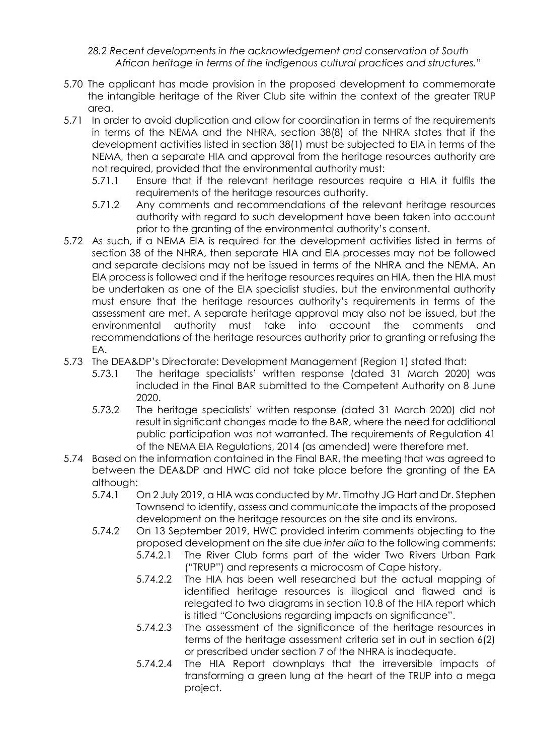*28.2 Recent developments in the acknowledgement and conservation of South African heritage in terms of the indigenous cultural practices and structures."*

5.70 The applicant has made provision in the proposed development to commemorate the intangible heritage of the River Club site within the context of the greater TRUP area.

5.71 In order to avoid duplication and allow for coordination in terms of the requirements in terms of the NEMA and the NHRA, section 38(8) of the NHRA states that if the development activities listed in section 38(1) must be subjected to EIA in terms of the NEMA, then a separate HIA and approval from the heritage resources authority are not required, provided that the environmental authority must:

- 5.71.1 Ensure that if the relevant heritage resources require a HIA it fulfils the requirements of the heritage resources authority.
- 5.71.2 Any comments and recommendations of the relevant heritage resources authority with regard to such development have been taken into account prior to the granting of the environmental authority's consent.

5.72 As such, if a NEMA EIA is required for the development activities listed in terms of section 38 of the NHRA, then separate HIA and EIA processes may not be followed and separate decisions may not be issued in terms of the NHRA and the NEMA. An EIA process is followed and if the heritage resources requires an HIA, then the HIA must be undertaken as one of the EIA specialist studies, but the environmental authority must ensure that the heritage resources authority's requirements in terms of the assessment are met. A separate heritage approval may also not be issued, but the environmental authority must take into account the comments and recommendations of the heritage resources authority prior to granting or refusing the EA.

5.73 The DEA&DP's Directorate: Development Management (Region 1) stated that:

- 5.73.1 The heritage specialists' written response (dated 31 March 2020) was included in the Final BAR submitted to the Competent Authority on 8 June 2020.
- 5.73.2 The heritage specialists' written response (dated 31 March 2020) did not result in significant changes made to the BAR, where the need for additional public participation was not warranted. The requirements of Regulation 41 of the NEMA EIA Regulations, 2014 (as amended) were therefore met.

5.74 Based on the information contained in the Final BAR, the meeting that was agreed to between the DEA&DP and HWC did not take place before the granting of the EA although:

- 5.74.1 On 2 July 2019, a HIA was conducted by Mr. Timothy JG Hart and Dr. Stephen Townsend to identify, assess and communicate the impacts of the proposed development on the heritage resources on the site and its environs.
- 5.74.2 On 13 September 2019, HWC provided interim comments objecting to the proposed development on the site due *inter alia* to the following comments:
  - 5.74.2.1 The River Club forms part of the wider Two Rivers Urban Park ("TRUP") and represents a microcosm of Cape history.
  - 5.74.2.2 The HIA has been well researched but the actual mapping of identified heritage resources is illogical and flawed and is relegated to two diagrams in section 10.8 of the HIA report which is titled "Conclusions regarding impacts on significance".
  - 5.74.2.3 The assessment of the significance of the heritage resources in terms of the heritage assessment criteria set in out in section 6(2) or prescribed under section 7 of the NHRA is inadequate.
  - 5.74.2.4 The HIA Report downplays that the irreversible impacts of transforming a green lung at the heart of the TRUP into a mega project.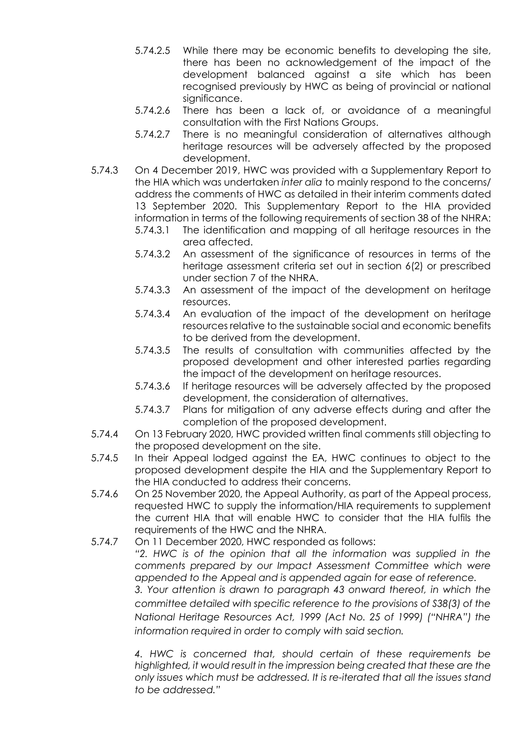5.74.2.5 While there may be economic benefits to developing the site, there has been no acknowledgement of the impact of the development balanced against a site which has been recognised previously by HWC as being of provincial or national significance.

5.74.2.6 There has been a lack of, or avoidance of a meaningful consultation with the First Nations Groups.

5.74.2.7 There is no meaningful consideration of alternatives although heritage resources will be adversely affected by the proposed development.

5.74.3 On 4 December 2019, HWC was provided with a Supplementary Report to the HIA which was undertaken *inter alia* to mainly respond to the concerns/ address the comments of HWC as detailed in their interim comments dated 13 September 2020. This Supplementary Report to the HIA provided information in terms of the following requirements of section 38 of the NHRA:

5.74.3.1 The identification and mapping of all heritage resources in the area affected.

5.74.3.2 An assessment of the significance of resources in terms of the heritage assessment criteria set out in section 6(2) or prescribed under section 7 of the NHRA.

5.74.3.3 An assessment of the impact of the development on heritage resources.

5.74.3.4 An evaluation of the impact of the development on heritage resources relative to the sustainable social and economic benefits to be derived from the development.

5.74.3.5 The results of consultation with communities affected by the proposed development and other interested parties regarding the impact of the development on heritage resources.

5.74.3.6 If heritage resources will be adversely affected by the proposed development, the consideration of alternatives.

5.74.3.7 Plans for mitigation of any adverse effects during and after the completion of the proposed development.

5.74.4 On 13 February 2020, HWC provided written final comments still objecting to the proposed development on the site.

5.74.5 In their Appeal lodged against the EA, HWC continues to object to the proposed development despite the HIA and the Supplementary Report to the HIA conducted to address their concerns.

5.74.6 On 25 November 2020, the Appeal Authority, as part of the Appeal process, requested HWC to supply the information/HIA requirements to supplement the current HIA that will enable HWC to consider that the HIA fulfils the requirements of the HWC and the NHRA.

5.74.7 On 11 December 2020, HWC responded as follows:

*"2. HWC is of the opinion that all the information was supplied in the comments prepared by our Impact Assessment Committee which were appended to the Appeal and is appended again for ease of reference.*

*3. Your attention is drawn to paragraph 43 onward thereof, in which the committee detailed with specific reference to the provisions of S38(3) of the National Heritage Resources Act, 1999 (Act No. 25 of 1999) ("NHRA") the information required in order to comply with said section.*

*4. HWC is concerned that, should certain of these requirements be highlighted, it would result in the impression being created that these are the only issues which must be addressed. It is re-iterated that all the issues stand to be addressed."*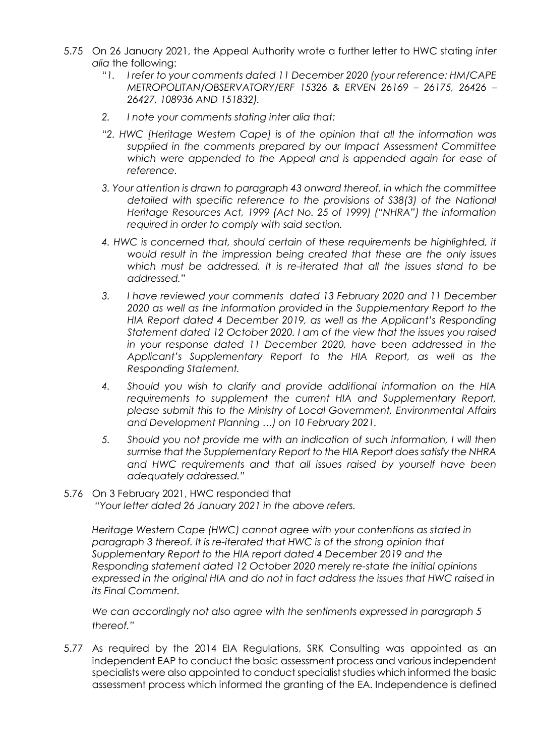5.75 On 26 January 2021, the Appeal Authority wrote a further letter to HWC stating *inter alia* the following:

*"1. I refer to your comments dated 11 December 2020 (your reference: HM/CAPE METROPOLITAN/OBSERVATORY/ERF 15326 & ERVEN 26169 – 26175, 26426 – 26427, 108936 AND 151832).*

*2. I note your comments stating inter alia that:*

*"2. HWC [Heritage Western Cape] is of the opinion that all the information was supplied in the comments prepared by our Impact Assessment Committee which were appended to the Appeal and is appended again for ease of reference.*

*3. Your attention is drawn to paragraph 43 onward thereof, in which the committee detailed with specific reference to the provisions of S38(3) of the National Heritage Resources Act, 1999 (Act No. 25 of 1999) ("NHRA") the information required in order to comply with said section.*

*4. HWC is concerned that, should certain of these requirements be highlighted, it would result in the impression being created that these are the only issues which must be addressed. It is re-iterated that all the issues stand to be addressed."*

*3. I have reviewed your comments dated 13 February 2020 and 11 December 2020 as well as the information provided in the Supplementary Report to the HIA Report dated 4 December 2019, as well as the Applicant's Responding Statement dated 12 October 2020. I am of the view that the issues you raised in your response dated 11 December 2020, have been addressed in the Applicant's Supplementary Report to the HIA Report, as well as the Responding Statement.*

*4. Should you wish to clarify and provide additional information on the HIA requirements to supplement the current HIA and Supplementary Report, please submit this to the Ministry of Local Government, Environmental Affairs and Development Planning …) on 10 February 2021.*

*5. Should you not provide me with an indication of such information, I will then surmise that the Supplementary Report to the HIA Report does satisfy the NHRA and HWC requirements and that all issues raised by yourself have been adequately addressed."*

5.76 On 3 February 2021, HWC responded that

*"Your letter dated 26 January 2021 in the above refers.*

*Heritage Western Cape (HWC) cannot agree with your contentions as stated in paragraph 3 thereof. It is re-iterated that HWC is of the strong opinion that Supplementary Report to the HIA report dated 4 December 2019 and the Responding statement dated 12 October 2020 merely re-state the initial opinions expressed in the original HIA and do not in fact address the issues that HWC raised in its Final Comment.*

*We can accordingly not also agree with the sentiments expressed in paragraph 5 thereof."*

5.77 As required by the 2014 EIA Regulations, SRK Consulting was appointed as an independent EAP to conduct the basic assessment process and various independent specialists were also appointed to conduct specialist studies which informed the basic assessment process which informed the granting of the EA. Independence is defined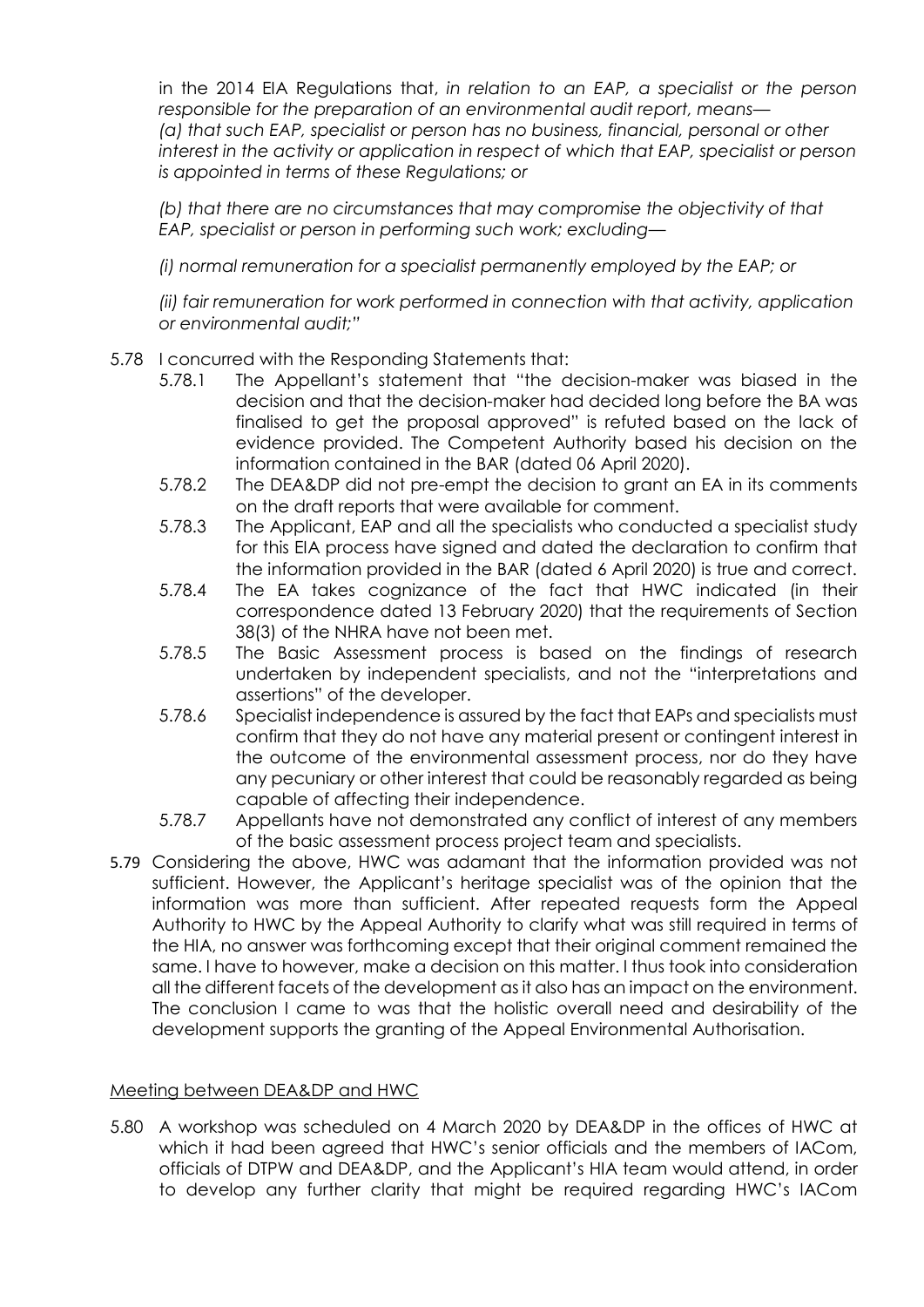in the 2014 EIA Regulations that, *in relation to an EAP, a specialist or the person responsible for the preparation of an environmental audit report, means—*
*(a) that such EAP, specialist or person has no business, financial, personal or other interest in the activity or application in respect of which that EAP, specialist or person is appointed in terms of these Regulations; or*

*(b) that there are no circumstances that may compromise the objectivity of that EAP, specialist or person in performing such work; excluding—*

*(i) normal remuneration for a specialist permanently employed by the EAP; or*

*(ii) fair remuneration for work performed in connection with that activity, application or environmental audit;"*

5.78 I concurred with the Responding Statements that:

5.78.1 The Appellant's statement that "the decision-maker was biased in the decision and that the decision-maker had decided long before the BA was finalised to get the proposal approved" is refuted based on the lack of evidence provided. The Competent Authority based his decision on the information contained in the BAR (dated 06 April 2020).

5.78.2 The DEA&DP did not pre-empt the decision to grant an EA in its comments on the draft reports that were available for comment.

5.78.3 The Applicant, EAP and all the specialists who conducted a specialist study for this EIA process have signed and dated the declaration to confirm that the information provided in the BAR (dated 6 April 2020) is true and correct.

5.78.4 The EA takes cognizance of the fact that HWC indicated (in their correspondence dated 13 February 2020) that the requirements of Section 38(3) of the NHRA have not been met.

5.78.5 The Basic Assessment process is based on the findings of research undertaken by independent specialists, and not the "interpretations and assertions" of the developer.

5.78.6 Specialist independence is assured by the fact that EAPs and specialists must confirm that they do not have any material present or contingent interest in the outcome of the environmental assessment process, nor do they have any pecuniary or other interest that could be reasonably regarded as being capable of affecting their independence.

5.78.7 Appellants have not demonstrated any conflict of interest of any members of the basic assessment process project team and specialists.

5.79 Considering the above, HWC was adamant that the information provided was not sufficient. However, the Applicant's heritage specialist was of the opinion that the information was more than sufficient. After repeated requests form the Appeal Authority to HWC by the Appeal Authority to clarify what was still required in terms of the HIA, no answer was forthcoming except that their original comment remained the same. I have to however, make a decision on this matter. I thus took into consideration all the different facets of the development as it also has an impact on the environment. The conclusion I came to was that the holistic overall need and desirability of the development supports the granting of the Appeal Environmental Authorisation.

Meeting between DEA&DP and HWC

5.80 A workshop was scheduled on 4 March 2020 by DEA&DP in the offices of HWC at which it had been agreed that HWC's senior officials and the members of IACom, officials of DTPW and DEA&DP, and the Applicant's HIA team would attend, in order to develop any further clarity that might be required regarding HWC's IACom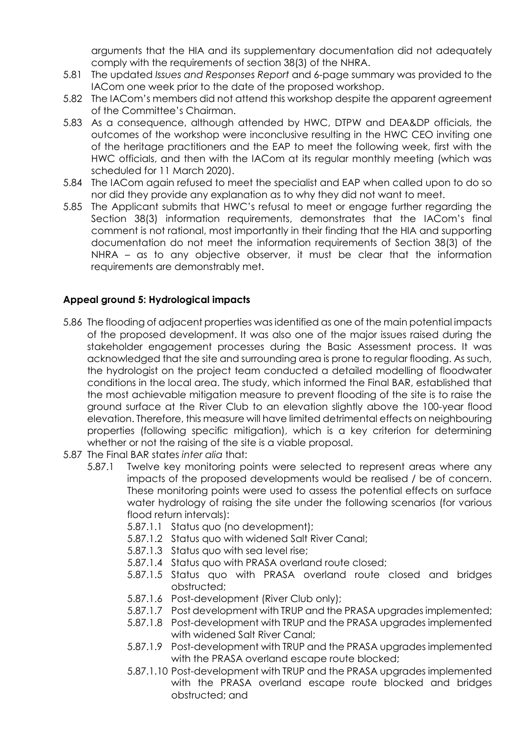arguments that the HIA and its supplementary documentation did not adequately comply with the requirements of section 38(3) of the NHRA.

5.81 The updated *Issues and Responses Report* and 6-page summary was provided to the IACom one week prior to the date of the proposed workshop.

5.82 The IACom's members did not attend this workshop despite the apparent agreement of the Committee's Chairman.

5.83 As a consequence, although attended by HWC, DTPW and DEA&DP officials, the outcomes of the workshop were inconclusive resulting in the HWC CEO inviting one of the heritage practitioners and the EAP to meet the following week, first with the HWC officials, and then with the IACom at its regular monthly meeting (which was scheduled for 11 March 2020).

5.84 The IACom again refused to meet the specialist and EAP when called upon to do so nor did they provide any explanation as to why they did not want to meet.

5.85 The Applicant submits that HWC's refusal to meet or engage further regarding the Section 38(3) information requirements, demonstrates that the IACom's final comment is not rational, most importantly in their finding that the HIA and supporting documentation do not meet the information requirements of Section 38(3) of the NHRA – as to any objective observer, it must be clear that the information requirements are demonstrably met.

**Appeal ground 5: Hydrological impacts**

5.86 The flooding of adjacent properties was identified as one of the main potential impacts of the proposed development. It was also one of the major issues raised during the stakeholder engagement processes during the Basic Assessment process. It was acknowledged that the site and surrounding area is prone to regular flooding. As such, the hydrologist on the project team conducted a detailed modelling of floodwater conditions in the local area. The study, which informed the Final BAR, established that the most achievable mitigation measure to prevent flooding of the site is to raise the ground surface at the River Club to an elevation slightly above the 100-year flood elevation. Therefore, this measure will have limited detrimental effects on neighbouring properties (following specific mitigation), which is a key criterion for determining whether or not the raising of the site is a viable proposal.

5.87 The Final BAR states *inter alia* that:

5.87.1 Twelve key monitoring points were selected to represent areas where any impacts of the proposed developments would be realised / be of concern. These monitoring points were used to assess the potential effects on surface water hydrology of raising the site under the following scenarios (for various flood return intervals):

5.87.1.1 Status quo (no development);

5.87.1.2 Status quo with widened Salt River Canal;

5.87.1.3 Status quo with sea level rise;

5.87.1.4 Status quo with PRASA overland route closed;

5.87.1.5 Status quo with PRASA overland route closed and bridges obstructed;

5.87.1.6 Post-development (River Club only);

5.87.1.7 Post development with TRUP and the PRASA upgrades implemented;

5.87.1.8 Post-development with TRUP and the PRASA upgrades implemented with widened Salt River Canal;

5.87.1.9 Post-development with TRUP and the PRASA upgrades implemented with the PRASA overland escape route blocked;

5.87.1.10 Post-development with TRUP and the PRASA upgrades implemented with the PRASA overland escape route blocked and bridges obstructed; and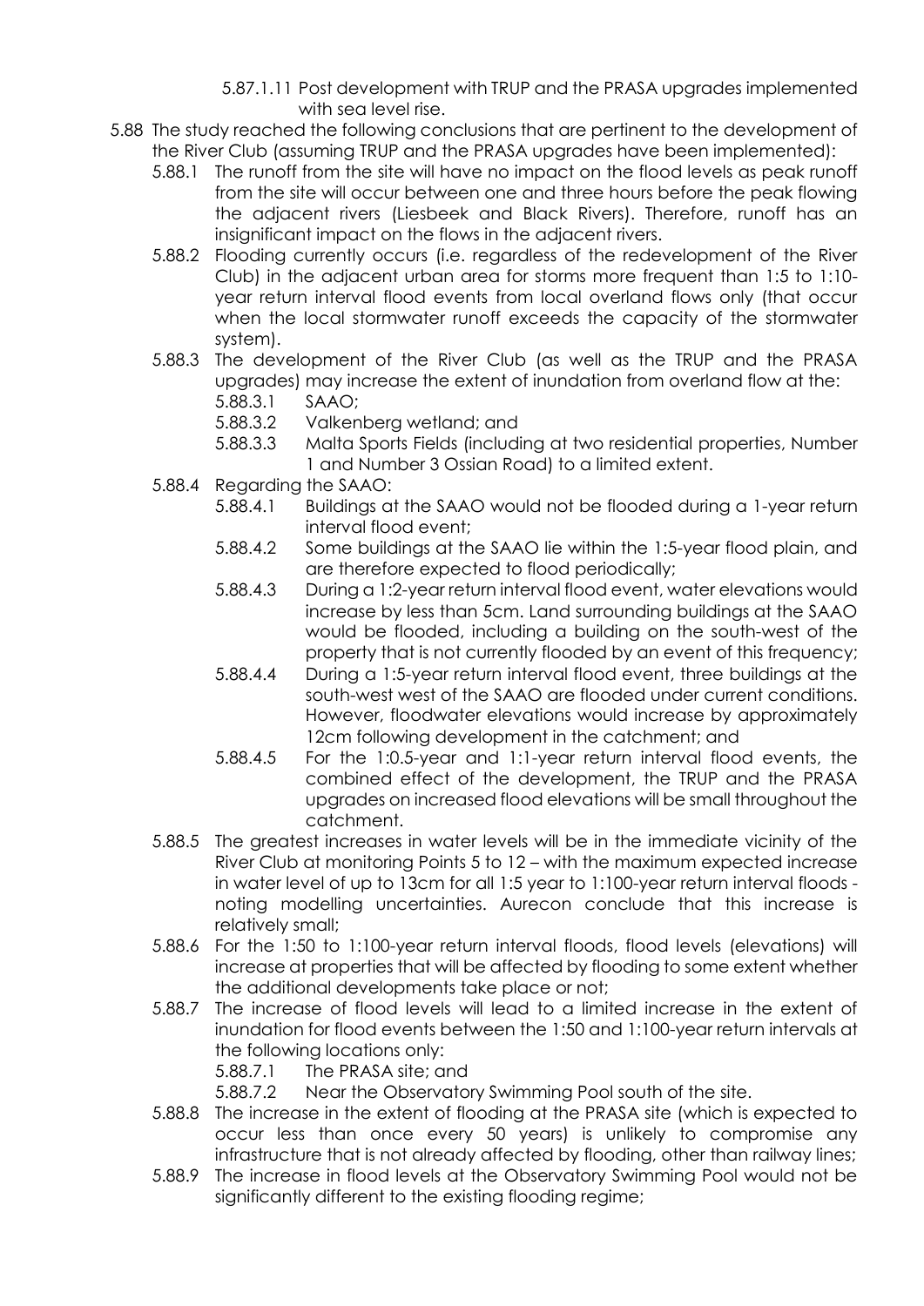5.87.1.11 Post development with TRUP and the PRASA upgrades implemented with sea level rise.

5.88 The study reached the following conclusions that are pertinent to the development of the River Club (assuming TRUP and the PRASA upgrades have been implemented):

5.88.1 The runoff from the site will have no impact on the flood levels as peak runoff from the site will occur between one and three hours before the peak flowing the adjacent rivers (Liesbeek and Black Rivers). Therefore, runoff has an insignificant impact on the flows in the adjacent rivers.

5.88.2 Flooding currently occurs (i.e. regardless of the redevelopment of the River Club) in the adjacent urban area for storms more frequent than 1:5 to 1:10-year return interval flood events from local overland flows only (that occur when the local stormwater runoff exceeds the capacity of the stormwater system).

5.88.3 The development of the River Club (as well as the TRUP and the PRASA upgrades) may increase the extent of inundation from overland flow at the:

5.88.3.1 SAAO;

5.88.3.2 Valkenberg wetland; and

5.88.3.3 Malta Sports Fields (including at two residential properties, Number 1 and Number 3 Ossian Road) to a limited extent.

5.88.4 Regarding the SAAO:

5.88.4.1 Buildings at the SAAO would not be flooded during a 1-year return interval flood event;

5.88.4.2 Some buildings at the SAAO lie within the 1:5-year flood plain, and are therefore expected to flood periodically;

5.88.4.3 During a 1:2-year return interval flood event, water elevations would increase by less than 5cm. Land surrounding buildings at the SAAO would be flooded, including a building on the south-west of the property that is not currently flooded by an event of this frequency;

5.88.4.4 During a 1:5-year return interval flood event, three buildings at the south-west west of the SAAO are flooded under current conditions. However, floodwater elevations would increase by approximately 12cm following development in the catchment; and

5.88.4.5 For the 1:0.5-year and 1:1-year return interval flood events, the combined effect of the development, the TRUP and the PRASA upgrades on increased flood elevations will be small throughout the catchment.

5.88.5 The greatest increases in water levels will be in the immediate vicinity of the River Club at monitoring Points 5 to 12 – with the maximum expected increase in water level of up to 13cm for all 1:5 year to 1:100-year return interval floods - noting modelling uncertainties. Aurecon conclude that this increase is relatively small;

5.88.6 For the 1:50 to 1:100-year return interval floods, flood levels (elevations) will increase at properties that will be affected by flooding to some extent whether the additional developments take place or not;

5.88.7 The increase of flood levels will lead to a limited increase in the extent of inundation for flood events between the 1:50 and 1:100-year return intervals at the following locations only:

5.88.7.1 The PRASA site; and

5.88.7.2 Near the Observatory Swimming Pool south of the site.

5.88.8 The increase in the extent of flooding at the PRASA site (which is expected to occur less than once every 50 years) is unlikely to compromise any infrastructure that is not already affected by flooding, other than railway lines;

5.88.9 The increase in flood levels at the Observatory Swimming Pool would not be significantly different to the existing flooding regime;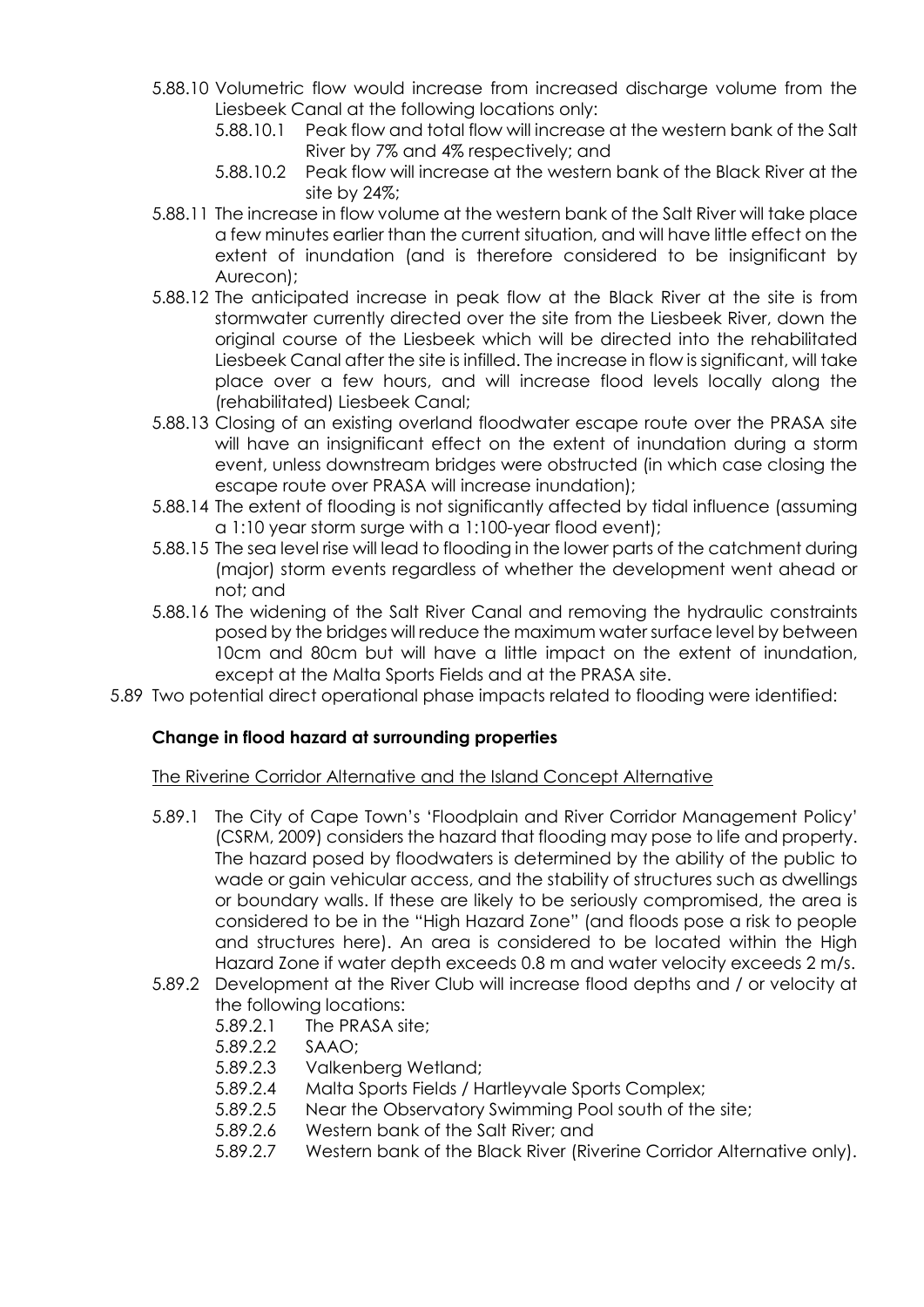5.88.10 Volumetric flow would increase from increased discharge volume from the Liesbeek Canal at the following locations only:

5.88.10.1 Peak flow and total flow will increase at the western bank of the Salt River by 7% and 4% respectively; and

5.88.10.2 Peak flow will increase at the western bank of the Black River at the site by 24%;

5.88.11 The increase in flow volume at the western bank of the Salt River will take place a few minutes earlier than the current situation, and will have little effect on the extent of inundation (and is therefore considered to be insignificant by Aurecon);

5.88.12 The anticipated increase in peak flow at the Black River at the site is from stormwater currently directed over the site from the Liesbeek River, down the original course of the Liesbeek which will be directed into the rehabilitated Liesbeek Canal after the site is infilled. The increase in flow is significant, will take place over a few hours, and will increase flood levels locally along the (rehabilitated) Liesbeek Canal;

5.88.13 Closing of an existing overland floodwater escape route over the PRASA site will have an insignificant effect on the extent of inundation during a storm event, unless downstream bridges were obstructed (in which case closing the escape route over PRASA will increase inundation);

5.88.14 The extent of flooding is not significantly affected by tidal influence (assuming a 1:10 year storm surge with a 1:100-year flood event);

5.88.15 The sea level rise will lead to flooding in the lower parts of the catchment during (major) storm events regardless of whether the development went ahead or not; and

5.88.16 The widening of the Salt River Canal and removing the hydraulic constraints posed by the bridges will reduce the maximum water surface level by between 10cm and 80cm but will have a little impact on the extent of inundation, except at the Malta Sports Fields and at the PRASA site.

5.89 Two potential direct operational phase impacts related to flooding were identified:

**Change in flood hazard at surrounding properties**

The Riverine Corridor Alternative and the Island Concept Alternative

5.89.1 The City of Cape Town's 'Floodplain and River Corridor Management Policy' (CSRM, 2009) considers the hazard that flooding may pose to life and property. The hazard posed by floodwaters is determined by the ability of the public to wade or gain vehicular access, and the stability of structures such as dwellings or boundary walls. If these are likely to be seriously compromised, the area is considered to be in the "High Hazard Zone" (and floods pose a risk to people and structures here). An area is considered to be located within the High Hazard Zone if water depth exceeds 0.8 m and water velocity exceeds 2 m/s.

5.89.2 Development at the River Club will increase flood depths and / or velocity at the following locations:

5.89.2.1 The PRASA site;

5.89.2.2 SAAO;

5.89.2.3 Valkenberg Wetland;

5.89.2.4 Malta Sports Fields / Hartleyvale Sports Complex;

5.89.2.5 Near the Observatory Swimming Pool south of the site;

5.89.2.6 Western bank of the Salt River; and

5.89.2.7 Western bank of the Black River (Riverine Corridor Alternative only).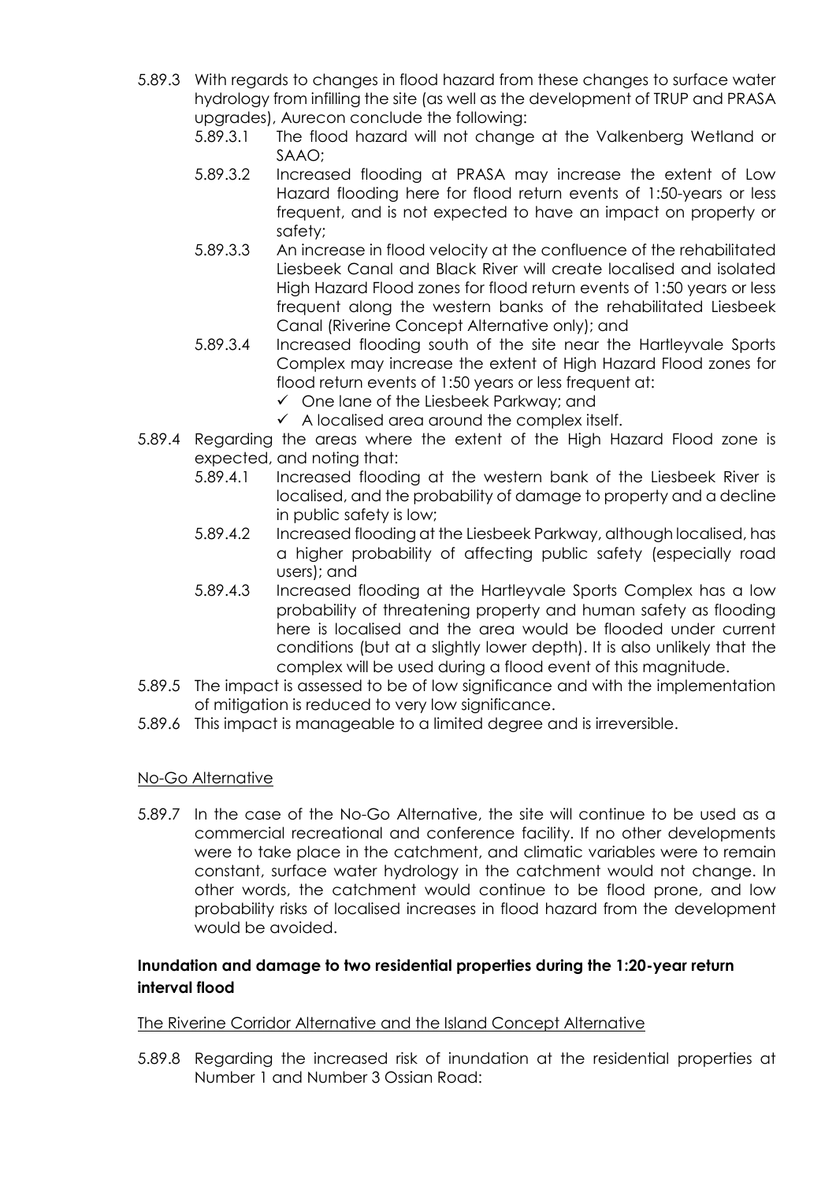5.89.3 With regards to changes in flood hazard from these changes to surface water hydrology from infilling the site (as well as the development of TRUP and PRASA upgrades), Aurecon conclude the following:

- 5.89.3.1 The flood hazard will not change at the Valkenberg Wetland or SAAO;
- 5.89.3.2 Increased flooding at PRASA may increase the extent of Low Hazard flooding here for flood return events of 1:50-years or less frequent, and is not expected to have an impact on property or safety;
- 5.89.3.3 An increase in flood velocity at the confluence of the rehabilitated Liesbeek Canal and Black River will create localised and isolated High Hazard Flood zones for flood return events of 1:50 years or less frequent along the western banks of the rehabilitated Liesbeek Canal (Riverine Concept Alternative only); and
- 5.89.3.4 Increased flooding south of the site near the Hartleyvale Sports Complex may increase the extent of High Hazard Flood zones for flood return events of 1:50 years or less frequent at:
  - ✓ One lane of the Liesbeek Parkway; and
  - ✓ A localised area around the complex itself.

5.89.4 Regarding the areas where the extent of the High Hazard Flood zone is expected, and noting that:

- 5.89.4.1 Increased flooding at the western bank of the Liesbeek River is localised, and the probability of damage to property and a decline in public safety is low;
- 5.89.4.2 Increased flooding at the Liesbeek Parkway, although localised, has a higher probability of affecting public safety (especially road users); and
- 5.89.4.3 Increased flooding at the Hartleyvale Sports Complex has a low probability of threatening property and human safety as flooding here is localised and the area would be flooded under current conditions (but at a slightly lower depth). It is also unlikely that the complex will be used during a flood event of this magnitude.

5.89.5 The impact is assessed to be of low significance and with the implementation of mitigation is reduced to very low significance.

5.89.6 This impact is manageable to a limited degree and is irreversible.

<u>No-Go Alternative</u>

5.89.7 In the case of the No-Go Alternative, the site will continue to be used as a commercial recreational and conference facility. If no other developments were to take place in the catchment, and climatic variables were to remain constant, surface water hydrology in the catchment would not change. In other words, the catchment would continue to be flood prone, and low probability risks of localised increases in flood hazard from the development would be avoided.

**Inundation and damage to two residential properties during the 1:20-year return interval flood**

<u>The Riverine Corridor Alternative and the Island Concept Alternative</u>

5.89.8 Regarding the increased risk of inundation at the residential properties at Number 1 and Number 3 Ossian Road: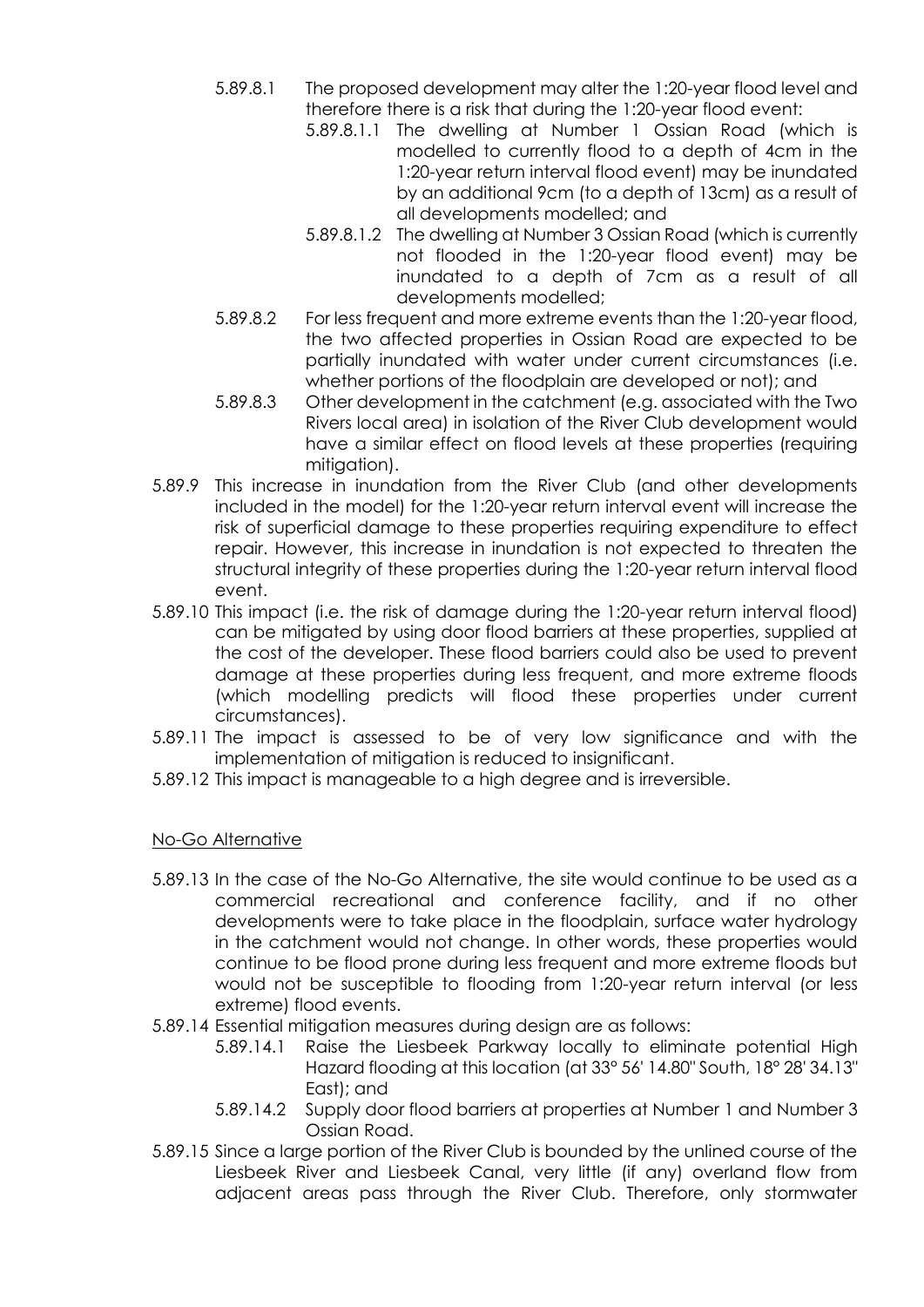5.89.8.1 The proposed development may alter the 1:20-year flood level and therefore there is a risk that during the 1:20-year flood event:

5.89.8.1.1 The dwelling at Number 1 Ossian Road (which is modelled to currently flood to a depth of 4cm in the 1:20-year return interval flood event) may be inundated by an additional 9cm (to a depth of 13cm) as a result of all developments modelled; and

5.89.8.1.2 The dwelling at Number 3 Ossian Road (which is currently not flooded in the 1:20-year flood event) may be inundated to a depth of 7cm as a result of all developments modelled;

5.89.8.2 For less frequent and more extreme events than the 1:20-year flood, the two affected properties in Ossian Road are expected to be partially inundated with water under current circumstances (i.e. whether portions of the floodplain are developed or not); and

5.89.8.3 Other development in the catchment (e.g. associated with the Two Rivers local area) in isolation of the River Club development would have a similar effect on flood levels at these properties (requiring mitigation).

5.89.9 This increase in inundation from the River Club (and other developments included in the model) for the 1:20-year return interval event will increase the risk of superficial damage to these properties requiring expenditure to effect repair. However, this increase in inundation is not expected to threaten the structural integrity of these properties during the 1:20-year return interval flood event.

5.89.10 This impact (i.e. the risk of damage during the 1:20-year return interval flood) can be mitigated by using door flood barriers at these properties, supplied at the cost of the developer. These flood barriers could also be used to prevent damage at these properties during less frequent, and more extreme floods (which modelling predicts will flood these properties under current circumstances).

5.89.11 The impact is assessed to be of very low significance and with the implementation of mitigation is reduced to insignificant.

5.89.12 This impact is manageable to a high degree and is irreversible.

No-Go Alternative

5.89.13 In the case of the No-Go Alternative, the site would continue to be used as a commercial recreational and conference facility, and if no other developments were to take place in the floodplain, surface water hydrology in the catchment would not change. In other words, these properties would continue to be flood prone during less frequent and more extreme floods but would not be susceptible to flooding from 1:20-year return interval (or less extreme) flood events.

5.89.14 Essential mitigation measures during design are as follows:

5.89.14.1 Raise the Liesbeek Parkway locally to eliminate potential High Hazard flooding at this location (at 33° 56' 14.80'' South, 18° 28' 34.13'' East); and

5.89.14.2 Supply door flood barriers at properties at Number 1 and Number 3 Ossian Road.

5.89.15 Since a large portion of the River Club is bounded by the unlined course of the Liesbeek River and Liesbeek Canal, very little (if any) overland flow from adjacent areas pass through the River Club. Therefore, only stormwater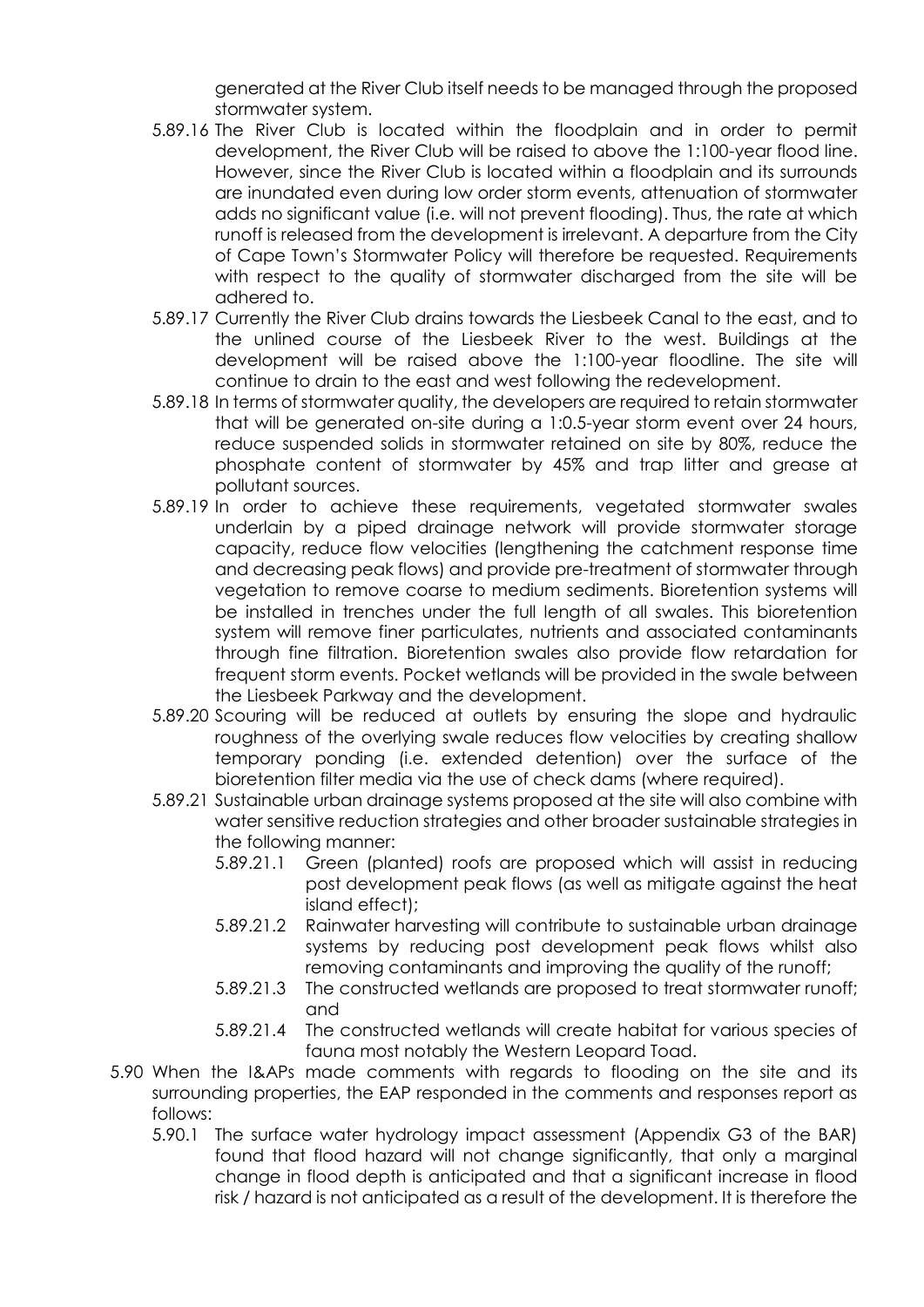generated at the River Club itself needs to be managed through the proposed stormwater system.

5.89.16 The River Club is located within the floodplain and in order to permit development, the River Club will be raised to above the 1:100-year flood line. However, since the River Club is located within a floodplain and its surrounds are inundated even during low order storm events, attenuation of stormwater adds no significant value (i.e. will not prevent flooding). Thus, the rate at which runoff is released from the development is irrelevant. A departure from the City of Cape Town's Stormwater Policy will therefore be requested. Requirements with respect to the quality of stormwater discharged from the site will be adhered to.

5.89.17 Currently the River Club drains towards the Liesbeek Canal to the east, and to the unlined course of the Liesbeek River to the west. Buildings at the development will be raised above the 1:100-year floodline. The site will continue to drain to the east and west following the redevelopment.

5.89.18 In terms of stormwater quality, the developers are required to retain stormwater that will be generated on-site during a 1:0.5-year storm event over 24 hours, reduce suspended solids in stormwater retained on site by 80%, reduce the phosphate content of stormwater by 45% and trap litter and grease at pollutant sources.

5.89.19 In order to achieve these requirements, vegetated stormwater swales underlain by a piped drainage network will provide stormwater storage capacity, reduce flow velocities (lengthening the catchment response time and decreasing peak flows) and provide pre-treatment of stormwater through vegetation to remove coarse to medium sediments. Bioretention systems will be installed in trenches under the full length of all swales. This bioretention system will remove finer particulates, nutrients and associated contaminants through fine filtration. Bioretention swales also provide flow retardation for frequent storm events. Pocket wetlands will be provided in the swale between the Liesbeek Parkway and the development.

5.89.20 Scouring will be reduced at outlets by ensuring the slope and hydraulic roughness of the overlying swale reduces flow velocities by creating shallow temporary ponding (i.e. extended detention) over the surface of the bioretention filter media via the use of check dams (where required).

5.89.21 Sustainable urban drainage systems proposed at the site will also combine with water sensitive reduction strategies and other broader sustainable strategies in the following manner:

5.89.21.1 Green (planted) roofs are proposed which will assist in reducing post development peak flows (as well as mitigate against the heat island effect);

5.89.21.2 Rainwater harvesting will contribute to sustainable urban drainage systems by reducing post development peak flows whilst also removing contaminants and improving the quality of the runoff;

5.89.21.3 The constructed wetlands are proposed to treat stormwater runoff; and

5.89.21.4 The constructed wetlands will create habitat for various species of fauna most notably the Western Leopard Toad.

5.90 When the I&APs made comments with regards to flooding on the site and its surrounding properties, the EAP responded in the comments and responses report as follows:

5.90.1 The surface water hydrology impact assessment (Appendix G3 of the BAR) found that flood hazard will not change significantly, that only a marginal change in flood depth is anticipated and that a significant increase in flood risk / hazard is not anticipated as a result of the development. It is therefore the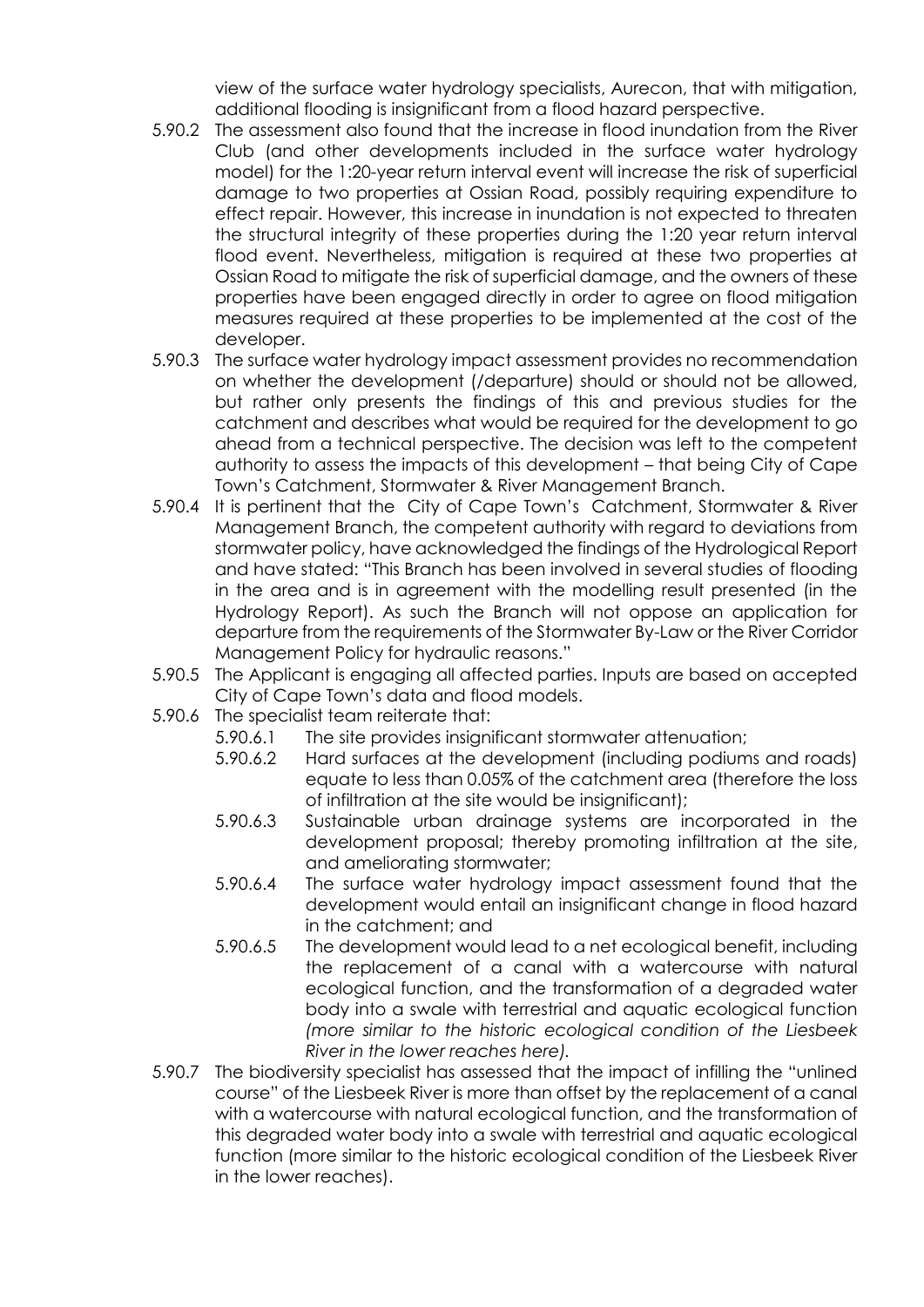view of the surface water hydrology specialists, Aurecon, that with mitigation, additional flooding is insignificant from a flood hazard perspective.

5.90.2 The assessment also found that the increase in flood inundation from the River Club (and other developments included in the surface water hydrology model) for the 1:20-year return interval event will increase the risk of superficial damage to two properties at Ossian Road, possibly requiring expenditure to effect repair. However, this increase in inundation is not expected to threaten the structural integrity of these properties during the 1:20 year return interval flood event. Nevertheless, mitigation is required at these two properties at Ossian Road to mitigate the risk of superficial damage, and the owners of these properties have been engaged directly in order to agree on flood mitigation measures required at these properties to be implemented at the cost of the developer.

5.90.3 The surface water hydrology impact assessment provides no recommendation on whether the development (/departure) should or should not be allowed, but rather only presents the findings of this and previous studies for the catchment and describes what would be required for the development to go ahead from a technical perspective. The decision was left to the competent authority to assess the impacts of this development – that being City of Cape Town's Catchment, Stormwater & River Management Branch.

5.90.4 It is pertinent that the City of Cape Town's Catchment, Stormwater & River Management Branch, the competent authority with regard to deviations from stormwater policy, have acknowledged the findings of the Hydrological Report and have stated: "This Branch has been involved in several studies of flooding in the area and is in agreement with the modelling result presented (in the Hydrology Report). As such the Branch will not oppose an application for departure from the requirements of the Stormwater By-Law or the River Corridor Management Policy for hydraulic reasons."

5.90.5 The Applicant is engaging all affected parties. Inputs are based on accepted City of Cape Town's data and flood models.

5.90.6 The specialist team reiterate that:

5.90.6.1 The site provides insignificant stormwater attenuation;

5.90.6.2 Hard surfaces at the development (including podiums and roads) equate to less than 0.05% of the catchment area (therefore the loss of infiltration at the site would be insignificant);

5.90.6.3 Sustainable urban drainage systems are incorporated in the development proposal; thereby promoting infiltration at the site, and ameliorating stormwater;

5.90.6.4 The surface water hydrology impact assessment found that the development would entail an insignificant change in flood hazard in the catchment; and

5.90.6.5 The development would lead to a net ecological benefit, including the replacement of a canal with a watercourse with natural ecological function, and the transformation of a degraded water body into a swale with terrestrial and aquatic ecological function *(more similar to the historic ecological condition of the Liesbeek River in the lower reaches here).*

5.90.7 The biodiversity specialist has assessed that the impact of infilling the "unlined course" of the Liesbeek River is more than offset by the replacement of a canal with a watercourse with natural ecological function, and the transformation of this degraded water body into a swale with terrestrial and aquatic ecological function (more similar to the historic ecological condition of the Liesbeek River in the lower reaches).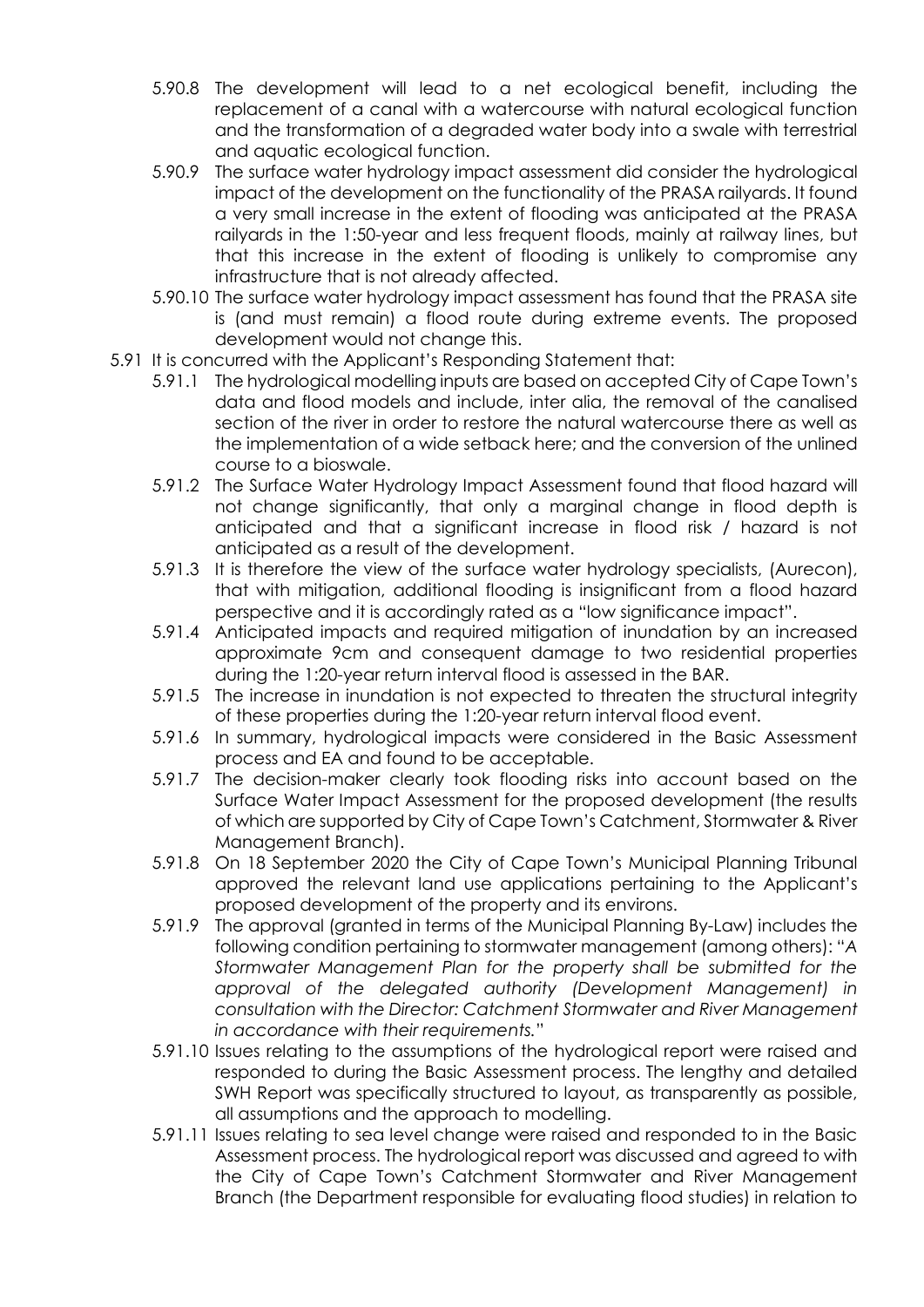5.90.8 The development will lead to a net ecological benefit, including the replacement of a canal with a watercourse with natural ecological function and the transformation of a degraded water body into a swale with terrestrial and aquatic ecological function.

5.90.9 The surface water hydrology impact assessment did consider the hydrological impact of the development on the functionality of the PRASA railyards. It found a very small increase in the extent of flooding was anticipated at the PRASA railyards in the 1:50-year and less frequent floods, mainly at railway lines, but that this increase in the extent of flooding is unlikely to compromise any infrastructure that is not already affected.

5.90.10 The surface water hydrology impact assessment has found that the PRASA site is (and must remain) a flood route during extreme events. The proposed development would not change this.

5.91 It is concurred with the Applicant's Responding Statement that:

5.91.1 The hydrological modelling inputs are based on accepted City of Cape Town's data and flood models and include, inter alia, the removal of the canalised section of the river in order to restore the natural watercourse there as well as the implementation of a wide setback here; and the conversion of the unlined course to a bioswale.

5.91.2 The Surface Water Hydrology Impact Assessment found that flood hazard will not change significantly, that only a marginal change in flood depth is anticipated and that a significant increase in flood risk / hazard is not anticipated as a result of the development.

5.91.3 It is therefore the view of the surface water hydrology specialists, (Aurecon), that with mitigation, additional flooding is insignificant from a flood hazard perspective and it is accordingly rated as a "low significance impact".

5.91.4 Anticipated impacts and required mitigation of inundation by an increased approximate 9cm and consequent damage to two residential properties during the 1:20-year return interval flood is assessed in the BAR.

5.91.5 The increase in inundation is not expected to threaten the structural integrity of these properties during the 1:20-year return interval flood event.

5.91.6 In summary, hydrological impacts were considered in the Basic Assessment process and EA and found to be acceptable.

5.91.7 The decision-maker clearly took flooding risks into account based on the Surface Water Impact Assessment for the proposed development (the results of which are supported by City of Cape Town's Catchment, Stormwater & River Management Branch).

5.91.8 On 18 September 2020 the City of Cape Town's Municipal Planning Tribunal approved the relevant land use applications pertaining to the Applicant's proposed development of the property and its environs.

5.91.9 The approval (granted in terms of the Municipal Planning By-Law) includes the following condition pertaining to stormwater management (among others): "*A Stormwater Management Plan for the property shall be submitted for the approval of the delegated authority (Development Management) in consultation with the Director: Catchment Stormwater and River Management in accordance with their requirements.*"

5.91.10 Issues relating to the assumptions of the hydrological report were raised and responded to during the Basic Assessment process. The lengthy and detailed SWH Report was specifically structured to layout, as transparently as possible, all assumptions and the approach to modelling.

5.91.11 Issues relating to sea level change were raised and responded to in the Basic Assessment process. The hydrological report was discussed and agreed to with the City of Cape Town's Catchment Stormwater and River Management Branch (the Department responsible for evaluating flood studies) in relation to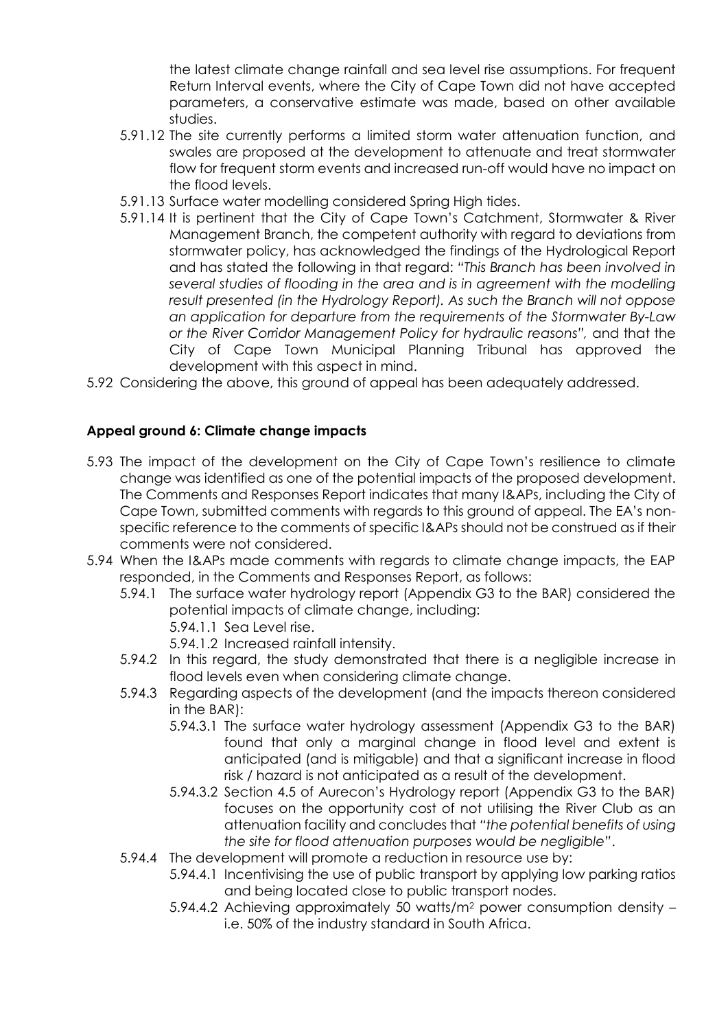the latest climate change rainfall and sea level rise assumptions. For frequent Return Interval events, where the City of Cape Town did not have accepted parameters, a conservative estimate was made, based on other available studies.

5.91.12 The site currently performs a limited storm water attenuation function, and swales are proposed at the development to attenuate and treat stormwater flow for frequent storm events and increased run-off would have no impact on the flood levels.

5.91.13 Surface water modelling considered Spring High tides.

5.91.14 It is pertinent that the City of Cape Town's Catchment, Stormwater & River Management Branch, the competent authority with regard to deviations from stormwater policy, has acknowledged the findings of the Hydrological Report and has stated the following in that regard: *"This Branch has been involved in several studies of flooding in the area and is in agreement with the modelling result presented (in the Hydrology Report). As such the Branch will not oppose an application for departure from the requirements of the Stormwater By-Law or the River Corridor Management Policy for hydraulic reasons",* and that the City of Cape Town Municipal Planning Tribunal has approved the development with this aspect in mind.

5.92 Considering the above, this ground of appeal has been adequately addressed.

**Appeal ground 6: Climate change impacts**

5.93 The impact of the development on the City of Cape Town's resilience to climate change was identified as one of the potential impacts of the proposed development. The Comments and Responses Report indicates that many I&APs, including the City of Cape Town, submitted comments with regards to this ground of appeal. The EA's non-specific reference to the comments of specific I&APs should not be construed as if their comments were not considered.

5.94 When the I&APs made comments with regards to climate change impacts, the EAP responded, in the Comments and Responses Report, as follows:

5.94.1 The surface water hydrology report (Appendix G3 to the BAR) considered the potential impacts of climate change, including:

5.94.1.1 Sea Level rise.

5.94.1.2 Increased rainfall intensity.

5.94.2 In this regard, the study demonstrated that there is a negligible increase in flood levels even when considering climate change.

5.94.3 Regarding aspects of the development (and the impacts thereon considered in the BAR):

5.94.3.1 The surface water hydrology assessment (Appendix G3 to the BAR) found that only a marginal change in flood level and extent is anticipated (and is mitigable) and that a significant increase in flood risk / hazard is not anticipated as a result of the development.

5.94.3.2 Section 4.5 of Aurecon's Hydrology report (Appendix G3 to the BAR) focuses on the opportunity cost of not utilising the River Club as an attenuation facility and concludes that *"the potential benefits of using the site for flood attenuation purposes would be negligible"*.

5.94.4 The development will promote a reduction in resource use by:

5.94.4.1 Incentivising the use of public transport by applying low parking ratios and being located close to public transport nodes.

5.94.4.2 Achieving approximately 50 watts/$m^2$ power consumption density – i.e. 50% of the industry standard in South Africa.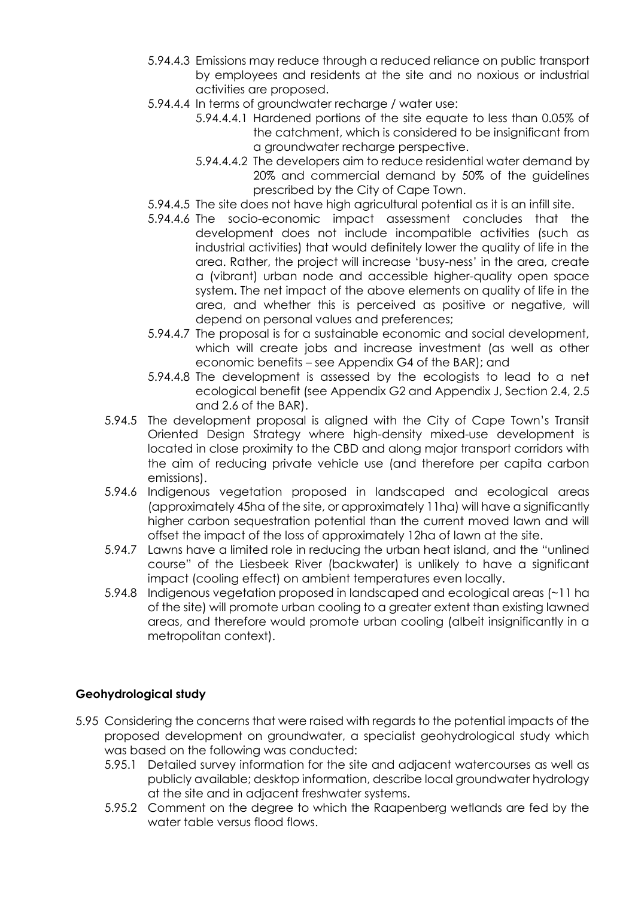5.94.4.3 Emissions may reduce through a reduced reliance on public transport by employees and residents at the site and no noxious or industrial activities are proposed.

5.94.4.4 In terms of groundwater recharge / water use:

5.94.4.4.1 Hardened portions of the site equate to less than 0.05% of the catchment, which is considered to be insignificant from a groundwater recharge perspective.

5.94.4.4.2 The developers aim to reduce residential water demand by 20% and commercial demand by 50% of the guidelines prescribed by the City of Cape Town.

5.94.4.5 The site does not have high agricultural potential as it is an infill site.

5.94.4.6 The socio-economic impact assessment concludes that the development does not include incompatible activities (such as industrial activities) that would definitely lower the quality of life in the area. Rather, the project will increase 'busy-ness' in the area, create a (vibrant) urban node and accessible higher-quality open space system. The net impact of the above elements on quality of life in the area, and whether this is perceived as positive or negative, will depend on personal values and preferences;

5.94.4.7 The proposal is for a sustainable economic and social development, which will create jobs and increase investment (as well as other economic benefits – see Appendix G4 of the BAR); and

5.94.4.8 The development is assessed by the ecologists to lead to a net ecological benefit (see Appendix G2 and Appendix J, Section 2.4, 2.5 and 2.6 of the BAR).

5.94.5 The development proposal is aligned with the City of Cape Town's Transit Oriented Design Strategy where high-density mixed-use development is located in close proximity to the CBD and along major transport corridors with the aim of reducing private vehicle use (and therefore per capita carbon emissions).

5.94.6 Indigenous vegetation proposed in landscaped and ecological areas (approximately 45ha of the site, or approximately 11ha) will have a significantly higher carbon sequestration potential than the current moved lawn and will offset the impact of the loss of approximately 12ha of lawn at the site.

5.94.7 Lawns have a limited role in reducing the urban heat island, and the "unlined course" of the Liesbeek River (backwater) is unlikely to have a significant impact (cooling effect) on ambient temperatures even locally.

5.94.8 Indigenous vegetation proposed in landscaped and ecological areas (~11 ha of the site) will promote urban cooling to a greater extent than existing lawned areas, and therefore would promote urban cooling (albeit insignificantly in a metropolitan context).

**Geohydrological study**

5.95 Considering the concerns that were raised with regards to the potential impacts of the proposed development on groundwater, a specialist geohydrological study which was based on the following was conducted:

5.95.1 Detailed survey information for the site and adjacent watercourses as well as publicly available; desktop information, describe local groundwater hydrology at the site and in adjacent freshwater systems.

5.95.2 Comment on the degree to which the Raapenberg wetlands are fed by the water table versus flood flows.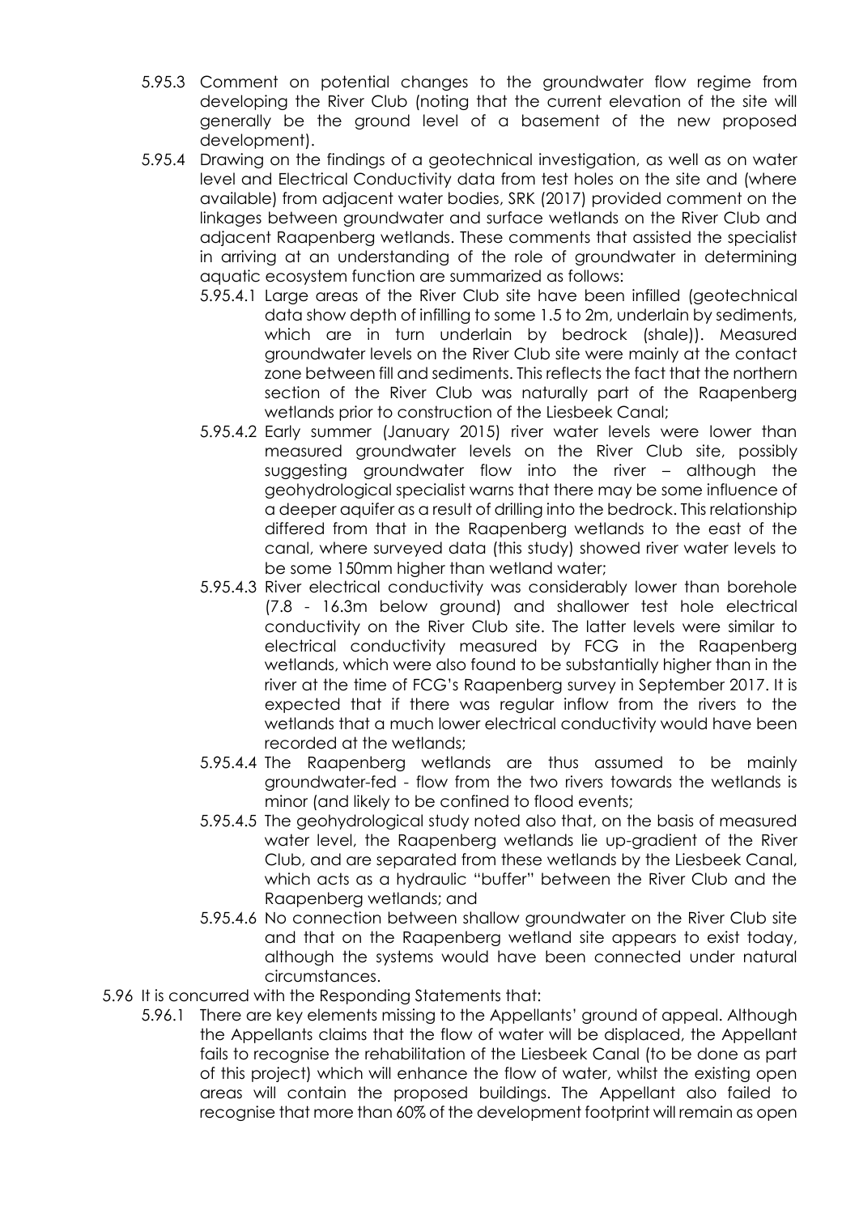5.95.3 Comment on potential changes to the groundwater flow regime from developing the River Club (noting that the current elevation of the site will generally be the ground level of a basement of the new proposed development).

5.95.4 Drawing on the findings of a geotechnical investigation, as well as on water level and Electrical Conductivity data from test holes on the site and (where available) from adjacent water bodies, SRK (2017) provided comment on the linkages between groundwater and surface wetlands on the River Club and adjacent Raapenberg wetlands. These comments that assisted the specialist in arriving at an understanding of the role of groundwater in determining aquatic ecosystem function are summarized as follows:

5.95.4.1 Large areas of the River Club site have been infilled (geotechnical data show depth of infilling to some 1.5 to 2m, underlain by sediments, which are in turn underlain by bedrock (shale)). Measured groundwater levels on the River Club site were mainly at the contact zone between fill and sediments. This reflects the fact that the northern section of the River Club was naturally part of the Raapenberg wetlands prior to construction of the Liesbeek Canal;

5.95.4.2 Early summer (January 2015) river water levels were lower than measured groundwater levels on the River Club site, possibly suggesting groundwater flow into the river – although the geohydrological specialist warns that there may be some influence of a deeper aquifer as a result of drilling into the bedrock. This relationship differed from that in the Raapenberg wetlands to the east of the canal, where surveyed data (this study) showed river water levels to be some 150mm higher than wetland water;

5.95.4.3 River electrical conductivity was considerably lower than borehole (7.8 - 16.3m below ground) and shallower test hole electrical conductivity on the River Club site. The latter levels were similar to electrical conductivity measured by FCG in the Raapenberg wetlands, which were also found to be substantially higher than in the river at the time of FCG's Raapenberg survey in September 2017. It is expected that if there was regular inflow from the rivers to the wetlands that a much lower electrical conductivity would have been recorded at the wetlands;

5.95.4.4 The Raapenberg wetlands are thus assumed to be mainly groundwater-fed - flow from the two rivers towards the wetlands is minor (and likely to be confined to flood events;

5.95.4.5 The geohydrological study noted also that, on the basis of measured water level, the Raapenberg wetlands lie up-gradient of the River Club, and are separated from these wetlands by the Liesbeek Canal, which acts as a hydraulic "buffer" between the River Club and the Raapenberg wetlands; and

5.95.4.6 No connection between shallow groundwater on the River Club site and that on the Raapenberg wetland site appears to exist today, although the systems would have been connected under natural circumstances.

5.96 It is concurred with the Responding Statements that:

5.96.1 There are key elements missing to the Appellants' ground of appeal. Although the Appellants claims that the flow of water will be displaced, the Appellant fails to recognise the rehabilitation of the Liesbeek Canal (to be done as part of this project) which will enhance the flow of water, whilst the existing open areas will contain the proposed buildings. The Appellant also failed to recognise that more than 60% of the development footprint will remain as open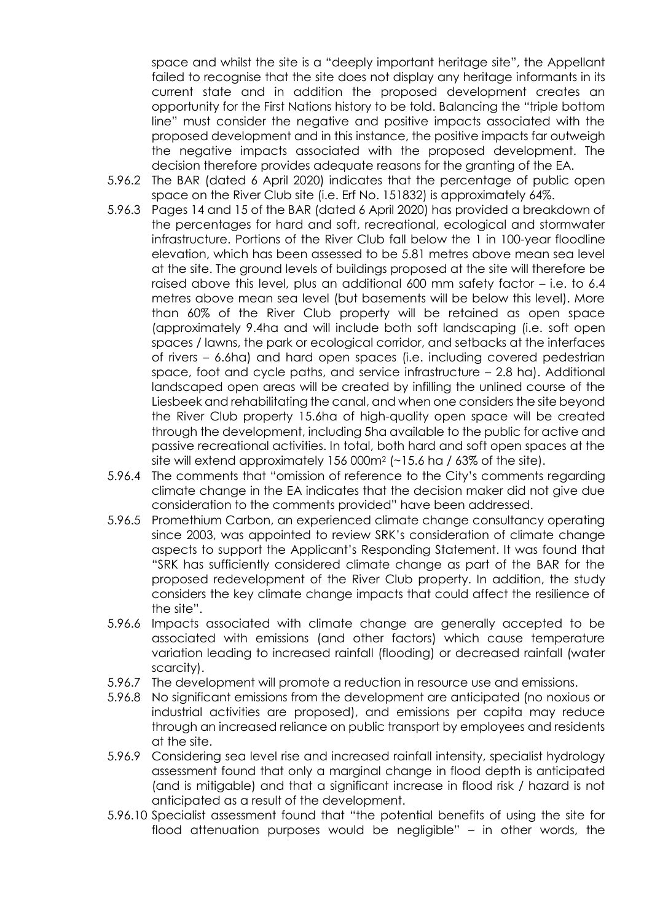space and whilst the site is a "deeply important heritage site", the Appellant failed to recognise that the site does not display any heritage informants in its current state and in addition the proposed development creates an opportunity for the First Nations history to be told. Balancing the "triple bottom line" must consider the negative and positive impacts associated with the proposed development and in this instance, the positive impacts far outweigh the negative impacts associated with the proposed development. The decision therefore provides adequate reasons for the granting of the EA.

5.96.2 The BAR (dated 6 April 2020) indicates that the percentage of public open space on the River Club site (i.e. Erf No. 151832) is approximately 64%.

5.96.3 Pages 14 and 15 of the BAR (dated 6 April 2020) has provided a breakdown of the percentages for hard and soft, recreational, ecological and stormwater infrastructure. Portions of the River Club fall below the 1 in 100-year floodline elevation, which has been assessed to be 5.81 metres above mean sea level at the site. The ground levels of buildings proposed at the site will therefore be raised above this level, plus an additional 600 mm safety factor – i.e. to 6.4 metres above mean sea level (but basements will be below this level). More than 60% of the River Club property will be retained as open space (approximately 9.4ha and will include both soft landscaping (i.e. soft open spaces / lawns, the park or ecological corridor, and setbacks at the interfaces of rivers – 6.6ha) and hard open spaces (i.e. including covered pedestrian space, foot and cycle paths, and service infrastructure – 2.8 ha). Additional landscaped open areas will be created by infilling the unlined course of the Liesbeek and rehabilitating the canal, and when one considers the site beyond the River Club property 15.6ha of high-quality open space will be created through the development, including 5ha available to the public for active and passive recreational activities. In total, both hard and soft open spaces at the site will extend approximately 156 000m$^2$ (~15.6 ha / 63% of the site).

5.96.4 The comments that "omission of reference to the City's comments regarding climate change in the EA indicates that the decision maker did not give due consideration to the comments provided" have been addressed.

5.96.5 Promethium Carbon, an experienced climate change consultancy operating since 2003, was appointed to review SRK's consideration of climate change aspects to support the Applicant's Responding Statement. It was found that "SRK has sufficiently considered climate change as part of the BAR for the proposed redevelopment of the River Club property. In addition, the study considers the key climate change impacts that could affect the resilience of the site".

5.96.6 Impacts associated with climate change are generally accepted to be associated with emissions (and other factors) which cause temperature variation leading to increased rainfall (flooding) or decreased rainfall (water scarcity).

5.96.7 The development will promote a reduction in resource use and emissions.

5.96.8 No significant emissions from the development are anticipated (no noxious or industrial activities are proposed), and emissions per capita may reduce through an increased reliance on public transport by employees and residents at the site.

5.96.9 Considering sea level rise and increased rainfall intensity, specialist hydrology assessment found that only a marginal change in flood depth is anticipated (and is mitigable) and that a significant increase in flood risk / hazard is not anticipated as a result of the development.

5.96.10 Specialist assessment found that "the potential benefits of using the site for flood attenuation purposes would be negligible" – in other words, the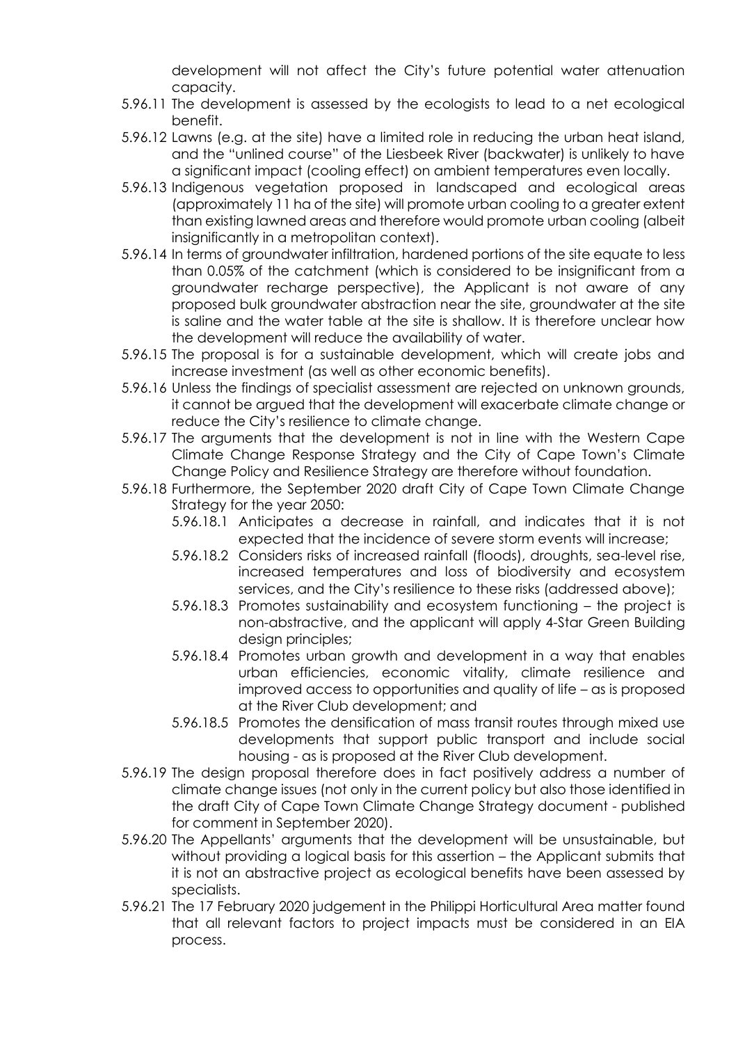development will not affect the City's future potential water attenuation capacity.

5.96.11 The development is assessed by the ecologists to lead to a net ecological benefit.

5.96.12 Lawns (e.g. at the site) have a limited role in reducing the urban heat island, and the "unlined course" of the Liesbeek River (backwater) is unlikely to have a significant impact (cooling effect) on ambient temperatures even locally.

5.96.13 Indigenous vegetation proposed in landscaped and ecological areas (approximately 11 ha of the site) will promote urban cooling to a greater extent than existing lawned areas and therefore would promote urban cooling (albeit insignificantly in a metropolitan context).

5.96.14 In terms of groundwater infiltration, hardened portions of the site equate to less than 0.05% of the catchment (which is considered to be insignificant from a groundwater recharge perspective), the Applicant is not aware of any proposed bulk groundwater abstraction near the site, groundwater at the site is saline and the water table at the site is shallow. It is therefore unclear how the development will reduce the availability of water.

5.96.15 The proposal is for a sustainable development, which will create jobs and increase investment (as well as other economic benefits).

5.96.16 Unless the findings of specialist assessment are rejected on unknown grounds, it cannot be argued that the development will exacerbate climate change or reduce the City's resilience to climate change.

5.96.17 The arguments that the development is not in line with the Western Cape Climate Change Response Strategy and the City of Cape Town's Climate Change Policy and Resilience Strategy are therefore without foundation.

5.96.18 Furthermore, the September 2020 draft City of Cape Town Climate Change Strategy for the year 2050:

5.96.18.1 Anticipates a decrease in rainfall, and indicates that it is not expected that the incidence of severe storm events will increase;

5.96.18.2 Considers risks of increased rainfall (floods), droughts, sea-level rise, increased temperatures and loss of biodiversity and ecosystem services, and the City's resilience to these risks (addressed above);

5.96.18.3 Promotes sustainability and ecosystem functioning – the project is non-abstractive, and the applicant will apply 4-Star Green Building design principles;

5.96.18.4 Promotes urban growth and development in a way that enables urban efficiencies, economic vitality, climate resilience and improved access to opportunities and quality of life – as is proposed at the River Club development; and

5.96.18.5 Promotes the densification of mass transit routes through mixed use developments that support public transport and include social housing - as is proposed at the River Club development.

5.96.19 The design proposal therefore does in fact positively address a number of climate change issues (not only in the current policy but also those identified in the draft City of Cape Town Climate Change Strategy document - published for comment in September 2020).

5.96.20 The Appellants' arguments that the development will be unsustainable, but without providing a logical basis for this assertion – the Applicant submits that it is not an abstractive project as ecological benefits have been assessed by specialists.

5.96.21 The 17 February 2020 judgement in the Philippi Horticultural Area matter found that all relevant factors to project impacts must be considered in an EIA process.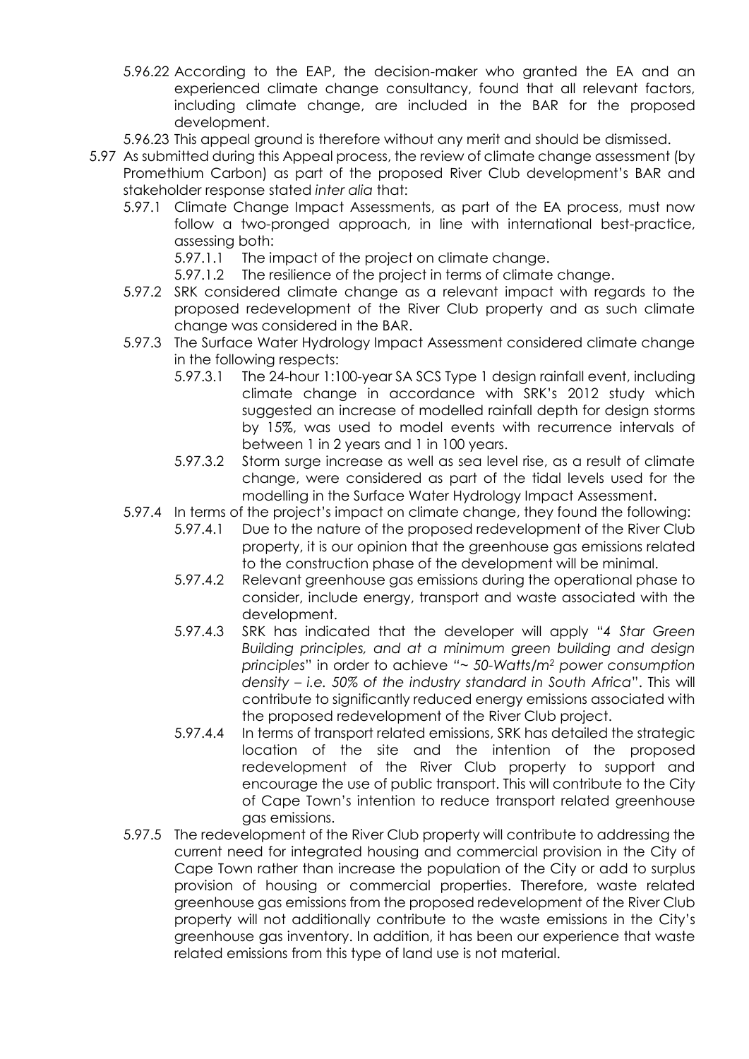5.96.22 According to the EAP, the decision-maker who granted the EA and an experienced climate change consultancy, found that all relevant factors, including climate change, are included in the BAR for the proposed development.

5.96.23 This appeal ground is therefore without any merit and should be dismissed.

5.97 As submitted during this Appeal process, the review of climate change assessment (by Promethium Carbon) as part of the proposed River Club development's BAR and stakeholder response stated *inter alia* that:

- 5.97.1 Climate Change Impact Assessments, as part of the EA process, must now follow a two-pronged approach, in line with international best-practice, assessing both:
  - 5.97.1.1 The impact of the project on climate change.
  - 5.97.1.2 The resilience of the project in terms of climate change.
- 5.97.2 SRK considered climate change as a relevant impact with regards to the proposed redevelopment of the River Club property and as such climate change was considered in the BAR.
- 5.97.3 The Surface Water Hydrology Impact Assessment considered climate change in the following respects:
  - 5.97.3.1 The 24-hour 1:100-year SA SCS Type 1 design rainfall event, including climate change in accordance with SRK's 2012 study which suggested an increase of modelled rainfall depth for design storms by 15%, was used to model events with recurrence intervals of between 1 in 2 years and 1 in 100 years.
  - 5.97.3.2 Storm surge increase as well as sea level rise, as a result of climate change, were considered as part of the tidal levels used for the modelling in the Surface Water Hydrology Impact Assessment.
- 5.97.4 In terms of the project's impact on climate change, they found the following:
  - 5.97.4.1 Due to the nature of the proposed redevelopment of the River Club property, it is our opinion that the greenhouse gas emissions related to the construction phase of the development will be minimal.
  - 5.97.4.2 Relevant greenhouse gas emissions during the operational phase to consider, include energy, transport and waste associated with the development.
  - 5.97.4.3 SRK has indicated that the developer will apply "*4 Star Green Building principles, and at a minimum green building and design principles*" in order to achieve *"~ 50-Watts/m$^2$ power consumption density – i.e. 50% of the industry standard in South Africa*". This will contribute to significantly reduced energy emissions associated with the proposed redevelopment of the River Club project.
  - 5.97.4.4 In terms of transport related emissions, SRK has detailed the strategic location of the site and the intention of the proposed redevelopment of the River Club property to support and encourage the use of public transport. This will contribute to the City of Cape Town's intention to reduce transport related greenhouse gas emissions.
- 5.97.5 The redevelopment of the River Club property will contribute to addressing the current need for integrated housing and commercial provision in the City of Cape Town rather than increase the population of the City or add to surplus provision of housing or commercial properties. Therefore, waste related greenhouse gas emissions from the proposed redevelopment of the River Club property will not additionally contribute to the waste emissions in the City's greenhouse gas inventory. In addition, it has been our experience that waste related emissions from this type of land use is not material.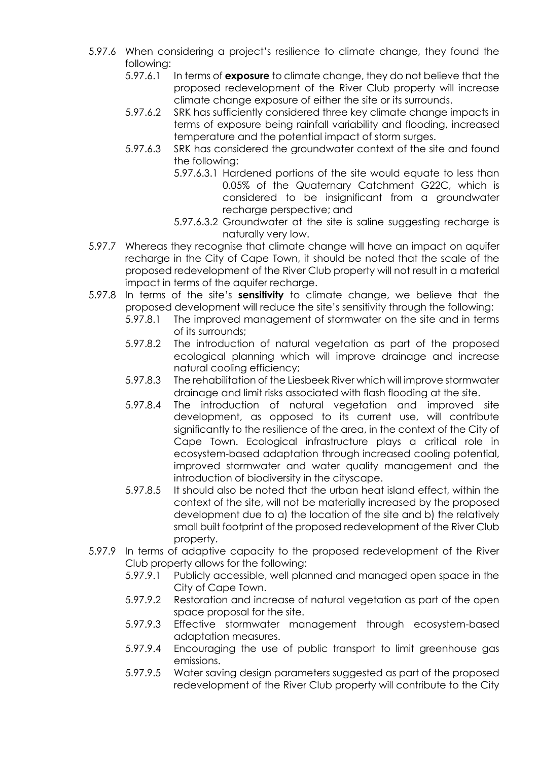5.97.6 When considering a project's resilience to climate change, they found the following:

5.97.6.1 In terms of **exposure** to climate change, they do not believe that the proposed redevelopment of the River Club property will increase climate change exposure of either the site or its surrounds.

5.97.6.2 SRK has sufficiently considered three key climate change impacts in terms of exposure being rainfall variability and flooding, increased temperature and the potential impact of storm surges.

5.97.6.3 SRK has considered the groundwater context of the site and found the following:

5.97.6.3.1 Hardened portions of the site would equate to less than 0.05% of the Quaternary Catchment G22C, which is considered to be insignificant from a groundwater recharge perspective; and

5.97.6.3.2 Groundwater at the site is saline suggesting recharge is naturally very low.

5.97.7 Whereas they recognise that climate change will have an impact on aquifer recharge in the City of Cape Town, it should be noted that the scale of the proposed redevelopment of the River Club property will not result in a material impact in terms of the aquifer recharge.

5.97.8 In terms of the site's **sensitivity** to climate change, we believe that the proposed development will reduce the site's sensitivity through the following:

5.97.8.1 The improved management of stormwater on the site and in terms of its surrounds;

5.97.8.2 The introduction of natural vegetation as part of the proposed ecological planning which will improve drainage and increase natural cooling efficiency;

5.97.8.3 The rehabilitation of the Liesbeek River which will improve stormwater drainage and limit risks associated with flash flooding at the site.

5.97.8.4 The introduction of natural vegetation and improved site development, as opposed to its current use, will contribute significantly to the resilience of the area, in the context of the City of Cape Town. Ecological infrastructure plays a critical role in ecosystem-based adaptation through increased cooling potential, improved stormwater and water quality management and the introduction of biodiversity in the cityscape.

5.97.8.5 It should also be noted that the urban heat island effect, within the context of the site, will not be materially increased by the proposed development due to a) the location of the site and b) the relatively small built footprint of the proposed redevelopment of the River Club property.

5.97.9 In terms of adaptive capacity to the proposed redevelopment of the River Club property allows for the following:

5.97.9.1 Publicly accessible, well planned and managed open space in the City of Cape Town.

5.97.9.2 Restoration and increase of natural vegetation as part of the open space proposal for the site.

5.97.9.3 Effective stormwater management through ecosystem-based adaptation measures.

5.97.9.4 Encouraging the use of public transport to limit greenhouse gas emissions.

5.97.9.5 Water saving design parameters suggested as part of the proposed redevelopment of the River Club property will contribute to the City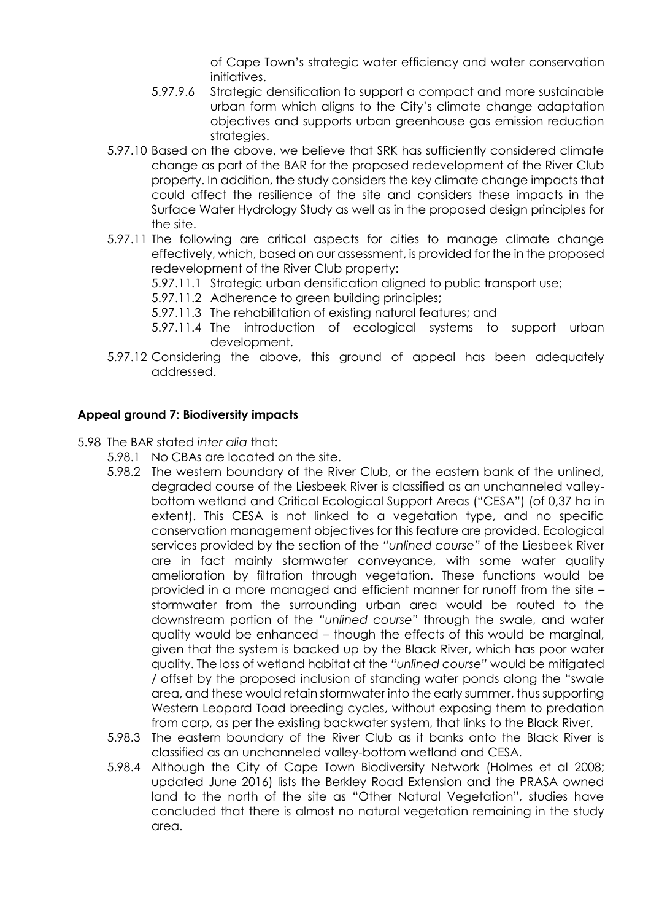of Cape Town's strategic water efficiency and water conservation initiatives.

5.97.9.6 Strategic densification to support a compact and more sustainable urban form which aligns to the City's climate change adaptation objectives and supports urban greenhouse gas emission reduction strategies.

5.97.10 Based on the above, we believe that SRK has sufficiently considered climate change as part of the BAR for the proposed redevelopment of the River Club property. In addition, the study considers the key climate change impacts that could affect the resilience of the site and considers these impacts in the Surface Water Hydrology Study as well as in the proposed design principles for the site.

5.97.11 The following are critical aspects for cities to manage climate change effectively, which, based on our assessment, is provided for the in the proposed redevelopment of the River Club property:

5.97.11.1 Strategic urban densification aligned to public transport use;

5.97.11.2 Adherence to green building principles;

5.97.11.3 The rehabilitation of existing natural features; and

5.97.11.4 The introduction of ecological systems to support urban development.

5.97.12 Considering the above, this ground of appeal has been adequately addressed.

**Appeal ground 7: Biodiversity impacts**

5.98 The BAR stated *inter alia* that:

5.98.1 No CBAs are located on the site.

5.98.2 The western boundary of the River Club, or the eastern bank of the unlined, degraded course of the Liesbeek River is classified as an unchanneled valley-bottom wetland and Critical Ecological Support Areas ("CESA") (of 0,37 ha in extent). This CESA is not linked to a vegetation type, and no specific conservation management objectives for this feature are provided. Ecological services provided by the section of the *"unlined course"* of the Liesbeek River are in fact mainly stormwater conveyance, with some water quality amelioration by filtration through vegetation. These functions would be provided in a more managed and efficient manner for runoff from the site – stormwater from the surrounding urban area would be routed to the downstream portion of the *"unlined course"* through the swale, and water quality would be enhanced – though the effects of this would be marginal, given that the system is backed up by the Black River, which has poor water quality. The loss of wetland habitat at the *"unlined course"* would be mitigated / offset by the proposed inclusion of standing water ponds along the "swale area, and these would retain stormwater into the early summer, thus supporting Western Leopard Toad breeding cycles, without exposing them to predation from carp, as per the existing backwater system, that links to the Black River.

5.98.3 The eastern boundary of the River Club as it banks onto the Black River is classified as an unchanneled valley-bottom wetland and CESA.

5.98.4 Although the City of Cape Town Biodiversity Network (Holmes et al 2008; updated June 2016) lists the Berkley Road Extension and the PRASA owned land to the north of the site as "Other Natural Vegetation", studies have concluded that there is almost no natural vegetation remaining in the study area.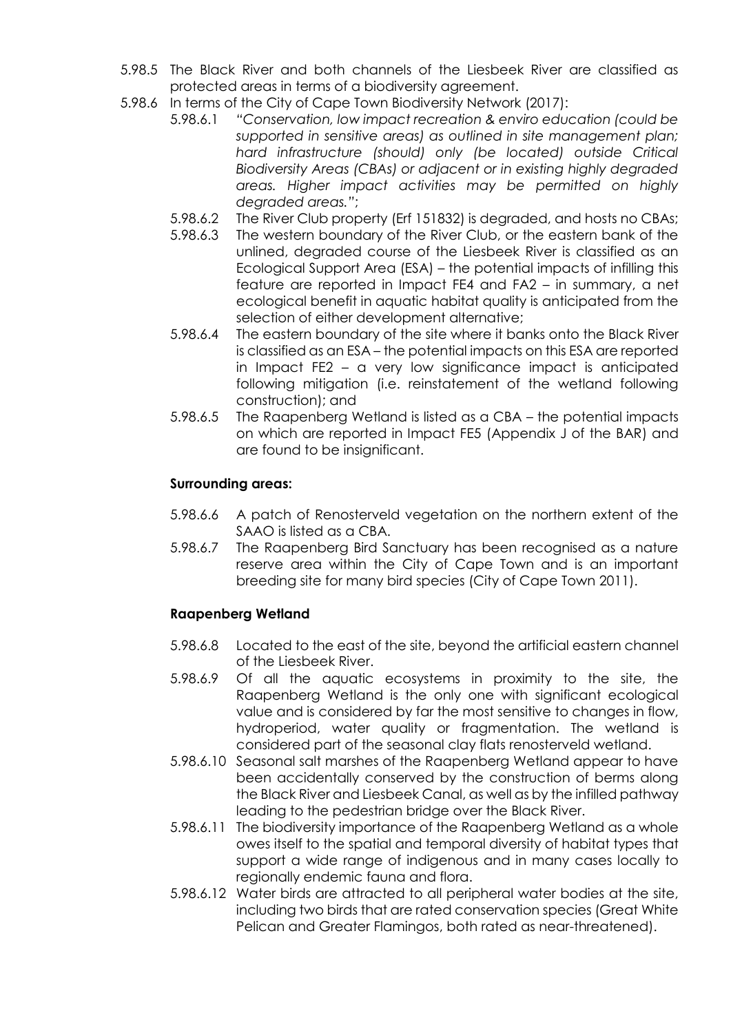5.98.5 The Black River and both channels of the Liesbeek River are classified as protected areas in terms of a biodiversity agreement.

5.98.6 In terms of the City of Cape Town Biodiversity Network (2017):

5.98.6.1 *"Conservation, low impact recreation & enviro education (could be supported in sensitive areas) as outlined in site management plan; hard infrastructure (should) only (be located) outside Critical Biodiversity Areas (CBAs) or adjacent or in existing highly degraded areas. Higher impact activities may be permitted on highly degraded areas."*;

5.98.6.2 The River Club property (Erf 151832) is degraded, and hosts no CBAs;

5.98.6.3 The western boundary of the River Club, or the eastern bank of the unlined, degraded course of the Liesbeek River is classified as an Ecological Support Area (ESA) – the potential impacts of infilling this feature are reported in Impact FE4 and FA2 – in summary, a net ecological benefit in aquatic habitat quality is anticipated from the selection of either development alternative;

5.98.6.4 The eastern boundary of the site where it banks onto the Black River is classified as an ESA – the potential impacts on this ESA are reported in Impact FE2 – a very low significance impact is anticipated following mitigation (i.e. reinstatement of the wetland following construction); and

5.98.6.5 The Raapenberg Wetland is listed as a CBA – the potential impacts on which are reported in Impact FE5 (Appendix J of the BAR) and are found to be insignificant.

**Surrounding areas:**

5.98.6.6 A patch of Renosterveld vegetation on the northern extent of the SAAO is listed as a CBA.

5.98.6.7 The Raapenberg Bird Sanctuary has been recognised as a nature reserve area within the City of Cape Town and is an important breeding site for many bird species (City of Cape Town 2011).

**Raapenberg Wetland**

5.98.6.8 Located to the east of the site, beyond the artificial eastern channel of the Liesbeek River.

5.98.6.9 Of all the aquatic ecosystems in proximity to the site, the Raapenberg Wetland is the only one with significant ecological value and is considered by far the most sensitive to changes in flow, hydroperiod, water quality or fragmentation. The wetland is considered part of the seasonal clay flats renosterveld wetland.

5.98.6.10 Seasonal salt marshes of the Raapenberg Wetland appear to have been accidentally conserved by the construction of berms along the Black River and Liesbeek Canal, as well as by the infilled pathway leading to the pedestrian bridge over the Black River.

5.98.6.11 The biodiversity importance of the Raapenberg Wetland as a whole owes itself to the spatial and temporal diversity of habitat types that support a wide range of indigenous and in many cases locally to regionally endemic fauna and flora.

5.98.6.12 Water birds are attracted to all peripheral water bodies at the site, including two birds that are rated conservation species (Great White Pelican and Greater Flamingos, both rated as near-threatened).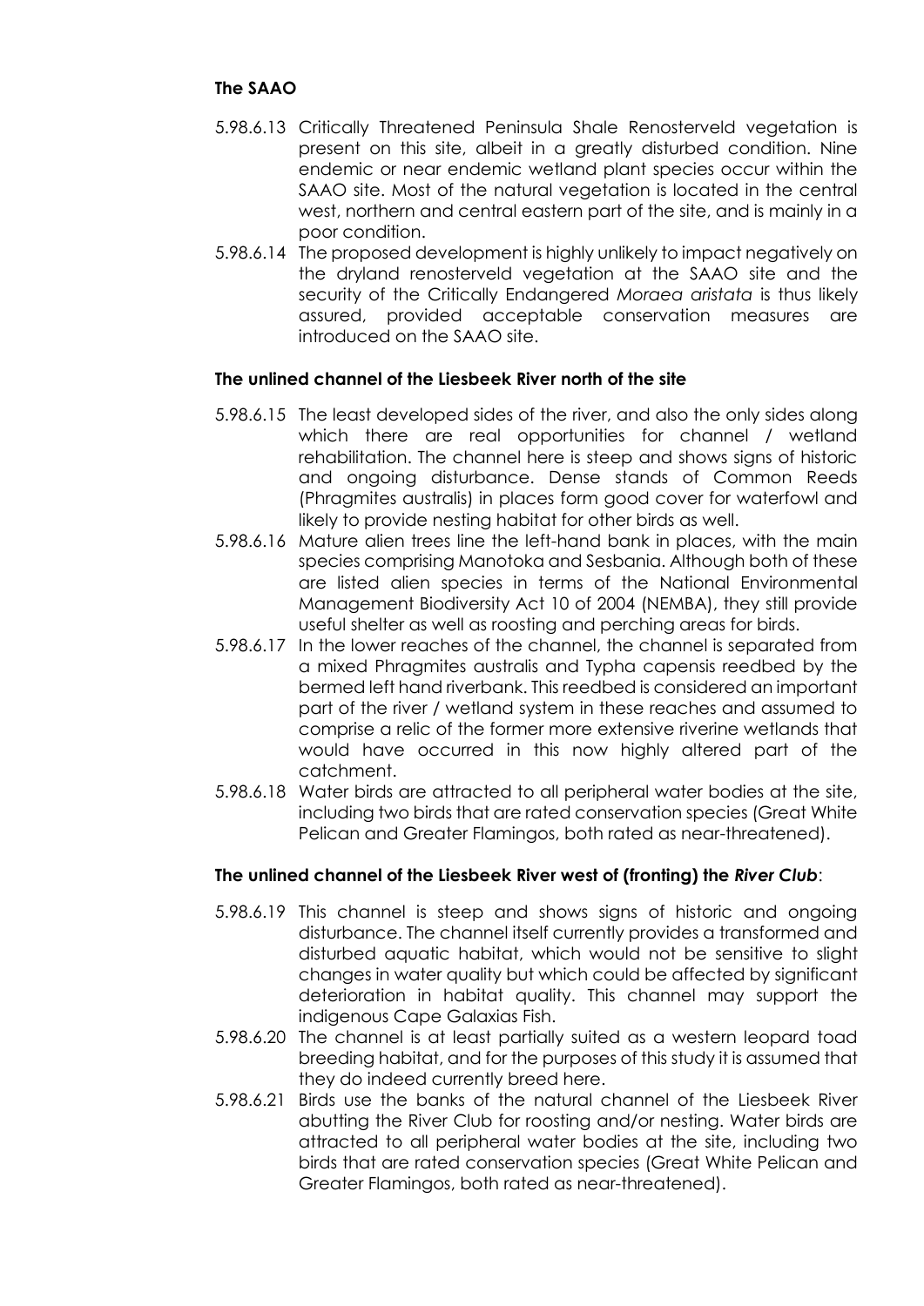**The SAAO**

5.98.6.13 Critically Threatened Peninsula Shale Renosterveld vegetation is present on this site, albeit in a greatly disturbed condition. Nine endemic or near endemic wetland plant species occur within the SAAO site. Most of the natural vegetation is located in the central west, northern and central eastern part of the site, and is mainly in a poor condition.

5.98.6.14 The proposed development is highly unlikely to impact negatively on the dryland renosterveld vegetation at the SAAO site and the security of the Critically Endangered *Moraea aristata* is thus likely assured, provided acceptable conservation measures are introduced on the SAAO site.

**The unlined channel of the Liesbeek River north of the site**

5.98.6.15 The least developed sides of the river, and also the only sides along which there are real opportunities for channel / wetland rehabilitation. The channel here is steep and shows signs of historic and ongoing disturbance. Dense stands of Common Reeds (Phragmites australis) in places form good cover for waterfowl and likely to provide nesting habitat for other birds as well.

5.98.6.16 Mature alien trees line the left-hand bank in places, with the main species comprising Manotoka and Sesbania. Although both of these are listed alien species in terms of the National Environmental Management Biodiversity Act 10 of 2004 (NEMBA), they still provide useful shelter as well as roosting and perching areas for birds.

5.98.6.17 In the lower reaches of the channel, the channel is separated from a mixed Phragmites australis and Typha capensis reedbed by the bermed left hand riverbank. This reedbed is considered an important part of the river / wetland system in these reaches and assumed to comprise a relic of the former more extensive riverine wetlands that would have occurred in this now highly altered part of the catchment.

5.98.6.18 Water birds are attracted to all peripheral water bodies at the site, including two birds that are rated conservation species (Great White Pelican and Greater Flamingos, both rated as near-threatened).

**The unlined channel of the Liesbeek River west of (fronting) the *River Club*:**

5.98.6.19 This channel is steep and shows signs of historic and ongoing disturbance. The channel itself currently provides a transformed and disturbed aquatic habitat, which would not be sensitive to slight changes in water quality but which could be affected by significant deterioration in habitat quality. This channel may support the indigenous Cape Galaxias Fish.

5.98.6.20 The channel is at least partially suited as a western leopard toad breeding habitat, and for the purposes of this study it is assumed that they do indeed currently breed here.

5.98.6.21 Birds use the banks of the natural channel of the Liesbeek River abutting the River Club for roosting and/or nesting. Water birds are attracted to all peripheral water bodies at the site, including two birds that are rated conservation species (Great White Pelican and Greater Flamingos, both rated as near-threatened).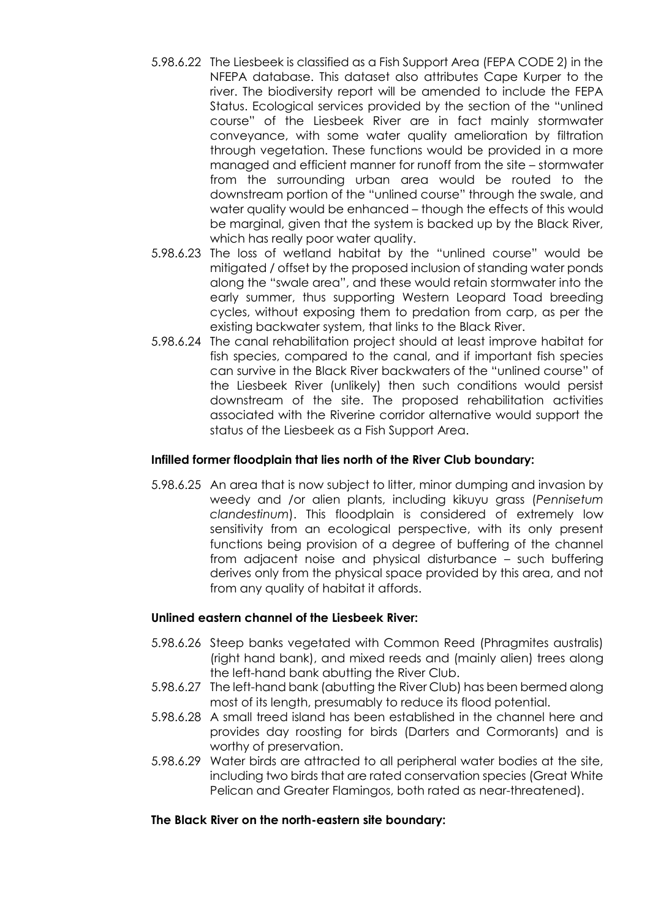5.98.6.22 The Liesbeek is classified as a Fish Support Area (FEPA CODE 2) in the NFEPA database. This dataset also attributes Cape Kurper to the river. The biodiversity report will be amended to include the FEPA Status. Ecological services provided by the section of the "unlined course" of the Liesbeek River are in fact mainly stormwater conveyance, with some water quality amelioration by filtration through vegetation. These functions would be provided in a more managed and efficient manner for runoff from the site – stormwater from the surrounding urban area would be routed to the downstream portion of the "unlined course" through the swale, and water quality would be enhanced – though the effects of this would be marginal, given that the system is backed up by the Black River, which has really poor water quality.

5.98.6.23 The loss of wetland habitat by the "unlined course" would be mitigated / offset by the proposed inclusion of standing water ponds along the "swale area", and these would retain stormwater into the early summer, thus supporting Western Leopard Toad breeding cycles, without exposing them to predation from carp, as per the existing backwater system, that links to the Black River.

5.98.6.24 The canal rehabilitation project should at least improve habitat for fish species, compared to the canal, and if important fish species can survive in the Black River backwaters of the "unlined course" of the Liesbeek River (unlikely) then such conditions would persist downstream of the site. The proposed rehabilitation activities associated with the Riverine corridor alternative would support the status of the Liesbeek as a Fish Support Area.

**Infilled former floodplain that lies north of the River Club boundary:**

5.98.6.25 An area that is now subject to litter, minor dumping and invasion by weedy and /or alien plants, including kikuyu grass (*Pennisetum clandestinum*). This floodplain is considered of extremely low sensitivity from an ecological perspective, with its only present functions being provision of a degree of buffering of the channel from adjacent noise and physical disturbance – such buffering derives only from the physical space provided by this area, and not from any quality of habitat it affords.

**Unlined eastern channel of the Liesbeek River:**

5.98.6.26 Steep banks vegetated with Common Reed (Phragmites australis) (right hand bank), and mixed reeds and (mainly alien) trees along the left-hand bank abutting the River Club.

5.98.6.27 The left-hand bank (abutting the River Club) has been bermed along most of its length, presumably to reduce its flood potential.

5.98.6.28 A small treed island has been established in the channel here and provides day roosting for birds (Darters and Cormorants) and is worthy of preservation.

5.98.6.29 Water birds are attracted to all peripheral water bodies at the site, including two birds that are rated conservation species (Great White Pelican and Greater Flamingos, both rated as near-threatened).

**The Black River on the north-eastern site boundary:**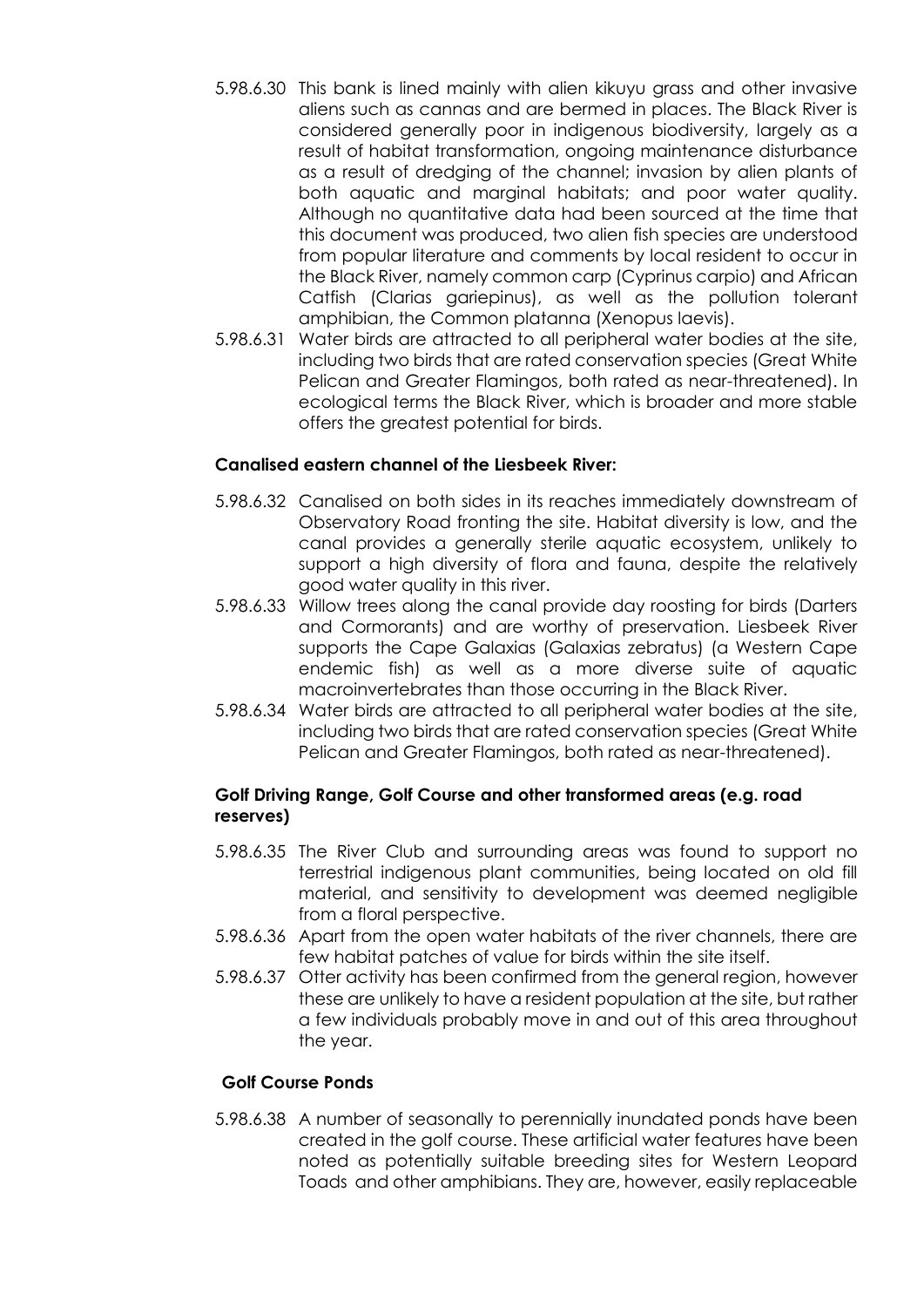5.98.6.30 This bank is lined mainly with alien kikuyu grass and other invasive aliens such as cannas and are bermed in places. The Black River is considered generally poor in indigenous biodiversity, largely as a result of habitat transformation, ongoing maintenance disturbance as a result of dredging of the channel; invasion by alien plants of both aquatic and marginal habitats; and poor water quality. Although no quantitative data had been sourced at the time that this document was produced, two alien fish species are understood from popular literature and comments by local resident to occur in the Black River, namely common carp (Cyprinus carpio) and African Catfish (Clarias gariepinus), as well as the pollution tolerant amphibian, the Common platanna (Xenopus laevis).

5.98.6.31 Water birds are attracted to all peripheral water bodies at the site, including two birds that are rated conservation species (Great White Pelican and Greater Flamingos, both rated as near-threatened). In ecological terms the Black River, which is broader and more stable offers the greatest potential for birds.

**Canalised eastern channel of the Liesbeek River:**

5.98.6.32 Canalised on both sides in its reaches immediately downstream of Observatory Road fronting the site. Habitat diversity is low, and the canal provides a generally sterile aquatic ecosystem, unlikely to support a high diversity of flora and fauna, despite the relatively good water quality in this river.

5.98.6.33 Willow trees along the canal provide day roosting for birds (Darters and Cormorants) and are worthy of preservation. Liesbeek River supports the Cape Galaxias (Galaxias zebratus) (a Western Cape endemic fish) as well as a more diverse suite of aquatic macroinvertebrates than those occurring in the Black River.

5.98.6.34 Water birds are attracted to all peripheral water bodies at the site, including two birds that are rated conservation species (Great White Pelican and Greater Flamingos, both rated as near-threatened).

**Golf Driving Range, Golf Course and other transformed areas (e.g. road reserves)**

5.98.6.35 The River Club and surrounding areas was found to support no terrestrial indigenous plant communities, being located on old fill material, and sensitivity to development was deemed negligible from a floral perspective.

5.98.6.36 Apart from the open water habitats of the river channels, there are few habitat patches of value for birds within the site itself.

5.98.6.37 Otter activity has been confirmed from the general region, however these are unlikely to have a resident population at the site, but rather a few individuals probably move in and out of this area throughout the year.

**Golf Course Ponds**

5.98.6.38 A number of seasonally to perennially inundated ponds have been created in the golf course. These artificial water features have been noted as potentially suitable breeding sites for Western Leopard Toads and other amphibians. They are, however, easily replaceable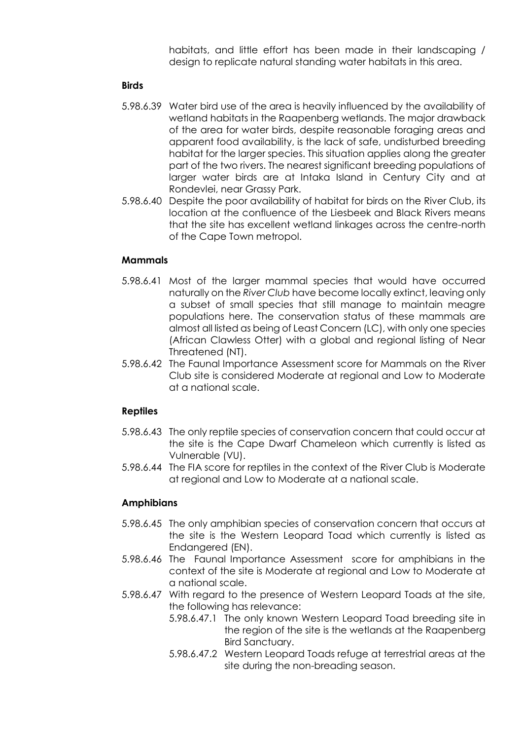habitats, and little effort has been made in their landscaping / design to replicate natural standing water habitats in this area.

**Birds**

5.98.6.39 Water bird use of the area is heavily influenced by the availability of wetland habitats in the Raapenberg wetlands. The major drawback of the area for water birds, despite reasonable foraging areas and apparent food availability, is the lack of safe, undisturbed breeding habitat for the larger species. This situation applies along the greater part of the two rivers. The nearest significant breeding populations of larger water birds are at Intaka Island in Century City and at Rondevlei, near Grassy Park.

5.98.6.40 Despite the poor availability of habitat for birds on the River Club, its location at the confluence of the Liesbeek and Black Rivers means that the site has excellent wetland linkages across the centre-north of the Cape Town metropol.

**Mammals**

5.98.6.41 Most of the larger mammal species that would have occurred naturally on the *River Club* have become locally extinct, leaving only a subset of small species that still manage to maintain meagre populations here. The conservation status of these mammals are almost all listed as being of Least Concern (LC), with only one species (African Clawless Otter) with a global and regional listing of Near Threatened (NT).

5.98.6.42 The Faunal Importance Assessment score for Mammals on the River Club site is considered Moderate at regional and Low to Moderate at a national scale.

**Reptiles**

5.98.6.43 The only reptile species of conservation concern that could occur at the site is the Cape Dwarf Chameleon which currently is listed as Vulnerable (VU).

5.98.6.44 The FIA score for reptiles in the context of the River Club is Moderate at regional and Low to Moderate at a national scale.

**Amphibians**

5.98.6.45 The only amphibian species of conservation concern that occurs at the site is the Western Leopard Toad which currently is listed as Endangered (EN).

5.98.6.46 The Faunal Importance Assessment score for amphibians in the context of the site is Moderate at regional and Low to Moderate at a national scale.

5.98.6.47 With regard to the presence of Western Leopard Toads at the site, the following has relevance:

- 5.98.6.47.1 The only known Western Leopard Toad breeding site in the region of the site is the wetlands at the Raapenberg Bird Sanctuary.
- 5.98.6.47.2 Western Leopard Toads refuge at terrestrial areas at the site during the non-breading season.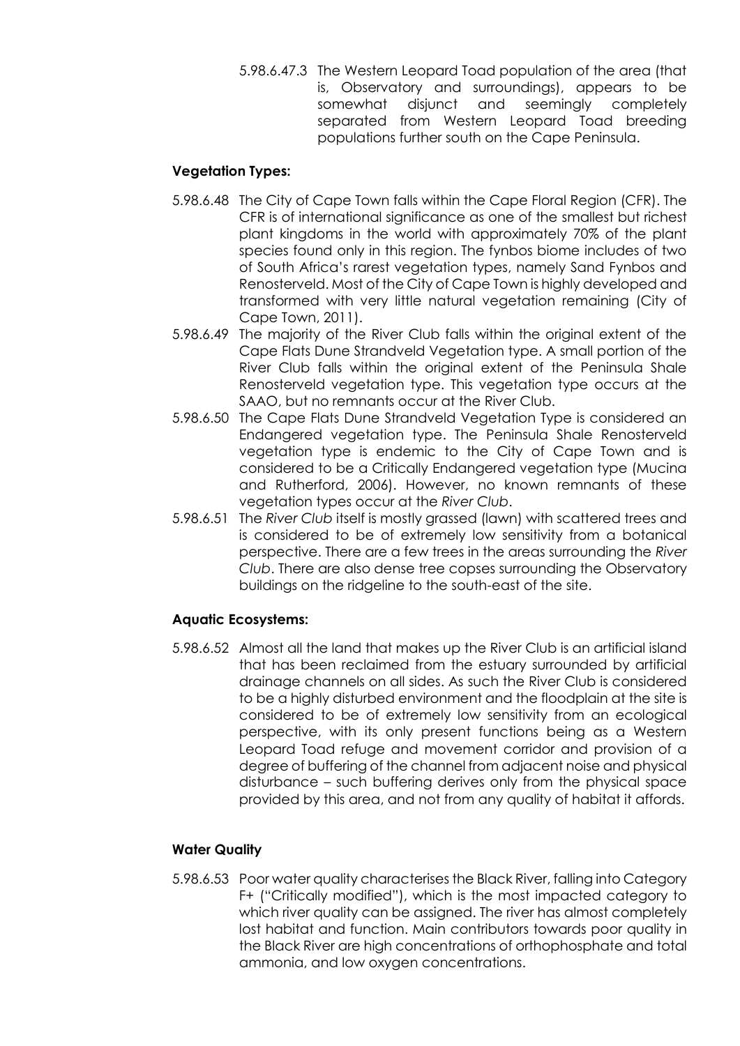5.98.6.47.3 The Western Leopard Toad population of the area (that is, Observatory and surroundings), appears to be somewhat disjunct and seemingly completely separated from Western Leopard Toad breeding populations further south on the Cape Peninsula.

**Vegetation Types:**

5.98.6.48 The City of Cape Town falls within the Cape Floral Region (CFR). The CFR is of international significance as one of the smallest but richest plant kingdoms in the world with approximately 70% of the plant species found only in this region. The fynbos biome includes of two of South Africa's rarest vegetation types, namely Sand Fynbos and Renosterveld. Most of the City of Cape Town is highly developed and transformed with very little natural vegetation remaining (City of Cape Town, 2011).

5.98.6.49 The majority of the River Club falls within the original extent of the Cape Flats Dune Strandveld Vegetation type. A small portion of the River Club falls within the original extent of the Peninsula Shale Renosterveld vegetation type. This vegetation type occurs at the SAAO, but no remnants occur at the River Club.

5.98.6.50 The Cape Flats Dune Strandveld Vegetation Type is considered an Endangered vegetation type. The Peninsula Shale Renosterveld vegetation type is endemic to the City of Cape Town and is considered to be a Critically Endangered vegetation type (Mucina and Rutherford, 2006). However, no known remnants of these vegetation types occur at the *River Club*.

5.98.6.51 The *River Club* itself is mostly grassed (lawn) with scattered trees and is considered to be of extremely low sensitivity from a botanical perspective. There are a few trees in the areas surrounding the *River Club*. There are also dense tree copses surrounding the Observatory buildings on the ridgeline to the south-east of the site.

**Aquatic Ecosystems:**

5.98.6.52 Almost all the land that makes up the River Club is an artificial island that has been reclaimed from the estuary surrounded by artificial drainage channels on all sides. As such the River Club is considered to be a highly disturbed environment and the floodplain at the site is considered to be of extremely low sensitivity from an ecological perspective, with its only present functions being as a Western Leopard Toad refuge and movement corridor and provision of a degree of buffering of the channel from adjacent noise and physical disturbance – such buffering derives only from the physical space provided by this area, and not from any quality of habitat it affords.

**Water Quality**

5.98.6.53 Poor water quality characterises the Black River, falling into Category F+ ("Critically modified"), which is the most impacted category to which river quality can be assigned. The river has almost completely lost habitat and function. Main contributors towards poor quality in the Black River are high concentrations of orthophosphate and total ammonia, and low oxygen concentrations.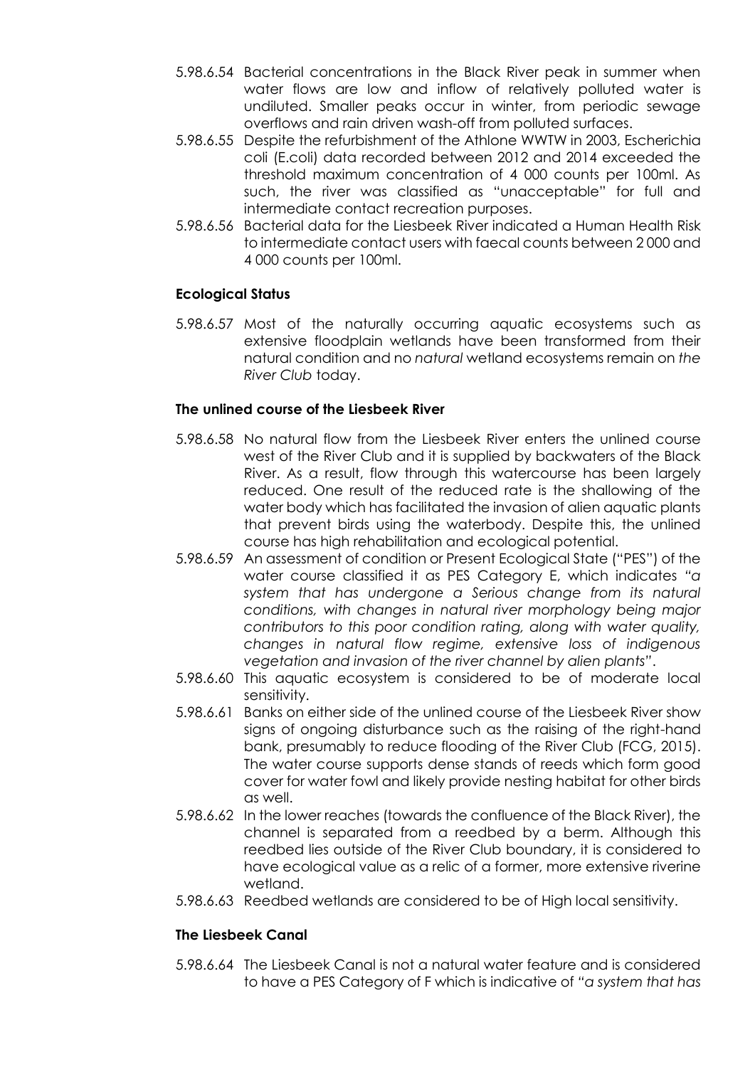5.98.6.54 Bacterial concentrations in the Black River peak in summer when water flows are low and inflow of relatively polluted water is undiluted. Smaller peaks occur in winter, from periodic sewage overflows and rain driven wash-off from polluted surfaces.

5.98.6.55 Despite the refurbishment of the Athlone WWTW in 2003, Escherichia coli (E.coli) data recorded between 2012 and 2014 exceeded the threshold maximum concentration of 4 000 counts per 100ml. As such, the river was classified as "unacceptable" for full and intermediate contact recreation purposes.

5.98.6.56 Bacterial data for the Liesbeek River indicated a Human Health Risk to intermediate contact users with faecal counts between 2 000 and 4 000 counts per 100ml.

**Ecological Status**

5.98.6.57 Most of the naturally occurring aquatic ecosystems such as extensive floodplain wetlands have been transformed from their natural condition and no *natural* wetland ecosystems remain on *the River Club* today.

**The unlined course of the Liesbeek River**

5.98.6.58 No natural flow from the Liesbeek River enters the unlined course west of the River Club and it is supplied by backwaters of the Black River. As a result, flow through this watercourse has been largely reduced. One result of the reduced rate is the shallowing of the water body which has facilitated the invasion of alien aquatic plants that prevent birds using the waterbody. Despite this, the unlined course has high rehabilitation and ecological potential.

5.98.6.59 An assessment of condition or Present Ecological State ("PES") of the water course classified it as PES Category E, which indicates *"a system that has undergone a Serious change from its natural conditions, with changes in natural river morphology being major contributors to this poor condition rating, along with water quality, changes in natural flow regime, extensive loss of indigenous vegetation and invasion of the river channel by alien plants"*.

5.98.6.60 This aquatic ecosystem is considered to be of moderate local sensitivity.

5.98.6.61 Banks on either side of the unlined course of the Liesbeek River show signs of ongoing disturbance such as the raising of the right-hand bank, presumably to reduce flooding of the River Club (FCG, 2015). The water course supports dense stands of reeds which form good cover for water fowl and likely provide nesting habitat for other birds as well.

5.98.6.62 In the lower reaches (towards the confluence of the Black River), the channel is separated from a reedbed by a berm. Although this reedbed lies outside of the River Club boundary, it is considered to have ecological value as a relic of a former, more extensive riverine wetland.

5.98.6.63 Reedbed wetlands are considered to be of High local sensitivity.

**The Liesbeek Canal**

5.98.6.64 The Liesbeek Canal is not a natural water feature and is considered to have a PES Category of F which is indicative of *"a system that has*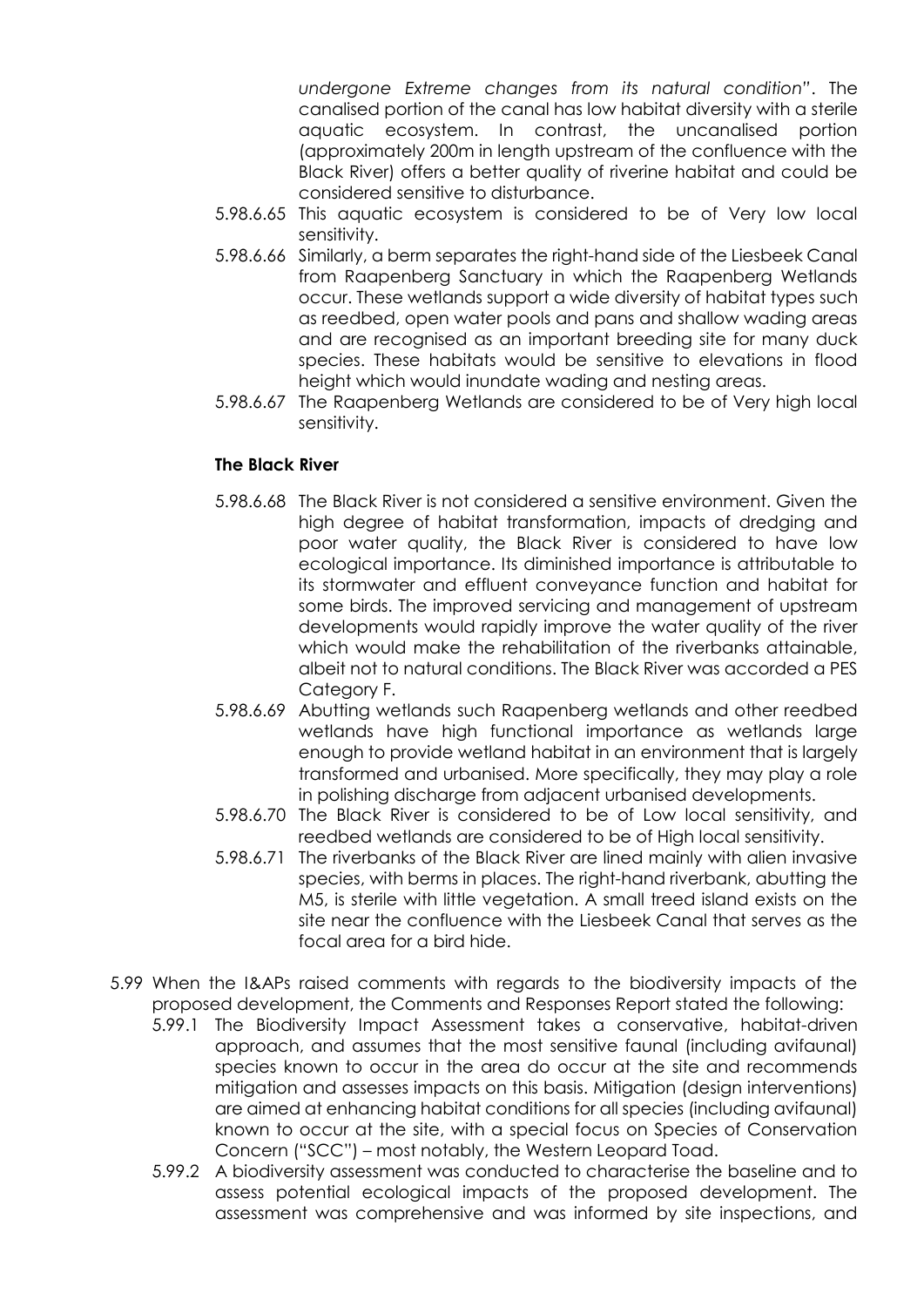*undergone Extreme changes from its natural condition*". The canalised portion of the canal has low habitat diversity with a sterile aquatic ecosystem. In contrast, the uncanalised portion (approximately 200m in length upstream of the confluence with the Black River) offers a better quality of riverine habitat and could be considered sensitive to disturbance.

5.98.6.65 This aquatic ecosystem is considered to be of Very low local sensitivity.

5.98.6.66 Similarly, a berm separates the right-hand side of the Liesbeek Canal from Raapenberg Sanctuary in which the Raapenberg Wetlands occur. These wetlands support a wide diversity of habitat types such as reedbed, open water pools and pans and shallow wading areas and are recognised as an important breeding site for many duck species. These habitats would be sensitive to elevations in flood height which would inundate wading and nesting areas.

5.98.6.67 The Raapenberg Wetlands are considered to be of Very high local sensitivity.

**The Black River**

5.98.6.68 The Black River is not considered a sensitive environment. Given the high degree of habitat transformation, impacts of dredging and poor water quality, the Black River is considered to have low ecological importance. Its diminished importance is attributable to its stormwater and effluent conveyance function and habitat for some birds. The improved servicing and management of upstream developments would rapidly improve the water quality of the river which would make the rehabilitation of the riverbanks attainable, albeit not to natural conditions. The Black River was accorded a PES Category F.

5.98.6.69 Abutting wetlands such Raapenberg wetlands and other reedbed wetlands have high functional importance as wetlands large enough to provide wetland habitat in an environment that is largely transformed and urbanised. More specifically, they may play a role in polishing discharge from adjacent urbanised developments.

5.98.6.70 The Black River is considered to be of Low local sensitivity, and reedbed wetlands are considered to be of High local sensitivity.

5.98.6.71 The riverbanks of the Black River are lined mainly with alien invasive species, with berms in places. The right-hand riverbank, abutting the M5, is sterile with little vegetation. A small treed island exists on the site near the confluence with the Liesbeek Canal that serves as the focal area for a bird hide.

5.99 When the I&APs raised comments with regards to the biodiversity impacts of the proposed development, the Comments and Responses Report stated the following:

5.99.1 The Biodiversity Impact Assessment takes a conservative, habitat-driven approach, and assumes that the most sensitive faunal (including avifaunal) species known to occur in the area do occur at the site and recommends mitigation and assesses impacts on this basis. Mitigation (design interventions) are aimed at enhancing habitat conditions for all species (including avifaunal) known to occur at the site, with a special focus on Species of Conservation Concern ("SCC") – most notably, the Western Leopard Toad.

5.99.2 A biodiversity assessment was conducted to characterise the baseline and to assess potential ecological impacts of the proposed development. The assessment was comprehensive and was informed by site inspections, and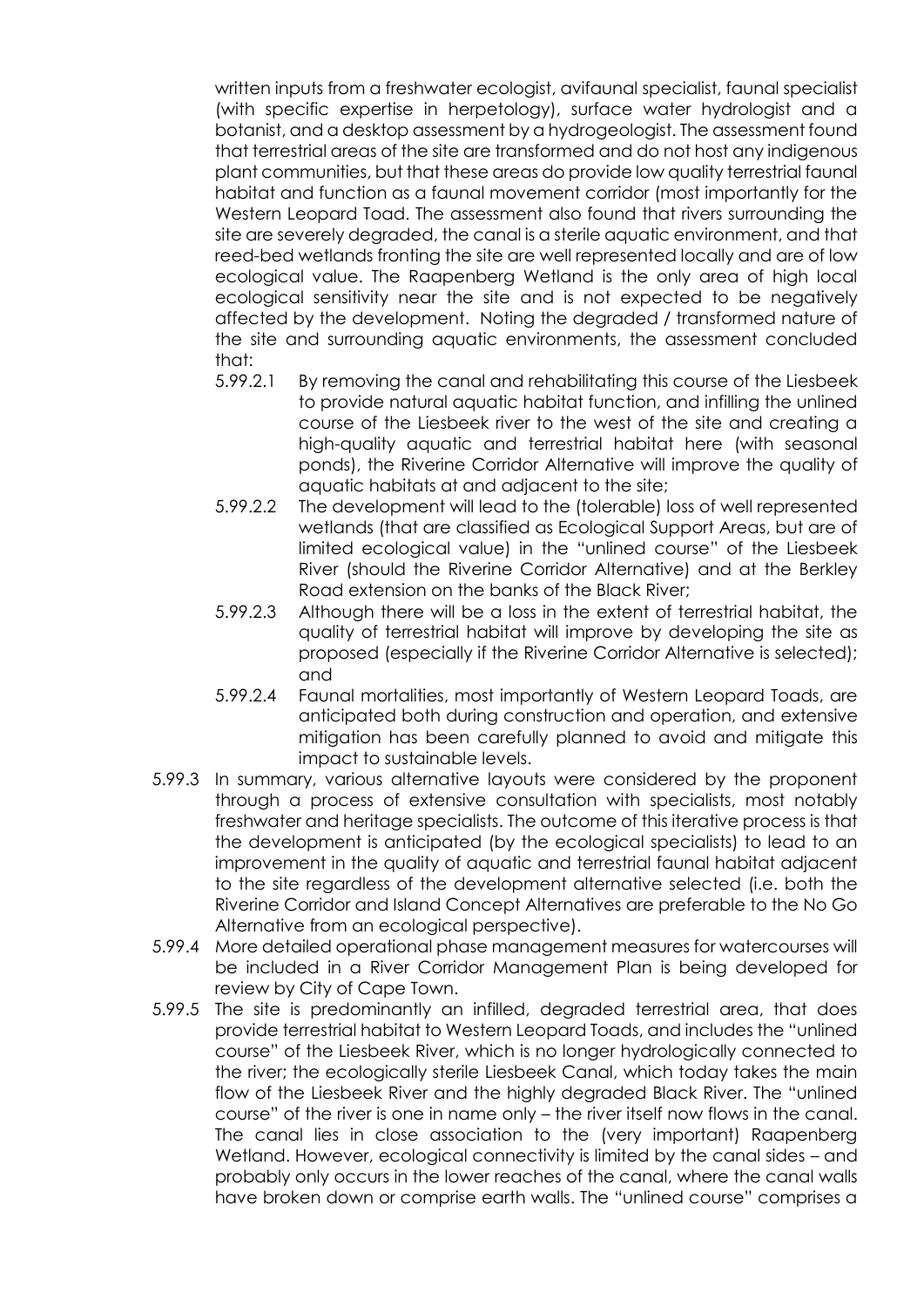written inputs from a freshwater ecologist, avifaunal specialist, faunal specialist (with specific expertise in herpetology), surface water hydrologist and a botanist, and a desktop assessment by a hydrogeologist. The assessment found that terrestrial areas of the site are transformed and do not host any indigenous plant communities, but that these areas do provide low quality terrestrial faunal habitat and function as a faunal movement corridor (most importantly for the Western Leopard Toad. The assessment also found that rivers surrounding the site are severely degraded, the canal is a sterile aquatic environment, and that reed-bed wetlands fronting the site are well represented locally and are of low ecological value. The Raapenberg Wetland is the only area of high local ecological sensitivity near the site and is not expected to be negatively affected by the development. Noting the degraded / transformed nature of the site and surrounding aquatic environments, the assessment concluded that:

5.99.2.1 By removing the canal and rehabilitating this course of the Liesbeek to provide natural aquatic habitat function, and infilling the unlined course of the Liesbeek river to the west of the site and creating a high-quality aquatic and terrestrial habitat here (with seasonal ponds), the Riverine Corridor Alternative will improve the quality of aquatic habitats at and adjacent to the site;

5.99.2.2 The development will lead to the (tolerable) loss of well represented wetlands (that are classified as Ecological Support Areas, but are of limited ecological value) in the "unlined course" of the Liesbeek River (should the Riverine Corridor Alternative) and at the Berkley Road extension on the banks of the Black River;

5.99.2.3 Although there will be a loss in the extent of terrestrial habitat, the quality of terrestrial habitat will improve by developing the site as proposed (especially if the Riverine Corridor Alternative is selected); and

5.99.2.4 Faunal mortalities, most importantly of Western Leopard Toads, are anticipated both during construction and operation, and extensive mitigation has been carefully planned to avoid and mitigate this impact to sustainable levels.

5.99.3 In summary, various alternative layouts were considered by the proponent through a process of extensive consultation with specialists, most notably freshwater and heritage specialists. The outcome of this iterative process is that the development is anticipated (by the ecological specialists) to lead to an improvement in the quality of aquatic and terrestrial faunal habitat adjacent to the site regardless of the development alternative selected (i.e. both the Riverine Corridor and Island Concept Alternatives are preferable to the No Go Alternative from an ecological perspective).

5.99.4 More detailed operational phase management measures for watercourses will be included in a River Corridor Management Plan is being developed for review by City of Cape Town.

5.99.5 The site is predominantly an infilled, degraded terrestrial area, that does provide terrestrial habitat to Western Leopard Toads, and includes the "unlined course" of the Liesbeek River, which is no longer hydrologically connected to the river; the ecologically sterile Liesbeek Canal, which today takes the main flow of the Liesbeek River and the highly degraded Black River. The "unlined course" of the river is one in name only – the river itself now flows in the canal. The canal lies in close association to the (very important) Raapenberg Wetland. However, ecological connectivity is limited by the canal sides – and probably only occurs in the lower reaches of the canal, where the canal walls have broken down or comprise earth walls. The "unlined course" comprises a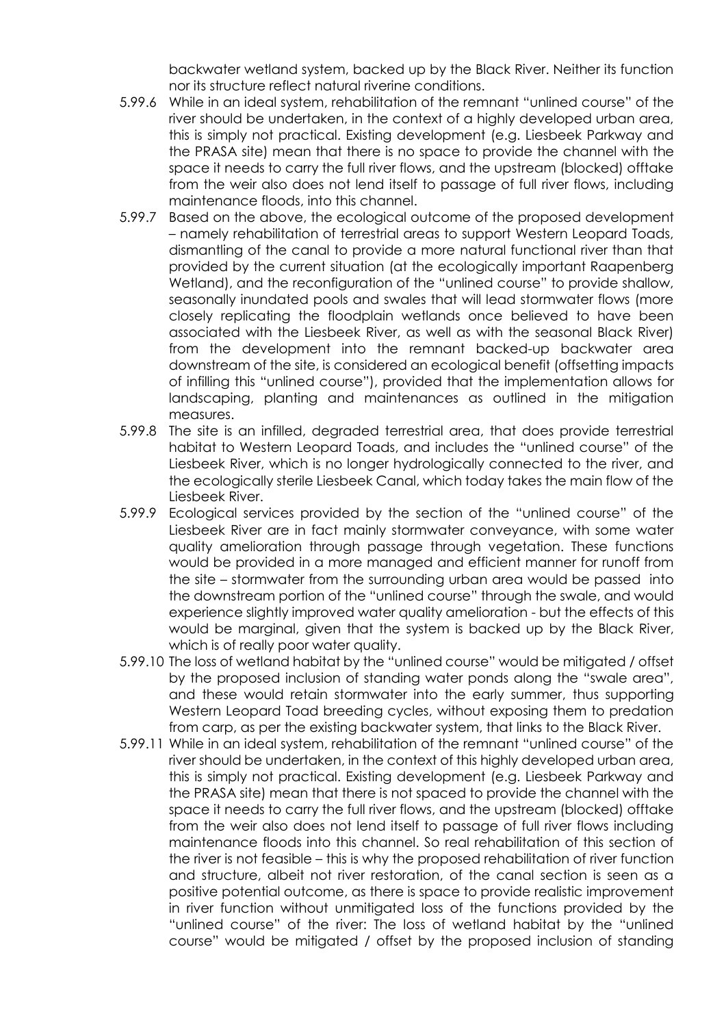backwater wetland system, backed up by the Black River. Neither its function nor its structure reflect natural riverine conditions.

5.99.6 While in an ideal system, rehabilitation of the remnant "unlined course" of the river should be undertaken, in the context of a highly developed urban area, this is simply not practical. Existing development (e.g. Liesbeek Parkway and the PRASA site) mean that there is no space to provide the channel with the space it needs to carry the full river flows, and the upstream (blocked) offtake from the weir also does not lend itself to passage of full river flows, including maintenance floods, into this channel.

5.99.7 Based on the above, the ecological outcome of the proposed development – namely rehabilitation of terrestrial areas to support Western Leopard Toads, dismantling of the canal to provide a more natural functional river than that provided by the current situation (at the ecologically important Raapenberg Wetland), and the reconfiguration of the "unlined course" to provide shallow, seasonally inundated pools and swales that will lead stormwater flows (more closely replicating the floodplain wetlands once believed to have been associated with the Liesbeek River, as well as with the seasonal Black River) from the development into the remnant backed-up backwater area downstream of the site, is considered an ecological benefit (offsetting impacts of infilling this "unlined course"), provided that the implementation allows for landscaping, planting and maintenances as outlined in the mitigation measures.

5.99.8 The site is an infilled, degraded terrestrial area, that does provide terrestrial habitat to Western Leopard Toads, and includes the "unlined course" of the Liesbeek River, which is no longer hydrologically connected to the river, and the ecologically sterile Liesbeek Canal, which today takes the main flow of the Liesbeek River.

5.99.9 Ecological services provided by the section of the "unlined course" of the Liesbeek River are in fact mainly stormwater conveyance, with some water quality amelioration through passage through vegetation. These functions would be provided in a more managed and efficient manner for runoff from the site – stormwater from the surrounding urban area would be passed into the downstream portion of the "unlined course" through the swale, and would experience slightly improved water quality amelioration - but the effects of this would be marginal, given that the system is backed up by the Black River, which is of really poor water quality.

5.99.10 The loss of wetland habitat by the "unlined course" would be mitigated / offset by the proposed inclusion of standing water ponds along the "swale area", and these would retain stormwater into the early summer, thus supporting Western Leopard Toad breeding cycles, without exposing them to predation from carp, as per the existing backwater system, that links to the Black River.

5.99.11 While in an ideal system, rehabilitation of the remnant "unlined course" of the river should be undertaken, in the context of this highly developed urban area, this is simply not practical. Existing development (e.g. Liesbeek Parkway and the PRASA site) mean that there is not spaced to provide the channel with the space it needs to carry the full river flows, and the upstream (blocked) offtake from the weir also does not lend itself to passage of full river flows including maintenance floods into this channel. So real rehabilitation of this section of the river is not feasible – this is why the proposed rehabilitation of river function and structure, albeit not river restoration, of the canal section is seen as a positive potential outcome, as there is space to provide realistic improvement in river function without unmitigated loss of the functions provided by the "unlined course" of the river: The loss of wetland habitat by the "unlined course" would be mitigated / offset by the proposed inclusion of standing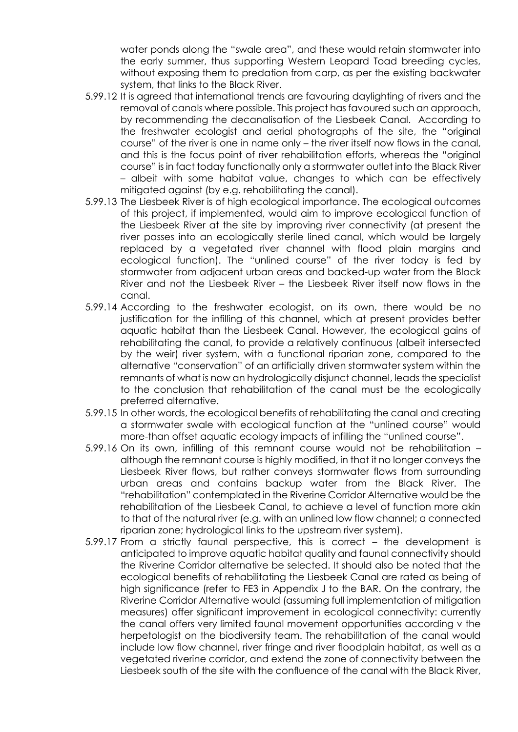water ponds along the "swale area", and these would retain stormwater into the early summer, thus supporting Western Leopard Toad breeding cycles, without exposing them to predation from carp, as per the existing backwater system, that links to the Black River.

5.99.12 It is agreed that international trends are favouring daylighting of rivers and the removal of canals where possible. This project has favoured such an approach, by recommending the decanalisation of the Liesbeek Canal. According to the freshwater ecologist and aerial photographs of the site, the "original course" of the river is one in name only – the river itself now flows in the canal, and this is the focus point of river rehabilitation efforts, whereas the "original course" is in fact today functionally only a stormwater outlet into the Black River – albeit with some habitat value, changes to which can be effectively mitigated against (by e.g. rehabilitating the canal).

5.99.13 The Liesbeek River is of high ecological importance. The ecological outcomes of this project, if implemented, would aim to improve ecological function of the Liesbeek River at the site by improving river connectivity (at present the river passes into an ecologically sterile lined canal, which would be largely replaced by a vegetated river channel with flood plain margins and ecological function). The "unlined course" of the river today is fed by stormwater from adjacent urban areas and backed-up water from the Black River and not the Liesbeek River – the Liesbeek River itself now flows in the canal.

5.99.14 According to the freshwater ecologist, on its own, there would be no justification for the infilling of this channel, which at present provides better aquatic habitat than the Liesbeek Canal. However, the ecological gains of rehabilitating the canal, to provide a relatively continuous (albeit intersected by the weir) river system, with a functional riparian zone, compared to the alternative "conservation" of an artificially driven stormwater system within the remnants of what is now an hydrologically disjunct channel, leads the specialist to the conclusion that rehabilitation of the canal must be the ecologically preferred alternative.

5.99.15 In other words, the ecological benefits of rehabilitating the canal and creating a stormwater swale with ecological function at the "unlined course" would more-than offset aquatic ecology impacts of infilling the "unlined course".

5.99.16 On its own, infilling of this remnant course would not be rehabilitation – although the remnant course is highly modified, in that it no longer conveys the Liesbeek River flows, but rather conveys stormwater flows from surrounding urban areas and contains backup water from the Black River. The "rehabilitation" contemplated in the Riverine Corridor Alternative would be the rehabilitation of the Liesbeek Canal, to achieve a level of function more akin to that of the natural river (e.g. with an unlined low flow channel; a connected riparian zone; hydrological links to the upstream river system).

5.99.17 From a strictly faunal perspective, this is correct – the development is anticipated to improve aquatic habitat quality and faunal connectivity should the Riverine Corridor alternative be selected. It should also be noted that the ecological benefits of rehabilitating the Liesbeek Canal are rated as being of high significance (refer to FE3 in Appendix J to the BAR. On the contrary, the Riverine Corridor Alternative would (assuming full implementation of mitigation measures) offer significant improvement in ecological connectivity: currently the canal offers very limited faunal movement opportunities according v the herpetologist on the biodiversity team. The rehabilitation of the canal would include low flow channel, river fringe and river floodplain habitat, as well as a vegetated riverine corridor, and extend the zone of connectivity between the Liesbeek south of the site with the confluence of the canal with the Black River,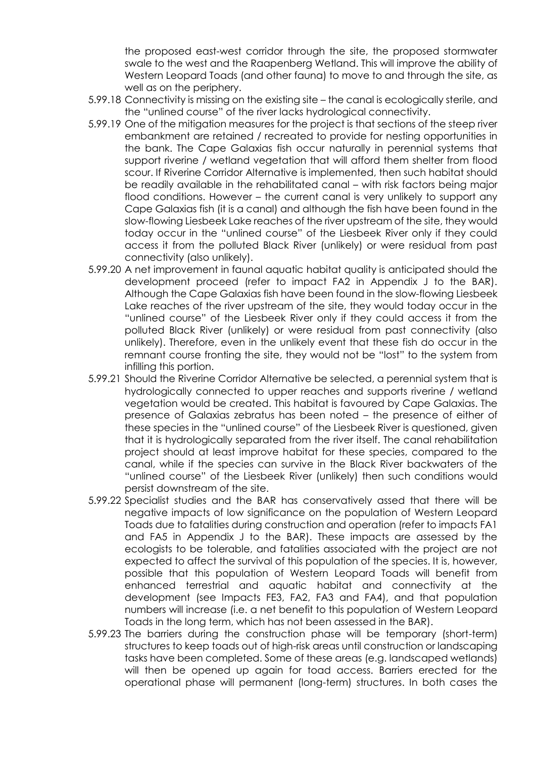the proposed east-west corridor through the site, the proposed stormwater swale to the west and the Raapenberg Wetland. This will improve the ability of Western Leopard Toads (and other fauna) to move to and through the site, as well as on the periphery.

5.99.18 Connectivity is missing on the existing site – the canal is ecologically sterile, and the "unlined course" of the river lacks hydrological connectivity.

5.99.19 One of the mitigation measures for the project is that sections of the steep river embankment are retained / recreated to provide for nesting opportunities in the bank. The Cape Galaxias fish occur naturally in perennial systems that support riverine / wetland vegetation that will afford them shelter from flood scour. If Riverine Corridor Alternative is implemented, then such habitat should be readily available in the rehabilitated canal – with risk factors being major flood conditions. However – the current canal is very unlikely to support any Cape Galaxias fish (it is a canal) and although the fish have been found in the slow-flowing Liesbeek Lake reaches of the river upstream of the site, they would today occur in the "unlined course" of the Liesbeek River only if they could access it from the polluted Black River (unlikely) or were residual from past connectivity (also unlikely).

5.99.20 A net improvement in faunal aquatic habitat quality is anticipated should the development proceed (refer to impact FA2 in Appendix J to the BAR). Although the Cape Galaxias fish have been found in the slow-flowing Liesbeek Lake reaches of the river upstream of the site, they would today occur in the "unlined course" of the Liesbeek River only if they could access it from the polluted Black River (unlikely) or were residual from past connectivity (also unlikely). Therefore, even in the unlikely event that these fish do occur in the remnant course fronting the site, they would not be "lost" to the system from infilling this portion.

5.99.21 Should the Riverine Corridor Alternative be selected, a perennial system that is hydrologically connected to upper reaches and supports riverine / wetland vegetation would be created. This habitat is favoured by Cape Galaxias. The presence of Galaxias zebratus has been noted – the presence of either of these species in the "unlined course" of the Liesbeek River is questioned, given that it is hydrologically separated from the river itself. The canal rehabilitation project should at least improve habitat for these species, compared to the canal, while if the species can survive in the Black River backwaters of the "unlined course" of the Liesbeek River (unlikely) then such conditions would persist downstream of the site.

5.99.22 Specialist studies and the BAR has conservatively assed that there will be negative impacts of low significance on the population of Western Leopard Toads due to fatalities during construction and operation (refer to impacts FA1 and FA5 in Appendix J to the BAR). These impacts are assessed by the ecologists to be tolerable, and fatalities associated with the project are not expected to affect the survival of this population of the species. It is, however, possible that this population of Western Leopard Toads will benefit from enhanced terrestrial and aquatic habitat and connectivity at the development (see Impacts FE3, FA2, FA3 and FA4), and that population numbers will increase (i.e. a net benefit to this population of Western Leopard Toads in the long term, which has not been assessed in the BAR).

5.99.23 The barriers during the construction phase will be temporary (short-term) structures to keep toads out of high-risk areas until construction or landscaping tasks have been completed. Some of these areas (e.g. landscaped wetlands) will then be opened up again for toad access. Barriers erected for the operational phase will permanent (long-term) structures. In both cases the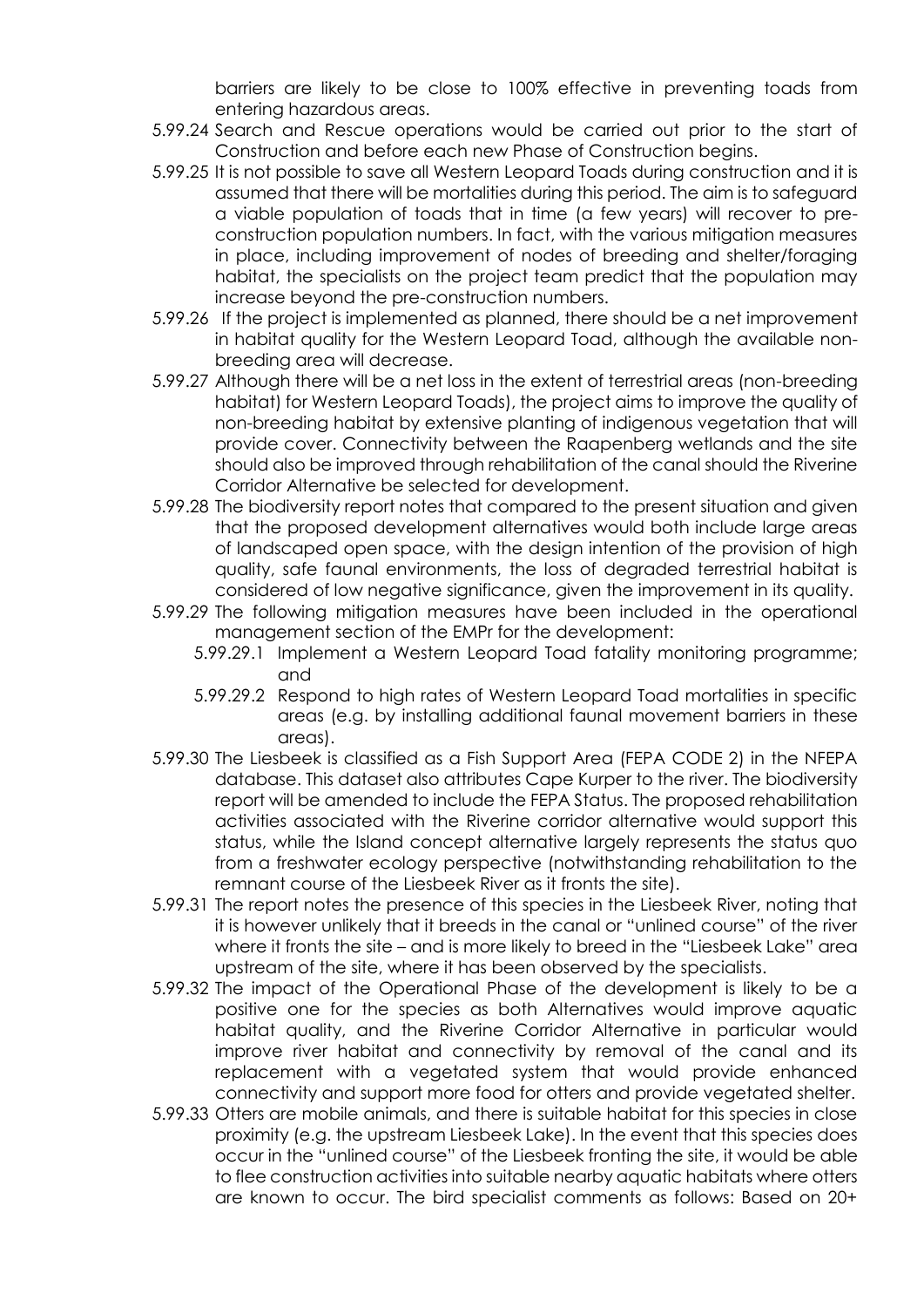barriers are likely to be close to 100% effective in preventing toads from entering hazardous areas.

5.99.24 Search and Rescue operations would be carried out prior to the start of Construction and before each new Phase of Construction begins.

5.99.25 It is not possible to save all Western Leopard Toads during construction and it is assumed that there will be mortalities during this period. The aim is to safeguard a viable population of toads that in time (a few years) will recover to pre-construction population numbers. In fact, with the various mitigation measures in place, including improvement of nodes of breeding and shelter/foraging habitat, the specialists on the project team predict that the population may increase beyond the pre-construction numbers.

5.99.26 If the project is implemented as planned, there should be a net improvement in habitat quality for the Western Leopard Toad, although the available non-breeding area will decrease.

5.99.27 Although there will be a net loss in the extent of terrestrial areas (non-breeding habitat) for Western Leopard Toads), the project aims to improve the quality of non-breeding habitat by extensive planting of indigenous vegetation that will provide cover. Connectivity between the Raapenberg wetlands and the site should also be improved through rehabilitation of the canal should the Riverine Corridor Alternative be selected for development.

5.99.28 The biodiversity report notes that compared to the present situation and given that the proposed development alternatives would both include large areas of landscaped open space, with the design intention of the provision of high quality, safe faunal environments, the loss of degraded terrestrial habitat is considered of low negative significance, given the improvement in its quality.

5.99.29 The following mitigation measures have been included in the operational management section of the EMPr for the development:

5.99.29.1 Implement a Western Leopard Toad fatality monitoring programme; and

5.99.29.2 Respond to high rates of Western Leopard Toad mortalities in specific areas (e.g. by installing additional faunal movement barriers in these areas).

5.99.30 The Liesbeek is classified as a Fish Support Area (FEPA CODE 2) in the NFEPA database. This dataset also attributes Cape Kurper to the river. The biodiversity report will be amended to include the FEPA Status. The proposed rehabilitation activities associated with the Riverine corridor alternative would support this status, while the Island concept alternative largely represents the status quo from a freshwater ecology perspective (notwithstanding rehabilitation to the remnant course of the Liesbeek River as it fronts the site).

5.99.31 The report notes the presence of this species in the Liesbeek River, noting that it is however unlikely that it breeds in the canal or "unlined course" of the river where it fronts the site – and is more likely to breed in the "Liesbeek Lake" area upstream of the site, where it has been observed by the specialists.

5.99.32 The impact of the Operational Phase of the development is likely to be a positive one for the species as both Alternatives would improve aquatic habitat quality, and the Riverine Corridor Alternative in particular would improve river habitat and connectivity by removal of the canal and its replacement with a vegetated system that would provide enhanced connectivity and support more food for otters and provide vegetated shelter.

5.99.33 Otters are mobile animals, and there is suitable habitat for this species in close proximity (e.g. the upstream Liesbeek Lake). In the event that this species does occur in the "unlined course" of the Liesbeek fronting the site, it would be able to flee construction activities into suitable nearby aquatic habitats where otters are known to occur. The bird specialist comments as follows: Based on 20+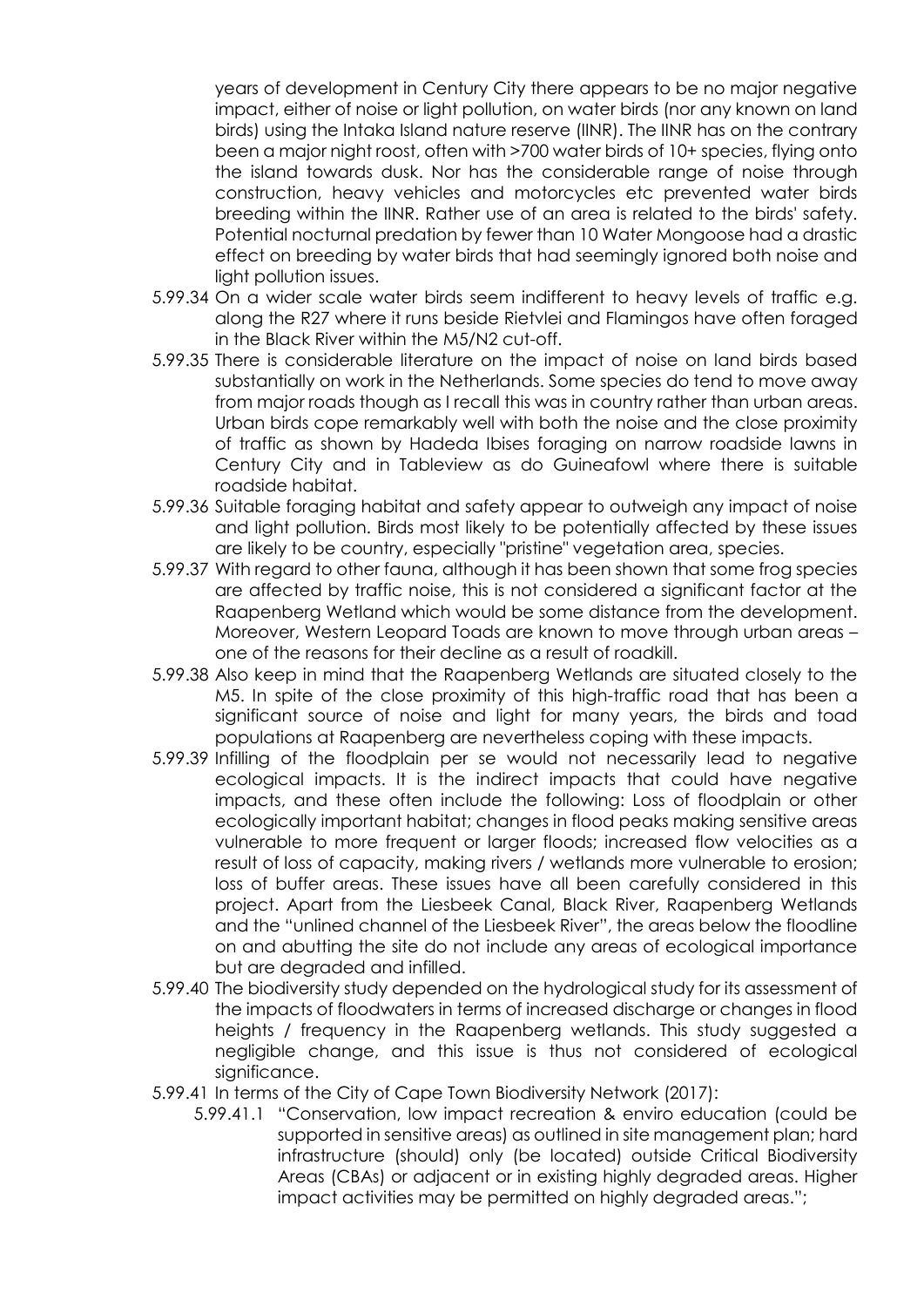years of development in Century City there appears to be no major negative impact, either of noise or light pollution, on water birds (nor any known on land birds) using the Intaka Island nature reserve (IINR). The IINR has on the contrary been a major night roost, often with >700 water birds of 10+ species, flying onto the island towards dusk. Nor has the considerable range of noise through construction, heavy vehicles and motorcycles etc prevented water birds breeding within the IINR. Rather use of an area is related to the birds' safety. Potential nocturnal predation by fewer than 10 Water Mongoose had a drastic effect on breeding by water birds that had seemingly ignored both noise and light pollution issues.

5.99.34 On a wider scale water birds seem indifferent to heavy levels of traffic e.g. along the R27 where it runs beside Rietvlei and Flamingos have often foraged in the Black River within the M5/N2 cut-off.

5.99.35 There is considerable literature on the impact of noise on land birds based substantially on work in the Netherlands. Some species do tend to move away from major roads though as I recall this was in country rather than urban areas. Urban birds cope remarkably well with both the noise and the close proximity of traffic as shown by Hadeda Ibises foraging on narrow roadside lawns in Century City and in Tableview as do Guineafowl where there is suitable roadside habitat.

5.99.36 Suitable foraging habitat and safety appear to outweigh any impact of noise and light pollution. Birds most likely to be potentially affected by these issues are likely to be country, especially "pristine" vegetation area, species.

5.99.37 With regard to other fauna, although it has been shown that some frog species are affected by traffic noise, this is not considered a significant factor at the Raapenberg Wetland which would be some distance from the development. Moreover, Western Leopard Toads are known to move through urban areas – one of the reasons for their decline as a result of roadkill.

5.99.38 Also keep in mind that the Raapenberg Wetlands are situated closely to the M5. In spite of the close proximity of this high-traffic road that has been a significant source of noise and light for many years, the birds and toad populations at Raapenberg are nevertheless coping with these impacts.

5.99.39 Infilling of the floodplain per se would not necessarily lead to negative ecological impacts. It is the indirect impacts that could have negative impacts, and these often include the following: Loss of floodplain or other ecologically important habitat; changes in flood peaks making sensitive areas vulnerable to more frequent or larger floods; increased flow velocities as a result of loss of capacity, making rivers / wetlands more vulnerable to erosion; loss of buffer areas. These issues have all been carefully considered in this project. Apart from the Liesbeek Canal, Black River, Raapenberg Wetlands and the "unlined channel of the Liesbeek River", the areas below the floodline on and abutting the site do not include any areas of ecological importance but are degraded and infilled.

5.99.40 The biodiversity study depended on the hydrological study for its assessment of the impacts of floodwaters in terms of increased discharge or changes in flood heights / frequency in the Raapenberg wetlands. This study suggested a negligible change, and this issue is thus not considered of ecological significance.

5.99.41 In terms of the City of Cape Town Biodiversity Network (2017):

5.99.41.1 "Conservation, low impact recreation & enviro education (could be supported in sensitive areas) as outlined in site management plan; hard infrastructure (should) only (be located) outside Critical Biodiversity Areas (CBAs) or adjacent or in existing highly degraded areas. Higher impact activities may be permitted on highly degraded areas.";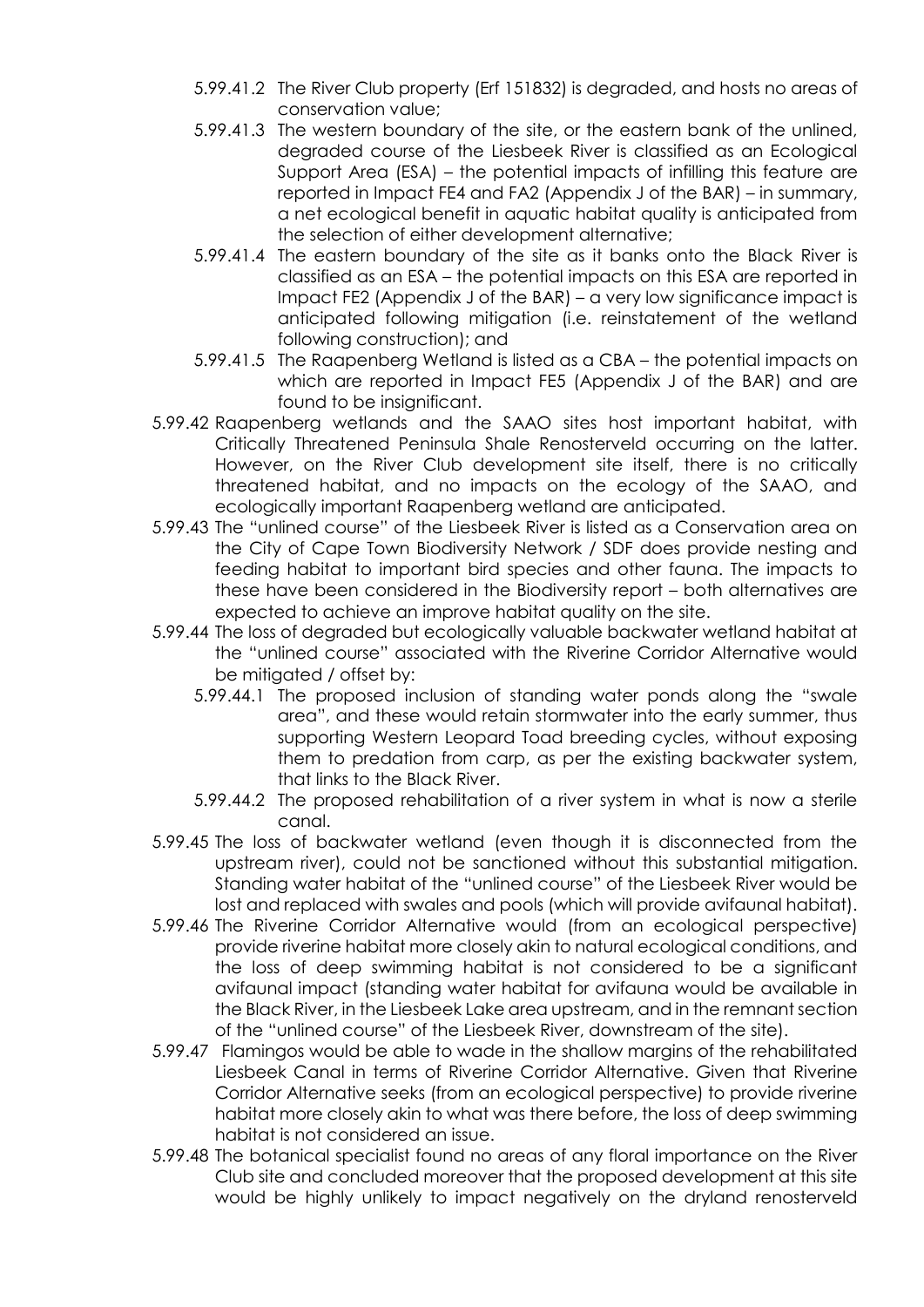- 5.99.41.2 The River Club property (Erf 151832) is degraded, and hosts no areas of conservation value;
- 5.99.41.3 The western boundary of the site, or the eastern bank of the unlined, degraded course of the Liesbeek River is classified as an Ecological Support Area (ESA) – the potential impacts of infilling this feature are reported in Impact FE4 and FA2 (Appendix J of the BAR) – in summary, a net ecological benefit in aquatic habitat quality is anticipated from the selection of either development alternative;
- 5.99.41.4 The eastern boundary of the site as it banks onto the Black River is classified as an ESA – the potential impacts on this ESA are reported in Impact FE2 (Appendix J of the BAR) – a very low significance impact is anticipated following mitigation (i.e. reinstatement of the wetland following construction); and
- 5.99.41.5 The Raapenberg Wetland is listed as a CBA – the potential impacts on which are reported in Impact FE5 (Appendix J of the BAR) and are found to be insignificant.

5.99.42 Raapenberg wetlands and the SAAO sites host important habitat, with Critically Threatened Peninsula Shale Renosterveld occurring on the latter. However, on the River Club development site itself, there is no critically threatened habitat, and no impacts on the ecology of the SAAO, and ecologically important Raapenberg wetland are anticipated.

5.99.43 The "unlined course" of the Liesbeek River is listed as a Conservation area on the City of Cape Town Biodiversity Network / SDF does provide nesting and feeding habitat to important bird species and other fauna. The impacts to these have been considered in the Biodiversity report – both alternatives are expected to achieve an improve habitat quality on the site.

5.99.44 The loss of degraded but ecologically valuable backwater wetland habitat at the "unlined course" associated with the Riverine Corridor Alternative would be mitigated / offset by:

- 5.99.44.1 The proposed inclusion of standing water ponds along the "swale area", and these would retain stormwater into the early summer, thus supporting Western Leopard Toad breeding cycles, without exposing them to predation from carp, as per the existing backwater system, that links to the Black River.
- 5.99.44.2 The proposed rehabilitation of a river system in what is now a sterile canal.

5.99.45 The loss of backwater wetland (even though it is disconnected from the upstream river), could not be sanctioned without this substantial mitigation. Standing water habitat of the "unlined course" of the Liesbeek River would be lost and replaced with swales and pools (which will provide avifaunal habitat).

5.99.46 The Riverine Corridor Alternative would (from an ecological perspective) provide riverine habitat more closely akin to natural ecological conditions, and the loss of deep swimming habitat is not considered to be a significant avifaunal impact (standing water habitat for avifauna would be available in the Black River, in the Liesbeek Lake area upstream, and in the remnant section of the "unlined course" of the Liesbeek River, downstream of the site).

5.99.47 Flamingos would be able to wade in the shallow margins of the rehabilitated Liesbeek Canal in terms of Riverine Corridor Alternative. Given that Riverine Corridor Alternative seeks (from an ecological perspective) to provide riverine habitat more closely akin to what was there before, the loss of deep swimming habitat is not considered an issue.

5.99.48 The botanical specialist found no areas of any floral importance on the River Club site and concluded moreover that the proposed development at this site would be highly unlikely to impact negatively on the dryland renosterveld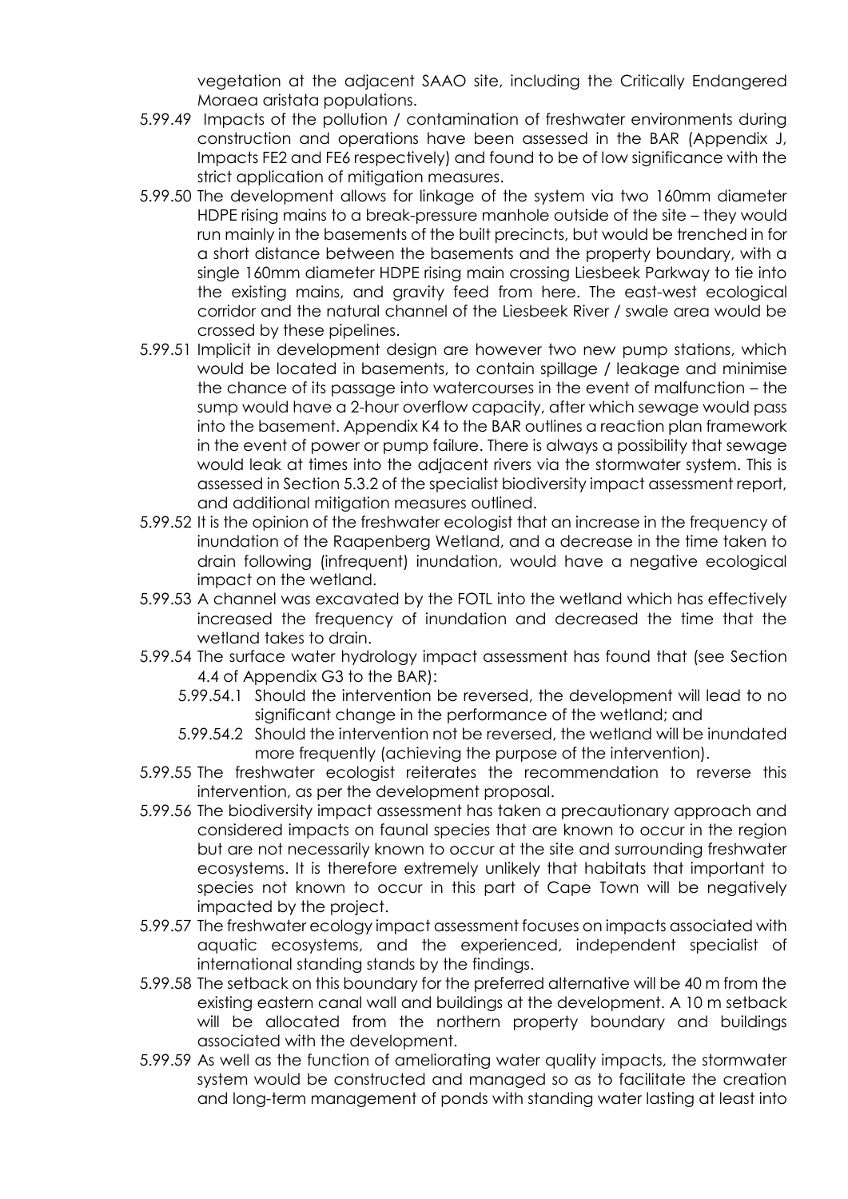vegetation at the adjacent SAAO site, including the Critically Endangered Moraea aristata populations.

5.99.49 Impacts of the pollution / contamination of freshwater environments during construction and operations have been assessed in the BAR (Appendix J, Impacts FE2 and FE6 respectively) and found to be of low significance with the strict application of mitigation measures.

5.99.50 The development allows for linkage of the system via two 160mm diameter HDPE rising mains to a break-pressure manhole outside of the site – they would run mainly in the basements of the built precincts, but would be trenched in for a short distance between the basements and the property boundary, with a single 160mm diameter HDPE rising main crossing Liesbeek Parkway to tie into the existing mains, and gravity feed from here. The east-west ecological corridor and the natural channel of the Liesbeek River / swale area would be crossed by these pipelines.

5.99.51 Implicit in development design are however two new pump stations, which would be located in basements, to contain spillage / leakage and minimise the chance of its passage into watercourses in the event of malfunction – the sump would have a 2-hour overflow capacity, after which sewage would pass into the basement. Appendix K4 to the BAR outlines a reaction plan framework in the event of power or pump failure. There is always a possibility that sewage would leak at times into the adjacent rivers via the stormwater system. This is assessed in Section 5.3.2 of the specialist biodiversity impact assessment report, and additional mitigation measures outlined.

5.99.52 It is the opinion of the freshwater ecologist that an increase in the frequency of inundation of the Raapenberg Wetland, and a decrease in the time taken to drain following (infrequent) inundation, would have a negative ecological impact on the wetland.

5.99.53 A channel was excavated by the FOTL into the wetland which has effectively increased the frequency of inundation and decreased the time that the wetland takes to drain.

5.99.54 The surface water hydrology impact assessment has found that (see Section 4.4 of Appendix G3 to the BAR):

- 5.99.54.1 Should the intervention be reversed, the development will lead to no significant change in the performance of the wetland; and
- 5.99.54.2 Should the intervention not be reversed, the wetland will be inundated more frequently (achieving the purpose of the intervention).

5.99.55 The freshwater ecologist reiterates the recommendation to reverse this intervention, as per the development proposal.

5.99.56 The biodiversity impact assessment has taken a precautionary approach and considered impacts on faunal species that are known to occur in the region but are not necessarily known to occur at the site and surrounding freshwater ecosystems. It is therefore extremely unlikely that habitats that important to species not known to occur in this part of Cape Town will be negatively impacted by the project.

5.99.57 The freshwater ecology impact assessment focuses on impacts associated with aquatic ecosystems, and the experienced, independent specialist of international standing stands by the findings.

5.99.58 The setback on this boundary for the preferred alternative will be 40 m from the existing eastern canal wall and buildings at the development. A 10 m setback will be allocated from the northern property boundary and buildings associated with the development.

5.99.59 As well as the function of ameliorating water quality impacts, the stormwater system would be constructed and managed so as to facilitate the creation and long-term management of ponds with standing water lasting at least into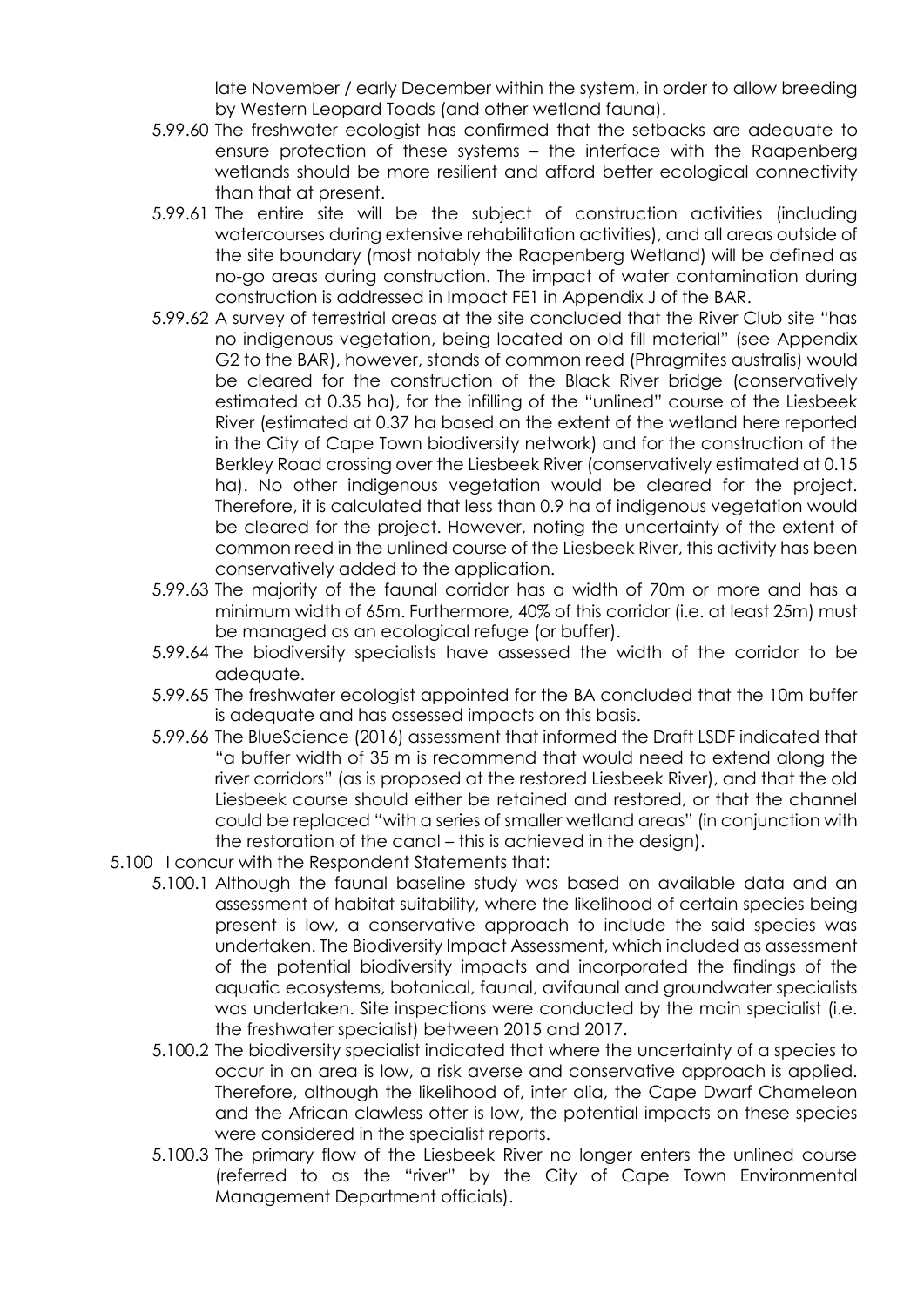late November / early December within the system, in order to allow breeding by Western Leopard Toads (and other wetland fauna).

5.99.60 The freshwater ecologist has confirmed that the setbacks are adequate to ensure protection of these systems – the interface with the Raapenberg wetlands should be more resilient and afford better ecological connectivity than that at present.

5.99.61 The entire site will be the subject of construction activities (including watercourses during extensive rehabilitation activities), and all areas outside of the site boundary (most notably the Raapenberg Wetland) will be defined as no-go areas during construction. The impact of water contamination during construction is addressed in Impact FE1 in Appendix J of the BAR.

5.99.62 A survey of terrestrial areas at the site concluded that the River Club site "has no indigenous vegetation, being located on old fill material" (see Appendix G2 to the BAR), however, stands of common reed (Phragmites australis) would be cleared for the construction of the Black River bridge (conservatively estimated at 0.35 ha), for the infilling of the "unlined" course of the Liesbeek River (estimated at 0.37 ha based on the extent of the wetland here reported in the City of Cape Town biodiversity network) and for the construction of the Berkley Road crossing over the Liesbeek River (conservatively estimated at 0.15 ha). No other indigenous vegetation would be cleared for the project. Therefore, it is calculated that less than 0.9 ha of indigenous vegetation would be cleared for the project. However, noting the uncertainty of the extent of common reed in the unlined course of the Liesbeek River, this activity has been conservatively added to the application.

5.99.63 The majority of the faunal corridor has a width of 70m or more and has a minimum width of 65m. Furthermore, 40% of this corridor (i.e. at least 25m) must be managed as an ecological refuge (or buffer).

5.99.64 The biodiversity specialists have assessed the width of the corridor to be adequate.

5.99.65 The freshwater ecologist appointed for the BA concluded that the 10m buffer is adequate and has assessed impacts on this basis.

5.99.66 The BlueScience (2016) assessment that informed the Draft LSDF indicated that "a buffer width of 35 m is recommend that would need to extend along the river corridors" (as is proposed at the restored Liesbeek River), and that the old Liesbeek course should either be retained and restored, or that the channel could be replaced "with a series of smaller wetland areas" (in conjunction with the restoration of the canal – this is achieved in the design).

5.100 I concur with the Respondent Statements that:

5.100.1 Although the faunal baseline study was based on available data and an assessment of habitat suitability, where the likelihood of certain species being present is low, a conservative approach to include the said species was undertaken. The Biodiversity Impact Assessment, which included as assessment of the potential biodiversity impacts and incorporated the findings of the aquatic ecosystems, botanical, faunal, avifaunal and groundwater specialists was undertaken. Site inspections were conducted by the main specialist (i.e. the freshwater specialist) between 2015 and 2017.

5.100.2 The biodiversity specialist indicated that where the uncertainty of a species to occur in an area is low, a risk averse and conservative approach is applied. Therefore, although the likelihood of, inter alia, the Cape Dwarf Chameleon and the African clawless otter is low, the potential impacts on these species were considered in the specialist reports.

5.100.3 The primary flow of the Liesbeek River no longer enters the unlined course (referred to as the "river" by the City of Cape Town Environmental Management Department officials).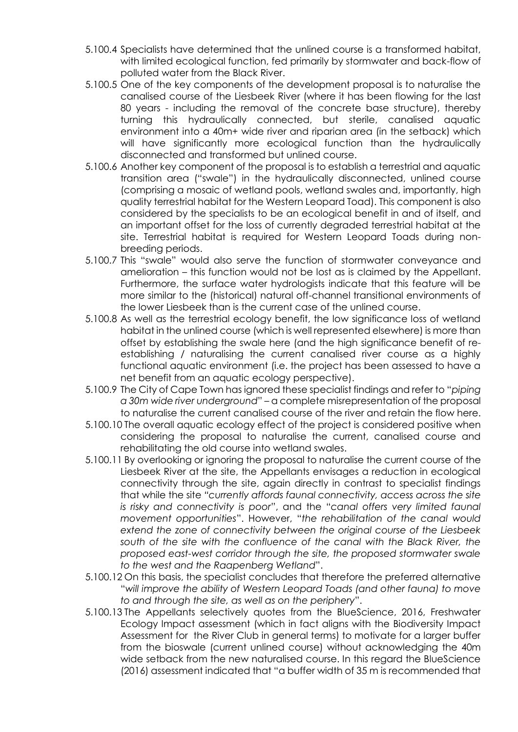5.100.4 Specialists have determined that the unlined course is a transformed habitat, with limited ecological function, fed primarily by stormwater and back-flow of polluted water from the Black River.

5.100.5 One of the key components of the development proposal is to naturalise the canalised course of the Liesbeek River (where it has been flowing for the last 80 years - including the removal of the concrete base structure), thereby turning this hydraulically connected, but sterile, canalised aquatic environment into a 40m+ wide river and riparian area (in the setback) which will have significantly more ecological function than the hydraulically disconnected and transformed but unlined course.

5.100.6 Another key component of the proposal is to establish a terrestrial and aquatic transition area ("swale") in the hydraulically disconnected, unlined course (comprising a mosaic of wetland pools, wetland swales and, importantly, high quality terrestrial habitat for the Western Leopard Toad). This component is also considered by the specialists to be an ecological benefit in and of itself, and an important offset for the loss of currently degraded terrestrial habitat at the site. Terrestrial habitat is required for Western Leopard Toads during non-breeding periods.

5.100.7 This "swale" would also serve the function of stormwater conveyance and amelioration – this function would not be lost as is claimed by the Appellant. Furthermore, the surface water hydrologists indicate that this feature will be more similar to the (historical) natural off-channel transitional environments of the lower Liesbeek than is the current case of the unlined course.

5.100.8 As well as the terrestrial ecology benefit, the low significance loss of wetland habitat in the unlined course (which is well represented elsewhere) is more than offset by establishing the swale here (and the high significance benefit of re-establishing / naturalising the current canalised river course as a highly functional aquatic environment (i.e. the project has been assessed to have a net benefit from an aquatic ecology perspective).

5.100.9 The City of Cape Town has ignored these specialist findings and refer to "*piping a 30m wide river underground*" – a complete misrepresentation of the proposal to naturalise the current canalised course of the river and retain the flow here.

5.100.10 The overall aquatic ecology effect of the project is considered positive when considering the proposal to naturalise the current, canalised course and rehabilitating the old course into wetland swales.

5.100.11 By overlooking or ignoring the proposal to naturalise the current course of the Liesbeek River at the site, the Appellants envisages a reduction in ecological connectivity through the site, again directly in contrast to specialist findings that while the site "*currently affords faunal connectivity, access across the site is risky and connectivity is poor*", and the "*canal offers very limited faunal movement opportunities*". However, "*the rehabilitation of the canal would extend the zone of connectivity between the original course of the Liesbeek south of the site with the confluence of the canal with the Black River, the proposed east-west corridor through the site, the proposed stormwater swale to the west and the Raapenberg Wetland*".

5.100.12 On this basis, the specialist concludes that therefore the preferred alternative "*will improve the ability of Western Leopard Toads (and other fauna) to move to and through the site, as well as on the periphery*".

5.100.13 The Appellants selectively quotes from the BlueScience, 2016, Freshwater Ecology Impact assessment (which in fact aligns with the Biodiversity Impact Assessment for the River Club in general terms) to motivate for a larger buffer from the bioswale (current unlined course) without acknowledging the 40m wide setback from the new naturalised course. In this regard the BlueScience (2016) assessment indicated that "a buffer width of 35 m is recommended that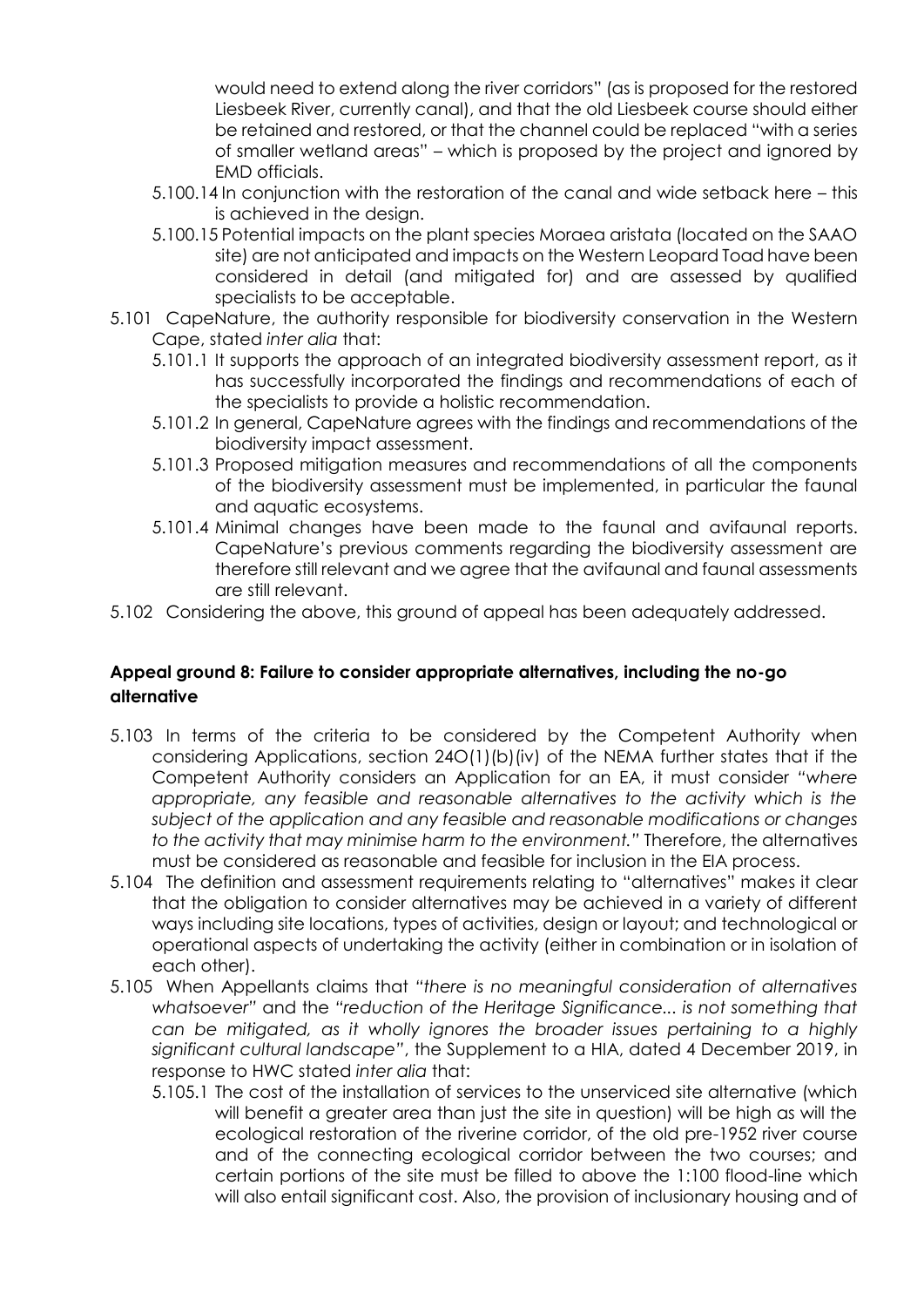would need to extend along the river corridors" (as is proposed for the restored Liesbeek River, currently canal), and that the old Liesbeek course should either be retained and restored, or that the channel could be replaced "with a series of smaller wetland areas" – which is proposed by the project and ignored by EMD officials.

5.100.14 In conjunction with the restoration of the canal and wide setback here – this is achieved in the design.

5.100.15 Potential impacts on the plant species Moraea aristata (located on the SAAO site) are not anticipated and impacts on the Western Leopard Toad have been considered in detail (and mitigated for) and are assessed by qualified specialists to be acceptable.

5.101 CapeNature, the authority responsible for biodiversity conservation in the Western Cape, stated *inter alia* that:

5.101.1 It supports the approach of an integrated biodiversity assessment report, as it has successfully incorporated the findings and recommendations of each of the specialists to provide a holistic recommendation.

5.101.2 In general, CapeNature agrees with the findings and recommendations of the biodiversity impact assessment.

5.101.3 Proposed mitigation measures and recommendations of all the components of the biodiversity assessment must be implemented, in particular the faunal and aquatic ecosystems.

5.101.4 Minimal changes have been made to the faunal and avifaunal reports. CapeNature's previous comments regarding the biodiversity assessment are therefore still relevant and we agree that the avifaunal and faunal assessments are still relevant.

5.102 Considering the above, this ground of appeal has been adequately addressed.

**Appeal ground 8: Failure to consider appropriate alternatives, including the no-go alternative**

5.103 In terms of the criteria to be considered by the Competent Authority when considering Applications, section 24O(1)(b)(iv) of the NEMA further states that if the Competent Authority considers an Application for an EA, it must consider "*where appropriate, any feasible and reasonable alternatives to the activity which is the subject of the application and any feasible and reasonable modifications or changes to the activity that may minimise harm to the environment.*" Therefore, the alternatives must be considered as reasonable and feasible for inclusion in the EIA process.

5.104 The definition and assessment requirements relating to "alternatives" makes it clear that the obligation to consider alternatives may be achieved in a variety of different ways including site locations, types of activities, design or layout; and technological or operational aspects of undertaking the activity (either in combination or in isolation of each other).

5.105 When Appellants claims that "*there is no meaningful consideration of alternatives whatsoever*" and the "*reduction of the Heritage Significance... is not something that can be mitigated, as it wholly ignores the broader issues pertaining to a highly significant cultural landscape*", the Supplement to a HIA, dated 4 December 2019, in response to HWC stated *inter alia* that:

5.105.1 The cost of the installation of services to the unserviced site alternative (which will benefit a greater area than just the site in question) will be high as will the ecological restoration of the riverine corridor, of the old pre-1952 river course and of the connecting ecological corridor between the two courses; and certain portions of the site must be filled to above the 1:100 flood-line which will also entail significant cost. Also, the provision of inclusionary housing and of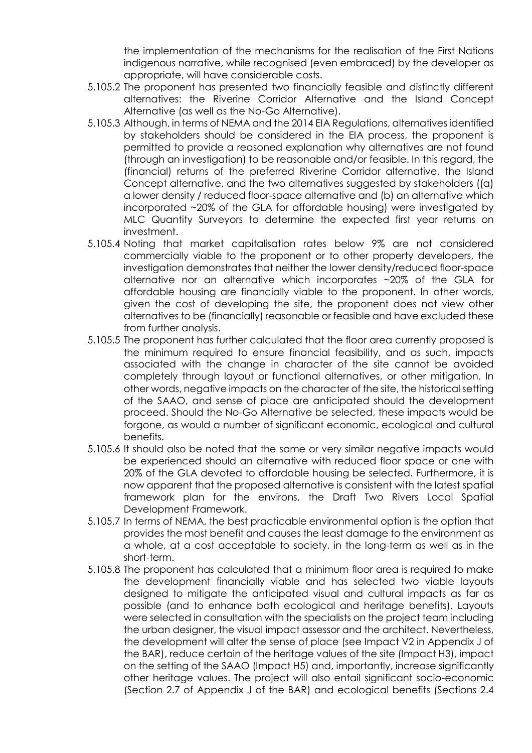the implementation of the mechanisms for the realisation of the First Nations indigenous narrative, while recognised (even embraced) by the developer as appropriate, will have considerable costs.

5.105.2 The proponent has presented two financially feasible and distinctly different alternatives: the Riverine Corridor Alternative and the Island Concept Alternative (as well as the No-Go Alternative).

5.105.3 Although, in terms of NEMA and the 2014 EIA Regulations, alternatives identified by stakeholders should be considered in the EIA process, the proponent is permitted to provide a reasoned explanation why alternatives are not found (through an investigation) to be reasonable and/or feasible. In this regard, the (financial) returns of the preferred Riverine Corridor alternative, the Island Concept alternative, and the two alternatives suggested by stakeholders ((a) a lower density / reduced floor-space alternative and (b) an alternative which incorporated ~20% of the GLA for affordable housing) were investigated by MLC Quantity Surveyors to determine the expected first year returns on investment.

5.105.4 Noting that market capitalisation rates below 9% are not considered commercially viable to the proponent or to other property developers, the investigation demonstrates that neither the lower density/reduced floor-space alternative nor an alternative which incorporates ~20% of the GLA for affordable housing are financially viable to the proponent. In other words, given the cost of developing the site, the proponent does not view other alternatives to be (financially) reasonable or feasible and have excluded these from further analysis.

5.105.5 The proponent has further calculated that the floor area currently proposed is the minimum required to ensure financial feasibility, and as such, impacts associated with the change in character of the site cannot be avoided completely through layout or functional alternatives, or other mitigation. In other words, negative impacts on the character of the site, the historical setting of the SAAO, and sense of place are anticipated should the development proceed. Should the No-Go Alternative be selected, these impacts would be forgone, as would a number of significant economic, ecological and cultural benefits.

5.105.6 It should also be noted that the same or very similar negative impacts would be experienced should an alternative with reduced floor space or one with 20% of the GLA devoted to affordable housing be selected. Furthermore, it is now apparent that the proposed alternative is consistent with the latest spatial framework plan for the environs, the Draft Two Rivers Local Spatial Development Framework.

5.105.7 In terms of NEMA, the best practicable environmental option is the option that provides the most benefit and causes the least damage to the environment as a whole, at a cost acceptable to society, in the long-term as well as in the short-term.

5.105.8 The proponent has calculated that a minimum floor area is required to make the development financially viable and has selected two viable layouts designed to mitigate the anticipated visual and cultural impacts as far as possible (and to enhance both ecological and heritage benefits). Layouts were selected in consultation with the specialists on the project team including the urban designer, the visual impact assessor and the architect. Nevertheless, the development will alter the sense of place (see Impact V2 in Appendix J of the BAR), reduce certain of the heritage values of the site (Impact H3), impact on the setting of the SAAO (Impact H5) and, importantly, increase significantly other heritage values. The project will also entail significant socio-economic (Section 2.7 of Appendix J of the BAR) and ecological benefits (Sections 2.4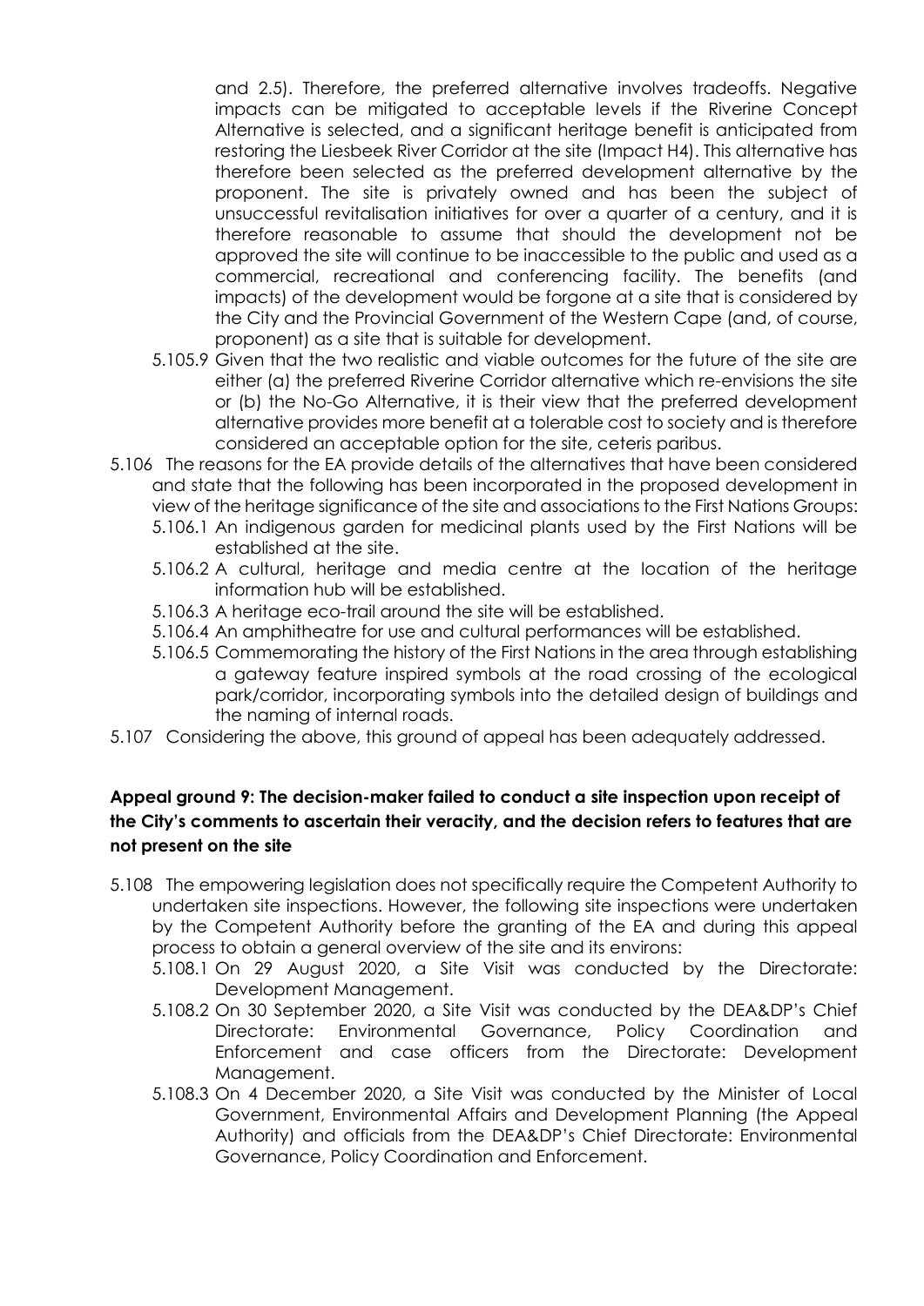and 2.5). Therefore, the preferred alternative involves tradeoffs. Negative impacts can be mitigated to acceptable levels if the Riverine Concept Alternative is selected, and a significant heritage benefit is anticipated from restoring the Liesbeek River Corridor at the site (Impact H4). This alternative has therefore been selected as the preferred development alternative by the proponent. The site is privately owned and has been the subject of unsuccessful revitalisation initiatives for over a quarter of a century, and it is therefore reasonable to assume that should the development not be approved the site will continue to be inaccessible to the public and used as a commercial, recreational and conferencing facility. The benefits (and impacts) of the development would be forgone at a site that is considered by the City and the Provincial Government of the Western Cape (and, of course, proponent) as a site that is suitable for development.

5.105.9 Given that the two realistic and viable outcomes for the future of the site are either (a) the preferred Riverine Corridor alternative which re-envisions the site or (b) the No-Go Alternative, it is their view that the preferred development alternative provides more benefit at a tolerable cost to society and is therefore considered an acceptable option for the site, ceteris paribus.

5.106 The reasons for the EA provide details of the alternatives that have been considered and state that the following has been incorporated in the proposed development in view of the heritage significance of the site and associations to the First Nations Groups:

5.106.1 An indigenous garden for medicinal plants used by the First Nations will be established at the site.

5.106.2 A cultural, heritage and media centre at the location of the heritage information hub will be established.

5.106.3 A heritage eco-trail around the site will be established.

5.106.4 An amphitheatre for use and cultural performances will be established.

5.106.5 Commemorating the history of the First Nations in the area through establishing a gateway feature inspired symbols at the road crossing of the ecological park/corridor, incorporating symbols into the detailed design of buildings and the naming of internal roads.

5.107 Considering the above, this ground of appeal has been adequately addressed.

**Appeal ground 9: The decision-maker failed to conduct a site inspection upon receipt of the City's comments to ascertain their veracity, and the decision refers to features that are not present on the site**

5.108 The empowering legislation does not specifically require the Competent Authority to undertaken site inspections. However, the following site inspections were undertaken by the Competent Authority before the granting of the EA and during this appeal process to obtain a general overview of the site and its environs:

5.108.1 On 29 August 2020, a Site Visit was conducted by the Directorate: Development Management.

5.108.2 On 30 September 2020, a Site Visit was conducted by the DEA&DP's Chief Directorate: Environmental Governance, Policy Coordination and Enforcement and case officers from the Directorate: Development Management.

5.108.3 On 4 December 2020, a Site Visit was conducted by the Minister of Local Government, Environmental Affairs and Development Planning (the Appeal Authority) and officials from the DEA&DP's Chief Directorate: Environmental Governance, Policy Coordination and Enforcement.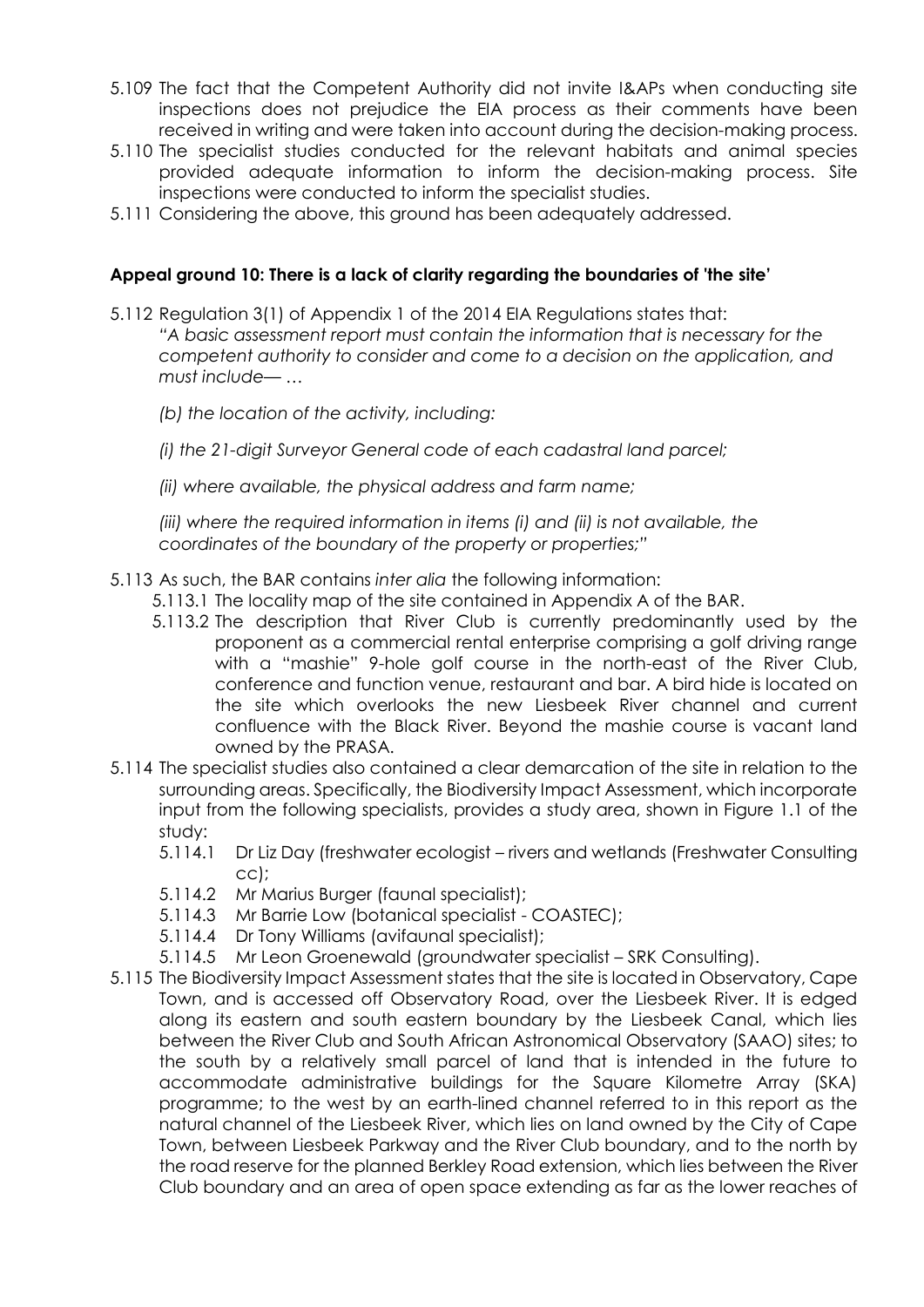5.109 The fact that the Competent Authority did not invite I&APs when conducting site inspections does not prejudice the EIA process as their comments have been received in writing and were taken into account during the decision-making process.

5.110 The specialist studies conducted for the relevant habitats and animal species provided adequate information to inform the decision-making process. Site inspections were conducted to inform the specialist studies.

5.111 Considering the above, this ground has been adequately addressed.

**Appeal ground 10: There is a lack of clarity regarding the boundaries of 'the site'**

5.112 Regulation 3(1) of Appendix 1 of the 2014 EIA Regulations states that:

*"A basic assessment report must contain the information that is necessary for the competent authority to consider and come to a decision on the application, and must include— …*

*(b) the location of the activity, including:*

*(i) the 21-digit Surveyor General code of each cadastral land parcel;*

*(ii) where available, the physical address and farm name;*

*(iii) where the required information in items (i) and (ii) is not available, the coordinates of the boundary of the property or properties;"*

5.113 As such, the BAR contains *inter alia* the following information:

5.113.1 The locality map of the site contained in Appendix A of the BAR.

5.113.2 The description that River Club is currently predominantly used by the proponent as a commercial rental enterprise comprising a golf driving range with a "mashie" 9-hole golf course in the north-east of the River Club, conference and function venue, restaurant and bar. A bird hide is located on the site which overlooks the new Liesbeek River channel and current confluence with the Black River. Beyond the mashie course is vacant land owned by the PRASA.

5.114 The specialist studies also contained a clear demarcation of the site in relation to the surrounding areas. Specifically, the Biodiversity Impact Assessment, which incorporate input from the following specialists, provides a study area, shown in Figure 1.1 of the study:

5.114.1 Dr Liz Day (freshwater ecologist – rivers and wetlands (Freshwater Consulting cc);

5.114.2 Mr Marius Burger (faunal specialist);

5.114.3 Mr Barrie Low (botanical specialist - COASTEC);

5.114.4 Dr Tony Williams (avifaunal specialist);

5.114.5 Mr Leon Groenewald (groundwater specialist – SRK Consulting).

5.115 The Biodiversity Impact Assessment states that the site is located in Observatory, Cape Town, and is accessed off Observatory Road, over the Liesbeek River. It is edged along its eastern and south eastern boundary by the Liesbeek Canal, which lies between the River Club and South African Astronomical Observatory (SAAO) sites; to the south by a relatively small parcel of land that is intended in the future to accommodate administrative buildings for the Square Kilometre Array (SKA) programme; to the west by an earth-lined channel referred to in this report as the natural channel of the Liesbeek River, which lies on land owned by the City of Cape Town, between Liesbeek Parkway and the River Club boundary, and to the north by the road reserve for the planned Berkley Road extension, which lies between the River Club boundary and an area of open space extending as far as the lower reaches of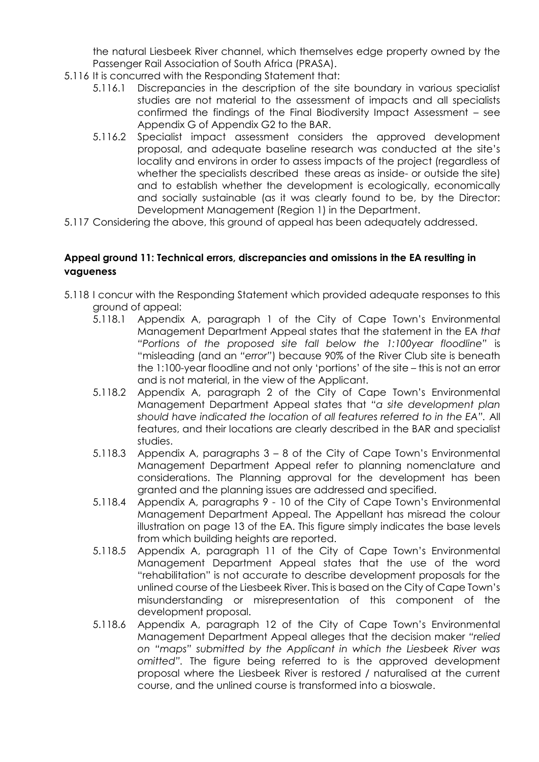the natural Liesbeek River channel, which themselves edge property owned by the Passenger Rail Association of South Africa (PRASA).

5.116 It is concurred with the Responding Statement that:

5.116.1 Discrepancies in the description of the site boundary in various specialist studies are not material to the assessment of impacts and all specialists confirmed the findings of the Final Biodiversity Impact Assessment – see Appendix G of Appendix G2 to the BAR.

5.116.2 Specialist impact assessment considers the approved development proposal, and adequate baseline research was conducted at the site's locality and environs in order to assess impacts of the project (regardless of whether the specialists described these areas as inside- or outside the site) and to establish whether the development is ecologically, economically and socially sustainable (as it was clearly found to be, by the Director: Development Management (Region 1) in the Department.

5.117 Considering the above, this ground of appeal has been adequately addressed.

**Appeal ground 11: Technical errors, discrepancies and omissions in the EA resulting in vagueness**

5.118 I concur with the Responding Statement which provided adequate responses to this ground of appeal:

5.118.1 Appendix A, paragraph 1 of the City of Cape Town's Environmental Management Department Appeal states that the statement in the EA *that "Portions of the proposed site fall below the 1:100year floodline"* is "misleading (and an *"error"*) because 90% of the River Club site is beneath the 1:100-year floodline and not only 'portions' of the site – this is not an error and is not material, in the view of the Applicant.

5.118.2 Appendix A, paragraph 2 of the City of Cape Town's Environmental Management Department Appeal states that *"a site development plan should have indicated the location of all features referred to in the EA".* All features, and their locations are clearly described in the BAR and specialist studies.

5.118.3 Appendix A, paragraphs 3 – 8 of the City of Cape Town's Environmental Management Department Appeal refer to planning nomenclature and considerations. The Planning approval for the development has been granted and the planning issues are addressed and specified.

5.118.4 Appendix A, paragraphs 9 - 10 of the City of Cape Town's Environmental Management Department Appeal. The Appellant has misread the colour illustration on page 13 of the EA. This figure simply indicates the base levels from which building heights are reported.

5.118.5 Appendix A, paragraph 11 of the City of Cape Town's Environmental Management Department Appeal states that the use of the word "rehabilitation" is not accurate to describe development proposals for the unlined course of the Liesbeek River. This is based on the City of Cape Town's misunderstanding or misrepresentation of this component of the development proposal.

5.118.6 Appendix A, paragraph 12 of the City of Cape Town's Environmental Management Department Appeal alleges that the decision maker *"relied on "maps" submitted by the Applicant in which the Liesbeek River was omitted".* The figure being referred to is the approved development proposal where the Liesbeek River is restored / naturalised at the current course, and the unlined course is transformed into a bioswale.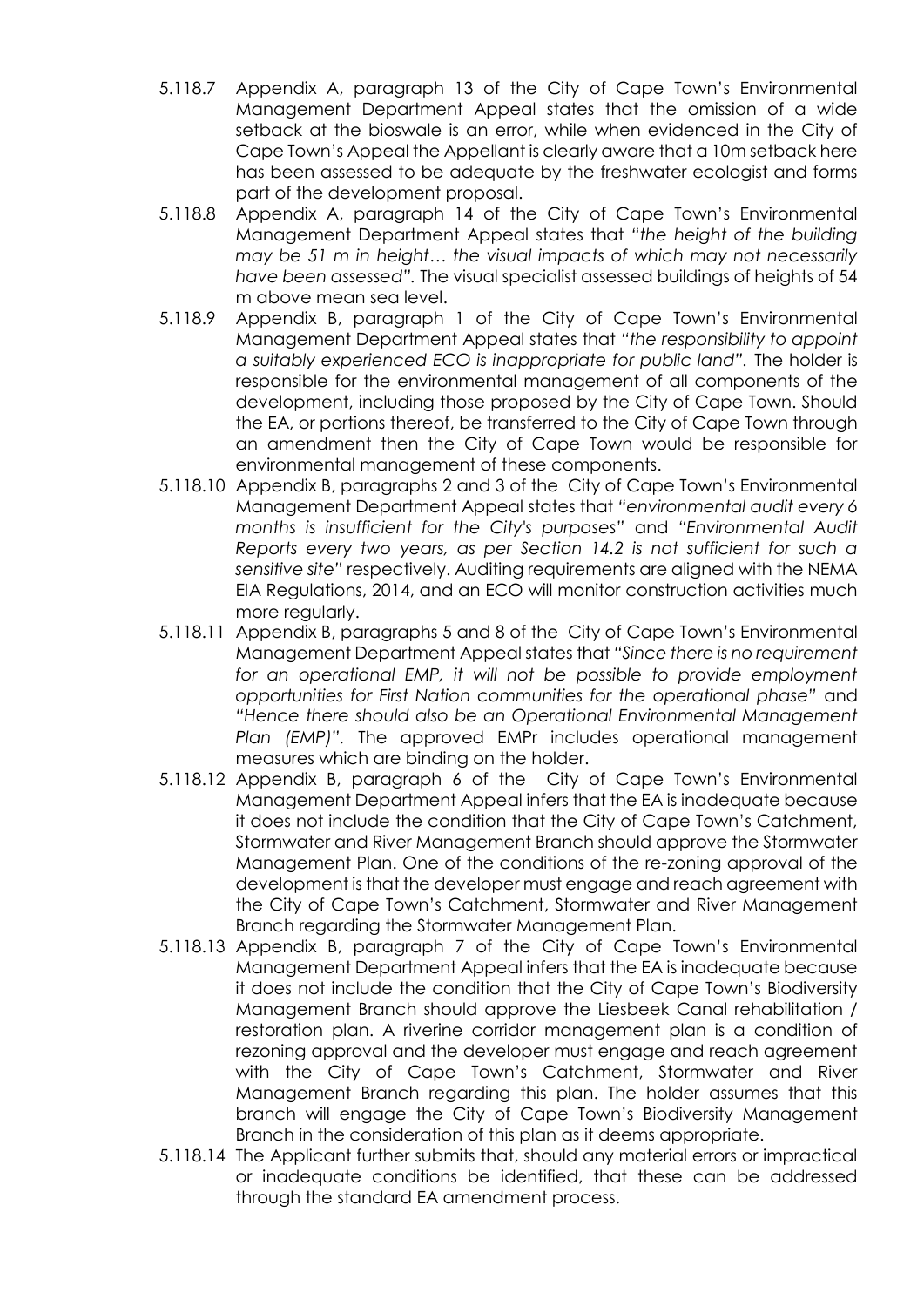5.118.7 Appendix A, paragraph 13 of the City of Cape Town's Environmental Management Department Appeal states that the omission of a wide setback at the bioswale is an error, while when evidenced in the City of Cape Town's Appeal the Appellant is clearly aware that a 10m setback here has been assessed to be adequate by the freshwater ecologist and forms part of the development proposal.

5.118.8 Appendix A, paragraph 14 of the City of Cape Town's Environmental Management Department Appeal states that *"the height of the building may be 51 m in height… the visual impacts of which may not necessarily have been assessed"*. The visual specialist assessed buildings of heights of 54 m above mean sea level.

5.118.9 Appendix B, paragraph 1 of the City of Cape Town's Environmental Management Department Appeal states that *"the responsibility to appoint a suitably experienced ECO is inappropriate for public land"*. The holder is responsible for the environmental management of all components of the development, including those proposed by the City of Cape Town. Should the EA, or portions thereof, be transferred to the City of Cape Town through an amendment then the City of Cape Town would be responsible for environmental management of these components.

5.118.10 Appendix B, paragraphs 2 and 3 of the City of Cape Town's Environmental Management Department Appeal states that *"environmental audit every 6 months is insufficient for the City's purposes"* and *"Environmental Audit Reports every two years, as per Section 14.2 is not sufficient for such a sensitive site"* respectively. Auditing requirements are aligned with the NEMA EIA Regulations, 2014, and an ECO will monitor construction activities much more regularly.

5.118.11 Appendix B, paragraphs 5 and 8 of the City of Cape Town's Environmental Management Department Appeal states that *"Since there is no requirement for an operational EMP, it will not be possible to provide employment opportunities for First Nation communities for the operational phase"* and *"Hence there should also be an Operational Environmental Management Plan (EMP)"*. The approved EMPr includes operational management measures which are binding on the holder.

5.118.12 Appendix B, paragraph 6 of the City of Cape Town's Environmental Management Department Appeal infers that the EA is inadequate because it does not include the condition that the City of Cape Town's Catchment, Stormwater and River Management Branch should approve the Stormwater Management Plan. One of the conditions of the re-zoning approval of the development is that the developer must engage and reach agreement with the City of Cape Town's Catchment, Stormwater and River Management Branch regarding the Stormwater Management Plan.

5.118.13 Appendix B, paragraph 7 of the City of Cape Town's Environmental Management Department Appeal infers that the EA is inadequate because it does not include the condition that the City of Cape Town's Biodiversity Management Branch should approve the Liesbeek Canal rehabilitation / restoration plan. A riverine corridor management plan is a condition of rezoning approval and the developer must engage and reach agreement with the City of Cape Town's Catchment, Stormwater and River Management Branch regarding this plan. The holder assumes that this branch will engage the City of Cape Town's Biodiversity Management Branch in the consideration of this plan as it deems appropriate.

5.118.14 The Applicant further submits that, should any material errors or impractical or inadequate conditions be identified, that these can be addressed through the standard EA amendment process.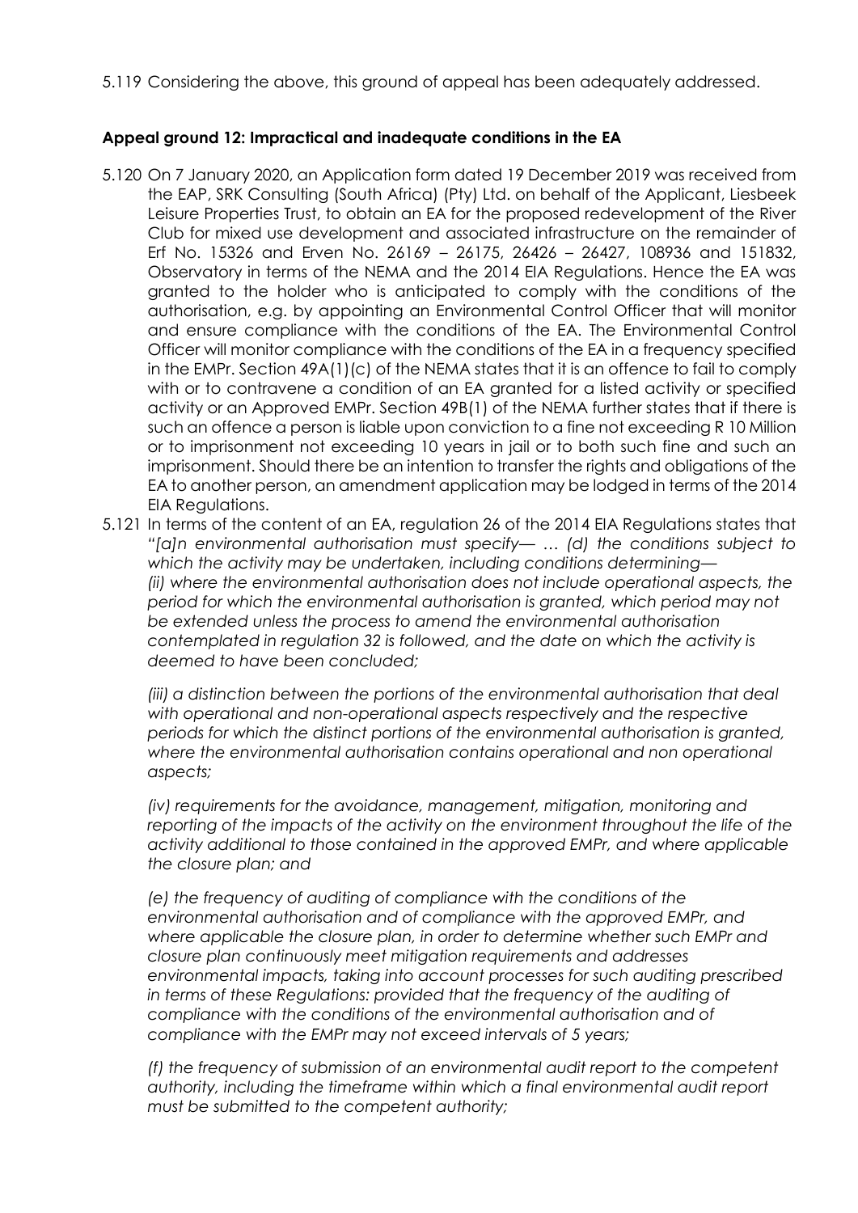5.119 Considering the above, this ground of appeal has been adequately addressed.

**Appeal ground 12: Impractical and inadequate conditions in the EA**

5.120 On 7 January 2020, an Application form dated 19 December 2019 was received from the EAP, SRK Consulting (South Africa) (Pty) Ltd. on behalf of the Applicant, Liesbeek Leisure Properties Trust, to obtain an EA for the proposed redevelopment of the River Club for mixed use development and associated infrastructure on the remainder of Erf No. 15326 and Erven No. 26169 – 26175, 26426 – 26427, 108936 and 151832, Observatory in terms of the NEMA and the 2014 EIA Regulations. Hence the EA was granted to the holder who is anticipated to comply with the conditions of the authorisation, e.g. by appointing an Environmental Control Officer that will monitor and ensure compliance with the conditions of the EA. The Environmental Control Officer will monitor compliance with the conditions of the EA in a frequency specified in the EMPr. Section 49A(1)(c) of the NEMA states that it is an offence to fail to comply with or to contravene a condition of an EA granted for a listed activity or specified activity or an Approved EMPr. Section 49B(1) of the NEMA further states that if there is such an offence a person is liable upon conviction to a fine not exceeding R 10 Million or to imprisonment not exceeding 10 years in jail or to both such fine and such an imprisonment. Should there be an intention to transfer the rights and obligations of the EA to another person, an amendment application may be lodged in terms of the 2014 EIA Regulations.

5.121 In terms of the content of an EA, regulation 26 of the 2014 EIA Regulations states that "*[a]n environmental authorisation must specify— … (d) the conditions subject to which the activity may be undertaken, including conditions determining—*
*(ii) where the environmental authorisation does not include operational aspects, the period for which the environmental authorisation is granted, which period may not be extended unless the process to amend the environmental authorisation contemplated in regulation 32 is followed, and the date on which the activity is deemed to have been concluded;*

*(iii) a distinction between the portions of the environmental authorisation that deal with operational and non-operational aspects respectively and the respective periods for which the distinct portions of the environmental authorisation is granted, where the environmental authorisation contains operational and non operational aspects;*

*(iv) requirements for the avoidance, management, mitigation, monitoring and reporting of the impacts of the activity on the environment throughout the life of the activity additional to those contained in the approved EMPr, and where applicable the closure plan; and*

*(e) the frequency of auditing of compliance with the conditions of the environmental authorisation and of compliance with the approved EMPr, and where applicable the closure plan, in order to determine whether such EMPr and closure plan continuously meet mitigation requirements and addresses environmental impacts, taking into account processes for such auditing prescribed in terms of these Regulations: provided that the frequency of the auditing of compliance with the conditions of the environmental authorisation and of compliance with the EMPr may not exceed intervals of 5 years;*

*(f) the frequency of submission of an environmental audit report to the competent authority, including the timeframe within which a final environmental audit report must be submitted to the competent authority;*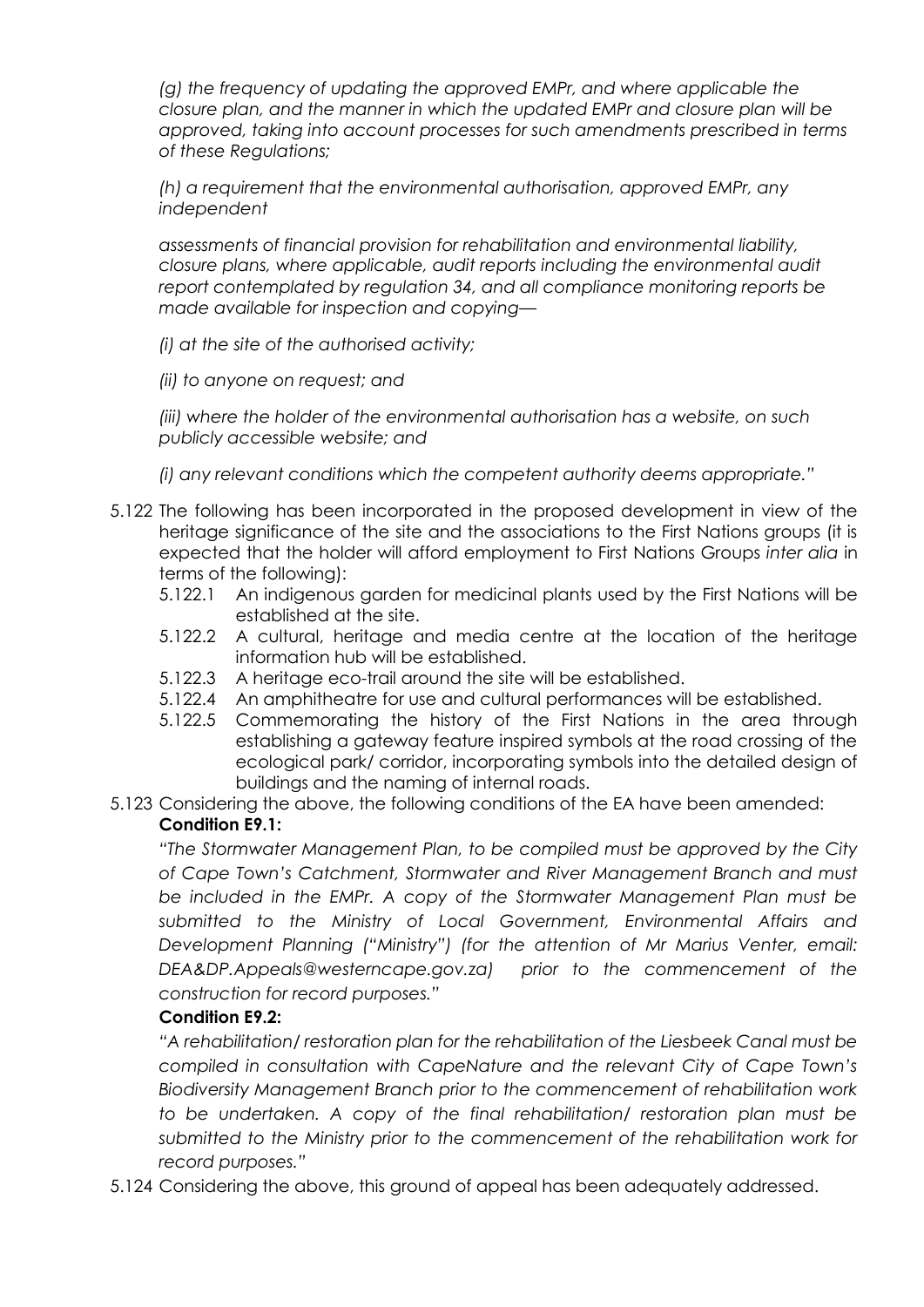*(g) the frequency of updating the approved EMPr, and where applicable the closure plan, and the manner in which the updated EMPr and closure plan will be approved, taking into account processes for such amendments prescribed in terms of these Regulations;*

*(h) a requirement that the environmental authorisation, approved EMPr, any independent*

*assessments of financial provision for rehabilitation and environmental liability, closure plans, where applicable, audit reports including the environmental audit report contemplated by regulation 34, and all compliance monitoring reports be made available for inspection and copying—*

*(i) at the site of the authorised activity;*

*(ii) to anyone on request; and*

*(iii) where the holder of the environmental authorisation has a website, on such publicly accessible website; and*

*(i) any relevant conditions which the competent authority deems appropriate."*

5.122 The following has been incorporated in the proposed development in view of the heritage significance of the site and the associations to the First Nations groups (it is expected that the holder will afford employment to First Nations Groups *inter alia* in terms of the following):

- 5.122.1 An indigenous garden for medicinal plants used by the First Nations will be established at the site.
- 5.122.2 A cultural, heritage and media centre at the location of the heritage information hub will be established.
- 5.122.3 A heritage eco-trail around the site will be established.
- 5.122.4 An amphitheatre for use and cultural performances will be established.
- 5.122.5 Commemorating the history of the First Nations in the area through establishing a gateway feature inspired symbols at the road crossing of the ecological park/ corridor, incorporating symbols into the detailed design of buildings and the naming of internal roads.

5.123 Considering the above, the following conditions of the EA have been amended:

**Condition E9.1:**

*"The Stormwater Management Plan, to be compiled must be approved by the City of Cape Town's Catchment, Stormwater and River Management Branch and must be included in the EMPr. A copy of the Stormwater Management Plan must be submitted to the Ministry of Local Government, Environmental Affairs and Development Planning ("Ministry") (for the attention of Mr Marius Venter, email: DEA&DP.Appeals@westerncape.gov.za) prior to the commencement of the construction for record purposes."*

**Condition E9.2:**

*"A rehabilitation/ restoration plan for the rehabilitation of the Liesbeek Canal must be compiled in consultation with CapeNature and the relevant City of Cape Town's Biodiversity Management Branch prior to the commencement of rehabilitation work to be undertaken. A copy of the final rehabilitation/ restoration plan must be submitted to the Ministry prior to the commencement of the rehabilitation work for record purposes."*

5.124 Considering the above, this ground of appeal has been adequately addressed.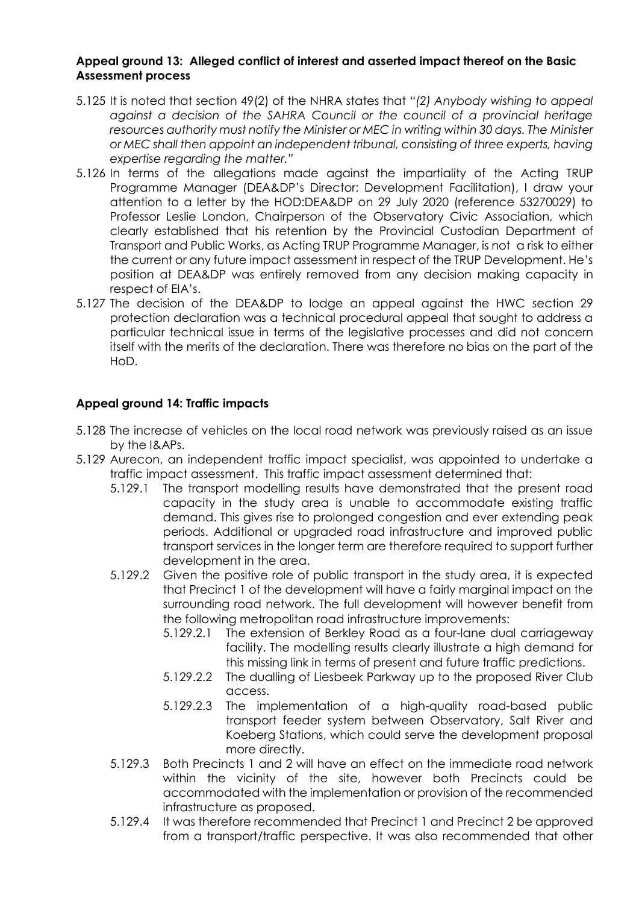**Appeal ground 13: Alleged conflict of interest and asserted impact thereof on the Basic Assessment process**

5.125 It is noted that section 49(2) of the NHRA states that *"(2) Anybody wishing to appeal against a decision of the SAHRA Council or the council of a provincial heritage resources authority must notify the Minister or MEC in writing within 30 days. The Minister or MEC shall then appoint an independent tribunal, consisting of three experts, having expertise regarding the matter."*

5.126 In terms of the allegations made against the impartiality of the Acting TRUP Programme Manager (DEA&DP's Director: Development Facilitation), I draw your attention to a letter by the HOD:DEA&DP on 29 July 2020 (reference 53270029) to Professor Leslie London, Chairperson of the Observatory Civic Association, which clearly established that his retention by the Provincial Custodian Department of Transport and Public Works, as Acting TRUP Programme Manager, is not a risk to either the current or any future impact assessment in respect of the TRUP Development. He's position at DEA&DP was entirely removed from any decision making capacity in respect of EIA's.

5.127 The decision of the DEA&DP to lodge an appeal against the HWC section 29 protection declaration was a technical procedural appeal that sought to address a particular technical issue in terms of the legislative processes and did not concern itself with the merits of the declaration. There was therefore no bias on the part of the HoD.

**Appeal ground 14: Traffic impacts**

5.128 The increase of vehicles on the local road network was previously raised as an issue by the I&APs.

5.129 Aurecon, an independent traffic impact specialist, was appointed to undertake a traffic impact assessment. This traffic impact assessment determined that:

- 5.129.1 The transport modelling results have demonstrated that the present road capacity in the study area is unable to accommodate existing traffic demand. This gives rise to prolonged congestion and ever extending peak periods. Additional or upgraded road infrastructure and improved public transport services in the longer term are therefore required to support further development in the area.
- 5.129.2 Given the positive role of public transport in the study area, it is expected that Precinct 1 of the development will have a fairly marginal impact on the surrounding road network. The full development will however benefit from the following metropolitan road infrastructure improvements:
  - 5.129.2.1 The extension of Berkley Road as a four-lane dual carriageway facility. The modelling results clearly illustrate a high demand for this missing link in terms of present and future traffic predictions.
  - 5.129.2.2 The dualling of Liesbeek Parkway up to the proposed River Club access.
  - 5.129.2.3 The implementation of a high-quality road-based public transport feeder system between Observatory, Salt River and Koeberg Stations, which could serve the development proposal more directly.
- 5.129.3 Both Precincts 1 and 2 will have an effect on the immediate road network within the vicinity of the site, however both Precincts could be accommodated with the implementation or provision of the recommended infrastructure as proposed.
- 5.129.4 It was therefore recommended that Precinct 1 and Precinct 2 be approved from a transport/traffic perspective. It was also recommended that other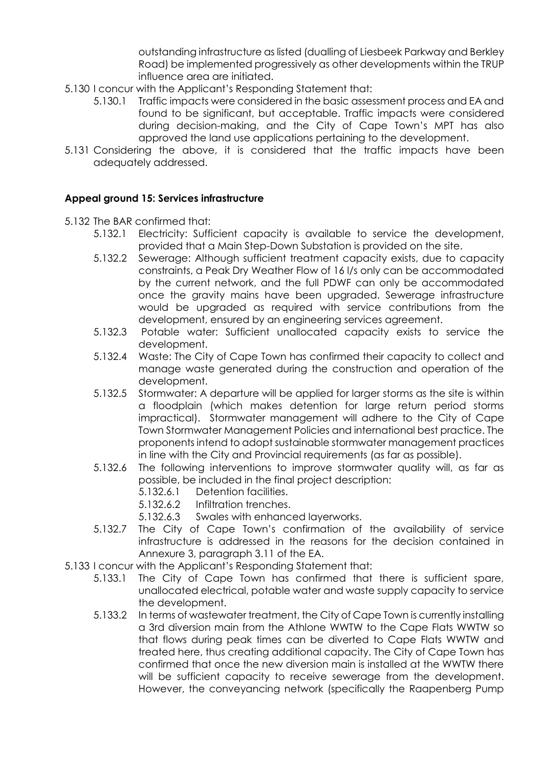outstanding infrastructure as listed (dualling of Liesbeek Parkway and Berkley Road) be implemented progressively as other developments within the TRUP influence area are initiated.

5.130 I concur with the Applicant's Responding Statement that:

5.130.1 Traffic impacts were considered in the basic assessment process and EA and found to be significant, but acceptable. Traffic impacts were considered during decision-making, and the City of Cape Town's MPT has also approved the land use applications pertaining to the development.

5.131 Considering the above, it is considered that the traffic impacts have been adequately addressed.

**Appeal ground 15: Services infrastructure**

5.132 The BAR confirmed that:

5.132.1 Electricity: Sufficient capacity is available to service the development, provided that a Main Step-Down Substation is provided on the site.

5.132.2 Sewerage: Although sufficient treatment capacity exists, due to capacity constraints, a Peak Dry Weather Flow of 16 l/s only can be accommodated by the current network, and the full PDWF can only be accommodated once the gravity mains have been upgraded. Sewerage infrastructure would be upgraded as required with service contributions from the development, ensured by an engineering services agreement.

5.132.3 Potable water: Sufficient unallocated capacity exists to service the development.

5.132.4 Waste: The City of Cape Town has confirmed their capacity to collect and manage waste generated during the construction and operation of the development.

5.132.5 Stormwater: A departure will be applied for larger storms as the site is within a floodplain (which makes detention for large return period storms impractical). Stormwater management will adhere to the City of Cape Town Stormwater Management Policies and international best practice. The proponents intend to adopt sustainable stormwater management practices in line with the City and Provincial requirements (as far as possible).

5.132.6 The following interventions to improve stormwater quality will, as far as possible, be included in the final project description:

5.132.6.1 Detention facilities.

5.132.6.2 Infiltration trenches.

5.132.6.3 Swales with enhanced layerworks.

5.132.7 The City of Cape Town's confirmation of the availability of service infrastructure is addressed in the reasons for the decision contained in Annexure 3, paragraph 3.11 of the EA.

5.133 I concur with the Applicant's Responding Statement that:

5.133.1 The City of Cape Town has confirmed that there is sufficient spare, unallocated electrical, potable water and waste supply capacity to service the development.

5.133.2 In terms of wastewater treatment, the City of Cape Town is currently installing a 3rd diversion main from the Athlone WWTW to the Cape Flats WWTW so that flows during peak times can be diverted to Cape Flats WWTW and treated here, thus creating additional capacity. The City of Cape Town has confirmed that once the new diversion main is installed at the WWTW there will be sufficient capacity to receive sewerage from the development. However, the conveyancing network (specifically the Raapenberg Pump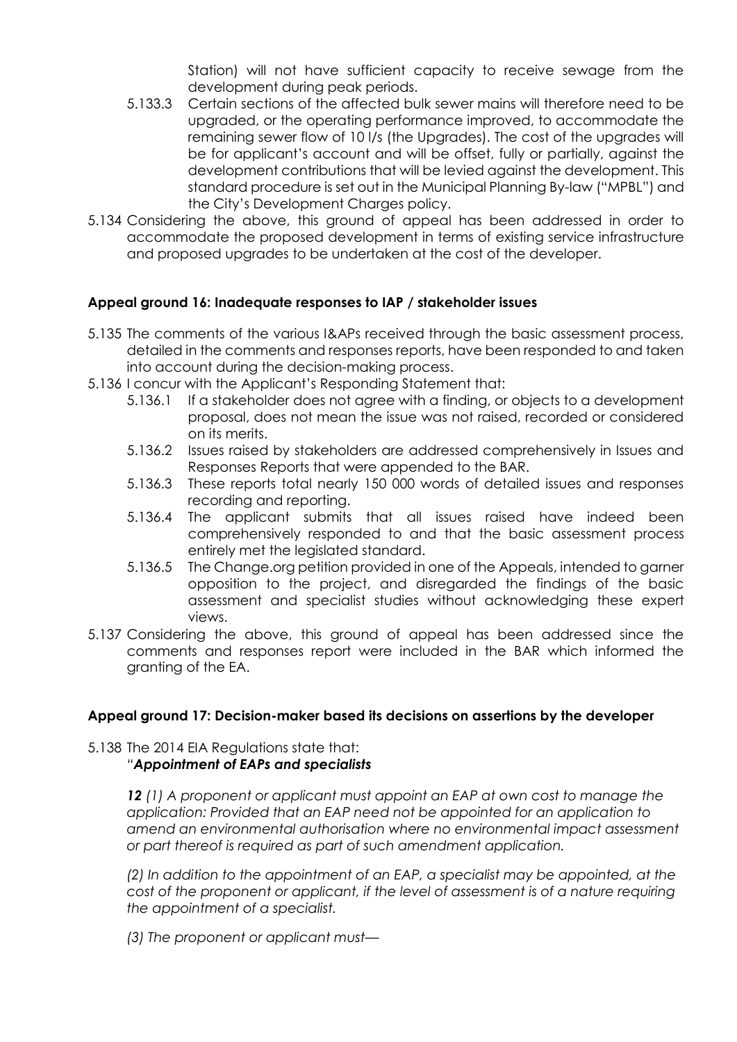Station) will not have sufficient capacity to receive sewage from the development during peak periods.

5.133.3 Certain sections of the affected bulk sewer mains will therefore need to be upgraded, or the operating performance improved, to accommodate the remaining sewer flow of 10 l/s (the Upgrades). The cost of the upgrades will be for applicant's account and will be offset, fully or partially, against the development contributions that will be levied against the development. This standard procedure is set out in the Municipal Planning By-law ("MPBL") and the City's Development Charges policy.

5.134 Considering the above, this ground of appeal has been addressed in order to accommodate the proposed development in terms of existing service infrastructure and proposed upgrades to be undertaken at the cost of the developer.

**Appeal ground 16: Inadequate responses to IAP / stakeholder issues**

5.135 The comments of the various I&APs received through the basic assessment process, detailed in the comments and responses reports, have been responded to and taken into account during the decision-making process.

5.136 I concur with the Applicant's Responding Statement that:

5.136.1 If a stakeholder does not agree with a finding, or objects to a development proposal, does not mean the issue was not raised, recorded or considered on its merits.

5.136.2 Issues raised by stakeholders are addressed comprehensively in Issues and Responses Reports that were appended to the BAR.

5.136.3 These reports total nearly 150 000 words of detailed issues and responses recording and reporting.

5.136.4 The applicant submits that all issues raised have indeed been comprehensively responded to and that the basic assessment process entirely met the legislated standard.

5.136.5 The Change.org petition provided in one of the Appeals, intended to garner opposition to the project, and disregarded the findings of the basic assessment and specialist studies without acknowledging these expert views.

5.137 Considering the above, this ground of appeal has been addressed since the comments and responses report were included in the BAR which informed the granting of the EA.

**Appeal ground 17: Decision-maker based its decisions on assertions by the developer**

5.138 The 2014 EIA Regulations state that:

"***Appointment of EAPs and specialists***

***12*** *(1) A proponent or applicant must appoint an EAP at own cost to manage the application: Provided that an EAP need not be appointed for an application to amend an environmental authorisation where no environmental impact assessment or part thereof is required as part of such amendment application.*

*(2) In addition to the appointment of an EAP, a specialist may be appointed, at the cost of the proponent or applicant, if the level of assessment is of a nature requiring the appointment of a specialist.*

*(3) The proponent or applicant must—*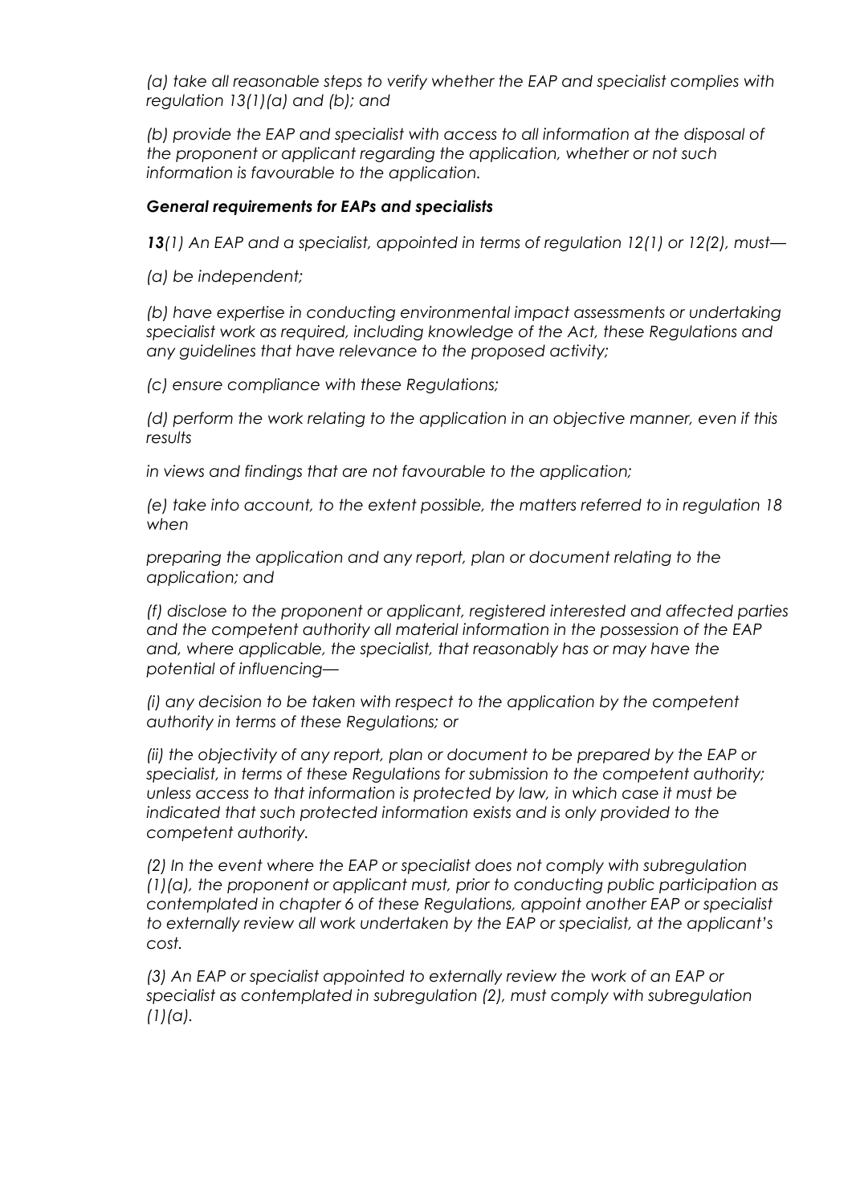*(a) take all reasonable steps to verify whether the EAP and specialist complies with regulation 13(1)(a) and (b); and*

*(b) provide the EAP and specialist with access to all information at the disposal of the proponent or applicant regarding the application, whether or not such information is favourable to the application.*

***General requirements for EAPs and specialists***

***13****(1) An EAP and a specialist, appointed in terms of regulation 12(1) or 12(2), must—*

*(a) be independent;*

*(b) have expertise in conducting environmental impact assessments or undertaking specialist work as required, including knowledge of the Act, these Regulations and any guidelines that have relevance to the proposed activity;*

*(c) ensure compliance with these Regulations;*

*(d) perform the work relating to the application in an objective manner, even if this results*

*in views and findings that are not favourable to the application;*

*(e) take into account, to the extent possible, the matters referred to in regulation 18 when*

*preparing the application and any report, plan or document relating to the application; and*

*(f) disclose to the proponent or applicant, registered interested and affected parties and the competent authority all material information in the possession of the EAP and, where applicable, the specialist, that reasonably has or may have the potential of influencing—*

*(i) any decision to be taken with respect to the application by the competent authority in terms of these Regulations; or*

*(ii) the objectivity of any report, plan or document to be prepared by the EAP or specialist, in terms of these Regulations for submission to the competent authority; unless access to that information is protected by law, in which case it must be indicated that such protected information exists and is only provided to the competent authority.*

*(2) In the event where the EAP or specialist does not comply with subregulation (1)(a), the proponent or applicant must, prior to conducting public participation as contemplated in chapter 6 of these Regulations, appoint another EAP or specialist to externally review all work undertaken by the EAP or specialist, at the applicant's cost.*

*(3) An EAP or specialist appointed to externally review the work of an EAP or specialist as contemplated in subregulation (2), must comply with subregulation (1)(a).*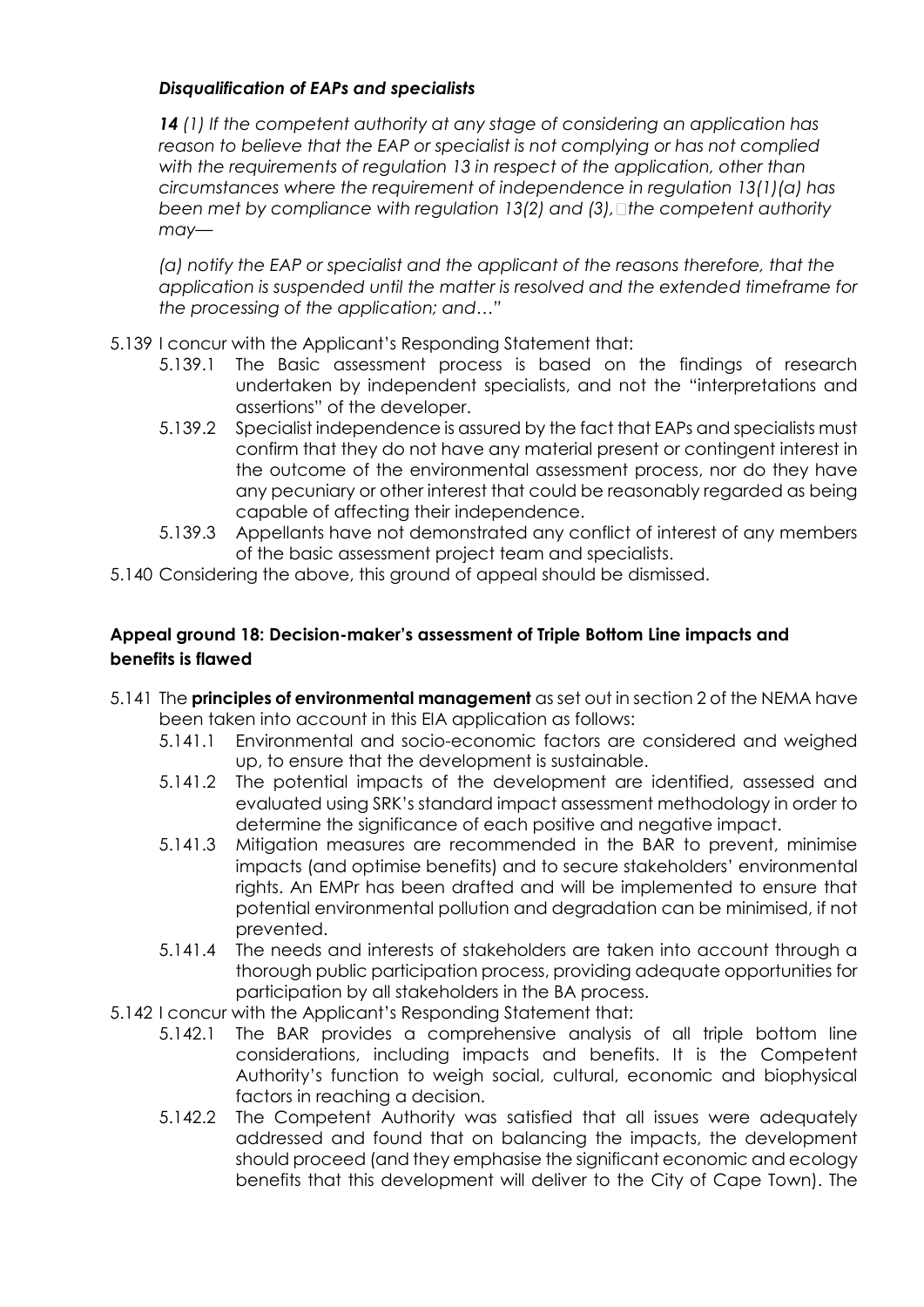***Disqualification of EAPs and specialists***

> ***14*** *(1) If the competent authority at any stage of considering an application has reason to believe that the EAP or specialist is not complying or has not complied with the requirements of regulation 13 in respect of the application, other than circumstances where the requirement of independence in regulation 13(1)(a) has been met by compliance with regulation 13(2) and (3), the competent authority may—*
>
> *(a) notify the EAP or specialist and the applicant of the reasons therefore, that the application is suspended until the matter is resolved and the extended timeframe for the processing of the application; and…"*

5.139 I concur with the Applicant's Responding Statement that:

- 5.139.1 The Basic assessment process is based on the findings of research undertaken by independent specialists, and not the "interpretations and assertions" of the developer.
- 5.139.2 Specialist independence is assured by the fact that EAPs and specialists must confirm that they do not have any material present or contingent interest in the outcome of the environmental assessment process, nor do they have any pecuniary or other interest that could be reasonably regarded as being capable of affecting their independence.
- 5.139.3 Appellants have not demonstrated any conflict of interest of any members of the basic assessment project team and specialists.

5.140 Considering the above, this ground of appeal should be dismissed.

**Appeal ground 18: Decision-maker's assessment of Triple Bottom Line impacts and benefits is flawed**

5.141 The **principles of environmental management** as set out in section 2 of the NEMA have been taken into account in this EIA application as follows:

- 5.141.1 Environmental and socio-economic factors are considered and weighed up, to ensure that the development is sustainable.
- 5.141.2 The potential impacts of the development are identified, assessed and evaluated using SRK's standard impact assessment methodology in order to determine the significance of each positive and negative impact.
- 5.141.3 Mitigation measures are recommended in the BAR to prevent, minimise impacts (and optimise benefits) and to secure stakeholders' environmental rights. An EMPr has been drafted and will be implemented to ensure that potential environmental pollution and degradation can be minimised, if not prevented.
- 5.141.4 The needs and interests of stakeholders are taken into account through a thorough public participation process, providing adequate opportunities for participation by all stakeholders in the BA process.

5.142 I concur with the Applicant's Responding Statement that:

- 5.142.1 The BAR provides a comprehensive analysis of all triple bottom line considerations, including impacts and benefits. It is the Competent Authority's function to weigh social, cultural, economic and biophysical factors in reaching a decision.
- 5.142.2 The Competent Authority was satisfied that all issues were adequately addressed and found that on balancing the impacts, the development should proceed (and they emphasise the significant economic and ecology benefits that this development will deliver to the City of Cape Town). The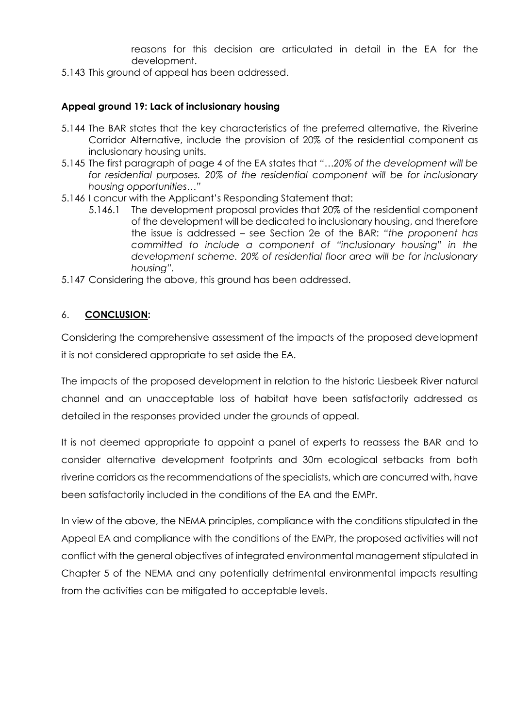reasons for this decision are articulated in detail in the EA for the development.

5.143 This ground of appeal has been addressed.

**Appeal ground 19: Lack of inclusionary housing**

5.144 The BAR states that the key characteristics of the preferred alternative, the Riverine Corridor Alternative, include the provision of 20% of the residential component as inclusionary housing units.

5.145 The first paragraph of page 4 of the EA states that "…*20% of the development will be for residential purposes. 20% of the residential component will be for inclusionary housing opportunities*…"

5.146 I concur with the Applicant's Responding Statement that:

5.146.1 The development proposal provides that 20% of the residential component of the development will be dedicated to inclusionary housing, and therefore the issue is addressed – see Section 2e of the BAR: "*the proponent has committed to include a component of "inclusionary housing" in the development scheme. 20% of residential floor area will be for inclusionary housing*".

5.147 Considering the above, this ground has been addressed.

## 6. **CONCLUSION:**

Considering the comprehensive assessment of the impacts of the proposed development it is not considered appropriate to set aside the EA.

The impacts of the proposed development in relation to the historic Liesbeek River natural channel and an unacceptable loss of habitat have been satisfactorily addressed as detailed in the responses provided under the grounds of appeal.

It is not deemed appropriate to appoint a panel of experts to reassess the BAR and to consider alternative development footprints and 30m ecological setbacks from both riverine corridors as the recommendations of the specialists, which are concurred with, have been satisfactorily included in the conditions of the EA and the EMPr.

In view of the above, the NEMA principles, compliance with the conditions stipulated in the Appeal EA and compliance with the conditions of the EMPr, the proposed activities will not conflict with the general objectives of integrated environmental management stipulated in Chapter 5 of the NEMA and any potentially detrimental environmental impacts resulting from the activities can be mitigated to acceptable levels.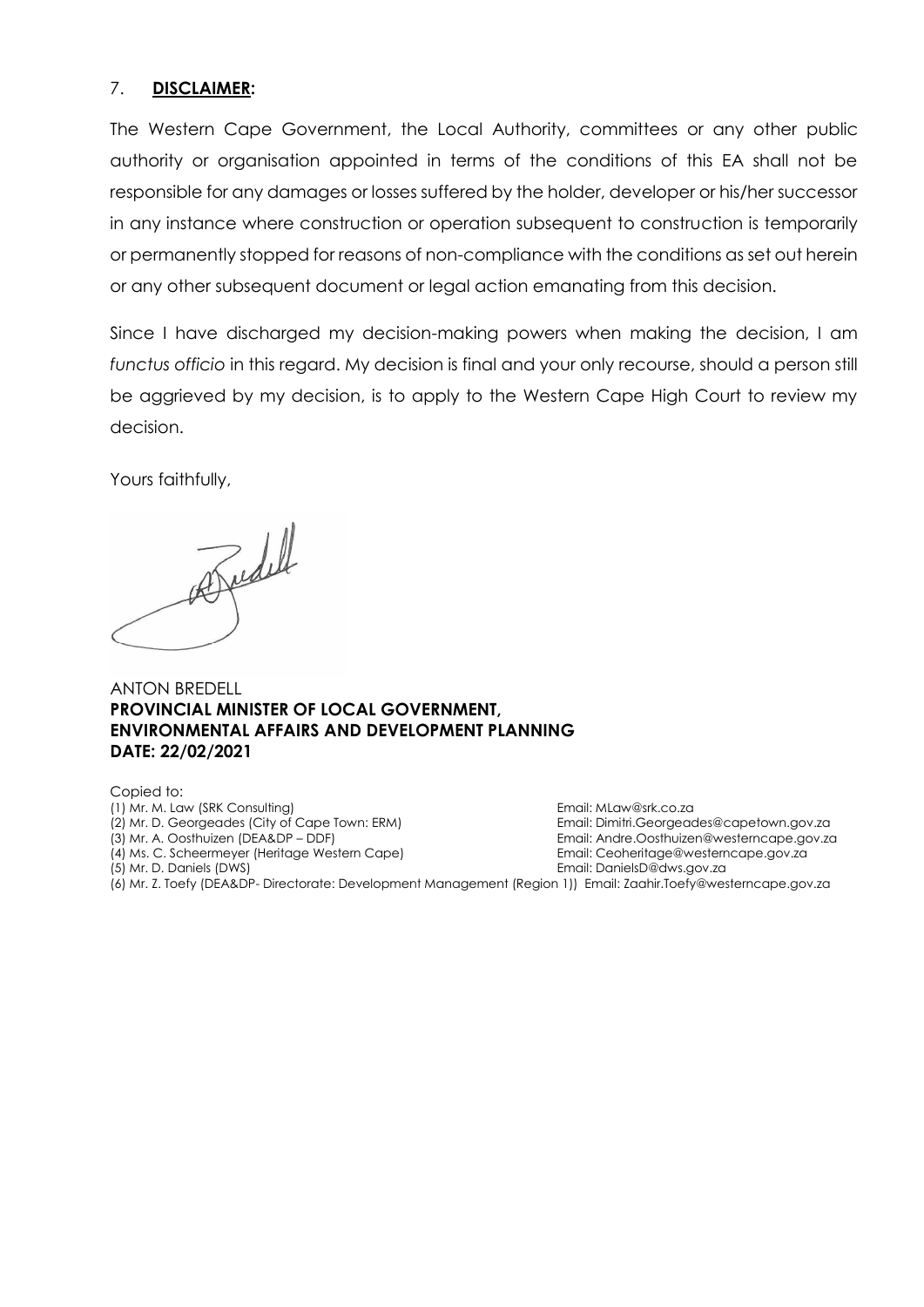## 7. **DISCLAIMER:**

The Western Cape Government, the Local Authority, committees or any other public authority or organisation appointed in terms of the conditions of this EA shall not be responsible for any damages or losses suffered by the holder, developer or his/her successor in any instance where construction or operation subsequent to construction is temporarily or permanently stopped for reasons of non-compliance with the conditions as set out herein or any other subsequent document or legal action emanating from this decision.

Since I have discharged my decision-making powers when making the decision, I am *functus officio* in this regard. My decision is final and your only recourse, should a person still be aggrieved by my decision, is to apply to the Western Cape High Court to review my decision.

Yours faithfully,

ANTON BREDELL
**PROVINCIAL MINISTER OF LOCAL GOVERNMENT, ENVIRONMENTAL AFFAIRS AND DEVELOPMENT PLANNING**
**DATE: 22/02/2021**

Copied to:

(1) Mr. M. Law (SRK Consulting) Email: MLaw@srk.co.za
(2) Mr. D. Georgeades (City of Cape Town: ERM) Email: Dimitri.Georgeades@capetown.gov.za
(3) Mr. A. Oosthuizen (DEA&DP – DDF) Email: Andre.Oosthuizen@westerncape.gov.za
(4) Ms. C. Scheermeyer (Heritage Western Cape) Email: Ceoheritage@westerncape.gov.za
(5) Mr. D. Daniels (DWS) Email: DanielsD@dws.gov.za
(6) Mr. Z. Toefy (DEA&DP- Directorate: Development Management (Region 1)) Email: Zaahir.Toefy@westerncape.gov.za